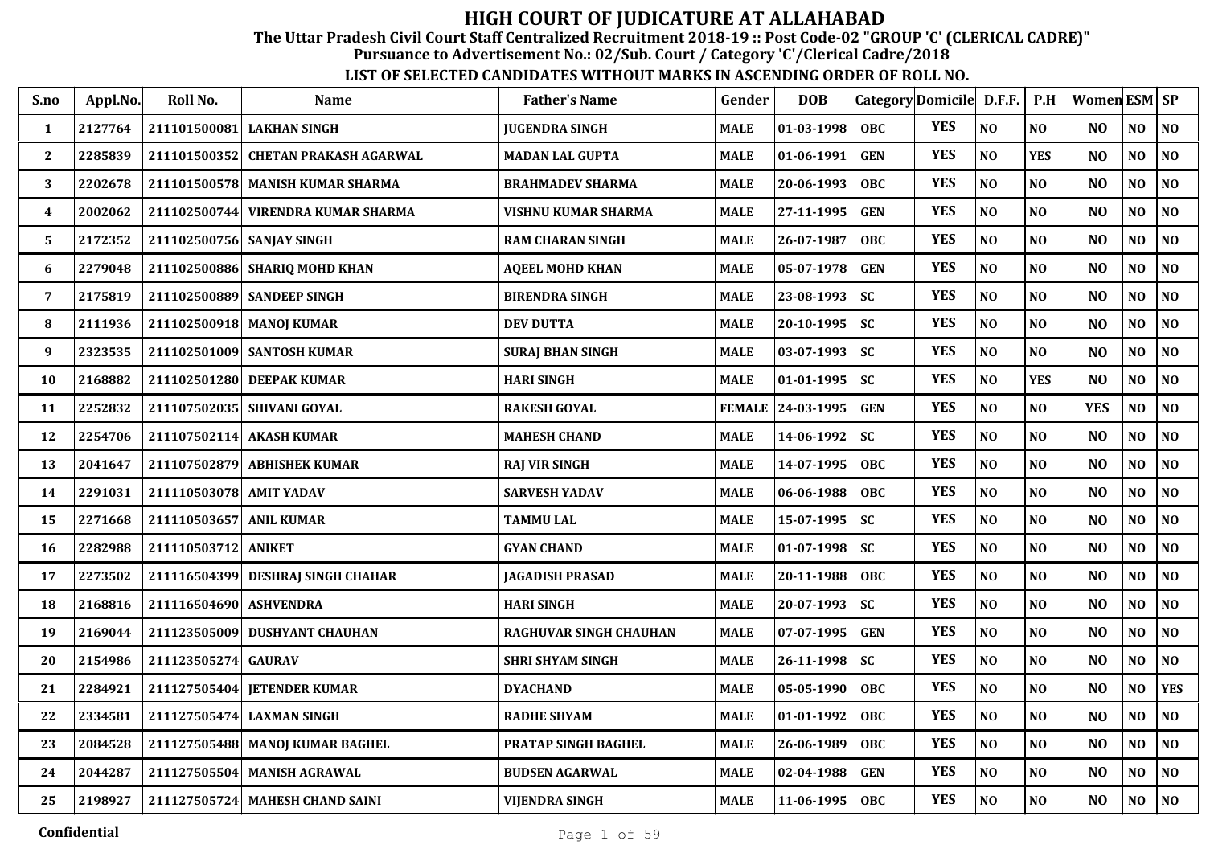# HIGH COURT OF JUDICATURE AT ALLAHABAD

## The Uttar Pradesh Civil Court Staff Centralized Recruitment 2018-19 :: Post Code-02 "GROUP 'C' (CLERICAL CADRE)"

### Pursuance to Advertisement No.: 02/Sub. Court / Category 'C'/Clerical Cadre/2018

### LIST OF SELECTED CANDIDATES WITHOUT MARKS IN ASCENDING ORDER OF ROLL NO.

| S.no | Appl.No. | Roll No. | Name | Father's Name | Gender | DOB | Category | Domicile | D.F.F. | P.H | Women | ESM | SP |
|---|---|---|---|---|---|---|---|---|---|---|---|---|---|
| 1 | 2127764 | 211101500081 | LAKHAN SINGH | JUGENDRA SINGH | MALE | 01-03-1998 | OBC | YES | NO | NO | NO | NO | NO |
| 2 | 2285839 | 211101500352 | CHETAN PRAKASH AGARWAL | MADAN LAL GUPTA | MALE | 01-06-1991 | GEN | YES | NO | YES | NO | NO | NO |
| 3 | 2202678 | 211101500578 | MANISH KUMAR SHARMA | BRAHMADEV SHARMA | MALE | 20-06-1993 | OBC | YES | NO | NO | NO | NO | NO |
| 4 | 2002062 | 211102500744 | VIRENDRA KUMAR SHARMA | VISHNU KUMAR SHARMA | MALE | 27-11-1995 | GEN | YES | NO | NO | NO | NO | NO |
| 5 | 2172352 | 211102500756 | SANJAY SINGH | RAM CHARAN SINGH | MALE | 26-07-1987 | OBC | YES | NO | NO | NO | NO | NO |
| 6 | 2279048 | 211102500886 | SHARIQ MOHD KHAN | AQEEL MOHD KHAN | MALE | 05-07-1978 | GEN | YES | NO | NO | NO | NO | NO |
| 7 | 2175819 | 211102500889 | SANDEEP SINGH | BIRENDRA SINGH | MALE | 23-08-1993 | SC | YES | NO | NO | NO | NO | NO |
| 8 | 2111936 | 211102500918 | MANOJ KUMAR | DEV DUTTA | MALE | 20-10-1995 | SC | YES | NO | NO | NO | NO | NO |
| 9 | 2323535 | 211102501009 | SANTOSH KUMAR | SURAJ BHAN SINGH | MALE | 03-07-1993 | SC | YES | NO | NO | NO | NO | NO |
| 10 | 2168882 | 211102501280 | DEEPAK KUMAR | HARI SINGH | MALE | 01-01-1995 | SC | YES | NO | YES | NO | NO | NO |
| 11 | 2252832 | 211107502035 | SHIVANI GOYAL | RAKESH GOYAL | FEMALE | 24-03-1995 | GEN | YES | NO | NO | YES | NO | NO |
| 12 | 2254706 | 211107502114 | AKASH KUMAR | MAHESH CHAND | MALE | 14-06-1992 | SC | YES | NO | NO | NO | NO | NO |
| 13 | 2041647 | 211107502879 | ABHISHEK KUMAR | RAJ VIR SINGH | MALE | 14-07-1995 | OBC | YES | NO | NO | NO | NO | NO |
| 14 | 2291031 | 211110503078 | AMIT YADAV | SARVESH YADAV | MALE | 06-06-1988 | OBC | YES | NO | NO | NO | NO | NO |
| 15 | 2271668 | 211110503657 | ANIL KUMAR | TAMMU LAL | MALE | 15-07-1995 | SC | YES | NO | NO | NO | NO | NO |
| 16 | 2282988 | 211110503712 | ANIKET | GYAN CHAND | MALE | 01-07-1998 | SC | YES | NO | NO | NO | NO | NO |
| 17 | 2273502 | 211116504399 | DESHRAJ SINGH CHAHAR | JAGADISH PRASAD | MALE | 20-11-1988 | OBC | YES | NO | NO | NO | NO | NO |
| 18 | 2168816 | 211116504690 | ASHVENDRA | HARI SINGH | MALE | 20-07-1993 | SC | YES | NO | NO | NO | NO | NO |
| 19 | 2169044 | 211123505009 | DUSHYANT CHAUHAN | RAGHUVAR SINGH CHAUHAN | MALE | 07-07-1995 | GEN | YES | NO | NO | NO | NO | NO |
| 20 | 2154986 | 211123505274 | GAURAV | SHRI SHYAM SINGH | MALE | 26-11-1998 | SC | YES | NO | NO | NO | NO | NO |
| 21 | 2284921 | 211127505404 | JETENDER KUMAR | DYACHAND | MALE | 05-05-1990 | OBC | YES | NO | NO | NO | NO | YES |
| 22 | 2334581 | 211127505474 | LAXMAN SINGH | RADHE SHYAM | MALE | 01-01-1992 | OBC | YES | NO | NO | NO | NO | NO |
| 23 | 2084528 | 211127505488 | MANOJ KUMAR BAGHEL | PRATAP SINGH BAGHEL | MALE | 26-06-1989 | OBC | YES | NO | NO | NO | NO | NO |
| 24 | 2044287 | 211127505504 | MANISH AGRAWAL | BUDSEN AGARWAL | MALE | 02-04-1988 | GEN | YES | NO | NO | NO | NO | NO |
| 25 | 2198927 | 211127505724 | MAHESH CHAND SAINI | VIJENDRA SINGH | MALE | 11-06-1995 | OBC | YES | NO | NO | NO | NO | NO |

Confidential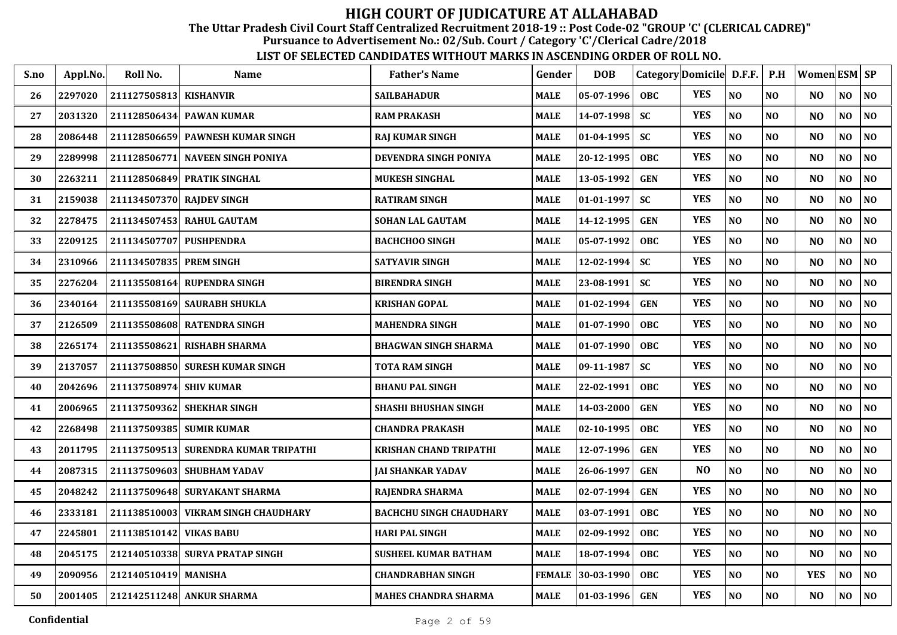# HIGH COURT OF JUDICATURE AT ALLAHABAD

**The Uttar Pradesh Civil Court Staff Centralized Recruitment 2018-19 :: Post Code-02 "GROUP 'C' (CLERICAL CADRE)"**

**Pursuance to Advertisement No.: 02/Sub. Court / Category 'C'/Clerical Cadre/2018**

**LIST OF SELECTED CANDIDATES WITHOUT MARKS IN ASCENDING ORDER OF ROLL NO.**

| S.no | Appl.No. | Roll No. | Name | Father's Name | Gender | DOB | Category | Domicile | D.F.F. | P.H | Women | ESM | SP |
|---|---|---|---|---|---|---|---|---|---|---|---|---|---|
| 26 | 2297020 | 211127505813 | KISHANVIR | SAILBAHADUR | MALE | 05-07-1996 | OBC | YES | NO | NO | NO | NO | NO |
| 27 | 2031320 | 211128506434 | PAWAN KUMAR | RAM PRAKASH | MALE | 14-07-1998 | SC | YES | NO | NO | NO | NO | NO |
| 28 | 2086448 | 211128506659 | PAWNESH KUMAR SINGH | RAJ KUMAR SINGH | MALE | 01-04-1995 | SC | YES | NO | NO | NO | NO | NO |
| 29 | 2289998 | 211128506771 | NAVEEN SINGH PONIYA | DEVENDRA SINGH PONIYA | MALE | 20-12-1995 | OBC | YES | NO | NO | NO | NO | NO |
| 30 | 2263211 | 211128506849 | PRATIK SINGHAL | MUKESH SINGHAL | MALE | 13-05-1992 | GEN | YES | NO | NO | NO | NO | NO |
| 31 | 2159038 | 211134507370 | RAJDEV SINGH | RATIRAM SINGH | MALE | 01-01-1997 | SC | YES | NO | NO | NO | NO | NO |
| 32 | 2278475 | 211134507453 | RAHUL GAUTAM | SOHAN LAL GAUTAM | MALE | 14-12-1995 | GEN | YES | NO | NO | NO | NO | NO |
| 33 | 2209125 | 211134507707 | PUSHPENDRA | BACHCHOO SINGH | MALE | 05-07-1992 | OBC | YES | NO | NO | NO | NO | NO |
| 34 | 2310966 | 211134507835 | PREM SINGH | SATYAVIR SINGH | MALE | 12-02-1994 | SC | YES | NO | NO | NO | NO | NO |
| 35 | 2276204 | 211135508164 | RUPENDRA SINGH | BIRENDRA SINGH | MALE | 23-08-1991 | SC | YES | NO | NO | NO | NO | NO |
| 36 | 2340164 | 211135508169 | SAURABH SHUKLA | KRISHAN GOPAL | MALE | 01-02-1994 | GEN | YES | NO | NO | NO | NO | NO |
| 37 | 2126509 | 211135508608 | RATENDRA SINGH | MAHENDRA SINGH | MALE | 01-07-1990 | OBC | YES | NO | NO | NO | NO | NO |
| 38 | 2265174 | 211135508621 | RISHABH SHARMA | BHAGWAN SINGH SHARMA | MALE | 01-07-1990 | OBC | YES | NO | NO | NO | NO | NO |
| 39 | 2137057 | 211137508850 | SURESH KUMAR SINGH | TOTA RAM SINGH | MALE | 09-11-1987 | SC | YES | NO | NO | NO | NO | NO |
| 40 | 2042696 | 211137508974 | SHIV KUMAR | BHANU PAL SINGH | MALE | 22-02-1991 | OBC | YES | NO | NO | NO | NO | NO |
| 41 | 2006965 | 211137509362 | SHEKHAR SINGH | SHASHI BHUSHAN SINGH | MALE | 14-03-2000 | GEN | YES | NO | NO | NO | NO | NO |
| 42 | 2268498 | 211137509385 | SUMIR KUMAR | CHANDRA PRAKASH | MALE | 02-10-1995 | OBC | YES | NO | NO | NO | NO | NO |
| 43 | 2011795 | 211137509513 | SURENDRA KUMAR TRIPATHI | KRISHAN CHAND TRIPATHI | MALE | 12-07-1996 | GEN | YES | NO | NO | NO | NO | NO |
| 44 | 2087315 | 211137509603 | SHUBHAM YADAV | JAI SHANKAR YADAV | MALE | 26-06-1997 | GEN | NO | NO | NO | NO | NO | NO |
| 45 | 2048242 | 211137509648 | SURYAKANT SHARMA | RAJENDRA SHARMA | MALE | 02-07-1994 | GEN | YES | NO | NO | NO | NO | NO |
| 46 | 2333181 | 211138510003 | VIKRAM SINGH CHAUDHARY | BACHCHU SINGH CHAUDHARY | MALE | 03-07-1991 | OBC | YES | NO | NO | NO | NO | NO |
| 47 | 2245801 | 211138510142 | VIKAS BABU | HARI PAL SINGH | MALE | 02-09-1992 | OBC | YES | NO | NO | NO | NO | NO |
| 48 | 2045175 | 212140510338 | SURYA PRATAP SINGH | SUSHEEL KUMAR BATHAM | MALE | 18-07-1994 | OBC | YES | NO | NO | NO | NO | NO |
| 49 | 2090956 | 212140510419 | MANISHA | CHANDRABHAN SINGH | FEMALE | 30-03-1990 | OBC | YES | NO | NO | YES | NO | NO |
| 50 | 2001405 | 212142511248 | ANKUR SHARMA | MAHES CHANDRA SHARMA | MALE | 01-03-1996 | GEN | YES | NO | NO | NO | NO | NO |

Confidential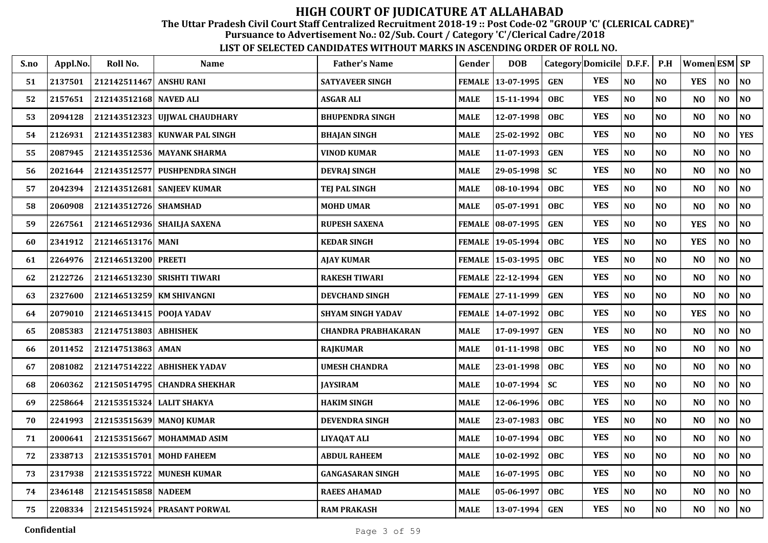# HIGH COURT OF JUDICATURE AT ALLAHABAD

**The Uttar Pradesh Civil Court Staff Centralized Recruitment 2018-19 :: Post Code-02 "GROUP 'C' (CLERICAL CADRE)"**

**Pursuance to Advertisement No.: 02/Sub. Court / Category 'C'/Clerical Cadre/2018**

**LIST OF SELECTED CANDIDATES WITHOUT MARKS IN ASCENDING ORDER OF ROLL NO.**

| S.no | Appl.No. | Roll No. | Name | Father's Name | Gender | DOB | Category | Domicile | D.F.F. | P.H | Women | ESM | SP |
|---|---|---|---|---|---|---|---|---|---|---|---|---|---|
| 51 | 2137501 | 212142511467 | ANSHU RANI | SATYAVEER SINGH | FEMALE | 13-07-1995 | GEN | YES | NO | NO | YES | NO | NO |
| 52 | 2157651 | 212143512168 | NAVED ALI | ASGAR ALI | MALE | 15-11-1994 | OBC | YES | NO | NO | NO | NO | NO |
| 53 | 2094128 | 212143512323 | UJJWAL CHAUDHARY | BHUPENDRA SINGH | MALE | 12-07-1998 | OBC | YES | NO | NO | NO | NO | NO |
| 54 | 2126931 | 212143512383 | KUNWAR PAL SINGH | BHAJAN SINGH | MALE | 25-02-1992 | OBC | YES | NO | NO | NO | NO | YES |
| 55 | 2087945 | 212143512536 | MAYANK SHARMA | VINOD KUMAR | MALE | 11-07-1993 | GEN | YES | NO | NO | NO | NO | NO |
| 56 | 2021644 | 212143512577 | PUSHPENDRA SINGH | DEVRAJ SINGH | MALE | 29-05-1998 | SC | YES | NO | NO | NO | NO | NO |
| 57 | 2042394 | 212143512681 | SANJEEV KUMAR | TEJ PAL SINGH | MALE | 08-10-1994 | OBC | YES | NO | NO | NO | NO | NO |
| 58 | 2060908 | 212143512726 | SHAMSHAD | MOHD UMAR | MALE | 05-07-1991 | OBC | YES | NO | NO | NO | NO | NO |
| 59 | 2267561 | 212146512936 | SHAILJA SAXENA | RUPESH SAXENA | FEMALE | 08-07-1995 | GEN | YES | NO | NO | YES | NO | NO |
| 60 | 2341912 | 212146513176 | MANI | KEDAR SINGH | FEMALE | 19-05-1994 | OBC | YES | NO | NO | YES | NO | NO |
| 61 | 2264976 | 212146513200 | PREETI | AJAY KUMAR | FEMALE | 15-03-1995 | OBC | YES | NO | NO | NO | NO | NO |
| 62 | 2122726 | 212146513230 | SRISHTI TIWARI | RAKESH TIWARI | FEMALE | 22-12-1994 | GEN | YES | NO | NO | NO | NO | NO |
| 63 | 2327600 | 212146513259 | KM SHIVANGNI | DEVCHAND SINGH | FEMALE | 27-11-1999 | GEN | YES | NO | NO | NO | NO | NO |
| 64 | 2079010 | 212146513415 | POOJA YADAV | SHYAM SINGH YADAV | FEMALE | 14-07-1992 | OBC | YES | NO | NO | YES | NO | NO |
| 65 | 2085383 | 212147513803 | ABHISHEK | CHANDRA PRABHAKARAN | MALE | 17-09-1997 | GEN | YES | NO | NO | NO | NO | NO |
| 66 | 2011452 | 212147513863 | AMAN | RAJKUMAR | MALE | 01-11-1998 | OBC | YES | NO | NO | NO | NO | NO |
| 67 | 2081082 | 212147514222 | ABHISHEK YADAV | UMESH CHANDRA | MALE | 23-01-1998 | OBC | YES | NO | NO | NO | NO | NO |
| 68 | 2060362 | 212150514795 | CHANDRA SHEKHAR | JAYSIRAM | MALE | 10-07-1994 | SC | YES | NO | NO | NO | NO | NO |
| 69 | 2258664 | 212153515324 | LALIT SHAKYA | HAKIM SINGH | MALE | 12-06-1996 | OBC | YES | NO | NO | NO | NO | NO |
| 70 | 2241993 | 212153515639 | MANOJ KUMAR | DEVENDRA SINGH | MALE | 23-07-1983 | OBC | YES | NO | NO | NO | NO | NO |
| 71 | 2000641 | 212153515667 | MOHAMMAD ASIM | LIYAQAT ALI | MALE | 10-07-1994 | OBC | YES | NO | NO | NO | NO | NO |
| 72 | 2338713 | 212153515701 | MOHD FAHEEM | ABDUL RAHEEM | MALE | 10-02-1992 | OBC | YES | NO | NO | NO | NO | NO |
| 73 | 2317938 | 212153515722 | MUNESH KUMAR | GANGASARAN SINGH | MALE | 16-07-1995 | OBC | YES | NO | NO | NO | NO | NO |
| 74 | 2346148 | 212154515858 | NADEEM | RAEES AHAMAD | MALE | 05-06-1997 | OBC | YES | NO | NO | NO | NO | NO |
| 75 | 2208334 | 212154515924 | PRASANT PORWAL | RAM PRAKASH | MALE | 13-07-1994 | GEN | YES | NO | NO | NO | NO | NO |

Confidential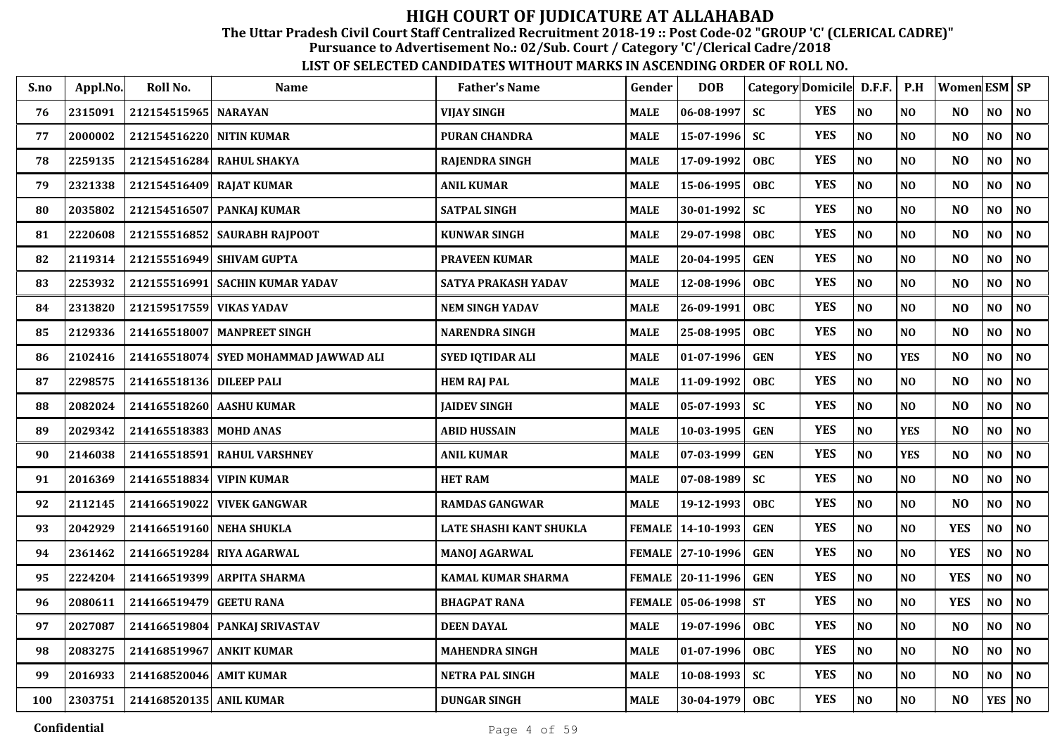# HIGH COURT OF JUDICATURE AT ALLAHABAD

**The Uttar Pradesh Civil Court Staff Centralized Recruitment 2018-19 :: Post Code-02 "GROUP 'C' (CLERICAL CADRE)"**

**Pursuance to Advertisement No.: 02/Sub. Court / Category 'C'/Clerical Cadre/2018**

**LIST OF SELECTED CANDIDATES WITHOUT MARKS IN ASCENDING ORDER OF ROLL NO.**

| S.no | Appl.No. | Roll No. | Name | Father's Name | Gender | DOB | Category | Domicile | D.F.F. | P.H | Women | ESM | SP |
|---|---|---|---|---|---|---|---|---|---|---|---|---|---|
| 76 | 2315091 | 212154515965 | NARAYAN | VIJAY SINGH | MALE | 06-08-1997 | SC | YES | NO | NO | NO | NO | NO |
| 77 | 2000002 | 212154516220 | NITIN KUMAR | PURAN CHANDRA | MALE | 15-07-1996 | SC | YES | NO | NO | NO | NO | NO |
| 78 | 2259135 | 212154516284 | RAHUL SHAKYA | RAJENDRA SINGH | MALE | 17-09-1992 | OBC | YES | NO | NO | NO | NO | NO |
| 79 | 2321338 | 212154516409 | RAJAT KUMAR | ANIL KUMAR | MALE | 15-06-1995 | OBC | YES | NO | NO | NO | NO | NO |
| 80 | 2035802 | 212154516507 | PANKAJ KUMAR | SATPAL SINGH | MALE | 30-01-1992 | SC | YES | NO | NO | NO | NO | NO |
| 81 | 2220608 | 212155516852 | SAURABH RAJPOOT | KUNWAR SINGH | MALE | 29-07-1998 | OBC | YES | NO | NO | NO | NO | NO |
| 82 | 2119314 | 212155516949 | SHIVAM GUPTA | PRAVEEN KUMAR | MALE | 20-04-1995 | GEN | YES | NO | NO | NO | NO | NO |
| 83 | 2253932 | 212155516991 | SACHIN KUMAR YADAV | SATYA PRAKASH YADAV | MALE | 12-08-1996 | OBC | YES | NO | NO | NO | NO | NO |
| 84 | 2313820 | 212159517559 | VIKAS YADAV | NEM SINGH YADAV | MALE | 26-09-1991 | OBC | YES | NO | NO | NO | NO | NO |
| 85 | 2129336 | 214165518007 | MANPREET SINGH | NARENDRA SINGH | MALE | 25-08-1995 | OBC | YES | NO | NO | NO | NO | NO |
| 86 | 2102416 | 214165518074 | SYED MOHAMMAD JAWWAD ALI | SYED IQTIDAR ALI | MALE | 01-07-1996 | GEN | YES | NO | YES | NO | NO | NO |
| 87 | 2298575 | 214165518136 | DILEEP PALI | HEM RAJ PAL | MALE | 11-09-1992 | OBC | YES | NO | NO | NO | NO | NO |
| 88 | 2082024 | 214165518260 | AASHU KUMAR | JAIDEV SINGH | MALE | 05-07-1993 | SC | YES | NO | NO | NO | NO | NO |
| 89 | 2029342 | 214165518383 | MOHD ANAS | ABID HUSSAIN | MALE | 10-03-1995 | GEN | YES | NO | YES | NO | NO | NO |
| 90 | 2146038 | 214165518591 | RAHUL VARSHNEY | ANIL KUMAR | MALE | 07-03-1999 | GEN | YES | NO | YES | NO | NO | NO |
| 91 | 2016369 | 214165518834 | VIPIN KUMAR | HET RAM | MALE | 07-08-1989 | SC | YES | NO | NO | NO | NO | NO |
| 92 | 2112145 | 214166519022 | VIVEK GANGWAR | RAMDAS GANGWAR | MALE | 19-12-1993 | OBC | YES | NO | NO | NO | NO | NO |
| 93 | 2042929 | 214166519160 | NEHA SHUKLA | LATE SHASHI KANT SHUKLA | FEMALE | 14-10-1993 | GEN | YES | NO | NO | YES | NO | NO |
| 94 | 2361462 | 214166519284 | RIYA AGARWAL | MANOJ AGARWAL | FEMALE | 27-10-1996 | GEN | YES | NO | NO | YES | NO | NO |
| 95 | 2224204 | 214166519399 | ARPITA SHARMA | KAMAL KUMAR SHARMA | FEMALE | 20-11-1996 | GEN | YES | NO | NO | YES | NO | NO |
| 96 | 2080611 | 214166519479 | GEETU RANA | BHAGPAT RANA | FEMALE | 05-06-1998 | ST | YES | NO | NO | YES | NO | NO |
| 97 | 2027087 | 214166519804 | PANKAJ SRIVASTAV | DEEN DAYAL | MALE | 19-07-1996 | OBC | YES | NO | NO | NO | NO | NO |
| 98 | 2083275 | 214168519967 | ANKIT KUMAR | MAHENDRA SINGH | MALE | 01-07-1996 | OBC | YES | NO | NO | NO | NO | NO |
| 99 | 2016933 | 214168520046 | AMIT KUMAR | NETRA PAL SINGH | MALE | 10-08-1993 | SC | YES | NO | NO | NO | NO | NO |
| 100 | 2303751 | 214168520135 | ANIL KUMAR | DUNGAR SINGH | MALE | 30-04-1979 | OBC | YES | NO | NO | NO | YES | NO |

Confidential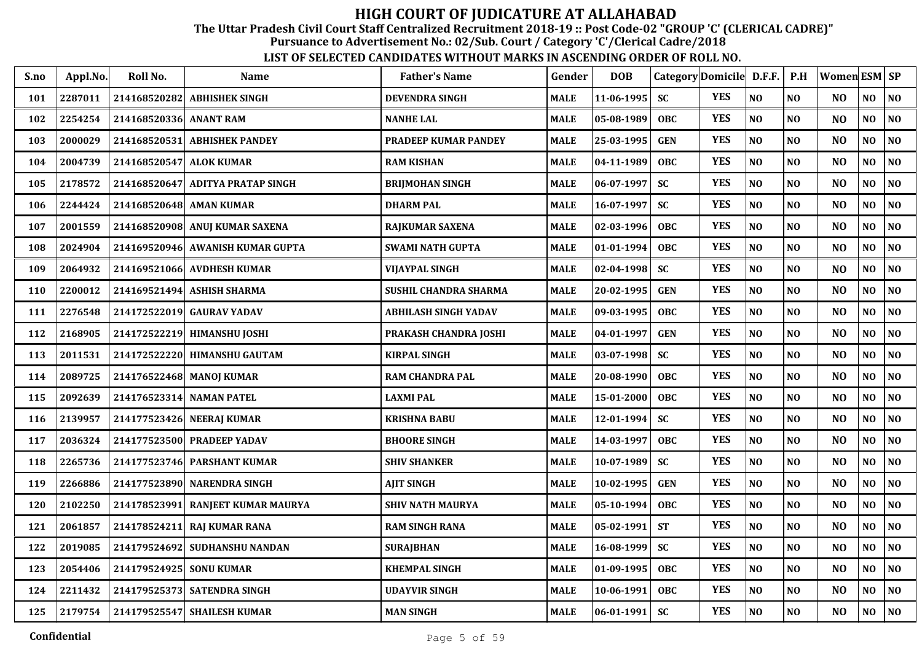# HIGH COURT OF JUDICATURE AT ALLAHABAD

**The Uttar Pradesh Civil Court Staff Centralized Recruitment 2018-19 :: Post Code-02 "GROUP 'C' (CLERICAL CADRE)"**

**Pursuance to Advertisement No.: 02/Sub. Court / Category 'C'/Clerical Cadre/2018**

**LIST OF SELECTED CANDIDATES WITHOUT MARKS IN ASCENDING ORDER OF ROLL NO.**

| S.no | Appl.No. | Roll No. | Name | Father's Name | Gender | DOB | Category | Domicile | D.F.F. | P.H | Women | ESM | SP |
|---|---|---|---|---|---|---|---|---|---|---|---|---|---|
| 101 | 2287011 | 214168520282 | ABHISHEK SINGH | DEVENDRA SINGH | MALE | 11-06-1995 | SC | YES | NO | NO | NO | NO | NO |
| 102 | 2254254 | 214168520336 | ANANT RAM | NANHE LAL | MALE | 05-08-1989 | OBC | YES | NO | NO | NO | NO | NO |
| 103 | 2000029 | 214168520531 | ABHISHEK PANDEY | PRADEEP KUMAR PANDEY | MALE | 25-03-1995 | GEN | YES | NO | NO | NO | NO | NO |
| 104 | 2004739 | 214168520547 | ALOK KUMAR | RAM KISHAN | MALE | 04-11-1989 | OBC | YES | NO | NO | NO | NO | NO |
| 105 | 2178572 | 214168520647 | ADITYA PRATAP SINGH | BRIJMOHAN SINGH | MALE | 06-07-1997 | SC | YES | NO | NO | NO | NO | NO |
| 106 | 2244424 | 214168520648 | AMAN KUMAR | DHARM PAL | MALE | 16-07-1997 | SC | YES | NO | NO | NO | NO | NO |
| 107 | 2001559 | 214168520908 | ANUJ KUMAR SAXENA | RAJKUMAR SAXENA | MALE | 02-03-1996 | OBC | YES | NO | NO | NO | NO | NO |
| 108 | 2024904 | 214169520946 | AWANISH KUMAR GUPTA | SWAMI NATH GUPTA | MALE | 01-01-1994 | OBC | YES | NO | NO | NO | NO | NO |
| 109 | 2064932 | 214169521066 | AVDHESH KUMAR | VIJAYPAL SINGH | MALE | 02-04-1998 | SC | YES | NO | NO | NO | NO | NO |
| 110 | 2200012 | 214169521494 | ASHISH SHARMA | SUSHIL CHANDRA SHARMA | MALE | 20-02-1995 | GEN | YES | NO | NO | NO | NO | NO |
| 111 | 2276548 | 214172522019 | GAURAV YADAV | ABHILASH SINGH YADAV | MALE | 09-03-1995 | OBC | YES | NO | NO | NO | NO | NO |
| 112 | 2168905 | 214172522219 | HIMANSHU JOSHI | PRAKASH CHANDRA JOSHI | MALE | 04-01-1997 | GEN | YES | NO | NO | NO | NO | NO |
| 113 | 2011531 | 214172522220 | HIMANSHU GAUTAM | KIRPAL SINGH | MALE | 03-07-1998 | SC | YES | NO | NO | NO | NO | NO |
| 114 | 2089725 | 214176522468 | MANOJ KUMAR | RAM CHANDRA PAL | MALE | 20-08-1990 | OBC | YES | NO | NO | NO | NO | NO |
| 115 | 2092639 | 214176523314 | NAMAN PATEL | LAXMI PAL | MALE | 15-01-2000 | OBC | YES | NO | NO | NO | NO | NO |
| 116 | 2139957 | 214177523426 | NEERAJ KUMAR | KRISHNA BABU | MALE | 12-01-1994 | SC | YES | NO | NO | NO | NO | NO |
| 117 | 2036324 | 214177523500 | PRADEEP YADAV | BHOORE SINGH | MALE | 14-03-1997 | OBC | YES | NO | NO | NO | NO | NO |
| 118 | 2265736 | 214177523746 | PARSHANT KUMAR | SHIV SHANKER | MALE | 10-07-1989 | SC | YES | NO | NO | NO | NO | NO |
| 119 | 2266886 | 214177523890 | NARENDRA SINGH | AJIT SINGH | MALE | 10-02-1995 | GEN | YES | NO | NO | NO | NO | NO |
| 120 | 2102250 | 214178523991 | RANJEET KUMAR MAURYA | SHIV NATH MAURYA | MALE | 05-10-1994 | OBC | YES | NO | NO | NO | NO | NO |
| 121 | 2061857 | 214178524211 | RAJ KUMAR RANA | RAM SINGH RANA | MALE | 05-02-1991 | ST | YES | NO | NO | NO | NO | NO |
| 122 | 2019085 | 214179524692 | SUDHANSHU NANDAN | SURAJBHAN | MALE | 16-08-1999 | SC | YES | NO | NO | NO | NO | NO |
| 123 | 2054406 | 214179524925 | SONU KUMAR | KHEMPAL SINGH | MALE | 01-09-1995 | OBC | YES | NO | NO | NO | NO | NO |
| 124 | 2211432 | 214179525373 | SATENDRA SINGH | UDAYVIR SINGH | MALE | 10-06-1991 | OBC | YES | NO | NO | NO | NO | NO |
| 125 | 2179754 | 214179525547 | SHAILESH KUMAR | MAN SINGH | MALE | 06-01-1991 | SC | YES | NO | NO | NO | NO | NO |

Confidential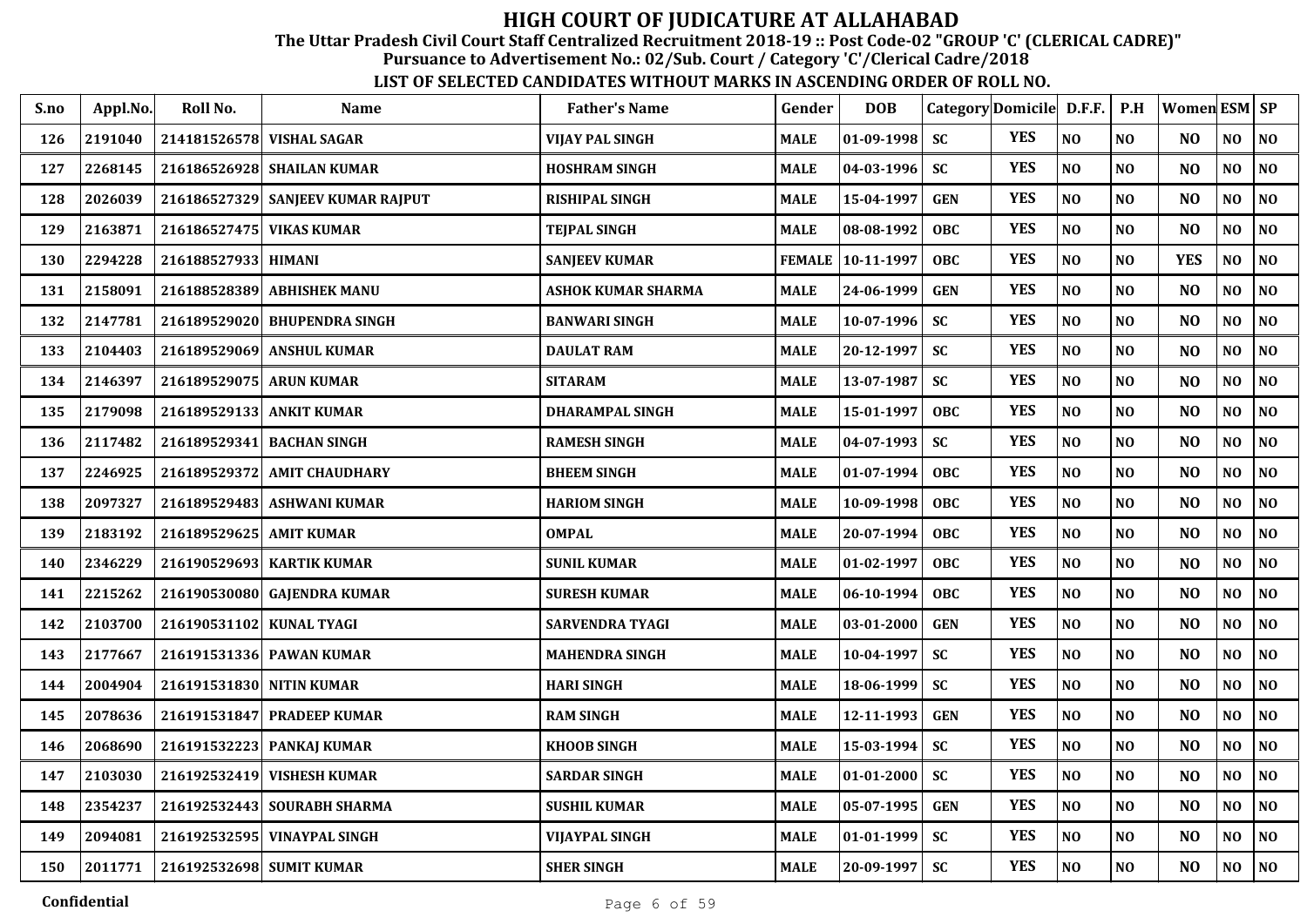# HIGH COURT OF JUDICATURE AT ALLAHABAD

**The Uttar Pradesh Civil Court Staff Centralized Recruitment 2018-19 :: Post Code-02 "GROUP 'C' (CLERICAL CADRE)"**

**Pursuance to Advertisement No.: 02/Sub. Court / Category 'C'/Clerical Cadre/2018**

**LIST OF SELECTED CANDIDATES WITHOUT MARKS IN ASCENDING ORDER OF ROLL NO.**

| S.no | Appl.No. | Roll No. | Name | Father's Name | Gender | DOB | Category | Domicile | D.F.F. | P.H | Women | ESM | SP |
|---|---|---|---|---|---|---|---|---|---|---|---|---|---|
| 126 | 2191040 | 214181526578 | VISHAL SAGAR | VIJAY PAL SINGH | MALE | 01-09-1998 | SC | YES | NO | NO | NO | NO | NO |
| 127 | 2268145 | 216186526928 | SHAILAN KUMAR | HOSHRAM SINGH | MALE | 04-03-1996 | SC | YES | NO | NO | NO | NO | NO |
| 128 | 2026039 | 216186527329 | SANJEEV KUMAR RAJPUT | RISHIPAL SINGH | MALE | 15-04-1997 | GEN | YES | NO | NO | NO | NO | NO |
| 129 | 2163871 | 216186527475 | VIKAS KUMAR | TEJPAL SINGH | MALE | 08-08-1992 | OBC | YES | NO | NO | NO | NO | NO |
| 130 | 2294228 | 216188527933 | HIMANI | SANJEEV KUMAR | FEMALE | 10-11-1997 | OBC | YES | NO | NO | YES | NO | NO |
| 131 | 2158091 | 216188528389 | ABHISHEK MANU | ASHOK KUMAR SHARMA | MALE | 24-06-1999 | GEN | YES | NO | NO | NO | NO | NO |
| 132 | 2147781 | 216189529020 | BHUPENDRA SINGH | BANWARI SINGH | MALE | 10-07-1996 | SC | YES | NO | NO | NO | NO | NO |
| 133 | 2104403 | 216189529069 | ANSHUL KUMAR | DAULAT RAM | MALE | 20-12-1997 | SC | YES | NO | NO | NO | NO | NO |
| 134 | 2146397 | 216189529075 | ARUN KUMAR | SITARAM | MALE | 13-07-1987 | SC | YES | NO | NO | NO | NO | NO |
| 135 | 2179098 | 216189529133 | ANKIT KUMAR | DHARAMPAL SINGH | MALE | 15-01-1997 | OBC | YES | NO | NO | NO | NO | NO |
| 136 | 2117482 | 216189529341 | BACHAN SINGH | RAMESH SINGH | MALE | 04-07-1993 | SC | YES | NO | NO | NO | NO | NO |
| 137 | 2246925 | 216189529372 | AMIT CHAUDHARY | BHEEM SINGH | MALE | 01-07-1994 | OBC | YES | NO | NO | NO | NO | NO |
| 138 | 2097327 | 216189529483 | ASHWANI KUMAR | HARIOM SINGH | MALE | 10-09-1998 | OBC | YES | NO | NO | NO | NO | NO |
| 139 | 2183192 | 216189529625 | AMIT KUMAR | OMPAL | MALE | 20-07-1994 | OBC | YES | NO | NO | NO | NO | NO |
| 140 | 2346229 | 216190529693 | KARTIK KUMAR | SUNIL KUMAR | MALE | 01-02-1997 | OBC | YES | NO | NO | NO | NO | NO |
| 141 | 2215262 | 216190530080 | GAJENDRA KUMAR | SURESH KUMAR | MALE | 06-10-1994 | OBC | YES | NO | NO | NO | NO | NO |
| 142 | 2103700 | 216190531102 | KUNAL TYAGI | SARVENDRA TYAGI | MALE | 03-01-2000 | GEN | YES | NO | NO | NO | NO | NO |
| 143 | 2177667 | 216191531336 | PAWAN KUMAR | MAHENDRA SINGH | MALE | 10-04-1997 | SC | YES | NO | NO | NO | NO | NO |
| 144 | 2004904 | 216191531830 | NITIN KUMAR | HARI SINGH | MALE | 18-06-1999 | SC | YES | NO | NO | NO | NO | NO |
| 145 | 2078636 | 216191531847 | PRADEEP KUMAR | RAM SINGH | MALE | 12-11-1993 | GEN | YES | NO | NO | NO | NO | NO |
| 146 | 2068690 | 216191532223 | PANKAJ KUMAR | KHOOB SINGH | MALE | 15-03-1994 | SC | YES | NO | NO | NO | NO | NO |
| 147 | 2103030 | 216192532419 | VISHESH KUMAR | SARDAR SINGH | MALE | 01-01-2000 | SC | YES | NO | NO | NO | NO | NO |
| 148 | 2354237 | 216192532443 | SOURABH SHARMA | SUSHIL KUMAR | MALE | 05-07-1995 | GEN | YES | NO | NO | NO | NO | NO |
| 149 | 2094081 | 216192532595 | VINAYPAL SINGH | VIJAYPAL SINGH | MALE | 01-01-1999 | SC | YES | NO | NO | NO | NO | NO |
| 150 | 2011771 | 216192532698 | SUMIT KUMAR | SHER SINGH | MALE | 20-09-1997 | SC | YES | NO | NO | NO | NO | NO |

Confidential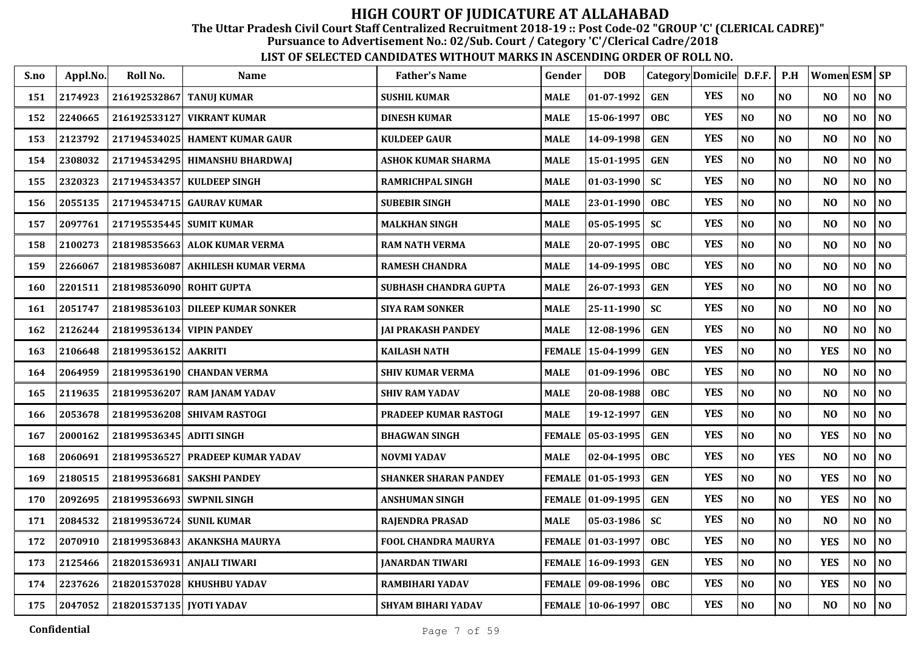# HIGH COURT OF JUDICATURE AT ALLAHABAD

**The Uttar Pradesh Civil Court Staff Centralized Recruitment 2018-19 :: Post Code-02 "GROUP 'C' (CLERICAL CADRE)"**

**Pursuance to Advertisement No.: 02/Sub. Court / Category 'C'/Clerical Cadre/2018**

**LIST OF SELECTED CANDIDATES WITHOUT MARKS IN ASCENDING ORDER OF ROLL NO.**

| S.no | Appl.No. | Roll No. | Name | Father's Name | Gender | DOB | Category | Domicile | D.F.F. | P.H | Women | ESM | SP |
|---|---|---|---|---|---|---|---|---|---|---|---|---|---|
| 151 | 2174923 | 216192532867 | TANUJ KUMAR | SUSHIL KUMAR | MALE | 01-07-1992 | GEN | YES | NO | NO | NO | NO | NO |
| 152 | 2240665 | 216192533127 | VIKRANT KUMAR | DINESH KUMAR | MALE | 15-06-1997 | OBC | YES | NO | NO | NO | NO | NO |
| 153 | 2123792 | 217194534025 | HAMENT KUMAR GAUR | KULDEEP GAUR | MALE | 14-09-1998 | GEN | YES | NO | NO | NO | NO | NO |
| 154 | 2308032 | 217194534295 | HIMANSHU BHARDWAJ | ASHOK KUMAR SHARMA | MALE | 15-01-1995 | GEN | YES | NO | NO | NO | NO | NO |
| 155 | 2320323 | 217194534357 | KULDEEP SINGH | RAMRICHPAL SINGH | MALE | 01-03-1990 | SC | YES | NO | NO | NO | NO | NO |
| 156 | 2055135 | 217194534715 | GAURAV KUMAR | SUBEBIR SINGH | MALE | 23-01-1990 | OBC | YES | NO | NO | NO | NO | NO |
| 157 | 2097761 | 217195535445 | SUMIT KUMAR | MALKHAN SINGH | MALE | 05-05-1995 | SC | YES | NO | NO | NO | NO | NO |
| 158 | 2100273 | 218198535663 | ALOK KUMAR VERMA | RAM NATH VERMA | MALE | 20-07-1995 | OBC | YES | NO | NO | NO | NO | NO |
| 159 | 2266067 | 218198536087 | AKHILESH KUMAR VERMA | RAMESH CHANDRA | MALE | 14-09-1995 | OBC | YES | NO | NO | NO | NO | NO |
| 160 | 2201511 | 218198536090 | ROHIT GUPTA | SUBHASH CHANDRA GUPTA | MALE | 26-07-1993 | GEN | YES | NO | NO | NO | NO | NO |
| 161 | 2051747 | 218198536103 | DILEEP KUMAR SONKER | SIYA RAM SONKER | MALE | 25-11-1990 | SC | YES | NO | NO | NO | NO | NO |
| 162 | 2126244 | 218199536134 | VIPIN PANDEY | JAI PRAKASH PANDEY | MALE | 12-08-1996 | GEN | YES | NO | NO | NO | NO | NO |
| 163 | 2106648 | 218199536152 | AAKRITI | KAILASH NATH | FEMALE | 15-04-1999 | GEN | YES | NO | NO | YES | NO | NO |
| 164 | 2064959 | 218199536190 | CHANDAN VERMA | SHIV KUMAR VERMA | MALE | 01-09-1996 | OBC | YES | NO | NO | NO | NO | NO |
| 165 | 2119635 | 218199536207 | RAM JANAM YADAV | SHIV RAM YADAV | MALE | 20-08-1988 | OBC | YES | NO | NO | NO | NO | NO |
| 166 | 2053678 | 218199536208 | SHIVAM RASTOGI | PRADEEP KUMAR RASTOGI | MALE | 19-12-1997 | GEN | YES | NO | NO | NO | NO | NO |
| 167 | 2000162 | 218199536345 | ADITI SINGH | BHAGWAN SINGH | FEMALE | 05-03-1995 | GEN | YES | NO | NO | YES | NO | NO |
| 168 | 2060691 | 218199536527 | PRADEEP KUMAR YADAV | NOVMI YADAV | MALE | 02-04-1995 | OBC | YES | NO | YES | NO | NO | NO |
| 169 | 2180515 | 218199536681 | SAKSHI PANDEY | SHANKER SHARAN PANDEY | FEMALE | 01-05-1993 | GEN | YES | NO | NO | YES | NO | NO |
| 170 | 2092695 | 218199536693 | SWPNIL SINGH | ANSHUMAN SINGH | FEMALE | 01-09-1995 | GEN | YES | NO | NO | YES | NO | NO |
| 171 | 2084532 | 218199536724 | SUNIL KUMAR | RAJENDRA PRASAD | MALE | 05-03-1986 | SC | YES | NO | NO | NO | NO | NO |
| 172 | 2070910 | 218199536843 | AKANKSHA MAURYA | FOOL CHANDRA MAURYA | FEMALE | 01-03-1997 | OBC | YES | NO | NO | YES | NO | NO |
| 173 | 2125466 | 218201536931 | ANJALI TIWARI | JANARDAN TIWARI | FEMALE | 16-09-1993 | GEN | YES | NO | NO | YES | NO | NO |
| 174 | 2237626 | 218201537028 | KHUSHBU YADAV | RAMBIHARI YADAV | FEMALE | 09-08-1996 | OBC | YES | NO | NO | YES | NO | NO |
| 175 | 2047052 | 218201537135 | JYOTI YADAV | SHYAM BIHARI YADAV | FEMALE | 10-06-1997 | OBC | YES | NO | NO | NO | NO | NO |

Confidential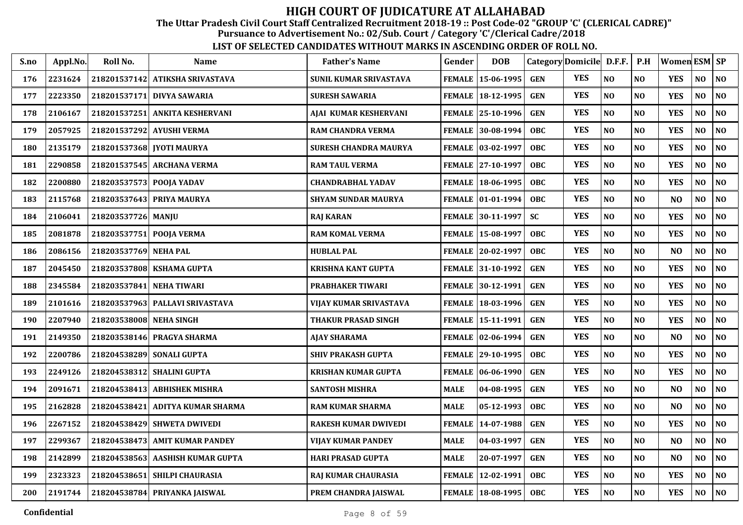# HIGH COURT OF JUDICATURE AT ALLAHABAD

**The Uttar Pradesh Civil Court Staff Centralized Recruitment 2018-19 :: Post Code-02 "GROUP 'C' (CLERICAL CADRE)"**

**Pursuance to Advertisement No.: 02/Sub. Court / Category 'C'/Clerical Cadre/2018**

**LIST OF SELECTED CANDIDATES WITHOUT MARKS IN ASCENDING ORDER OF ROLL NO.**

| S.no | Appl.No. | Roll No. | Name | Father's Name | Gender | DOB | Category | Domicile | D.F.F. | P.H | Women | ESM | SP |
|---|---|---|---|---|---|---|---|---|---|---|---|---|---|
| 176 | 2231624 | 218201537142 | ATIKSHA SRIVASTAVA | SUNIL KUMAR SRIVASTAVA | FEMALE | 15-06-1995 | GEN | YES | NO | NO | YES | NO | NO |
| 177 | 2223350 | 218201537171 | DIVYA SAWARIA | SURESH SAWARIA | FEMALE | 18-12-1995 | GEN | YES | NO | NO | YES | NO | NO |
| 178 | 2106167 | 218201537251 | ANKITA KESHERVANI | AJAI KUMAR KESHERVANI | FEMALE | 25-10-1996 | GEN | YES | NO | NO | YES | NO | NO |
| 179 | 2057925 | 218201537292 | AYUSHI VERMA | RAM CHANDRA VERMA | FEMALE | 30-08-1994 | OBC | YES | NO | NO | YES | NO | NO |
| 180 | 2135179 | 218201537368 | JYOTI MAURYA | SURESH CHANDRA MAURYA | FEMALE | 03-02-1997 | OBC | YES | NO | NO | YES | NO | NO |
| 181 | 2290858 | 218201537545 | ARCHANA VERMA | RAM TAUL VERMA | FEMALE | 27-10-1997 | OBC | YES | NO | NO | YES | NO | NO |
| 182 | 2200880 | 218203537573 | POOJA YADAV | CHANDRABHAL YADAV | FEMALE | 18-06-1995 | OBC | YES | NO | NO | YES | NO | NO |
| 183 | 2115768 | 218203537643 | PRIYA MAURYA | SHYAM SUNDAR MAURYA | FEMALE | 01-01-1994 | OBC | YES | NO | NO | NO | NO | NO |
| 184 | 2106041 | 218203537726 | MANJU | RAJ KARAN | FEMALE | 30-11-1997 | SC | YES | NO | NO | YES | NO | NO |
| 185 | 2081878 | 218203537751 | POOJA VERMA | RAM KOMAL VERMA | FEMALE | 15-08-1997 | OBC | YES | NO | NO | YES | NO | NO |
| 186 | 2086156 | 218203537769 | NEHA PAL | HUBLAL PAL | FEMALE | 20-02-1997 | OBC | YES | NO | NO | NO | NO | NO |
| 187 | 2045450 | 218203537808 | KSHAMA GUPTA | KRISHNA KANT GUPTA | FEMALE | 31-10-1992 | GEN | YES | NO | NO | YES | NO | NO |
| 188 | 2345584 | 218203537841 | NEHA TIWARI | PRABHAKER TIWARI | FEMALE | 30-12-1991 | GEN | YES | NO | NO | YES | NO | NO |
| 189 | 2101616 | 218203537963 | PALLAVI SRIVASTAVA | VIJAY KUMAR SRIVASTAVA | FEMALE | 18-03-1996 | GEN | YES | NO | NO | YES | NO | NO |
| 190 | 2207940 | 218203538008 | NEHA SINGH | THAKUR PRASAD SINGH | FEMALE | 15-11-1991 | GEN | YES | NO | NO | YES | NO | NO |
| 191 | 2149350 | 218203538146 | PRAGYA SHARMA | AJAY SHARAMA | FEMALE | 02-06-1994 | GEN | YES | NO | NO | NO | NO | NO |
| 192 | 2200786 | 218204538289 | SONALI GUPTA | SHIV PRAKASH GUPTA | FEMALE | 29-10-1995 | OBC | YES | NO | NO | YES | NO | NO |
| 193 | 2249126 | 218204538312 | SHALINI GUPTA | KRISHAN KUMAR GUPTA | FEMALE | 06-06-1990 | GEN | YES | NO | NO | YES | NO | NO |
| 194 | 2091671 | 218204538413 | ABHISHEK MISHRA | SANTOSH MISHRA | MALE | 04-08-1995 | GEN | YES | NO | NO | NO | NO | NO |
| 195 | 2162828 | 218204538421 | ADITYA KUMAR SHARMA | RAM KUMAR SHARMA | MALE | 05-12-1993 | OBC | YES | NO | NO | NO | NO | NO |
| 196 | 2267152 | 218204538429 | SHWETA DWIVEDI | RAKESH KUMAR DWIVEDI | FEMALE | 14-07-1988 | GEN | YES | NO | NO | YES | NO | NO |
| 197 | 2299367 | 218204538473 | AMIT KUMAR PANDEY | VIJAY KUMAR PANDEY | MALE | 04-03-1997 | GEN | YES | NO | NO | NO | NO | NO |
| 198 | 2142899 | 218204538563 | AASHISH KUMAR GUPTA | HARI PRASAD GUPTA | MALE | 20-07-1997 | GEN | YES | NO | NO | NO | NO | NO |
| 199 | 2323323 | 218204538651 | SHILPI CHAURASIA | RAJ KUMAR CHAURASIA | FEMALE | 12-02-1991 | OBC | YES | NO | NO | YES | NO | NO |
| 200 | 2191744 | 218204538784 | PRIYANKA JAISWAL | PREM CHANDRA JAISWAL | FEMALE | 18-08-1995 | OBC | YES | NO | NO | YES | NO | NO |

Confidential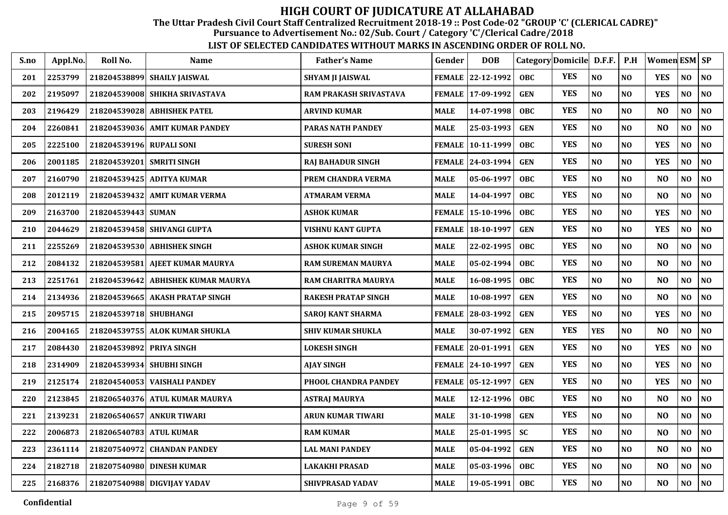# HIGH COURT OF JUDICATURE AT ALLAHABAD

**The Uttar Pradesh Civil Court Staff Centralized Recruitment 2018-19 :: Post Code-02 "GROUP 'C' (CLERICAL CADRE)"**

**Pursuance to Advertisement No.: 02/Sub. Court / Category 'C'/Clerical Cadre/2018**

**LIST OF SELECTED CANDIDATES WITHOUT MARKS IN ASCENDING ORDER OF ROLL NO.**

| S.no | Appl.No. | Roll No. | Name | Father's Name | Gender | DOB | Category | Domicile | D.F.F. | P.H | Women | ESM | SP |
|---|---|---|---|---|---|---|---|---|---|---|---|---|---|
| 201 | 2253799 | 218204538899 | SHAILY JAISWAL | SHYAM JI JAISWAL | FEMALE | 22-12-1992 | OBC | YES | NO | NO | YES | NO | NO |
| 202 | 2195097 | 218204539008 | SHIKHA SRIVASTAVA | RAM PRAKASH SRIVASTAVA | FEMALE | 17-09-1992 | GEN | YES | NO | NO | YES | NO | NO |
| 203 | 2196429 | 218204539028 | ABHISHEK PATEL | ARVIND KUMAR | MALE | 14-07-1998 | OBC | YES | NO | NO | NO | NO | NO |
| 204 | 2260841 | 218204539036 | AMIT KUMAR PANDEY | PARAS NATH PANDEY | MALE | 25-03-1993 | GEN | YES | NO | NO | NO | NO | NO |
| 205 | 2225100 | 218204539196 | RUPALI SONI | SURESH SONI | FEMALE | 10-11-1999 | OBC | YES | NO | NO | YES | NO | NO |
| 206 | 2001185 | 218204539201 | SMRITI SINGH | RAJ BAHADUR SINGH | FEMALE | 24-03-1994 | GEN | YES | NO | NO | YES | NO | NO |
| 207 | 2160790 | 218204539425 | ADITYA KUMAR | PREM CHANDRA VERMA | MALE | 05-06-1997 | OBC | YES | NO | NO | NO | NO | NO |
| 208 | 2012119 | 218204539432 | AMIT KUMAR VERMA | ATMARAM VERMA | MALE | 14-04-1997 | OBC | YES | NO | NO | NO | NO | NO |
| 209 | 2163700 | 218204539443 | SUMAN | ASHOK KUMAR | FEMALE | 15-10-1996 | OBC | YES | NO | NO | YES | NO | NO |
| 210 | 2044629 | 218204539458 | SHIVANGI GUPTA | VISHNU KANT GUPTA | FEMALE | 18-10-1997 | GEN | YES | NO | NO | YES | NO | NO |
| 211 | 2255269 | 218204539530 | ABHISHEK SINGH | ASHOK KUMAR SINGH | MALE | 22-02-1995 | OBC | YES | NO | NO | NO | NO | NO |
| 212 | 2084132 | 218204539581 | AJEET KUMAR MAURYA | RAM SUREMAN MAURYA | MALE | 05-02-1994 | OBC | YES | NO | NO | NO | NO | NO |
| 213 | 2251761 | 218204539642 | ABHISHEK KUMAR MAURYA | RAM CHARITRA MAURYA | MALE | 16-08-1995 | OBC | YES | NO | NO | NO | NO | NO |
| 214 | 2134936 | 218204539665 | AKASH PRATAP SINGH | RAKESH PRATAP SINGH | MALE | 10-08-1997 | GEN | YES | NO | NO | NO | NO | NO |
| 215 | 2095715 | 218204539718 | SHUBHANGI | SAROJ KANT SHARMA | FEMALE | 28-03-1992 | GEN | YES | NO | NO | YES | NO | NO |
| 216 | 2004165 | 218204539755 | ALOK KUMAR SHUKLA | SHIV KUMAR SHUKLA | MALE | 30-07-1992 | GEN | YES | YES | NO | NO | NO | NO |
| 217 | 2084430 | 218204539892 | PRIYA SINGH | LOKESH SINGH | FEMALE | 20-01-1991 | GEN | YES | NO | NO | YES | NO | NO |
| 218 | 2314909 | 218204539934 | SHUBHI SINGH | AJAY SINGH | FEMALE | 24-10-1997 | GEN | YES | NO | NO | YES | NO | NO |
| 219 | 2125174 | 218204540053 | VAISHALI PANDEY | PHOOL CHANDRA PANDEY | FEMALE | 05-12-1997 | GEN | YES | NO | NO | YES | NO | NO |
| 220 | 2123845 | 218206540376 | ATUL KUMAR MAURYA | ASTRAJ MAURYA | MALE | 12-12-1996 | OBC | YES | NO | NO | NO | NO | NO |
| 221 | 2139231 | 218206540657 | ANKUR TIWARI | ARUN KUMAR TIWARI | MALE | 31-10-1998 | GEN | YES | NO | NO | NO | NO | NO |
| 222 | 2006873 | 218206540783 | ATUL KUMAR | RAM KUMAR | MALE | 25-01-1995 | SC | YES | NO | NO | NO | NO | NO |
| 223 | 2361114 | 218207540972 | CHANDAN PANDEY | LAL MANI PANDEY | MALE | 05-04-1992 | GEN | YES | NO | NO | NO | NO | NO |
| 224 | 2182718 | 218207540980 | DINESH KUMAR | LAKAKHI PRASAD | MALE | 05-03-1996 | OBC | YES | NO | NO | NO | NO | NO |
| 225 | 2168376 | 218207540988 | DIGVIJAY YADAV | SHIVPRASAD YADAV | MALE | 19-05-1991 | OBC | YES | NO | NO | NO | NO | NO |

Confidential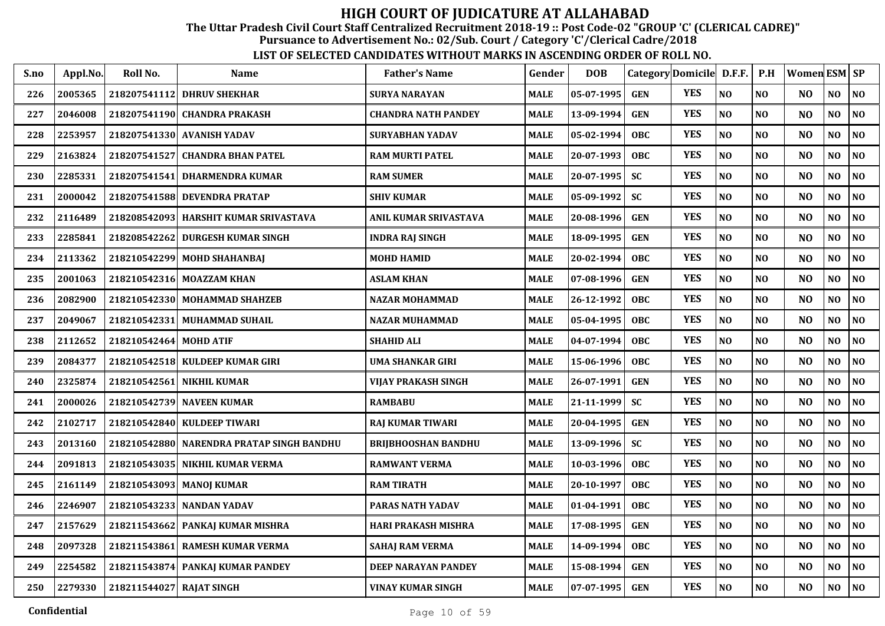# HIGH COURT OF JUDICATURE AT ALLAHABAD

## The Uttar Pradesh Civil Court Staff Centralized Recruitment 2018-19 :: Post Code-02 "GROUP 'C' (CLERICAL CADRE)"

### Pursuance to Advertisement No.: 02/Sub. Court / Category 'C'/Clerical Cadre/2018

### LIST OF SELECTED CANDIDATES WITHOUT MARKS IN ASCENDING ORDER OF ROLL NO.

| S.no | Appl.No. | Roll No. | Name | Father's Name | Gender | DOB | Category | Domicile | D.F.F. | P.H | Women | ESM | SP |
|---|---|---|---|---|---|---|---|---|---|---|---|---|---|
| 226 | 2005365 | 218207541112 | DHRUV SHEKHAR | SURYA NARAYAN | MALE | 05-07-1995 | GEN | YES | NO | NO | NO | NO | NO |
| 227 | 2046008 | 218207541190 | CHANDRA PRAKASH | CHANDRA NATH PANDEY | MALE | 13-09-1994 | GEN | YES | NO | NO | NO | NO | NO |
| 228 | 2253957 | 218207541330 | AVANISH YADAV | SURYABHAN YADAV | MALE | 05-02-1994 | OBC | YES | NO | NO | NO | NO | NO |
| 229 | 2163824 | 218207541527 | CHANDRA BHAN PATEL | RAM MURTI PATEL | MALE | 20-07-1993 | OBC | YES | NO | NO | NO | NO | NO |
| 230 | 2285331 | 218207541541 | DHARMENDRA KUMAR | RAM SUMER | MALE | 20-07-1995 | SC | YES | NO | NO | NO | NO | NO |
| 231 | 2000042 | 218207541588 | DEVENDRA PRATAP | SHIV KUMAR | MALE | 05-09-1992 | SC | YES | NO | NO | NO | NO | NO |
| 232 | 2116489 | 218208542093 | HARSHIT KUMAR SRIVASTAVA | ANIL KUMAR SRIVASTAVA | MALE | 20-08-1996 | GEN | YES | NO | NO | NO | NO | NO |
| 233 | 2285841 | 218208542262 | DURGESH KUMAR SINGH | INDRA RAJ SINGH | MALE | 18-09-1995 | GEN | YES | NO | NO | NO | NO | NO |
| 234 | 2113362 | 218210542299 | MOHD SHAHANBAJ | MOHD HAMID | MALE | 20-02-1994 | OBC | YES | NO | NO | NO | NO | NO |
| 235 | 2001063 | 218210542316 | MOAZZAM KHAN | ASLAM KHAN | MALE | 07-08-1996 | GEN | YES | NO | NO | NO | NO | NO |
| 236 | 2082900 | 218210542330 | MOHAMMAD SHAHZEB | NAZAR MOHAMMAD | MALE | 26-12-1992 | OBC | YES | NO | NO | NO | NO | NO |
| 237 | 2049067 | 218210542331 | MUHAMMAD SUHAIL | NAZAR MUHAMMAD | MALE | 05-04-1995 | OBC | YES | NO | NO | NO | NO | NO |
| 238 | 2112652 | 218210542464 | MOHD ATIF | SHAHID ALI | MALE | 04-07-1994 | OBC | YES | NO | NO | NO | NO | NO |
| 239 | 2084377 | 218210542518 | KULDEEP KUMAR GIRI | UMA SHANKAR GIRI | MALE | 15-06-1996 | OBC | YES | NO | NO | NO | NO | NO |
| 240 | 2325874 | 218210542561 | NIKHIL KUMAR | VIJAY PRAKASH SINGH | MALE | 26-07-1991 | GEN | YES | NO | NO | NO | NO | NO |
| 241 | 2000026 | 218210542739 | NAVEEN KUMAR | RAMBABU | MALE | 21-11-1999 | SC | YES | NO | NO | NO | NO | NO |
| 242 | 2102717 | 218210542840 | KULDEEP TIWARI | RAJ KUMAR TIWARI | MALE | 20-04-1995 | GEN | YES | NO | NO | NO | NO | NO |
| 243 | 2013160 | 218210542880 | NARENDRA PRATAP SINGH BANDHU | BRIJBHOOSHAN BANDHU | MALE | 13-09-1996 | SC | YES | NO | NO | NO | NO | NO |
| 244 | 2091813 | 218210543035 | NIKHIL KUMAR VERMA | RAMWANT VERMA | MALE | 10-03-1996 | OBC | YES | NO | NO | NO | NO | NO |
| 245 | 2161149 | 218210543093 | MANOJ KUMAR | RAM TIRATH | MALE | 20-10-1997 | OBC | YES | NO | NO | NO | NO | NO |
| 246 | 2246907 | 218210543233 | NANDAN YADAV | PARAS NATH YADAV | MALE | 01-04-1991 | OBC | YES | NO | NO | NO | NO | NO |
| 247 | 2157629 | 218211543662 | PANKAJ KUMAR MISHRA | HARI PRAKASH MISHRA | MALE | 17-08-1995 | GEN | YES | NO | NO | NO | NO | NO |
| 248 | 2097328 | 218211543861 | RAMESH KUMAR VERMA | SAHAJ RAM VERMA | MALE | 14-09-1994 | OBC | YES | NO | NO | NO | NO | NO |
| 249 | 2254582 | 218211543874 | PANKAJ KUMAR PANDEY | DEEP NARAYAN PANDEY | MALE | 15-08-1994 | GEN | YES | NO | NO | NO | NO | NO |
| 250 | 2279330 | 218211544027 | RAJAT SINGH | VINAY KUMAR SINGH | MALE | 07-07-1995 | GEN | YES | NO | NO | NO | NO | NO |

Confidential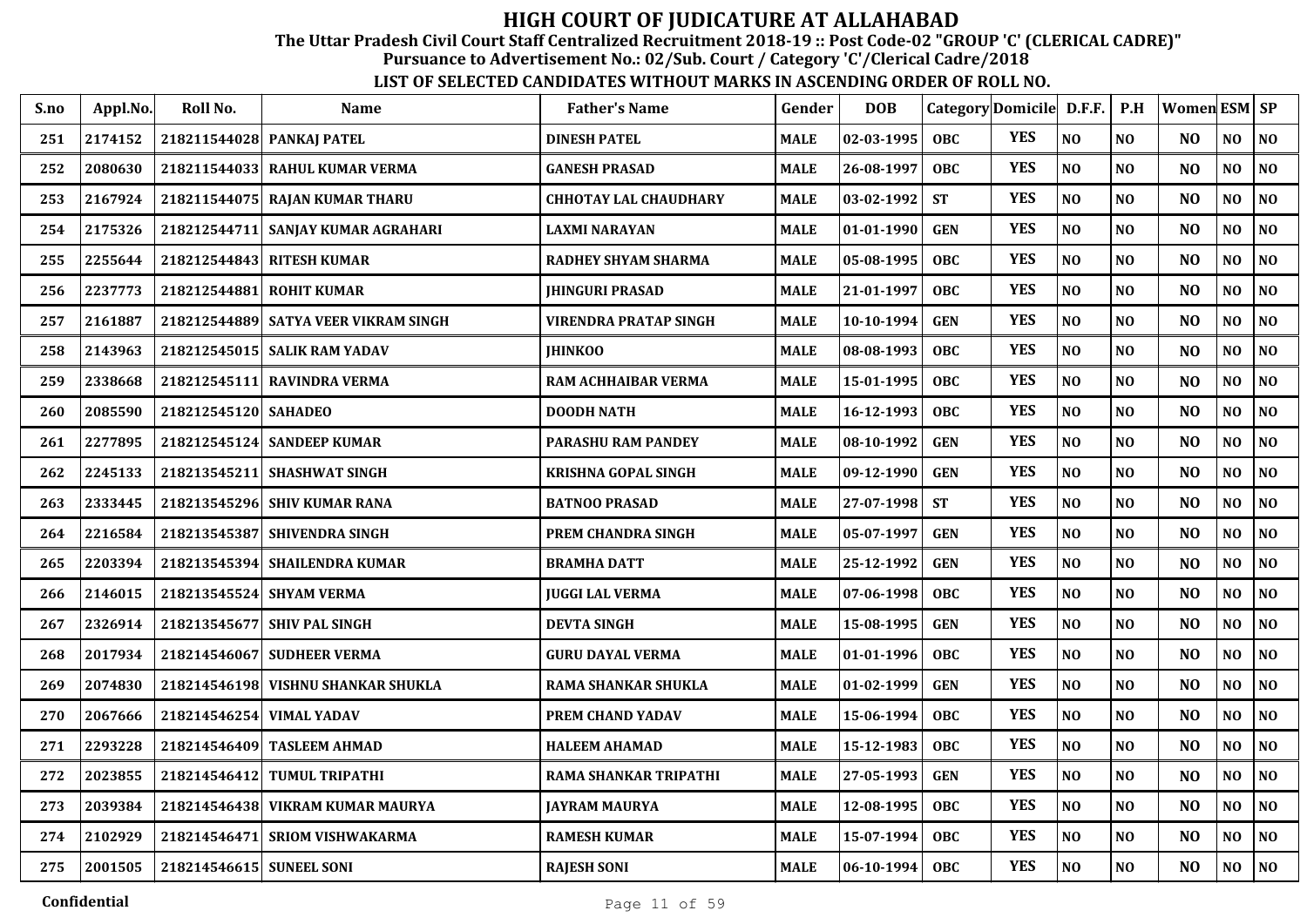# HIGH COURT OF JUDICATURE AT ALLAHABAD

**The Uttar Pradesh Civil Court Staff Centralized Recruitment 2018-19 :: Post Code-02 "GROUP 'C' (CLERICAL CADRE)"**

**Pursuance to Advertisement No.: 02/Sub. Court / Category 'C'/Clerical Cadre/2018**

**LIST OF SELECTED CANDIDATES WITHOUT MARKS IN ASCENDING ORDER OF ROLL NO.**

| S.no | Appl.No. | Roll No. | Name | Father's Name | Gender | DOB | Category | Domicile | D.F.F. | P.H | Women | ESM | SP |
|---|---|---|---|---|---|---|---|---|---|---|---|---|---|
| 251 | 2174152 | 218211544028 | PANKAJ PATEL | DINESH PATEL | MALE | 02-03-1995 | OBC | YES | NO | NO | NO | NO | NO |
| 252 | 2080630 | 218211544033 | RAHUL KUMAR VERMA | GANESH PRASAD | MALE | 26-08-1997 | OBC | YES | NO | NO | NO | NO | NO |
| 253 | 2167924 | 218211544075 | RAJAN KUMAR THARU | CHHOTAY LAL CHAUDHARY | MALE | 03-02-1992 | ST | YES | NO | NO | NO | NO | NO |
| 254 | 2175326 | 218212544711 | SANJAY KUMAR AGRAHARI | LAXMI NARAYAN | MALE | 01-01-1990 | GEN | YES | NO | NO | NO | NO | NO |
| 255 | 2255644 | 218212544843 | RITESH KUMAR | RADHEY SHYAM SHARMA | MALE | 05-08-1995 | OBC | YES | NO | NO | NO | NO | NO |
| 256 | 2237773 | 218212544881 | ROHIT KUMAR | JHINGURI PRASAD | MALE | 21-01-1997 | OBC | YES | NO | NO | NO | NO | NO |
| 257 | 2161887 | 218212544889 | SATYA VEER VIKRAM SINGH | VIRENDRA PRATAP SINGH | MALE | 10-10-1994 | GEN | YES | NO | NO | NO | NO | NO |
| 258 | 2143963 | 218212545015 | SALIK RAM YADAV | JHINKOO | MALE | 08-08-1993 | OBC | YES | NO | NO | NO | NO | NO |
| 259 | 2338668 | 218212545111 | RAVINDRA VERMA | RAM ACHHAIBAR VERMA | MALE | 15-01-1995 | OBC | YES | NO | NO | NO | NO | NO |
| 260 | 2085590 | 218212545120 | SAHADEO | DOODH NATH | MALE | 16-12-1993 | OBC | YES | NO | NO | NO | NO | NO |
| 261 | 2277895 | 218212545124 | SANDEEP KUMAR | PARASHU RAM PANDEY | MALE | 08-10-1992 | GEN | YES | NO | NO | NO | NO | NO |
| 262 | 2245133 | 218213545211 | SHASHWAT SINGH | KRISHNA GOPAL SINGH | MALE | 09-12-1990 | GEN | YES | NO | NO | NO | NO | NO |
| 263 | 2333445 | 218213545296 | SHIV KUMAR RANA | BATNOO PRASAD | MALE | 27-07-1998 | ST | YES | NO | NO | NO | NO | NO |
| 264 | 2216584 | 218213545387 | SHIVENDRA SINGH | PREM CHANDRA SINGH | MALE | 05-07-1997 | GEN | YES | NO | NO | NO | NO | NO |
| 265 | 2203394 | 218213545394 | SHAILENDRA KUMAR | BRAMHA DATT | MALE | 25-12-1992 | GEN | YES | NO | NO | NO | NO | NO |
| 266 | 2146015 | 218213545524 | SHYAM VERMA | JUGGI LAL VERMA | MALE | 07-06-1998 | OBC | YES | NO | NO | NO | NO | NO |
| 267 | 2326914 | 218213545677 | SHIV PAL SINGH | DEVTA SINGH | MALE | 15-08-1995 | GEN | YES | NO | NO | NO | NO | NO |
| 268 | 2017934 | 218214546067 | SUDHEER VERMA | GURU DAYAL VERMA | MALE | 01-01-1996 | OBC | YES | NO | NO | NO | NO | NO |
| 269 | 2074830 | 218214546198 | VISHNU SHANKAR SHUKLA | RAMA SHANKAR SHUKLA | MALE | 01-02-1999 | GEN | YES | NO | NO | NO | NO | NO |
| 270 | 2067666 | 218214546254 | VIMAL YADAV | PREM CHAND YADAV | MALE | 15-06-1994 | OBC | YES | NO | NO | NO | NO | NO |
| 271 | 2293228 | 218214546409 | TASLEEM AHMAD | HALEEM AHAMAD | MALE | 15-12-1983 | OBC | YES | NO | NO | NO | NO | NO |
| 272 | 2023855 | 218214546412 | TUMUL TRIPATHI | RAMA SHANKAR TRIPATHI | MALE | 27-05-1993 | GEN | YES | NO | NO | NO | NO | NO |
| 273 | 2039384 | 218214546438 | VIKRAM KUMAR MAURYA | JAYRAM MAURYA | MALE | 12-08-1995 | OBC | YES | NO | NO | NO | NO | NO |
| 274 | 2102929 | 218214546471 | SRIOM VISHWAKARMA | RAMESH KUMAR | MALE | 15-07-1994 | OBC | YES | NO | NO | NO | NO | NO |
| 275 | 2001505 | 218214546615 | SUNEEL SONI | RAJESH SONI | MALE | 06-10-1994 | OBC | YES | NO | NO | NO | NO | NO |

Confidential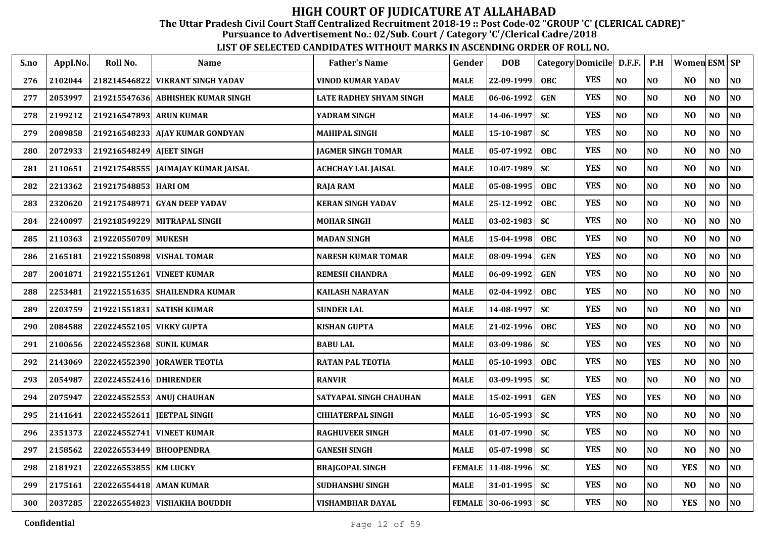# HIGH COURT OF JUDICATURE AT ALLAHABAD

**The Uttar Pradesh Civil Court Staff Centralized Recruitment 2018-19 :: Post Code-02 "GROUP 'C' (CLERICAL CADRE)"**

**Pursuance to Advertisement No.: 02/Sub. Court / Category 'C'/Clerical Cadre/2018**

**LIST OF SELECTED CANDIDATES WITHOUT MARKS IN ASCENDING ORDER OF ROLL NO.**

| S.no | Appl.No. | Roll No. | Name | Father's Name | Gender | DOB | Category | Domicile | D.F.F. | P.H | Women | ESM | SP |
|---|---|---|---|---|---|---|---|---|---|---|---|---|---|
| 276 | 2102044 | 218214546822 | VIKRANT SINGH YADAV | VINOD KUMAR YADAV | MALE | 22-09-1999 | OBC | YES | NO | NO | NO | NO | NO |
| 277 | 2053997 | 219215547636 | ABHISHEK KUMAR SINGH | LATE RADHEY SHYAM SINGH | MALE | 06-06-1992 | GEN | YES | NO | NO | NO | NO | NO |
| 278 | 2199212 | 219216547893 | ARUN KUMAR | YADRAM SINGH | MALE | 14-06-1997 | SC | YES | NO | NO | NO | NO | NO |
| 279 | 2089858 | 219216548233 | AJAY KUMAR GONDYAN | MAHIPAL SINGH | MALE | 15-10-1987 | SC | YES | NO | NO | NO | NO | NO |
| 280 | 2072933 | 219216548249 | AJEET SINGH | JAGMER SINGH TOMAR | MALE | 05-07-1992 | OBC | YES | NO | NO | NO | NO | NO |
| 281 | 2110651 | 219217548555 | JAIMAJAY KUMAR JAISAL | ACHCHAY LAL JAISAL | MALE | 10-07-1989 | SC | YES | NO | NO | NO | NO | NO |
| 282 | 2213362 | 219217548853 | HARI OM | RAJA RAM | MALE | 05-08-1995 | OBC | YES | NO | NO | NO | NO | NO |
| 283 | 2320620 | 219217548971 | GYAN DEEP YADAV | KERAN SINGH YADAV | MALE | 25-12-1992 | OBC | YES | NO | NO | NO | NO | NO |
| 284 | 2240097 | 219218549229 | MITRAPAL SINGH | MOHAR SINGH | MALE | 03-02-1983 | SC | YES | NO | NO | NO | NO | NO |
| 285 | 2110363 | 219220550709 | MUKESH | MADAN SINGH | MALE | 15-04-1998 | OBC | YES | NO | NO | NO | NO | NO |
| 286 | 2165181 | 219221550898 | VISHAL TOMAR | NARESH KUMAR TOMAR | MALE | 08-09-1994 | GEN | YES | NO | NO | NO | NO | NO |
| 287 | 2001871 | 219221551261 | VINEET KUMAR | REMESH CHANDRA | MALE | 06-09-1992 | GEN | YES | NO | NO | NO | NO | NO |
| 288 | 2253481 | 219221551635 | SHAILENDRA KUMAR | KAILASH NARAYAN | MALE | 02-04-1992 | OBC | YES | NO | NO | NO | NO | NO |
| 289 | 2203759 | 219221551831 | SATISH KUMAR | SUNDER LAL | MALE | 14-08-1997 | SC | YES | NO | NO | NO | NO | NO |
| 290 | 2084588 | 220224552105 | VIKKY GUPTA | KISHAN GUPTA | MALE | 21-02-1996 | OBC | YES | NO | NO | NO | NO | NO |
| 291 | 2100656 | 220224552368 | SUNIL KUMAR | BABU LAL | MALE | 03-09-1986 | SC | YES | NO | YES | NO | NO | NO |
| 292 | 2143069 | 220224552390 | JORAWER TEOTIA | RATAN PAL TEOTIA | MALE | 05-10-1993 | OBC | YES | NO | YES | NO | NO | NO |
| 293 | 2054987 | 220224552416 | DHIRENDER | RANVIR | MALE | 03-09-1995 | SC | YES | NO | NO | NO | NO | NO |
| 294 | 2075947 | 220224552553 | ANUJ CHAUHAN | SATYAPAL SINGH CHAUHAN | MALE | 15-02-1991 | GEN | YES | NO | YES | NO | NO | NO |
| 295 | 2141641 | 220224552611 | JEETPAL SINGH | CHHATERPAL SINGH | MALE | 16-05-1993 | SC | YES | NO | NO | NO | NO | NO |
| 296 | 2351373 | 220224552741 | VINEET KUMAR | RAGHUVEER SINGH | MALE | 01-07-1990 | SC | YES | NO | NO | NO | NO | NO |
| 297 | 2158562 | 220226553449 | BHOOPENDRA | GANESH SINGH | MALE | 05-07-1998 | SC | YES | NO | NO | NO | NO | NO |
| 298 | 2181921 | 220226553855 | KM LUCKY | BRAJGOPAL SINGH | FEMALE | 11-08-1996 | SC | YES | NO | NO | YES | NO | NO |
| 299 | 2175161 | 220226554418 | AMAN KUMAR | SUDHANSHU SINGH | MALE | 31-01-1995 | SC | YES | NO | NO | NO | NO | NO |
| 300 | 2037285 | 220226554823 | VISHAKHA BOUDDH | VISHAMBHAR DAYAL | FEMALE | 30-06-1993 | SC | YES | NO | NO | YES | NO | NO |

Confidential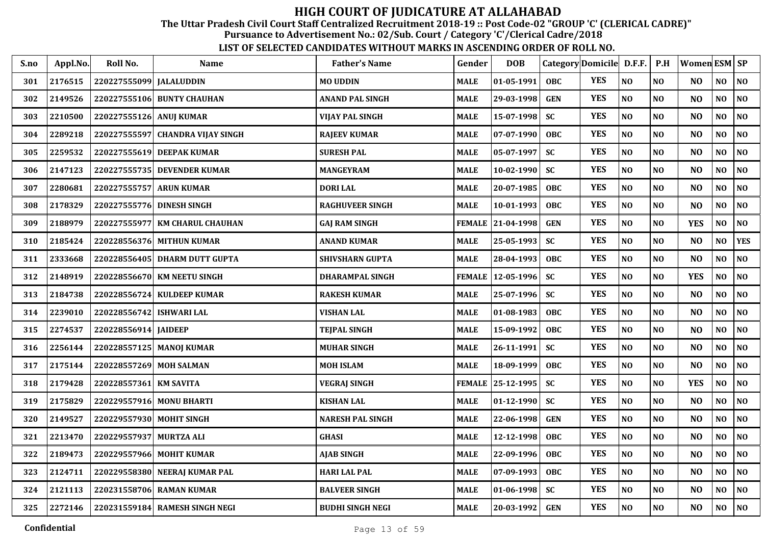# HIGH COURT OF JUDICATURE AT ALLAHABAD

**The Uttar Pradesh Civil Court Staff Centralized Recruitment 2018-19 :: Post Code-02 "GROUP 'C' (CLERICAL CADRE)"**

**Pursuance to Advertisement No.: 02/Sub. Court / Category 'C'/Clerical Cadre/2018**

**LIST OF SELECTED CANDIDATES WITHOUT MARKS IN ASCENDING ORDER OF ROLL NO.**

| S.no | Appl.No. | Roll No. | Name | Father's Name | Gender | DOB | Category | Domicile | D.F.F. | P.H | Women | ESM | SP |
|---|---|---|---|---|---|---|---|---|---|---|---|---|---|
| 301 | 2176515 | 220227555099 | JALALUDDIN | MO UDDIN | MALE | 01-05-1991 | OBC | YES | NO | NO | NO | NO | NO |
| 302 | 2149526 | 220227555106 | BUNTY CHAUHAN | ANAND PAL SINGH | MALE | 29-03-1998 | GEN | YES | NO | NO | NO | NO | NO |
| 303 | 2210500 | 220227555126 | ANUJ KUMAR | VIJAY PAL SINGH | MALE | 15-07-1998 | SC | YES | NO | NO | NO | NO | NO |
| 304 | 2289218 | 220227555597 | CHANDRA VIJAY SINGH | RAJEEV KUMAR | MALE | 07-07-1990 | OBC | YES | NO | NO | NO | NO | NO |
| 305 | 2259532 | 220227555619 | DEEPAK KUMAR | SURESH PAL | MALE | 05-07-1997 | SC | YES | NO | NO | NO | NO | NO |
| 306 | 2147123 | 220227555735 | DEVENDER KUMAR | MANGEYRAM | MALE | 10-02-1990 | SC | YES | NO | NO | NO | NO | NO |
| 307 | 2280681 | 220227555757 | ARUN KUMAR | DORI LAL | MALE | 20-07-1985 | OBC | YES | NO | NO | NO | NO | NO |
| 308 | 2178329 | 220227555776 | DINESH SINGH | RAGHUVEER SINGH | MALE | 10-01-1993 | OBC | YES | NO | NO | NO | NO | NO |
| 309 | 2188979 | 220227555977 | KM CHARUL CHAUHAN | GAJ RAM SINGH | FEMALE | 21-04-1998 | GEN | YES | NO | NO | YES | NO | NO |
| 310 | 2185424 | 220228556376 | MITHUN KUMAR | ANAND KUMAR | MALE | 25-05-1993 | SC | YES | NO | NO | NO | NO | YES |
| 311 | 2333668 | 220228556405 | DHARM DUTT GUPTA | SHIVSHARN GUPTA | MALE | 28-04-1993 | OBC | YES | NO | NO | NO | NO | NO |
| 312 | 2148919 | 220228556670 | KM NEETU SINGH | DHARAMPAL SINGH | FEMALE | 12-05-1996 | SC | YES | NO | NO | YES | NO | NO |
| 313 | 2184738 | 220228556724 | KULDEEP KUMAR | RAKESH KUMAR | MALE | 25-07-1996 | SC | YES | NO | NO | NO | NO | NO |
| 314 | 2239010 | 220228556742 | ISHWARI LAL | VISHAN LAL | MALE | 01-08-1983 | OBC | YES | NO | NO | NO | NO | NO |
| 315 | 2274537 | 220228556914 | JAIDEEP | TEJPAL SINGH | MALE | 15-09-1992 | OBC | YES | NO | NO | NO | NO | NO |
| 316 | 2256144 | 220228557125 | MANOJ KUMAR | MUHAR SINGH | MALE | 26-11-1991 | SC | YES | NO | NO | NO | NO | NO |
| 317 | 2175144 | 220228557269 | MOH SALMAN | MOH ISLAM | MALE | 18-09-1999 | OBC | YES | NO | NO | NO | NO | NO |
| 318 | 2179428 | 220228557361 | KM SAVITA | VEGRAJ SINGH | FEMALE | 25-12-1995 | SC | YES | NO | NO | YES | NO | NO |
| 319 | 2175829 | 220229557916 | MONU BHARTI | KISHAN LAL | MALE | 01-12-1990 | SC | YES | NO | NO | NO | NO | NO |
| 320 | 2149527 | 220229557930 | MOHIT SINGH | NARESH PAL SINGH | MALE | 22-06-1998 | GEN | YES | NO | NO | NO | NO | NO |
| 321 | 2213470 | 220229557937 | MURTZA ALI | GHASI | MALE | 12-12-1998 | OBC | YES | NO | NO | NO | NO | NO |
| 322 | 2189473 | 220229557966 | MOHIT KUMAR | AJAB SINGH | MALE | 22-09-1996 | OBC | YES | NO | NO | NO | NO | NO |
| 323 | 2124711 | 220229558380 | NEERAJ KUMAR PAL | HARI LAL PAL | MALE | 07-09-1993 | OBC | YES | NO | NO | NO | NO | NO |
| 324 | 2121113 | 220231558706 | RAMAN KUMAR | BALVEER SINGH | MALE | 01-06-1998 | SC | YES | NO | NO | NO | NO | NO |
| 325 | 2272146 | 220231559184 | RAMESH SINGH NEGI | BUDHI SINGH NEGI | MALE | 20-03-1992 | GEN | YES | NO | NO | NO | NO | NO |

Confidential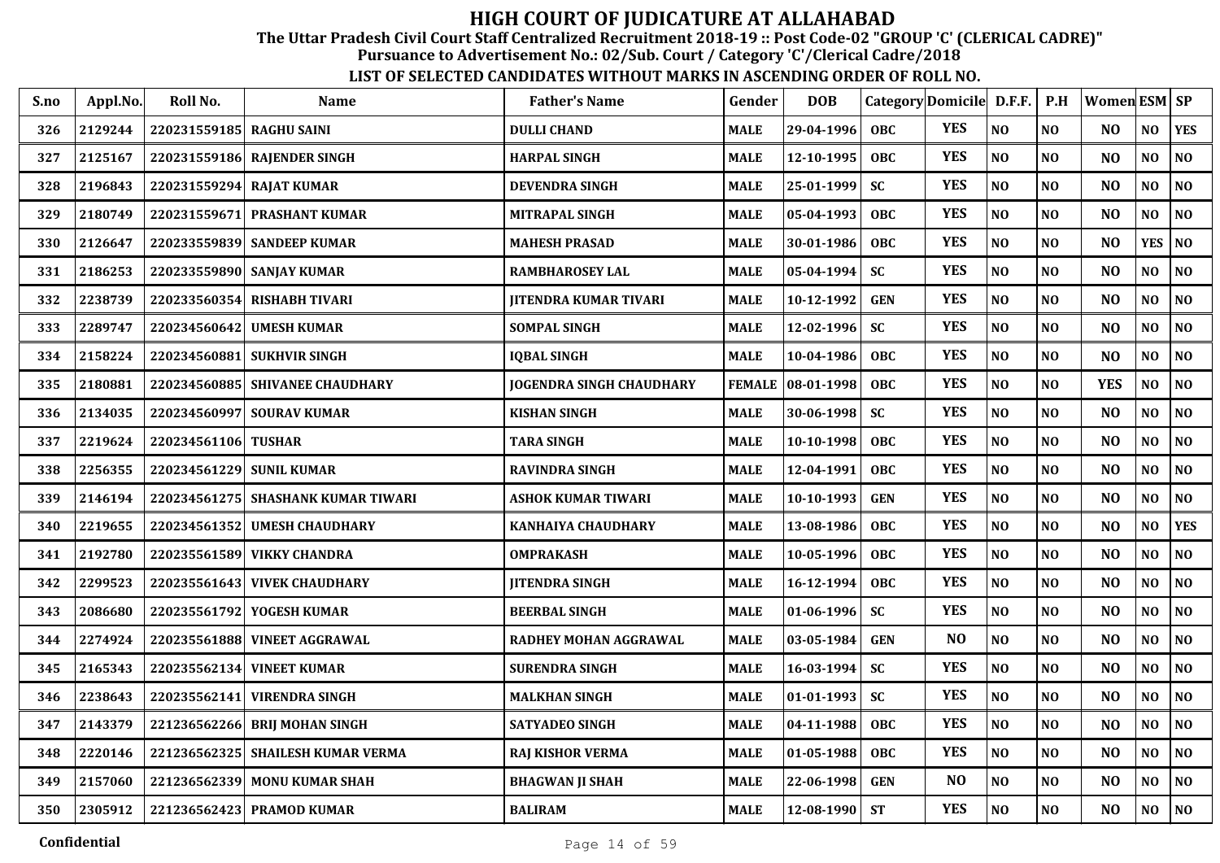# HIGH COURT OF JUDICATURE AT ALLAHABAD

**The Uttar Pradesh Civil Court Staff Centralized Recruitment 2018-19 :: Post Code-02 "GROUP 'C' (CLERICAL CADRE)"**

**Pursuance to Advertisement No.: 02/Sub. Court / Category 'C'/Clerical Cadre/2018**

**LIST OF SELECTED CANDIDATES WITHOUT MARKS IN ASCENDING ORDER OF ROLL NO.**

| S.no | Appl.No. | Roll No. | Name | Father's Name | Gender | DOB | Category | Domicile | D.F.F. | P.H | Women | ESM | SP |
|---|---|---|---|---|---|---|---|---|---|---|---|---|---|
| 326 | 2129244 | 220231559185 | RAGHU SAINI | DULLI CHAND | MALE | 29-04-1996 | OBC | YES | NO | NO | NO | NO | YES |
| 327 | 2125167 | 220231559186 | RAJENDER SINGH | HARPAL SINGH | MALE | 12-10-1995 | OBC | YES | NO | NO | NO | NO | NO |
| 328 | 2196843 | 220231559294 | RAJAT KUMAR | DEVENDRA SINGH | MALE | 25-01-1999 | SC | YES | NO | NO | NO | NO | NO |
| 329 | 2180749 | 220231559671 | PRASHANT KUMAR | MITRAPAL SINGH | MALE | 05-04-1993 | OBC | YES | NO | NO | NO | NO | NO |
| 330 | 2126647 | 220233559839 | SANDEEP KUMAR | MAHESH PRASAD | MALE | 30-01-1986 | OBC | YES | NO | NO | NO | YES | NO |
| 331 | 2186253 | 220233559890 | SANJAY KUMAR | RAMBHAROSEY LAL | MALE | 05-04-1994 | SC | YES | NO | NO | NO | NO | NO |
| 332 | 2238739 | 220233560354 | RISHABH TIVARI | JITENDRA KUMAR TIVARI | MALE | 10-12-1992 | GEN | YES | NO | NO | NO | NO | NO |
| 333 | 2289747 | 220234560642 | UMESH KUMAR | SOMPAL SINGH | MALE | 12-02-1996 | SC | YES | NO | NO | NO | NO | NO |
| 334 | 2158224 | 220234560881 | SUKHVIR SINGH | IQBAL SINGH | MALE | 10-04-1986 | OBC | YES | NO | NO | NO | NO | NO |
| 335 | 2180881 | 220234560885 | SHIVANEE CHAUDHARY | JOGENDRA SINGH CHAUDHARY | FEMALE | 08-01-1998 | OBC | YES | NO | NO | YES | NO | NO |
| 336 | 2134035 | 220234560997 | SOURAV KUMAR | KISHAN SINGH | MALE | 30-06-1998 | SC | YES | NO | NO | NO | NO | NO |
| 337 | 2219624 | 220234561106 | TUSHAR | TARA SINGH | MALE | 10-10-1998 | OBC | YES | NO | NO | NO | NO | NO |
| 338 | 2256355 | 220234561229 | SUNIL KUMAR | RAVINDRA SINGH | MALE | 12-04-1991 | OBC | YES | NO | NO | NO | NO | NO |
| 339 | 2146194 | 220234561275 | SHASHANK KUMAR TIWARI | ASHOK KUMAR TIWARI | MALE | 10-10-1993 | GEN | YES | NO | NO | NO | NO | NO |
| 340 | 2219655 | 220234561352 | UMESH CHAUDHARY | KANHAIYA CHAUDHARY | MALE | 13-08-1986 | OBC | YES | NO | NO | NO | NO | YES |
| 341 | 2192780 | 220235561589 | VIKKY CHANDRA | OMPRAKASH | MALE | 10-05-1996 | OBC | YES | NO | NO | NO | NO | NO |
| 342 | 2299523 | 220235561643 | VIVEK CHAUDHARY | JITENDRA SINGH | MALE | 16-12-1994 | OBC | YES | NO | NO | NO | NO | NO |
| 343 | 2086680 | 220235561792 | YOGESH KUMAR | BEERBAL SINGH | MALE | 01-06-1996 | SC | YES | NO | NO | NO | NO | NO |
| 344 | 2274924 | 220235561888 | VINEET AGGRAWAL | RADHEY MOHAN AGGRAWAL | MALE | 03-05-1984 | GEN | NO | NO | NO | NO | NO | NO |
| 345 | 2165343 | 220235562134 | VINEET KUMAR | SURENDRA SINGH | MALE | 16-03-1994 | SC | YES | NO | NO | NO | NO | NO |
| 346 | 2238643 | 220235562141 | VIRENDRA SINGH | MALKHAN SINGH | MALE | 01-01-1993 | SC | YES | NO | NO | NO | NO | NO |
| 347 | 2143379 | 221236562266 | BRIJ MOHAN SINGH | SATYADEO SINGH | MALE | 04-11-1988 | OBC | YES | NO | NO | NO | NO | NO |
| 348 | 2220146 | 221236562325 | SHAILESH KUMAR VERMA | RAJ KISHOR VERMA | MALE | 01-05-1988 | OBC | YES | NO | NO | NO | NO | NO |
| 349 | 2157060 | 221236562339 | MONU KUMAR SHAH | BHAGWAN JI SHAH | MALE | 22-06-1998 | GEN | NO | NO | NO | NO | NO | NO |
| 350 | 2305912 | 221236562423 | PRAMOD KUMAR | BALIRAM | MALE | 12-08-1990 | ST | YES | NO | NO | NO | NO | NO |

Confidential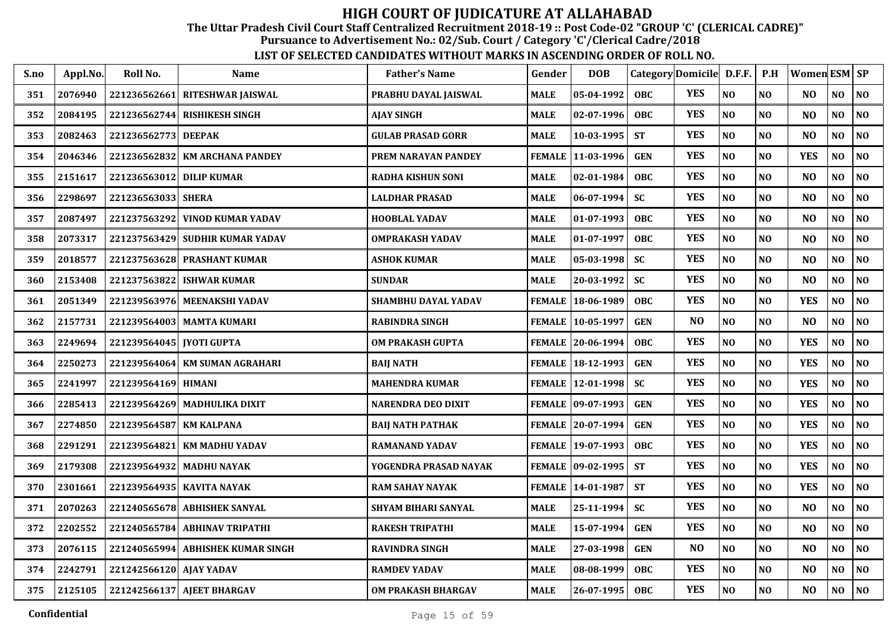# HIGH COURT OF JUDICATURE AT ALLAHABAD

**The Uttar Pradesh Civil Court Staff Centralized Recruitment 2018-19 :: Post Code-02 "GROUP 'C' (CLERICAL CADRE)"**
**Pursuance to Advertisement No.: 02/Sub. Court / Category 'C'/Clerical Cadre/2018**

**LIST OF SELECTED CANDIDATES WITHOUT MARKS IN ASCENDING ORDER OF ROLL NO.**

| S.no | Appl.No. | Roll No. | Name | Father's Name | Gender | DOB | Category | Domicile | D.F.F. | P.H | Women | ESM | SP |
|---|---|---|---|---|---|---|---|---|---|---|---|---|---|
| 351 | 2076940 | 221236562661 | RITESHWAR JAISWAL | PRABHU DAYAL JAISWAL | MALE | 05-04-1992 | OBC | YES | NO | NO | NO | NO | NO |
| 352 | 2084195 | 221236562744 | RISHIKESH SINGH | AJAY SINGH | MALE | 02-07-1996 | OBC | YES | NO | NO | NO | NO | NO |
| 353 | 2082463 | 221236562773 | DEEPAK | GULAB PRASAD GORR | MALE | 10-03-1995 | ST | YES | NO | NO | NO | NO | NO |
| 354 | 2046346 | 221236562832 | KM ARCHANA PANDEY | PREM NARAYAN PANDEY | FEMALE | 11-03-1996 | GEN | YES | NO | NO | YES | NO | NO |
| 355 | 2151617 | 221236563012 | DILIP KUMAR | RADHA KISHUN SONI | MALE | 02-01-1984 | OBC | YES | NO | NO | NO | NO | NO |
| 356 | 2298697 | 221236563033 | SHERA | LALDHAR PRASAD | MALE | 06-07-1994 | SC | YES | NO | NO | NO | NO | NO |
| 357 | 2087497 | 221237563292 | VINOD KUMAR YADAV | HOOBLAL YADAV | MALE | 01-07-1993 | OBC | YES | NO | NO | NO | NO | NO |
| 358 | 2073317 | 221237563429 | SUDHIR KUMAR YADAV | OMPRAKASH YADAV | MALE | 01-07-1997 | OBC | YES | NO | NO | NO | NO | NO |
| 359 | 2018577 | 221237563628 | PRASHANT KUMAR | ASHOK KUMAR | MALE | 05-03-1998 | SC | YES | NO | NO | NO | NO | NO |
| 360 | 2153408 | 221237563822 | ISHWAR KUMAR | SUNDAR | MALE | 20-03-1992 | SC | YES | NO | NO | NO | NO | NO |
| 361 | 2051349 | 221239563976 | MEENAKSHI YADAV | SHAMBHU DAYAL YADAV | FEMALE | 18-06-1989 | OBC | YES | NO | NO | YES | NO | NO |
| 362 | 2157731 | 221239564003 | MAMTA KUMARI | RABINDRA SINGH | FEMALE | 10-05-1997 | GEN | NO | NO | NO | NO | NO | NO |
| 363 | 2249694 | 221239564045 | JYOTI GUPTA | OM PRAKASH GUPTA | FEMALE | 20-06-1994 | OBC | YES | NO | NO | YES | NO | NO |
| 364 | 2250273 | 221239564064 | KM SUMAN AGRAHARI | BAIJ NATH | FEMALE | 18-12-1993 | GEN | YES | NO | NO | YES | NO | NO |
| 365 | 2241997 | 221239564169 | HIMANI | MAHENDRA KUMAR | FEMALE | 12-01-1998 | SC | YES | NO | NO | YES | NO | NO |
| 366 | 2285413 | 221239564269 | MADHULIKA DIXIT | NARENDRA DEO DIXIT | FEMALE | 09-07-1993 | GEN | YES | NO | NO | YES | NO | NO |
| 367 | 2274850 | 221239564587 | KM KALPANA | BAIJ NATH PATHAK | FEMALE | 20-07-1994 | GEN | YES | NO | NO | YES | NO | NO |
| 368 | 2291291 | 221239564821 | KM MADHU YADAV | RAMANAND YADAV | FEMALE | 19-07-1993 | OBC | YES | NO | NO | YES | NO | NO |
| 369 | 2179308 | 221239564932 | MADHU NAYAK | YOGENDRA PRASAD NAYAK | FEMALE | 09-02-1995 | ST | YES | NO | NO | YES | NO | NO |
| 370 | 2301661 | 221239564935 | KAVITA NAYAK | RAM SAHAY NAYAK | FEMALE | 14-01-1987 | ST | YES | NO | NO | YES | NO | NO |
| 371 | 2070263 | 221240565678 | ABHISHEK SANYAL | SHYAM BIHARI SANYAL | MALE | 25-11-1994 | SC | YES | NO | NO | NO | NO | NO |
| 372 | 2202552 | 221240565784 | ABHINAV TRIPATHI | RAKESH TRIPATHI | MALE | 15-07-1994 | GEN | YES | NO | NO | NO | NO | NO |
| 373 | 2076115 | 221240565994 | ABHISHEK KUMAR SINGH | RAVINDRA SINGH | MALE | 27-03-1998 | GEN | NO | NO | NO | NO | NO | NO |
| 374 | 2242791 | 221242566120 | AJAY YADAV | RAMDEV YADAV | MALE | 08-08-1999 | OBC | YES | NO | NO | NO | NO | NO |
| 375 | 2125105 | 221242566137 | AJEET BHARGAV | OM PRAKASH BHARGAV | MALE | 26-07-1995 | OBC | YES | NO | NO | NO | NO | NO |

**Confidential**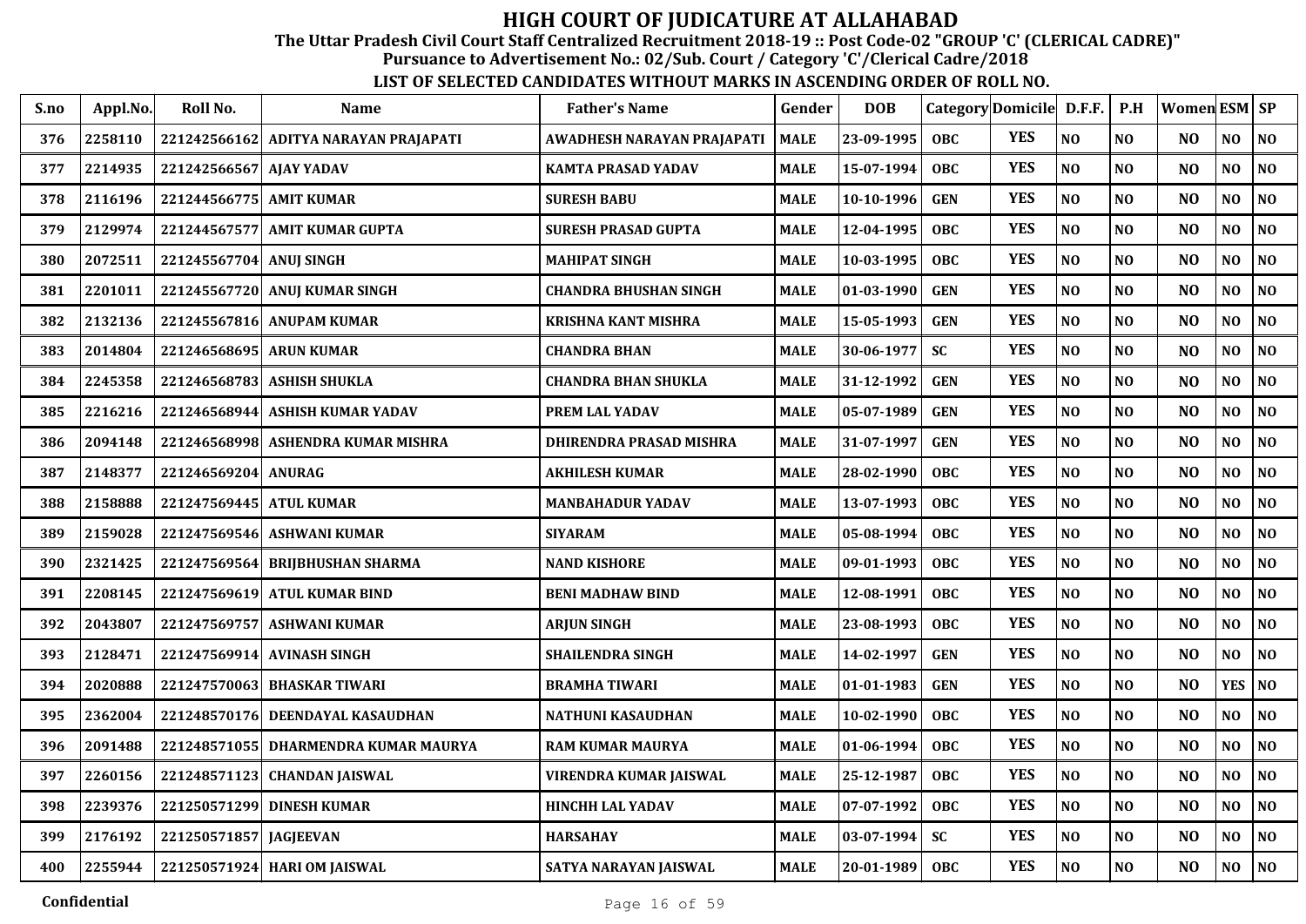# HIGH COURT OF JUDICATURE AT ALLAHABAD

**The Uttar Pradesh Civil Court Staff Centralized Recruitment 2018-19 :: Post Code-02 "GROUP 'C' (CLERICAL CADRE)"**

**Pursuance to Advertisement No.: 02/Sub. Court / Category 'C'/Clerical Cadre/2018**

**LIST OF SELECTED CANDIDATES WITHOUT MARKS IN ASCENDING ORDER OF ROLL NO.**

| S.no | Appl.No. | Roll No. | Name | Father's Name | Gender | DOB | Category | Domicile | D.F.F. | P.H | Women | ESM | SP |
|---|---|---|---|---|---|---|---|---|---|---|---|---|---|
| 376 | 2258110 | 221242566162 | ADITYA NARAYAN PRAJAPATI | AWADHESH NARAYAN PRAJAPATI | MALE | 23-09-1995 | OBC | YES | NO | NO | NO | NO | NO |
| 377 | 2214935 | 221242566567 | AJAY YADAV | KAMTA PRASAD YADAV | MALE | 15-07-1994 | OBC | YES | NO | NO | NO | NO | NO |
| 378 | 2116196 | 221244566775 | AMIT KUMAR | SURESH BABU | MALE | 10-10-1996 | GEN | YES | NO | NO | NO | NO | NO |
| 379 | 2129974 | 221244567577 | AMIT KUMAR GUPTA | SURESH PRASAD GUPTA | MALE | 12-04-1995 | OBC | YES | NO | NO | NO | NO | NO |
| 380 | 2072511 | 221245567704 | ANUJ SINGH | MAHIPAT SINGH | MALE | 10-03-1995 | OBC | YES | NO | NO | NO | NO | NO |
| 381 | 2201011 | 221245567720 | ANUJ KUMAR SINGH | CHANDRA BHUSHAN SINGH | MALE | 01-03-1990 | GEN | YES | NO | NO | NO | NO | NO |
| 382 | 2132136 | 221245567816 | ANUPAM KUMAR | KRISHNA KANT MISHRA | MALE | 15-05-1993 | GEN | YES | NO | NO | NO | NO | NO |
| 383 | 2014804 | 221246568695 | ARUN KUMAR | CHANDRA BHAN | MALE | 30-06-1977 | SC | YES | NO | NO | NO | NO | NO |
| 384 | 2245358 | 221246568783 | ASHISH SHUKLA | CHANDRA BHAN SHUKLA | MALE | 31-12-1992 | GEN | YES | NO | NO | NO | NO | NO |
| 385 | 2216216 | 221246568944 | ASHISH KUMAR YADAV | PREM LAL YADAV | MALE | 05-07-1989 | GEN | YES | NO | NO | NO | NO | NO |
| 386 | 2094148 | 221246568998 | ASHENDRA KUMAR MISHRA | DHIRENDRA PRASAD MISHRA | MALE | 31-07-1997 | GEN | YES | NO | NO | NO | NO | NO |
| 387 | 2148377 | 221246569204 | ANURAG | AKHILESH KUMAR | MALE | 28-02-1990 | OBC | YES | NO | NO | NO | NO | NO |
| 388 | 2158888 | 221247569445 | ATUL KUMAR | MANBAHADUR YADAV | MALE | 13-07-1993 | OBC | YES | NO | NO | NO | NO | NO |
| 389 | 2159028 | 221247569546 | ASHWANI KUMAR | SIYARAM | MALE | 05-08-1994 | OBC | YES | NO | NO | NO | NO | NO |
| 390 | 2321425 | 221247569564 | BRIJBHUSHAN SHARMA | NAND KISHORE | MALE | 09-01-1993 | OBC | YES | NO | NO | NO | NO | NO |
| 391 | 2208145 | 221247569619 | ATUL KUMAR BIND | BENI MADHAW BIND | MALE | 12-08-1991 | OBC | YES | NO | NO | NO | NO | NO |
| 392 | 2043807 | 221247569757 | ASHWANI KUMAR | ARJUN SINGH | MALE | 23-08-1993 | OBC | YES | NO | NO | NO | NO | NO |
| 393 | 2128471 | 221247569914 | AVINASH SINGH | SHAILENDRA SINGH | MALE | 14-02-1997 | GEN | YES | NO | NO | NO | NO | NO |
| 394 | 2020888 | 221247570063 | BHASKAR TIWARI | BRAMHA TIWARI | MALE | 01-01-1983 | GEN | YES | NO | NO | NO | YES | NO |
| 395 | 2362004 | 221248570176 | DEENDAYAL KASAUDHAN | NATHUNI KASAUDHAN | MALE | 10-02-1990 | OBC | YES | NO | NO | NO | NO | NO |
| 396 | 2091488 | 221248571055 | DHARMENDRA KUMAR MAURYA | RAM KUMAR MAURYA | MALE | 01-06-1994 | OBC | YES | NO | NO | NO | NO | NO |
| 397 | 2260156 | 221248571123 | CHANDAN JAISWAL | VIRENDRA KUMAR JAISWAL | MALE | 25-12-1987 | OBC | YES | NO | NO | NO | NO | NO |
| 398 | 2239376 | 221250571299 | DINESH KUMAR | HINCHH LAL YADAV | MALE | 07-07-1992 | OBC | YES | NO | NO | NO | NO | NO |
| 399 | 2176192 | 221250571857 | JAGJEEVAN | HARSAHAY | MALE | 03-07-1994 | SC | YES | NO | NO | NO | NO | NO |
| 400 | 2255944 | 221250571924 | HARI OM JAISWAL | SATYA NARAYAN JAISWAL | MALE | 20-01-1989 | OBC | YES | NO | NO | NO | NO | NO |

Confidential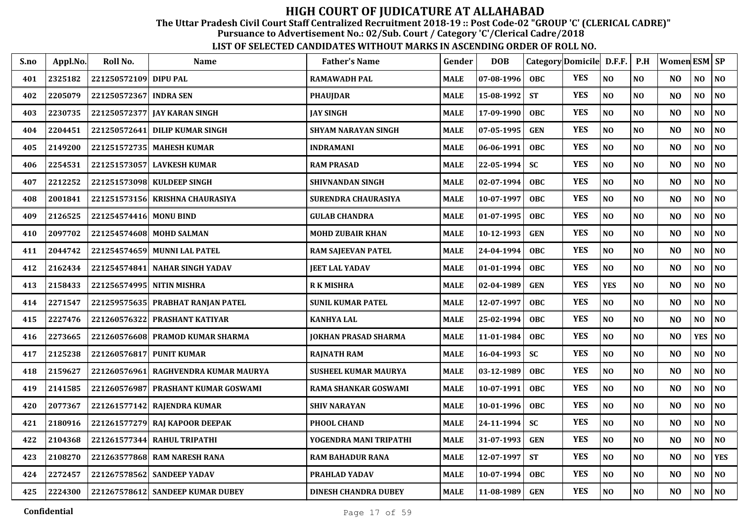# HIGH COURT OF JUDICATURE AT ALLAHABAD

**The Uttar Pradesh Civil Court Staff Centralized Recruitment 2018-19 :: Post Code-02 "GROUP 'C' (CLERICAL CADRE)"**

**Pursuance to Advertisement No.: 02/Sub. Court / Category 'C'/Clerical Cadre/2018**

**LIST OF SELECTED CANDIDATES WITHOUT MARKS IN ASCENDING ORDER OF ROLL NO.**

| S.no | Appl.No. | Roll No. | Name | Father's Name | Gender | DOB | Category | Domicile | D.F.F. | P.H | Women | ESM | SP |
|---|---|---|---|---|---|---|---|---|---|---|---|---|---|
| 401 | 2325182 | 221250572109 | DIPU PAL | RAMAWADH PAL | MALE | 07-08-1996 | OBC | YES | NO | NO | NO | NO | NO |
| 402 | 2205079 | 221250572367 | INDRA SEN | PHAUJDAR | MALE | 15-08-1992 | ST | YES | NO | NO | NO | NO | NO |
| 403 | 2230735 | 221250572377 | JAY KARAN SINGH | JAY SINGH | MALE | 17-09-1990 | OBC | YES | NO | NO | NO | NO | NO |
| 404 | 2204451 | 221250572641 | DILIP KUMAR SINGH | SHYAM NARAYAN SINGH | MALE | 07-05-1995 | GEN | YES | NO | NO | NO | NO | NO |
| 405 | 2149200 | 221251572735 | MAHESH KUMAR | INDRAMANI | MALE | 06-06-1991 | OBC | YES | NO | NO | NO | NO | NO |
| 406 | 2254531 | 221251573057 | LAVKESH KUMAR | RAM PRASAD | MALE | 22-05-1994 | SC | YES | NO | NO | NO | NO | NO |
| 407 | 2212252 | 221251573098 | KULDEEP SINGH | SHIVNANDAN SINGH | MALE | 02-07-1994 | OBC | YES | NO | NO | NO | NO | NO |
| 408 | 2001841 | 221251573156 | KRISHNA CHAURASIYA | SURENDRA CHAURASIYA | MALE | 10-07-1997 | OBC | YES | NO | NO | NO | NO | NO |
| 409 | 2126525 | 221254574416 | MONU BIND | GULAB CHANDRA | MALE | 01-07-1995 | OBC | YES | NO | NO | NO | NO | NO |
| 410 | 2097702 | 221254574608 | MOHD SALMAN | MOHD ZUBAIR KHAN | MALE | 10-12-1993 | GEN | YES | NO | NO | NO | NO | NO |
| 411 | 2044742 | 221254574659 | MUNNI LAL PATEL | RAM SAJEEVAN PATEL | MALE | 24-04-1994 | OBC | YES | NO | NO | NO | NO | NO |
| 412 | 2162434 | 221254574841 | NAHAR SINGH YADAV | JEET LAL YADAV | MALE | 01-01-1994 | OBC | YES | NO | NO | NO | NO | NO |
| 413 | 2158433 | 221256574995 | NITIN MISHRA | R K MISHRA | MALE | 02-04-1989 | GEN | YES | YES | NO | NO | NO | NO |
| 414 | 2271547 | 221259575635 | PRABHAT RANJAN PATEL | SUNIL KUMAR PATEL | MALE | 12-07-1997 | OBC | YES | NO | NO | NO | NO | NO |
| 415 | 2227476 | 221260576322 | PRASHANT KATIYAR | KANHYA LAL | MALE | 25-02-1994 | OBC | YES | NO | NO | NO | NO | NO |
| 416 | 2273665 | 221260576608 | PRAMOD KUMAR SHARMA | JOKHAN PRASAD SHARMA | MALE | 11-01-1984 | OBC | YES | NO | NO | NO | YES | NO |
| 417 | 2125238 | 221260576817 | PUNIT KUMAR | RAJNATH RAM | MALE | 16-04-1993 | SC | YES | NO | NO | NO | NO | NO |
| 418 | 2159627 | 221260576961 | RAGHVENDRA KUMAR MAURYA | SUSHEEL KUMAR MAURYA | MALE | 03-12-1989 | OBC | YES | NO | NO | NO | NO | NO |
| 419 | 2141585 | 221260576987 | PRASHANT KUMAR GOSWAMI | RAMA SHANKAR GOSWAMI | MALE | 10-07-1991 | OBC | YES | NO | NO | NO | NO | NO |
| 420 | 2077367 | 221261577142 | RAJENDRA KUMAR | SHIV NARAYAN | MALE | 10-01-1996 | OBC | YES | NO | NO | NO | NO | NO |
| 421 | 2180916 | 221261577279 | RAJ KAPOOR DEEPAK | PHOOL CHAND | MALE | 24-11-1994 | SC | YES | NO | NO | NO | NO | NO |
| 422 | 2104368 | 221261577344 | RAHUL TRIPATHI | YOGENDRA MANI TRIPATHI | MALE | 31-07-1993 | GEN | YES | NO | NO | NO | NO | NO |
| 423 | 2108270 | 221263577868 | RAM NARESH RANA | RAM BAHADUR RANA | MALE | 12-07-1997 | ST | YES | NO | NO | NO | NO | YES |
| 424 | 2272457 | 221267578562 | SANDEEP YADAV | PRAHLAD YADAV | MALE | 10-07-1994 | OBC | YES | NO | NO | NO | NO | NO |
| 425 | 2224300 | 221267578612 | SANDEEP KUMAR DUBEY | DINESH CHANDRA DUBEY | MALE | 11-08-1989 | GEN | YES | NO | NO | NO | NO | NO |

Confidential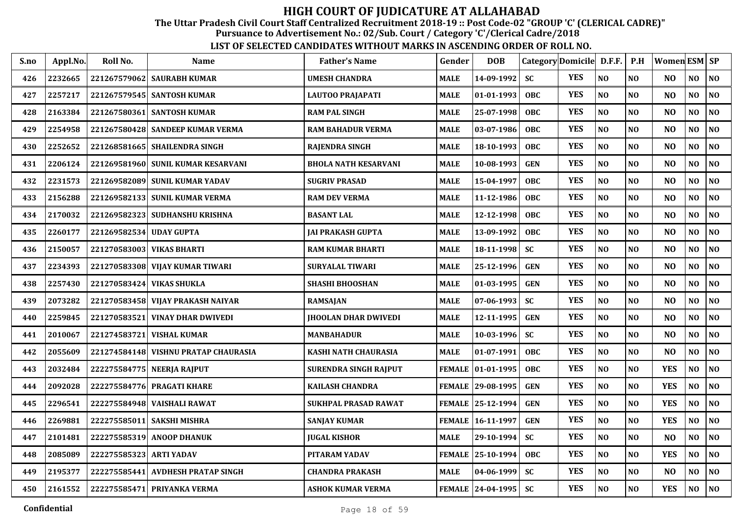# HIGH COURT OF JUDICATURE AT ALLAHABAD

**The Uttar Pradesh Civil Court Staff Centralized Recruitment 2018-19 :: Post Code-02 "GROUP 'C' (CLERICAL CADRE)"**

**Pursuance to Advertisement No.: 02/Sub. Court / Category 'C'/Clerical Cadre/2018**

**LIST OF SELECTED CANDIDATES WITHOUT MARKS IN ASCENDING ORDER OF ROLL NO.**

| S.no | Appl.No. | Roll No. | Name | Father's Name | Gender | DOB | Category | Domicile | D.F.F. | P.H | Women | ESM | SP |
|---|---|---|---|---|---|---|---|---|---|---|---|---|---|
| 426 | 2232665 | 221267579062 | SAURABH KUMAR | UMESH CHANDRA | MALE | 14-09-1992 | SC | YES | NO | NO | NO | NO | NO |
| 427 | 2257217 | 221267579545 | SANTOSH KUMAR | LAUTOO PRAJAPATI | MALE | 01-01-1993 | OBC | YES | NO | NO | NO | NO | NO |
| 428 | 2163384 | 221267580361 | SANTOSH KUMAR | RAM PAL SINGH | MALE | 25-07-1998 | OBC | YES | NO | NO | NO | NO | NO |
| 429 | 2254958 | 221267580428 | SANDEEP KUMAR VERMA | RAM BAHADUR VERMA | MALE | 03-07-1986 | OBC | YES | NO | NO | NO | NO | NO |
| 430 | 2252652 | 221268581665 | SHAILENDRA SINGH | RAJENDRA SINGH | MALE | 18-10-1993 | OBC | YES | NO | NO | NO | NO | NO |
| 431 | 2206124 | 221269581960 | SUNIL KUMAR KESARVANI | BHOLA NATH KESARVANI | MALE | 10-08-1993 | GEN | YES | NO | NO | NO | NO | NO |
| 432 | 2231573 | 221269582089 | SUNIL KUMAR YADAV | SUGRIV PRASAD | MALE | 15-04-1997 | OBC | YES | NO | NO | NO | NO | NO |
| 433 | 2156288 | 221269582133 | SUNIL KUMAR VERMA | RAM DEV VERMA | MALE | 11-12-1986 | OBC | YES | NO | NO | NO | NO | NO |
| 434 | 2170032 | 221269582323 | SUDHANSHU KRISHNA | BASANT LAL | MALE | 12-12-1998 | OBC | YES | NO | NO | NO | NO | NO |
| 435 | 2260177 | 221269582534 | UDAY GUPTA | JAI PRAKASH GUPTA | MALE | 13-09-1992 | OBC | YES | NO | NO | NO | NO | NO |
| 436 | 2150057 | 221270583003 | VIKAS BHARTI | RAM KUMAR BHARTI | MALE | 18-11-1998 | SC | YES | NO | NO | NO | NO | NO |
| 437 | 2234393 | 221270583308 | VIJAY KUMAR TIWARI | SURYALAL TIWARI | MALE | 25-12-1996 | GEN | YES | NO | NO | NO | NO | NO |
| 438 | 2257430 | 221270583424 | VIKAS SHUKLA | SHASHI BHOOSHAN | MALE | 01-03-1995 | GEN | YES | NO | NO | NO | NO | NO |
| 439 | 2073282 | 221270583458 | VIJAY PRAKASH NAIYAR | RAMSAJAN | MALE | 07-06-1993 | SC | YES | NO | NO | NO | NO | NO |
| 440 | 2259845 | 221270583521 | VINAY DHAR DWIVEDI | JHOOLAN DHAR DWIVEDI | MALE | 12-11-1995 | GEN | YES | NO | NO | NO | NO | NO |
| 441 | 2010067 | 221274583721 | VISHAL KUMAR | MANBAHADUR | MALE | 10-03-1996 | SC | YES | NO | NO | NO | NO | NO |
| 442 | 2055609 | 221274584148 | VISHNU PRATAP CHAURASIA | KASHI NATH CHAURASIA | MALE | 01-07-1991 | OBC | YES | NO | NO | NO | NO | NO |
| 443 | 2032484 | 222275584775 | NEERJA RAJPUT | SURENDRA SINGH RAJPUT | FEMALE | 01-01-1995 | OBC | YES | NO | NO | YES | NO | NO |
| 444 | 2092028 | 222275584776 | PRAGATI KHARE | KAILASH CHANDRA | FEMALE | 29-08-1995 | GEN | YES | NO | NO | YES | NO | NO |
| 445 | 2296541 | 222275584948 | VAISHALI RAWAT | SUKHPAL PRASAD RAWAT | FEMALE | 25-12-1994 | GEN | YES | NO | NO | YES | NO | NO |
| 446 | 2269881 | 222275585011 | SAKSHI MISHRA | SANJAY KUMAR | FEMALE | 16-11-1997 | GEN | YES | NO | NO | YES | NO | NO |
| 447 | 2101481 | 222275585319 | ANOOP DHANUK | JUGAL KISHOR | MALE | 29-10-1994 | SC | YES | NO | NO | NO | NO | NO |
| 448 | 2085089 | 222275585323 | ARTI YADAV | PITARAM YADAV | FEMALE | 25-10-1994 | OBC | YES | NO | NO | YES | NO | NO |
| 449 | 2195377 | 222275585441 | AVDHESH PRATAP SINGH | CHANDRA PRAKASH | MALE | 04-06-1999 | SC | YES | NO | NO | NO | NO | NO |
| 450 | 2161552 | 222275585471 | PRIYANKA VERMA | ASHOK KUMAR VERMA | FEMALE | 24-04-1995 | SC | YES | NO | NO | YES | NO | NO |

Confidential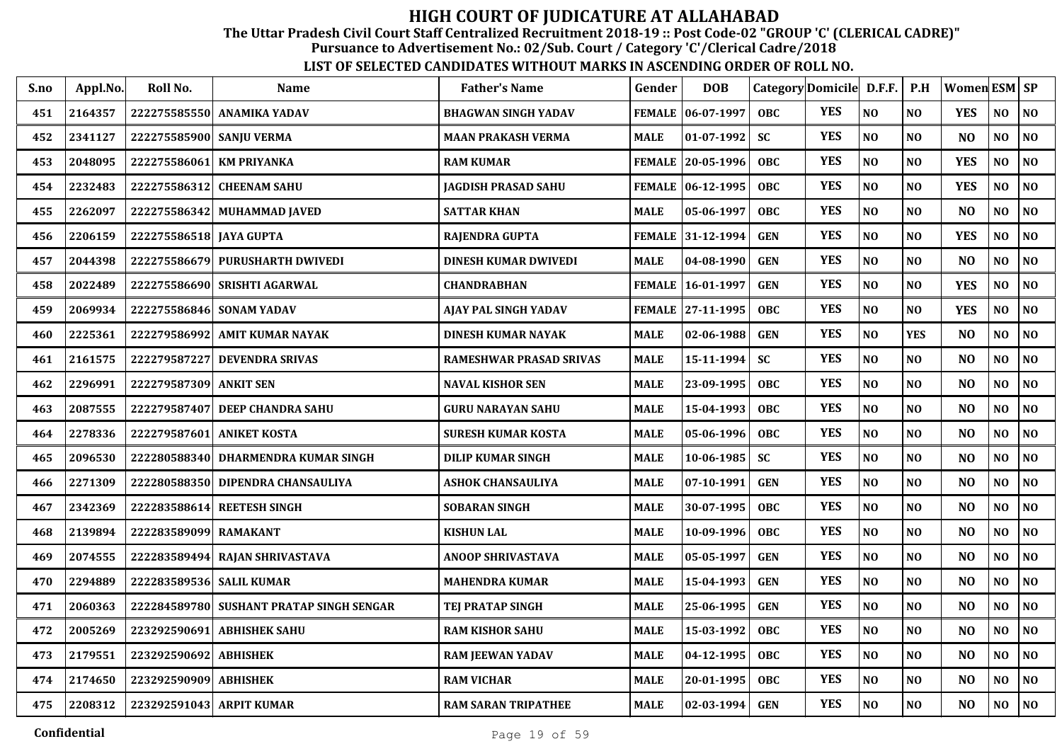# HIGH COURT OF JUDICATURE AT ALLAHABAD

**The Uttar Pradesh Civil Court Staff Centralized Recruitment 2018-19 :: Post Code-02 "GROUP 'C' (CLERICAL CADRE)"**

**Pursuance to Advertisement No.: 02/Sub. Court / Category 'C'/Clerical Cadre/2018**

**LIST OF SELECTED CANDIDATES WITHOUT MARKS IN ASCENDING ORDER OF ROLL NO.**

| S.no | Appl.No. | Roll No. | Name | Father's Name | Gender | DOB | Category | Domicile | D.F.F. | P.H | Women | ESM | SP |
|---|---|---|---|---|---|---|---|---|---|---|---|---|---|
| 451 | 2164357 | 222275585550 | ANAMIKA YADAV | BHAGWAN SINGH YADAV | FEMALE | 06-07-1997 | OBC | YES | NO | NO | YES | NO | NO |
| 452 | 2341127 | 222275585900 | SANJU VERMA | MAAN PRAKASH VERMA | MALE | 01-07-1992 | SC | YES | NO | NO | NO | NO | NO |
| 453 | 2048095 | 222275586061 | KM PRIYANKA | RAM KUMAR | FEMALE | 20-05-1996 | OBC | YES | NO | NO | YES | NO | NO |
| 454 | 2232483 | 222275586312 | CHEENAM SAHU | JAGDISH PRASAD SAHU | FEMALE | 06-12-1995 | OBC | YES | NO | NO | YES | NO | NO |
| 455 | 2262097 | 222275586342 | MUHAMMAD JAVED | SATTAR KHAN | MALE | 05-06-1997 | OBC | YES | NO | NO | NO | NO | NO |
| 456 | 2206159 | 222275586518 | JAYA GUPTA | RAJENDRA GUPTA | FEMALE | 31-12-1994 | GEN | YES | NO | NO | YES | NO | NO |
| 457 | 2044398 | 222275586679 | PURUSHARTH DWIVEDI | DINESH KUMAR DWIVEDI | MALE | 04-08-1990 | GEN | YES | NO | NO | NO | NO | NO |
| 458 | 2022489 | 222275586690 | SRISHTI AGARWAL | CHANDRABHAN | FEMALE | 16-01-1997 | GEN | YES | NO | NO | YES | NO | NO |
| 459 | 2069934 | 222275586846 | SONAM YADAV | AJAY PAL SINGH YADAV | FEMALE | 27-11-1995 | OBC | YES | NO | NO | YES | NO | NO |
| 460 | 2225361 | 222279586992 | AMIT KUMAR NAYAK | DINESH KUMAR NAYAK | MALE | 02-06-1988 | GEN | YES | NO | YES | NO | NO | NO |
| 461 | 2161575 | 222279587227 | DEVENDRA SRIVAS | RAMESHWAR PRASAD SRIVAS | MALE | 15-11-1994 | SC | YES | NO | NO | NO | NO | NO |
| 462 | 2296991 | 222279587309 | ANKIT SEN | NAVAL KISHOR SEN | MALE | 23-09-1995 | OBC | YES | NO | NO | NO | NO | NO |
| 463 | 2087555 | 222279587407 | DEEP CHANDRA SAHU | GURU NARAYAN SAHU | MALE | 15-04-1993 | OBC | YES | NO | NO | NO | NO | NO |
| 464 | 2278336 | 222279587601 | ANIKET KOSTA | SURESH KUMAR KOSTA | MALE | 05-06-1996 | OBC | YES | NO | NO | NO | NO | NO |
| 465 | 2096530 | 222280588340 | DHARMENDRA KUMAR SINGH | DILIP KUMAR SINGH | MALE | 10-06-1985 | SC | YES | NO | NO | NO | NO | NO |
| 466 | 2271309 | 222280588350 | DIPENDRA CHANSAULIYA | ASHOK CHANSAULIYA | MALE | 07-10-1991 | GEN | YES | NO | NO | NO | NO | NO |
| 467 | 2342369 | 222283588614 | REETESH SINGH | SOBARAN SINGH | MALE | 30-07-1995 | OBC | YES | NO | NO | NO | NO | NO |
| 468 | 2139894 | 222283589099 | RAMAKANT | KISHUN LAL | MALE | 10-09-1996 | OBC | YES | NO | NO | NO | NO | NO |
| 469 | 2074555 | 222283589494 | RAJAN SHRIVASTAVA | ANOOP SHRIVASTAVA | MALE | 05-05-1997 | GEN | YES | NO | NO | NO | NO | NO |
| 470 | 2294889 | 222283589536 | SALIL KUMAR | MAHENDRA KUMAR | MALE | 15-04-1993 | GEN | YES | NO | NO | NO | NO | NO |
| 471 | 2060363 | 222284589780 | SUSHANT PRATAP SINGH SENGAR | TEJ PRATAP SINGH | MALE | 25-06-1995 | GEN | YES | NO | NO | NO | NO | NO |
| 472 | 2005269 | 223292590691 | ABHISHEK SAHU | RAM KISHOR SAHU | MALE | 15-03-1992 | OBC | YES | NO | NO | NO | NO | NO |
| 473 | 2179551 | 223292590692 | ABHISHEK | RAM JEEWAN YADAV | MALE | 04-12-1995 | OBC | YES | NO | NO | NO | NO | NO |
| 474 | 2174650 | 223292590909 | ABHISHEK | RAM VICHAR | MALE | 20-01-1995 | OBC | YES | NO | NO | NO | NO | NO |
| 475 | 2208312 | 223292591043 | ARPIT KUMAR | RAM SARAN TRIPATHEE | MALE | 02-03-1994 | GEN | YES | NO | NO | NO | NO | NO |

Confidential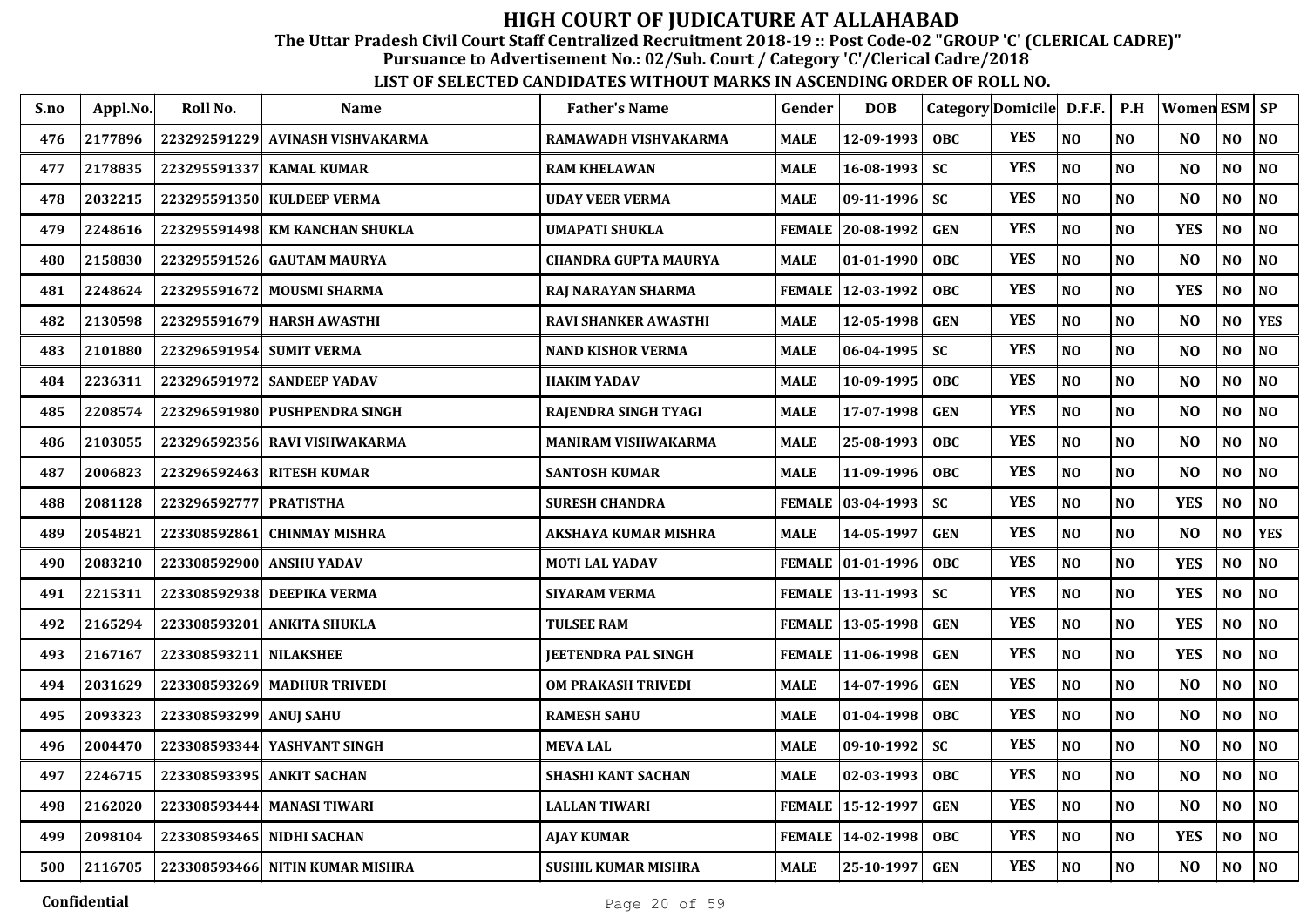# HIGH COURT OF JUDICATURE AT ALLAHABAD

**The Uttar Pradesh Civil Court Staff Centralized Recruitment 2018-19 :: Post Code-02 "GROUP 'C' (CLERICAL CADRE)"**

**Pursuance to Advertisement No.: 02/Sub. Court / Category 'C'/Clerical Cadre/2018**

**LIST OF SELECTED CANDIDATES WITHOUT MARKS IN ASCENDING ORDER OF ROLL NO.**

| S.no | Appl.No. | Roll No. | Name | Father's Name | Gender | DOB | Category | Domicile | D.F.F. | P.H | Women | ESM | SP |
|---|---|---|---|---|---|---|---|---|---|---|---|---|---|
| 476 | 2177896 | 223292591229 | AVINASH VISHVAKARMA | RAMAWADH VISHVAKARMA | MALE | 12-09-1993 | OBC | YES | NO | NO | NO | NO | NO |
| 477 | 2178835 | 223295591337 | KAMAL KUMAR | RAM KHELAWAN | MALE | 16-08-1993 | SC | YES | NO | NO | NO | NO | NO |
| 478 | 2032215 | 223295591350 | KULDEEP VERMA | UDAY VEER VERMA | MALE | 09-11-1996 | SC | YES | NO | NO | NO | NO | NO |
| 479 | 2248616 | 223295591498 | KM KANCHAN SHUKLA | UMAPATI SHUKLA | FEMALE | 20-08-1992 | GEN | YES | NO | NO | YES | NO | NO |
| 480 | 2158830 | 223295591526 | GAUTAM MAURYA | CHANDRA GUPTA MAURYA | MALE | 01-01-1990 | OBC | YES | NO | NO | NO | NO | NO |
| 481 | 2248624 | 223295591672 | MOUSMI SHARMA | RAJ NARAYAN SHARMA | FEMALE | 12-03-1992 | OBC | YES | NO | NO | YES | NO | NO |
| 482 | 2130598 | 223295591679 | HARSH AWASTHI | RAVI SHANKER AWASTHI | MALE | 12-05-1998 | GEN | YES | NO | NO | NO | NO | YES |
| 483 | 2101880 | 223296591954 | SUMIT VERMA | NAND KISHOR VERMA | MALE | 06-04-1995 | SC | YES | NO | NO | NO | NO | NO |
| 484 | 2236311 | 223296591972 | SANDEEP YADAV | HAKIM YADAV | MALE | 10-09-1995 | OBC | YES | NO | NO | NO | NO | NO |
| 485 | 2208574 | 223296591980 | PUSHPENDRA SINGH | RAJENDRA SINGH TYAGI | MALE | 17-07-1998 | GEN | YES | NO | NO | NO | NO | NO |
| 486 | 2103055 | 223296592356 | RAVI VISHWAKARMA | MANIRAM VISHWAKARMA | MALE | 25-08-1993 | OBC | YES | NO | NO | NO | NO | NO |
| 487 | 2006823 | 223296592463 | RITESH KUMAR | SANTOSH KUMAR | MALE | 11-09-1996 | OBC | YES | NO | NO | NO | NO | NO |
| 488 | 2081128 | 223296592777 | PRATISTHA | SURESH CHANDRA | FEMALE | 03-04-1993 | SC | YES | NO | NO | YES | NO | NO |
| 489 | 2054821 | 223308592861 | CHINMAY MISHRA | AKSHAYA KUMAR MISHRA | MALE | 14-05-1997 | GEN | YES | NO | NO | NO | NO | YES |
| 490 | 2083210 | 223308592900 | ANSHU YADAV | MOTI LAL YADAV | FEMALE | 01-01-1996 | OBC | YES | NO | NO | YES | NO | NO |
| 491 | 2215311 | 223308592938 | DEEPIKA VERMA | SIYARAM VERMA | FEMALE | 13-11-1993 | SC | YES | NO | NO | YES | NO | NO |
| 492 | 2165294 | 223308593201 | ANKITA SHUKLA | TULSEE RAM | FEMALE | 13-05-1998 | GEN | YES | NO | NO | YES | NO | NO |
| 493 | 2167167 | 223308593211 | NILAKSHEE | JEETENDRA PAL SINGH | FEMALE | 11-06-1998 | GEN | YES | NO | NO | YES | NO | NO |
| 494 | 2031629 | 223308593269 | MADHUR TRIVEDI | OM PRAKASH TRIVEDI | MALE | 14-07-1996 | GEN | YES | NO | NO | NO | NO | NO |
| 495 | 2093323 | 223308593299 | ANUJ SAHU | RAMESH SAHU | MALE | 01-04-1998 | OBC | YES | NO | NO | NO | NO | NO |
| 496 | 2004470 | 223308593344 | YASHVANT SINGH | MEVA LAL | MALE | 09-10-1992 | SC | YES | NO | NO | NO | NO | NO |
| 497 | 2246715 | 223308593395 | ANKIT SACHAN | SHASHI KANT SACHAN | MALE | 02-03-1993 | OBC | YES | NO | NO | NO | NO | NO |
| 498 | 2162020 | 223308593444 | MANASI TIWARI | LALLAN TIWARI | FEMALE | 15-12-1997 | GEN | YES | NO | NO | NO | NO | NO |
| 499 | 2098104 | 223308593465 | NIDHI SACHAN | AJAY KUMAR | FEMALE | 14-02-1998 | OBC | YES | NO | NO | YES | NO | NO |
| 500 | 2116705 | 223308593466 | NITIN KUMAR MISHRA | SUSHIL KUMAR MISHRA | MALE | 25-10-1997 | GEN | YES | NO | NO | NO | NO | NO |

Confidential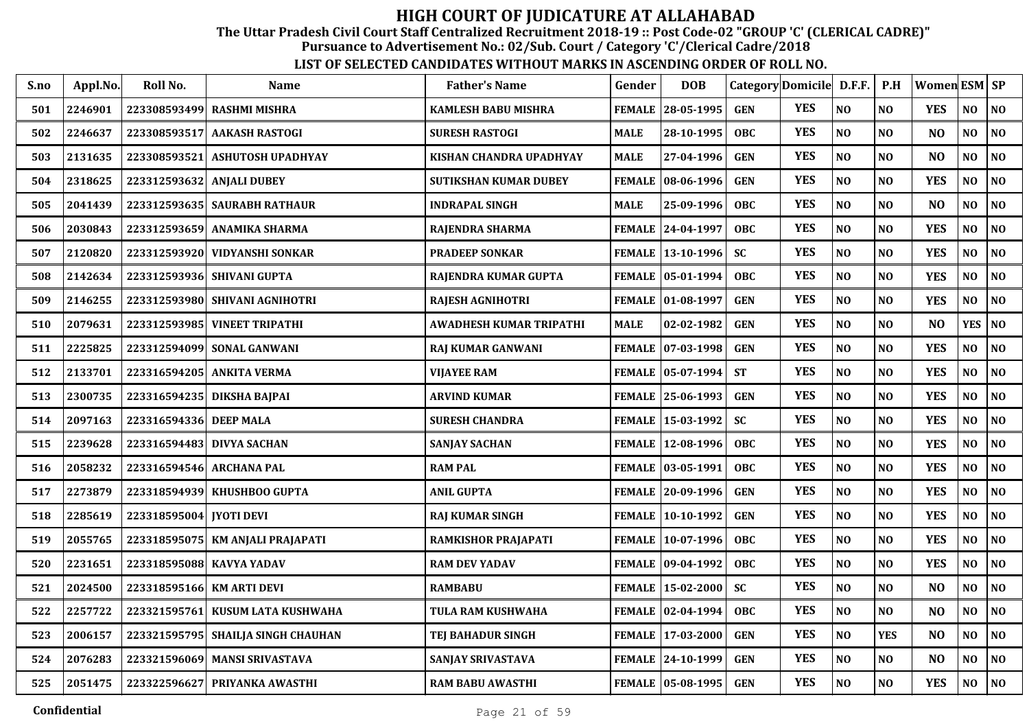# HIGH COURT OF JUDICATURE AT ALLAHABAD

**The Uttar Pradesh Civil Court Staff Centralized Recruitment 2018-19 :: Post Code-02 "GROUP 'C' (CLERICAL CADRE)"**
**Pursuance to Advertisement No.: 02/Sub. Court / Category 'C'/Clerical Cadre/2018**

**LIST OF SELECTED CANDIDATES WITHOUT MARKS IN ASCENDING ORDER OF ROLL NO.**

| S.no | Appl.No. | Roll No. | Name | Father's Name | Gender | DOB | Category | Domicile | D.F.F. | P.H | Women | ESM | SP |
|---|---|---|---|---|---|---|---|---|---|---|---|---|---|
| 501 | 2246901 | 223308593499 | RASHMI MISHRA | KAMLESH BABU MISHRA | FEMALE | 28-05-1995 | GEN | YES | NO | NO | YES | NO | NO |
| 502 | 2246637 | 223308593517 | AAKASH RASTOGI | SURESH RASTOGI | MALE | 28-10-1995 | OBC | YES | NO | NO | NO | NO | NO |
| 503 | 2131635 | 223308593521 | ASHUTOSH UPADHYAY | KISHAN CHANDRA UPADHYAY | MALE | 27-04-1996 | GEN | YES | NO | NO | NO | NO | NO |
| 504 | 2318625 | 223312593632 | ANJALI DUBEY | SUTIKSHAN KUMAR DUBEY | FEMALE | 08-06-1996 | GEN | YES | NO | NO | YES | NO | NO |
| 505 | 2041439 | 223312593635 | SAURABH RATHAUR | INDRAPAL SINGH | MALE | 25-09-1996 | OBC | YES | NO | NO | NO | NO | NO |
| 506 | 2030843 | 223312593659 | ANAMIKA SHARMA | RAJENDRA SHARMA | FEMALE | 24-04-1997 | OBC | YES | NO | NO | YES | NO | NO |
| 507 | 2120820 | 223312593920 | VIDYANSHI SONKAR | PRADEEP SONKAR | FEMALE | 13-10-1996 | SC | YES | NO | NO | YES | NO | NO |
| 508 | 2142634 | 223312593936 | SHIVANI GUPTA | RAJENDRA KUMAR GUPTA | FEMALE | 05-01-1994 | OBC | YES | NO | NO | YES | NO | NO |
| 509 | 2146255 | 223312593980 | SHIVANI AGNIHOTRI | RAJESH AGNIHOTRI | FEMALE | 01-08-1997 | GEN | YES | NO | NO | YES | NO | NO |
| 510 | 2079631 | 223312593985 | VINEET TRIPATHI | AWADHESH KUMAR TRIPATHI | MALE | 02-02-1982 | GEN | YES | NO | NO | NO | YES | NO |
| 511 | 2225825 | 223312594099 | SONAL GANWANI | RAJ KUMAR GANWANI | FEMALE | 07-03-1998 | GEN | YES | NO | NO | YES | NO | NO |
| 512 | 2133701 | 223316594205 | ANKITA VERMA | VIJAYEE RAM | FEMALE | 05-07-1994 | ST | YES | NO | NO | YES | NO | NO |
| 513 | 2300735 | 223316594235 | DIKSHA BAJPAI | ARVIND KUMAR | FEMALE | 25-06-1993 | GEN | YES | NO | NO | YES | NO | NO |
| 514 | 2097163 | 223316594336 | DEEP MALA | SURESH CHANDRA | FEMALE | 15-03-1992 | SC | YES | NO | NO | YES | NO | NO |
| 515 | 2239628 | 223316594483 | DIVYA SACHAN | SANJAY SACHAN | FEMALE | 12-08-1996 | OBC | YES | NO | NO | YES | NO | NO |
| 516 | 2058232 | 223316594546 | ARCHANA PAL | RAM PAL | FEMALE | 03-05-1991 | OBC | YES | NO | NO | YES | NO | NO |
| 517 | 2273879 | 223318594939 | KHUSHBOO GUPTA | ANIL GUPTA | FEMALE | 20-09-1996 | GEN | YES | NO | NO | YES | NO | NO |
| 518 | 2285619 | 223318595004 | JYOTI DEVI | RAJ KUMAR SINGH | FEMALE | 10-10-1992 | GEN | YES | NO | NO | YES | NO | NO |
| 519 | 2055765 | 223318595075 | KM ANJALI PRAJAPATI | RAMKISHOR PRAJAPATI | FEMALE | 10-07-1996 | OBC | YES | NO | NO | YES | NO | NO |
| 520 | 2231651 | 223318595088 | KAVYA YADAV | RAM DEV YADAV | FEMALE | 09-04-1992 | OBC | YES | NO | NO | YES | NO | NO |
| 521 | 2024500 | 223318595166 | KM ARTI DEVI | RAMBABU | FEMALE | 15-02-2000 | SC | YES | NO | NO | NO | NO | NO |
| 522 | 2257722 | 223321595761 | KUSUM LATA KUSHWAHA | TULA RAM KUSHWAHA | FEMALE | 02-04-1994 | OBC | YES | NO | NO | NO | NO | NO |
| 523 | 2006157 | 223321595795 | SHAILJA SINGH CHAUHAN | TEJ BAHADUR SINGH | FEMALE | 17-03-2000 | GEN | YES | NO | YES | NO | NO | NO |
| 524 | 2076283 | 223321596069 | MANSI SRIVASTAVA | SANJAY SRIVASTAVA | FEMALE | 24-10-1999 | GEN | YES | NO | NO | NO | NO | NO |
| 525 | 2051475 | 223322596627 | PRIYANKA AWASTHI | RAM BABU AWASTHI | FEMALE | 05-08-1995 | GEN | YES | NO | NO | YES | NO | NO |

Confidential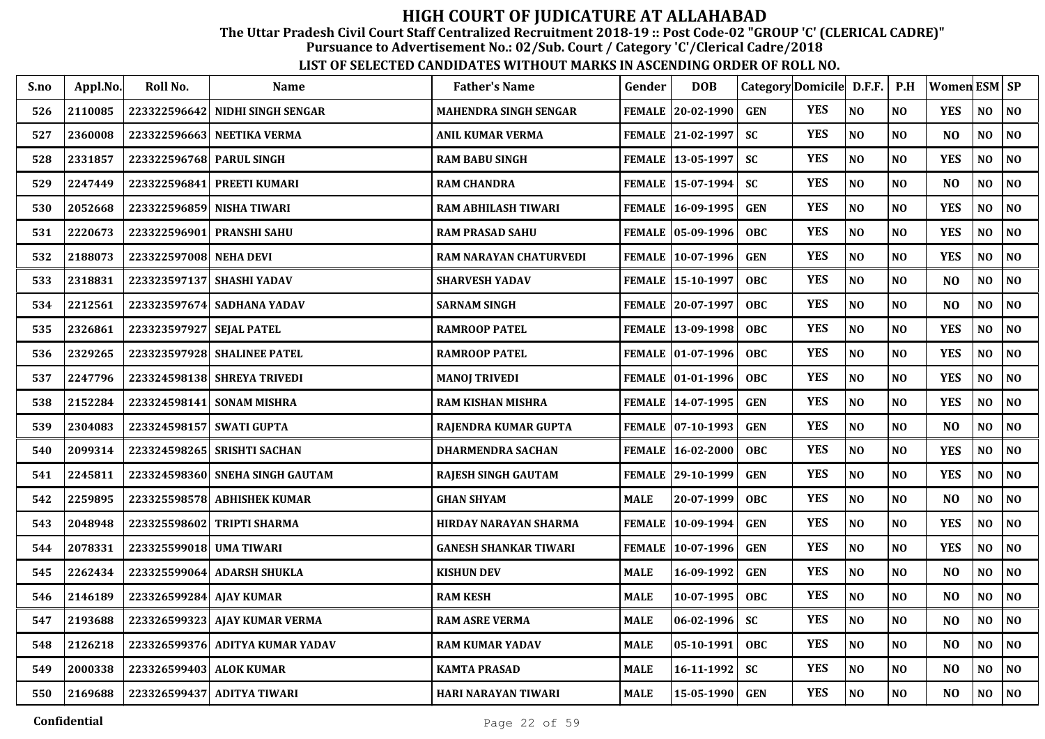# HIGH COURT OF JUDICATURE AT ALLAHABAD

**The Uttar Pradesh Civil Court Staff Centralized Recruitment 2018-19 :: Post Code-02 "GROUP 'C' (CLERICAL CADRE)"**

**Pursuance to Advertisement No.: 02/Sub. Court / Category 'C'/Clerical Cadre/2018**

**LIST OF SELECTED CANDIDATES WITHOUT MARKS IN ASCENDING ORDER OF ROLL NO.**

| S.no | Appl.No. | Roll No. | Name | Father's Name | Gender | DOB | Category | Domicile | D.F.F. | P.H | Women | ESM | SP |
|---|---|---|---|---|---|---|---|---|---|---|---|---|---|
| 526 | 2110085 | 223322596642 | NIDHI SINGH SENGAR | MAHENDRA SINGH SENGAR | FEMALE | 20-02-1990 | GEN | YES | NO | NO | YES | NO | NO |
| 527 | 2360008 | 223322596663 | NEETIKA VERMA | ANIL KUMAR VERMA | FEMALE | 21-02-1997 | SC | YES | NO | NO | NO | NO | NO |
| 528 | 2331857 | 223322596768 | PARUL SINGH | RAM BABU SINGH | FEMALE | 13-05-1997 | SC | YES | NO | NO | YES | NO | NO |
| 529 | 2247449 | 223322596841 | PREETI KUMARI | RAM CHANDRA | FEMALE | 15-07-1994 | SC | YES | NO | NO | NO | NO | NO |
| 530 | 2052668 | 223322596859 | NISHA TIWARI | RAM ABHILASH TIWARI | FEMALE | 16-09-1995 | GEN | YES | NO | NO | YES | NO | NO |
| 531 | 2220673 | 223322596901 | PRANSHI SAHU | RAM PRASAD SAHU | FEMALE | 05-09-1996 | OBC | YES | NO | NO | YES | NO | NO |
| 532 | 2188073 | 223322597008 | NEHA DEVI | RAM NARAYAN CHATURVEDI | FEMALE | 10-07-1996 | GEN | YES | NO | NO | YES | NO | NO |
| 533 | 2318831 | 223323597137 | SHASHI YADAV | SHARVESH YADAV | FEMALE | 15-10-1997 | OBC | YES | NO | NO | NO | NO | NO |
| 534 | 2212561 | 223323597674 | SADHANA YADAV | SARNAM SINGH | FEMALE | 20-07-1997 | OBC | YES | NO | NO | NO | NO | NO |
| 535 | 2326861 | 223323597927 | SEJAL PATEL | RAMROOP PATEL | FEMALE | 13-09-1998 | OBC | YES | NO | NO | YES | NO | NO |
| 536 | 2329265 | 223323597928 | SHALINEE PATEL | RAMROOP PATEL | FEMALE | 01-07-1996 | OBC | YES | NO | NO | YES | NO | NO |
| 537 | 2247796 | 223324598138 | SHREYA TRIVEDI | MANOJ TRIVEDI | FEMALE | 01-01-1996 | OBC | YES | NO | NO | YES | NO | NO |
| 538 | 2152284 | 223324598141 | SONAM MISHRA | RAM KISHAN MISHRA | FEMALE | 14-07-1995 | GEN | YES | NO | NO | YES | NO | NO |
| 539 | 2304083 | 223324598157 | SWATI GUPTA | RAJENDRA KUMAR GUPTA | FEMALE | 07-10-1993 | GEN | YES | NO | NO | NO | NO | NO |
| 540 | 2099314 | 223324598265 | SRISHTI SACHAN | DHARMENDRA SACHAN | FEMALE | 16-02-2000 | OBC | YES | NO | NO | YES | NO | NO |
| 541 | 2245811 | 223324598360 | SNEHA SINGH GAUTAM | RAJESH SINGH GAUTAM | FEMALE | 29-10-1999 | GEN | YES | NO | NO | YES | NO | NO |
| 542 | 2259895 | 223325598578 | ABHISHEK KUMAR | GHAN SHYAM | MALE | 20-07-1999 | OBC | YES | NO | NO | NO | NO | NO |
| 543 | 2048948 | 223325598602 | TRIPTI SHARMA | HIRDAY NARAYAN SHARMA | FEMALE | 10-09-1994 | GEN | YES | NO | NO | YES | NO | NO |
| 544 | 2078331 | 223325599018 | UMA TIWARI | GANESH SHANKAR TIWARI | FEMALE | 10-07-1996 | GEN | YES | NO | NO | YES | NO | NO |
| 545 | 2262434 | 223325599064 | ADARSH SHUKLA | KISHUN DEV | MALE | 16-09-1992 | GEN | YES | NO | NO | NO | NO | NO |
| 546 | 2146189 | 223326599284 | AJAY KUMAR | RAM KESH | MALE | 10-07-1995 | OBC | YES | NO | NO | NO | NO | NO |
| 547 | 2193688 | 223326599323 | AJAY KUMAR VERMA | RAM ASRE VERMA | MALE | 06-02-1996 | SC | YES | NO | NO | NO | NO | NO |
| 548 | 2126218 | 223326599376 | ADITYA KUMAR YADAV | RAM KUMAR YADAV | MALE | 05-10-1991 | OBC | YES | NO | NO | NO | NO | NO |
| 549 | 2000338 | 223326599403 | ALOK KUMAR | KAMTA PRASAD | MALE | 16-11-1992 | SC | YES | NO | NO | NO | NO | NO |
| 550 | 2169688 | 223326599437 | ADITYA TIWARI | HARI NARAYAN TIWARI | MALE | 15-05-1990 | GEN | YES | NO | NO | NO | NO | NO |

**Confidential**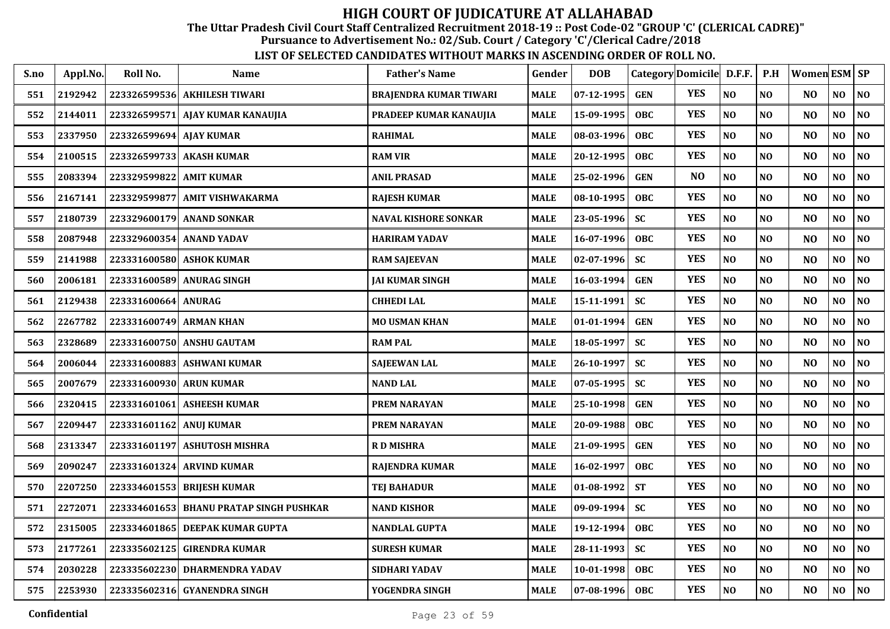# HIGH COURT OF JUDICATURE AT ALLAHABAD

**The Uttar Pradesh Civil Court Staff Centralized Recruitment 2018-19 :: Post Code-02 "GROUP 'C' (CLERICAL CADRE)"**

**Pursuance to Advertisement No.: 02/Sub. Court / Category 'C'/Clerical Cadre/2018**

**LIST OF SELECTED CANDIDATES WITHOUT MARKS IN ASCENDING ORDER OF ROLL NO.**

| S.no | Appl.No. | Roll No. | Name | Father's Name | Gender | DOB | Category | Domicile | D.F.F. | P.H | Women | ESM | SP |
|---|---|---|---|---|---|---|---|---|---|---|---|---|---|
| 551 | 2192942 | 223326599536 | AKHILESH TIWARI | BRAJENDRA KUMAR TIWARI | MALE | 07-12-1995 | GEN | YES | NO | NO | NO | NO | NO |
| 552 | 2144011 | 223326599571 | AJAY KUMAR KANAUJIA | PRADEEP KUMAR KANAUJIA | MALE | 15-09-1995 | OBC | YES | NO | NO | NO | NO | NO |
| 553 | 2337950 | 223326599694 | AJAY KUMAR | RAHIMAL | MALE | 08-03-1996 | OBC | YES | NO | NO | NO | NO | NO |
| 554 | 2100515 | 223326599733 | AKASH KUMAR | RAM VIR | MALE | 20-12-1995 | OBC | YES | NO | NO | NO | NO | NO |
| 555 | 2083394 | 223329599822 | AMIT KUMAR | ANIL PRASAD | MALE | 25-02-1996 | GEN | NO | NO | NO | NO | NO | NO |
| 556 | 2167141 | 223329599877 | AMIT VISHWAKARMA | RAJESH KUMAR | MALE | 08-10-1995 | OBC | YES | NO | NO | NO | NO | NO |
| 557 | 2180739 | 223329600179 | ANAND SONKAR | NAVAL KISHORE SONKAR | MALE | 23-05-1996 | SC | YES | NO | NO | NO | NO | NO |
| 558 | 2087948 | 223329600354 | ANAND YADAV | HARIRAM YADAV | MALE | 16-07-1996 | OBC | YES | NO | NO | NO | NO | NO |
| 559 | 2141988 | 223331600580 | ASHOK KUMAR | RAM SAJEEVAN | MALE | 02-07-1996 | SC | YES | NO | NO | NO | NO | NO |
| 560 | 2006181 | 223331600589 | ANURAG SINGH | JAI KUMAR SINGH | MALE | 16-03-1994 | GEN | YES | NO | NO | NO | NO | NO |
| 561 | 2129438 | 223331600664 | ANURAG | CHHEDI LAL | MALE | 15-11-1991 | SC | YES | NO | NO | NO | NO | NO |
| 562 | 2267782 | 223331600749 | ARMAN KHAN | MO USMAN KHAN | MALE | 01-01-1994 | GEN | YES | NO | NO | NO | NO | NO |
| 563 | 2328689 | 223331600750 | ANSHU GAUTAM | RAM PAL | MALE | 18-05-1997 | SC | YES | NO | NO | NO | NO | NO |
| 564 | 2006044 | 223331600883 | ASHWANI KUMAR | SAJEEWAN LAL | MALE | 26-10-1997 | SC | YES | NO | NO | NO | NO | NO |
| 565 | 2007679 | 223331600930 | ARUN KUMAR | NAND LAL | MALE | 07-05-1995 | SC | YES | NO | NO | NO | NO | NO |
| 566 | 2320415 | 223331601061 | ASHEESH KUMAR | PREM NARAYAN | MALE | 25-10-1998 | GEN | YES | NO | NO | NO | NO | NO |
| 567 | 2209447 | 223331601162 | ANUJ KUMAR | PREM NARAYAN | MALE | 20-09-1988 | OBC | YES | NO | NO | NO | NO | NO |
| 568 | 2313347 | 223331601197 | ASHUTOSH MISHRA | R D MISHRA | MALE | 21-09-1995 | GEN | YES | NO | NO | NO | NO | NO |
| 569 | 2090247 | 223331601324 | ARVIND KUMAR | RAJENDRA KUMAR | MALE | 16-02-1997 | OBC | YES | NO | NO | NO | NO | NO |
| 570 | 2207250 | 223334601553 | BRIJESH KUMAR | TEJ BAHADUR | MALE | 01-08-1992 | ST | YES | NO | NO | NO | NO | NO |
| 571 | 2272071 | 223334601653 | BHANU PRATAP SINGH PUSHKAR | NAND KISHOR | MALE | 09-09-1994 | SC | YES | NO | NO | NO | NO | NO |
| 572 | 2315005 | 223334601865 | DEEPAK KUMAR GUPTA | NANDLAL GUPTA | MALE | 19-12-1994 | OBC | YES | NO | NO | NO | NO | NO |
| 573 | 2177261 | 223335602125 | GIRENDRA KUMAR | SURESH KUMAR | MALE | 28-11-1993 | SC | YES | NO | NO | NO | NO | NO |
| 574 | 2030228 | 223335602230 | DHARMENDRA YADAV | SIDHARI YADAV | MALE | 10-01-1998 | OBC | YES | NO | NO | NO | NO | NO |
| 575 | 2253930 | 223335602316 | GYANENDRA SINGH | YOGENDRA SINGH | MALE | 07-08-1996 | OBC | YES | NO | NO | NO | NO | NO |

Confidential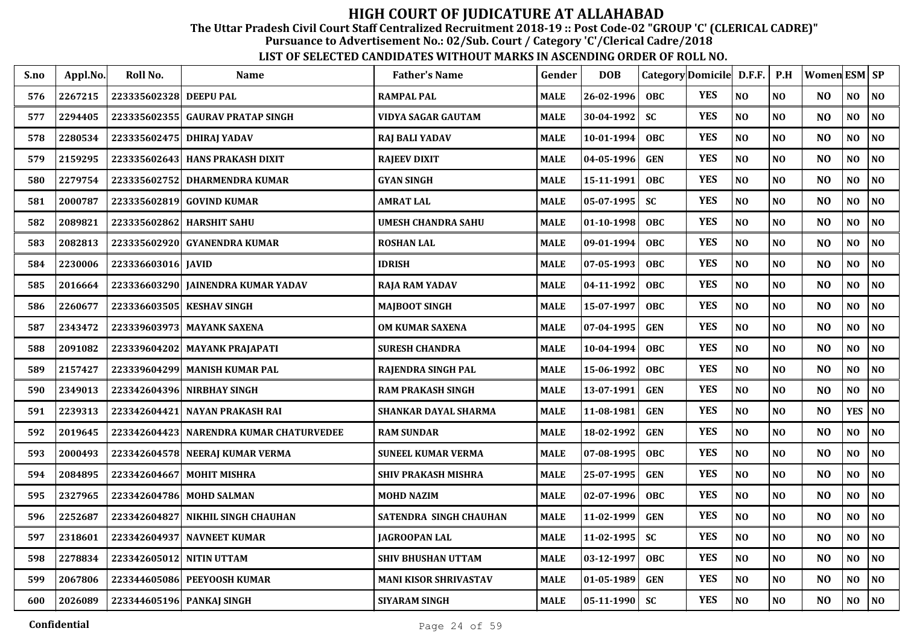# HIGH COURT OF JUDICATURE AT ALLAHABAD

**The Uttar Pradesh Civil Court Staff Centralized Recruitment 2018-19 :: Post Code-02 "GROUP 'C' (CLERICAL CADRE)"**
**Pursuance to Advertisement No.: 02/Sub. Court / Category 'C'/Clerical Cadre/2018**

**LIST OF SELECTED CANDIDATES WITHOUT MARKS IN ASCENDING ORDER OF ROLL NO.**

| S.no | Appl.No. | Roll No. | Name | Father's Name | Gender | DOB | Category | Domicile | D.F.F. | P.H | Women | ESM | SP |
|---|---|---|---|---|---|---|---|---|---|---|---|---|---|
| 576 | 2267215 | 223335602328 | DEEPU PAL | RAMPAL PAL | MALE | 26-02-1996 | OBC | YES | NO | NO | NO | NO | NO |
| 577 | 2294405 | 223335602355 | GAURAV PRATAP SINGH | VIDYA SAGAR GAUTAM | MALE | 30-04-1992 | SC | YES | NO | NO | NO | NO | NO |
| 578 | 2280534 | 223335602475 | DHIRAJ YADAV | RAJ BALI YADAV | MALE | 10-01-1994 | OBC | YES | NO | NO | NO | NO | NO |
| 579 | 2159295 | 223335602643 | HANS PRAKASH DIXIT | RAJEEV DIXIT | MALE | 04-05-1996 | GEN | YES | NO | NO | NO | NO | NO |
| 580 | 2279754 | 223335602752 | DHARMENDRA KUMAR | GYAN SINGH | MALE | 15-11-1991 | OBC | YES | NO | NO | NO | NO | NO |
| 581 | 2000787 | 223335602819 | GOVIND KUMAR | AMRAT LAL | MALE | 05-07-1995 | SC | YES | NO | NO | NO | NO | NO |
| 582 | 2089821 | 223335602862 | HARSHIT SAHU | UMESH CHANDRA SAHU | MALE | 01-10-1998 | OBC | YES | NO | NO | NO | NO | NO |
| 583 | 2082813 | 223335602920 | GYANENDRA KUMAR | ROSHAN LAL | MALE | 09-01-1994 | OBC | YES | NO | NO | NO | NO | NO |
| 584 | 2230006 | 223336603016 | JAVID | IDRISH | MALE | 07-05-1993 | OBC | YES | NO | NO | NO | NO | NO |
| 585 | 2016664 | 223336603290 | JAINENDRA KUMAR YADAV | RAJA RAM YADAV | MALE | 04-11-1992 | OBC | YES | NO | NO | NO | NO | NO |
| 586 | 2260677 | 223336603505 | KESHAV SINGH | MAJBOOT SINGH | MALE | 15-07-1997 | OBC | YES | NO | NO | NO | NO | NO |
| 587 | 2343472 | 223339603973 | MAYANK SAXENA | OM KUMAR SAXENA | MALE | 07-04-1995 | GEN | YES | NO | NO | NO | NO | NO |
| 588 | 2091082 | 223339604202 | MAYANK PRAJAPATI | SURESH CHANDRA | MALE | 10-04-1994 | OBC | YES | NO | NO | NO | NO | NO |
| 589 | 2157427 | 223339604299 | MANISH KUMAR PAL | RAJENDRA SINGH PAL | MALE | 15-06-1992 | OBC | YES | NO | NO | NO | NO | NO |
| 590 | 2349013 | 223342604396 | NIRBHAY SINGH | RAM PRAKASH SINGH | MALE | 13-07-1991 | GEN | YES | NO | NO | NO | NO | NO |
| 591 | 2239313 | 223342604421 | NAYAN PRAKASH RAI | SHANKAR DAYAL SHARMA | MALE | 11-08-1981 | GEN | YES | NO | NO | NO | YES | NO |
| 592 | 2019645 | 223342604423 | NARENDRA KUMAR CHATURVEDEE | RAM SUNDAR | MALE | 18-02-1992 | GEN | YES | NO | NO | NO | NO | NO |
| 593 | 2000493 | 223342604578 | NEERAJ KUMAR VERMA | SUNEEL KUMAR VERMA | MALE | 07-08-1995 | OBC | YES | NO | NO | NO | NO | NO |
| 594 | 2084895 | 223342604667 | MOHIT MISHRA | SHIV PRAKASH MISHRA | MALE | 25-07-1995 | GEN | YES | NO | NO | NO | NO | NO |
| 595 | 2327965 | 223342604786 | MOHD SALMAN | MOHD NAZIM | MALE | 02-07-1996 | OBC | YES | NO | NO | NO | NO | NO |
| 596 | 2252687 | 223342604827 | NIKHIL SINGH CHAUHAN | SATENDRA SINGH CHAUHAN | MALE | 11-02-1999 | GEN | YES | NO | NO | NO | NO | NO |
| 597 | 2318601 | 223342604937 | NAVNEET KUMAR | JAGROOPAN LAL | MALE | 11-02-1995 | SC | YES | NO | NO | NO | NO | NO |
| 598 | 2278834 | 223342605012 | NITIN UTTAM | SHIV BHUSHAN UTTAM | MALE | 03-12-1997 | OBC | YES | NO | NO | NO | NO | NO |
| 599 | 2067806 | 223344605086 | PEEYOOSH KUMAR | MANI KISOR SHRIVASTAV | MALE | 01-05-1989 | GEN | YES | NO | NO | NO | NO | NO |
| 600 | 2026089 | 223344605196 | PANKAJ SINGH | SIYARAM SINGH | MALE | 05-11-1990 | SC | YES | NO | NO | NO | NO | NO |

Confidential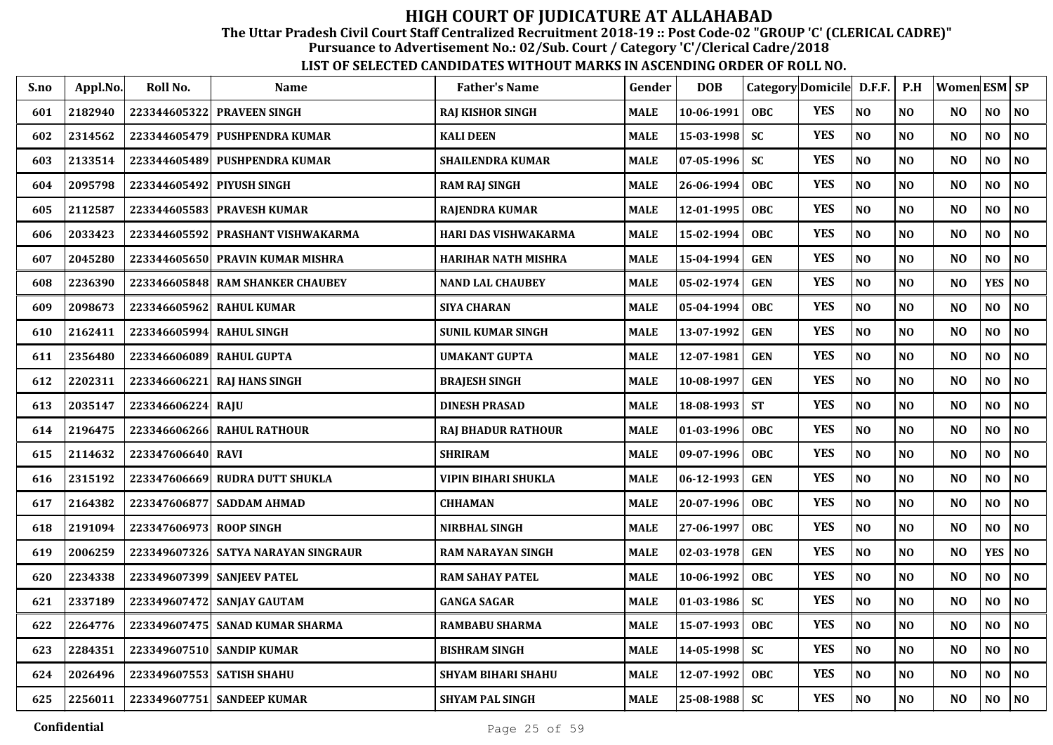# HIGH COURT OF JUDICATURE AT ALLAHABAD

**The Uttar Pradesh Civil Court Staff Centralized Recruitment 2018-19 :: Post Code-02 "GROUP 'C' (CLERICAL CADRE)"**

**Pursuance to Advertisement No.: 02/Sub. Court / Category 'C'/Clerical Cadre/2018**

**LIST OF SELECTED CANDIDATES WITHOUT MARKS IN ASCENDING ORDER OF ROLL NO.**

| S.no | Appl.No. | Roll No. | Name | Father's Name | Gender | DOB | Category | Domicile | D.F.F. | P.H | Women | ESM | SP |
|---|---|---|---|---|---|---|---|---|---|---|---|---|---|
| 601 | 2182940 | 223344605322 | PRAVEEN SINGH | RAJ KISHOR SINGH | MALE | 10-06-1991 | OBC | YES | NO | NO | NO | NO | NO |
| 602 | 2314562 | 223344605479 | PUSHPENDRA KUMAR | KALI DEEN | MALE | 15-03-1998 | SC | YES | NO | NO | NO | NO | NO |
| 603 | 2133514 | 223344605489 | PUSHPENDRA KUMAR | SHAILENDRA KUMAR | MALE | 07-05-1996 | SC | YES | NO | NO | NO | NO | NO |
| 604 | 2095798 | 223344605492 | PIYUSH SINGH | RAM RAJ SINGH | MALE | 26-06-1994 | OBC | YES | NO | NO | NO | NO | NO |
| 605 | 2112587 | 223344605583 | PRAVESH KUMAR | RAJENDRA KUMAR | MALE | 12-01-1995 | OBC | YES | NO | NO | NO | NO | NO |
| 606 | 2033423 | 223344605592 | PRASHANT VISHWAKARMA | HARI DAS VISHWAKARMA | MALE | 15-02-1994 | OBC | YES | NO | NO | NO | NO | NO |
| 607 | 2045280 | 223344605650 | PRAVIN KUMAR MISHRA | HARIHAR NATH MISHRA | MALE | 15-04-1994 | GEN | YES | NO | NO | NO | NO | NO |
| 608 | 2236390 | 223346605848 | RAM SHANKER CHAUBEY | NAND LAL CHAUBEY | MALE | 05-02-1974 | GEN | YES | NO | NO | NO | YES | NO |
| 609 | 2098673 | 223346605962 | RAHUL KUMAR | SIYA CHARAN | MALE | 05-04-1994 | OBC | YES | NO | NO | NO | NO | NO |
| 610 | 2162411 | 223346605994 | RAHUL SINGH | SUNIL KUMAR SINGH | MALE | 13-07-1992 | GEN | YES | NO | NO | NO | NO | NO |
| 611 | 2356480 | 223346606089 | RAHUL GUPTA | UMAKANT GUPTA | MALE | 12-07-1981 | GEN | YES | NO | NO | NO | NO | NO |
| 612 | 2202311 | 223346606221 | RAJ HANS SINGH | BRAJESH SINGH | MALE | 10-08-1997 | GEN | YES | NO | NO | NO | NO | NO |
| 613 | 2035147 | 223346606224 | RAJU | DINESH PRASAD | MALE | 18-08-1993 | ST | YES | NO | NO | NO | NO | NO |
| 614 | 2196475 | 223346606266 | RAHUL RATHOUR | RAJ BHADUR RATHOUR | MALE | 01-03-1996 | OBC | YES | NO | NO | NO | NO | NO |
| 615 | 2114632 | 223347606640 | RAVI | SHRIRAM | MALE | 09-07-1996 | OBC | YES | NO | NO | NO | NO | NO |
| 616 | 2315192 | 223347606669 | RUDRA DUTT SHUKLA | VIPIN BIHARI SHUKLA | MALE | 06-12-1993 | GEN | YES | NO | NO | NO | NO | NO |
| 617 | 2164382 | 223347606877 | SADDAM AHMAD | CHHAMAN | MALE | 20-07-1996 | OBC | YES | NO | NO | NO | NO | NO |
| 618 | 2191094 | 223347606973 | ROOP SINGH | NIRBHAL SINGH | MALE | 27-06-1997 | OBC | YES | NO | NO | NO | NO | NO |
| 619 | 2006259 | 223349607326 | SATYA NARAYAN SINGRAUR | RAM NARAYAN SINGH | MALE | 02-03-1978 | GEN | YES | NO | NO | NO | YES | NO |
| 620 | 2234338 | 223349607399 | SANJEEV PATEL | RAM SAHAY PATEL | MALE | 10-06-1992 | OBC | YES | NO | NO | NO | NO | NO |
| 621 | 2337189 | 223349607472 | SANJAY GAUTAM | GANGA SAGAR | MALE | 01-03-1986 | SC | YES | NO | NO | NO | NO | NO |
| 622 | 2264776 | 223349607475 | SANAD KUMAR SHARMA | RAMBABU SHARMA | MALE | 15-07-1993 | OBC | YES | NO | NO | NO | NO | NO |
| 623 | 2284351 | 223349607510 | SANDIP KUMAR | BISHRAM SINGH | MALE | 14-05-1998 | SC | YES | NO | NO | NO | NO | NO |
| 624 | 2026496 | 223349607553 | SATISH SHAHU | SHYAM BIHARI SHAHU | MALE | 12-07-1992 | OBC | YES | NO | NO | NO | NO | NO |
| 625 | 2256011 | 223349607751 | SANDEEP KUMAR | SHYAM PAL SINGH | MALE | 25-08-1988 | SC | YES | NO | NO | NO | NO | NO |

Confidential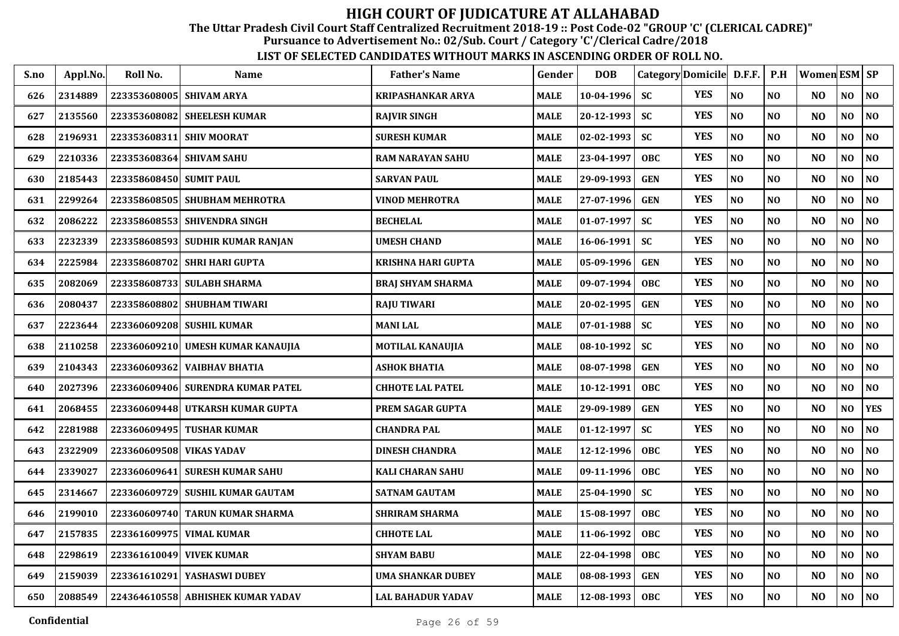# HIGH COURT OF JUDICATURE AT ALLAHABAD

**The Uttar Pradesh Civil Court Staff Centralized Recruitment 2018-19 :: Post Code-02 "GROUP 'C' (CLERICAL CADRE)"**

**Pursuance to Advertisement No.: 02/Sub. Court / Category 'C'/Clerical Cadre/2018**

**LIST OF SELECTED CANDIDATES WITHOUT MARKS IN ASCENDING ORDER OF ROLL NO.**

| S.no | Appl.No. | Roll No. | Name | Father's Name | Gender | DOB | Category | Domicile | D.F.F. | P.H | Women | ESM | SP |
|---|---|---|---|---|---|---|---|---|---|---|---|---|---|
| 626 | 2314889 | 223353608005 | SHIVAM ARYA | KRIPASHANKAR ARYA | MALE | 10-04-1996 | SC | YES | NO | NO | NO | NO | NO |
| 627 | 2135560 | 223353608082 | SHEELESH KUMAR | RAJVIR SINGH | MALE | 20-12-1993 | SC | YES | NO | NO | NO | NO | NO |
| 628 | 2196931 | 223353608311 | SHIV MOORAT | SURESH KUMAR | MALE | 02-02-1993 | SC | YES | NO | NO | NO | NO | NO |
| 629 | 2210336 | 223353608364 | SHIVAM SAHU | RAM NARAYAN SAHU | MALE | 23-04-1997 | OBC | YES | NO | NO | NO | NO | NO |
| 630 | 2185443 | 223358608450 | SUMIT PAUL | SARVAN PAUL | MALE | 29-09-1993 | GEN | YES | NO | NO | NO | NO | NO |
| 631 | 2299264 | 223358608505 | SHUBHAM MEHROTRA | VINOD MEHROTRA | MALE | 27-07-1996 | GEN | YES | NO | NO | NO | NO | NO |
| 632 | 2086222 | 223358608553 | SHIVENDRA SINGH | BECHELAL | MALE | 01-07-1997 | SC | YES | NO | NO | NO | NO | NO |
| 633 | 2232339 | 223358608593 | SUDHIR KUMAR RANJAN | UMESH CHAND | MALE | 16-06-1991 | SC | YES | NO | NO | NO | NO | NO |
| 634 | 2225984 | 223358608702 | SHRI HARI GUPTA | KRISHNA HARI GUPTA | MALE | 05-09-1996 | GEN | YES | NO | NO | NO | NO | NO |
| 635 | 2082069 | 223358608733 | SULABH SHARMA | BRAJ SHYAM SHARMA | MALE | 09-07-1994 | OBC | YES | NO | NO | NO | NO | NO |
| 636 | 2080437 | 223358608802 | SHUBHAM TIWARI | RAJU TIWARI | MALE | 20-02-1995 | GEN | YES | NO | NO | NO | NO | NO |
| 637 | 2223644 | 223360609208 | SUSHIL KUMAR | MANI LAL | MALE | 07-01-1988 | SC | YES | NO | NO | NO | NO | NO |
| 638 | 2110258 | 223360609210 | UMESH KUMAR KANAUJIA | MOTILAL KANAUJIA | MALE | 08-10-1992 | SC | YES | NO | NO | NO | NO | NO |
| 639 | 2104343 | 223360609362 | VAIBHAV BHATIA | ASHOK BHATIA | MALE | 08-07-1998 | GEN | YES | NO | NO | NO | NO | NO |
| 640 | 2027396 | 223360609406 | SURENDRA KUMAR PATEL | CHHOTE LAL PATEL | MALE | 10-12-1991 | OBC | YES | NO | NO | NO | NO | NO |
| 641 | 2068455 | 223360609448 | UTKARSH KUMAR GUPTA | PREM SAGAR GUPTA | MALE | 29-09-1989 | GEN | YES | NO | NO | NO | NO | YES |
| 642 | 2281988 | 223360609495 | TUSHAR KUMAR | CHANDRA PAL | MALE | 01-12-1997 | SC | YES | NO | NO | NO | NO | NO |
| 643 | 2322909 | 223360609508 | VIKAS YADAV | DINESH CHANDRA | MALE | 12-12-1996 | OBC | YES | NO | NO | NO | NO | NO |
| 644 | 2339027 | 223360609641 | SURESH KUMAR SAHU | KALI CHARAN SAHU | MALE | 09-11-1996 | OBC | YES | NO | NO | NO | NO | NO |
| 645 | 2314667 | 223360609729 | SUSHIL KUMAR GAUTAM | SATNAM GAUTAM | MALE | 25-04-1990 | SC | YES | NO | NO | NO | NO | NO |
| 646 | 2199010 | 223360609740 | TARUN KUMAR SHARMA | SHRIRAM SHARMA | MALE | 15-08-1997 | OBC | YES | NO | NO | NO | NO | NO |
| 647 | 2157835 | 223361609975 | VIMAL KUMAR | CHHOTE LAL | MALE | 11-06-1992 | OBC | YES | NO | NO | NO | NO | NO |
| 648 | 2298619 | 223361610049 | VIVEK KUMAR | SHYAM BABU | MALE | 22-04-1998 | OBC | YES | NO | NO | NO | NO | NO |
| 649 | 2159039 | 223361610291 | YASHASWI DUBEY | UMA SHANKAR DUBEY | MALE | 08-08-1993 | GEN | YES | NO | NO | NO | NO | NO |
| 650 | 2088549 | 224364610558 | ABHISHEK KUMAR YADAV | LAL BAHADUR YADAV | MALE | 12-08-1993 | OBC | YES | NO | NO | NO | NO | NO |

Confidential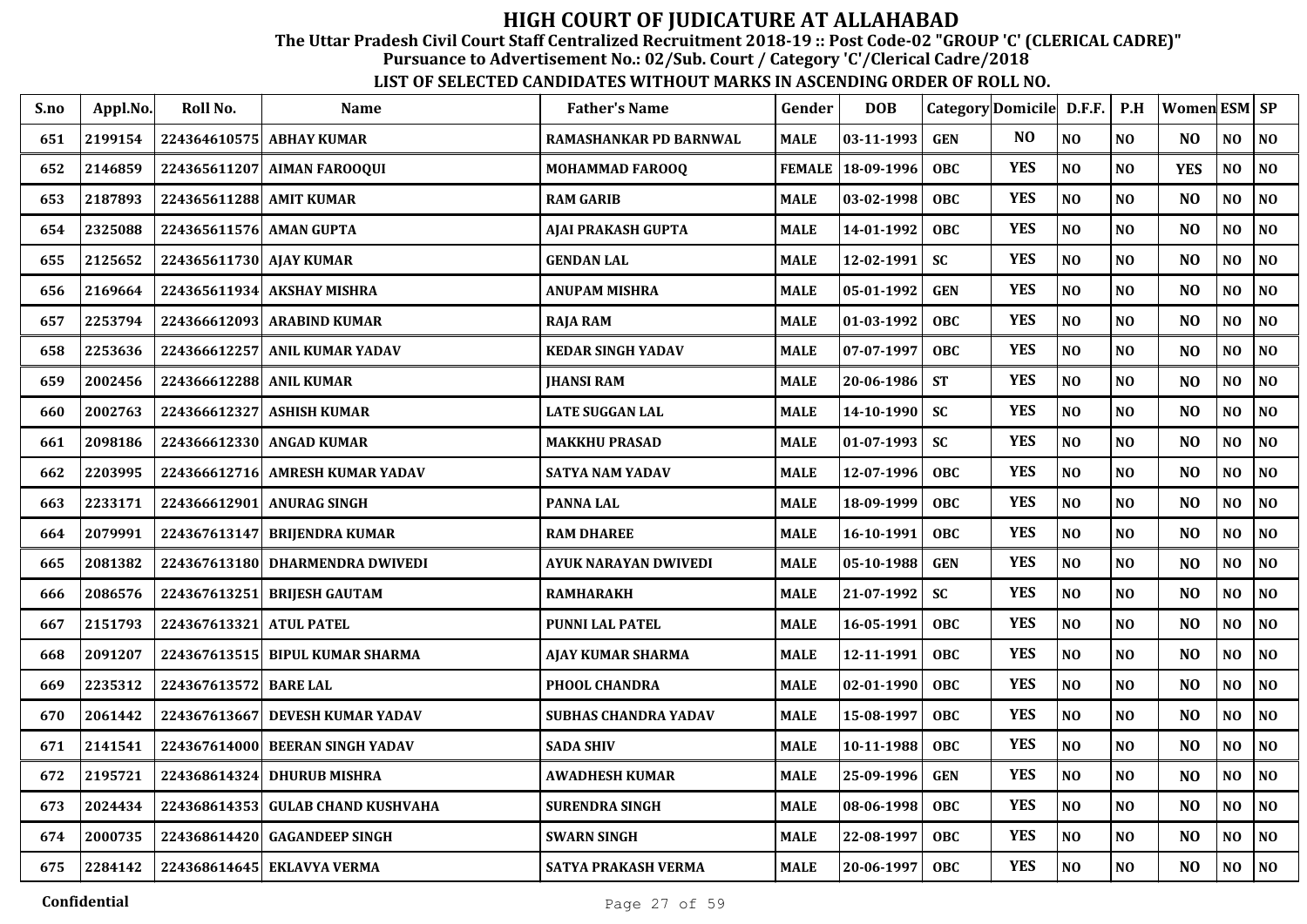# HIGH COURT OF JUDICATURE AT ALLAHABAD

## The Uttar Pradesh Civil Court Staff Centralized Recruitment 2018-19 :: Post Code-02 "GROUP 'C' (CLERICAL CADRE)"

## Pursuance to Advertisement No.: 02/Sub. Court / Category 'C'/Clerical Cadre/2018

### LIST OF SELECTED CANDIDATES WITHOUT MARKS IN ASCENDING ORDER OF ROLL NO.

| S.no | Appl.No. | Roll No. | Name | Father's Name | Gender | DOB | Category | Domicile | D.F.F. | P.H | Women | ESM | SP |
|---|---|---|---|---|---|---|---|---|---|---|---|---|---|
| 651 | 2199154 | 224364610575 | ABHAY KUMAR | RAMASHANKAR PD BARNWAL | MALE | 03-11-1993 | GEN | NO | NO | NO | NO | NO | NO |
| 652 | 2146859 | 224365611207 | AIMAN FAROOQUI | MOHAMMAD FAROOQ | FEMALE | 18-09-1996 | OBC | YES | NO | NO | YES | NO | NO |
| 653 | 2187893 | 224365611288 | AMIT KUMAR | RAM GARIB | MALE | 03-02-1998 | OBC | YES | NO | NO | NO | NO | NO |
| 654 | 2325088 | 224365611576 | AMAN GUPTA | AJAI PRAKASH GUPTA | MALE | 14-01-1992 | OBC | YES | NO | NO | NO | NO | NO |
| 655 | 2125652 | 224365611730 | AJAY KUMAR | GENDAN LAL | MALE | 12-02-1991 | SC | YES | NO | NO | NO | NO | NO |
| 656 | 2169664 | 224365611934 | AKSHAY MISHRA | ANUPAM MISHRA | MALE | 05-01-1992 | GEN | YES | NO | NO | NO | NO | NO |
| 657 | 2253794 | 224366612093 | ARABIND KUMAR | RAJA RAM | MALE | 01-03-1992 | OBC | YES | NO | NO | NO | NO | NO |
| 658 | 2253636 | 224366612257 | ANIL KUMAR YADAV | KEDAR SINGH YADAV | MALE | 07-07-1997 | OBC | YES | NO | NO | NO | NO | NO |
| 659 | 2002456 | 224366612288 | ANIL KUMAR | JHANSI RAM | MALE | 20-06-1986 | ST | YES | NO | NO | NO | NO | NO |
| 660 | 2002763 | 224366612327 | ASHISH KUMAR | LATE SUGGAN LAL | MALE | 14-10-1990 | SC | YES | NO | NO | NO | NO | NO |
| 661 | 2098186 | 224366612330 | ANGAD KUMAR | MAKKHU PRASAD | MALE | 01-07-1993 | SC | YES | NO | NO | NO | NO | NO |
| 662 | 2203995 | 224366612716 | AMRESH KUMAR YADAV | SATYA NAM YADAV | MALE | 12-07-1996 | OBC | YES | NO | NO | NO | NO | NO |
| 663 | 2233171 | 224366612901 | ANURAG SINGH | PANNA LAL | MALE | 18-09-1999 | OBC | YES | NO | NO | NO | NO | NO |
| 664 | 2079991 | 224367613147 | BRIJENDRA KUMAR | RAM DHAREE | MALE | 16-10-1991 | OBC | YES | NO | NO | NO | NO | NO |
| 665 | 2081382 | 224367613180 | DHARMENDRA DWIVEDI | AYUK NARAYAN DWIVEDI | MALE | 05-10-1988 | GEN | YES | NO | NO | NO | NO | NO |
| 666 | 2086576 | 224367613251 | BRIJESH GAUTAM | RAMHARAKH | MALE | 21-07-1992 | SC | YES | NO | NO | NO | NO | NO |
| 667 | 2151793 | 224367613321 | ATUL PATEL | PUNNI LAL PATEL | MALE | 16-05-1991 | OBC | YES | NO | NO | NO | NO | NO |
| 668 | 2091207 | 224367613515 | BIPUL KUMAR SHARMA | AJAY KUMAR SHARMA | MALE | 12-11-1991 | OBC | YES | NO | NO | NO | NO | NO |
| 669 | 2235312 | 224367613572 | BARE LAL | PHOOL CHANDRA | MALE | 02-01-1990 | OBC | YES | NO | NO | NO | NO | NO |
| 670 | 2061442 | 224367613667 | DEVESH KUMAR YADAV | SUBHAS CHANDRA YADAV | MALE | 15-08-1997 | OBC | YES | NO | NO | NO | NO | NO |
| 671 | 2141541 | 224367614000 | BEERAN SINGH YADAV | SADA SHIV | MALE | 10-11-1988 | OBC | YES | NO | NO | NO | NO | NO |
| 672 | 2195721 | 224368614324 | DHURUB MISHRA | AWADHESH KUMAR | MALE | 25-09-1996 | GEN | YES | NO | NO | NO | NO | NO |
| 673 | 2024434 | 224368614353 | GULAB CHAND KUSHVAHA | SURENDRA SINGH | MALE | 08-06-1998 | OBC | YES | NO | NO | NO | NO | NO |
| 674 | 2000735 | 224368614420 | GAGANDEEP SINGH | SWARN SINGH | MALE | 22-08-1997 | OBC | YES | NO | NO | NO | NO | NO |
| 675 | 2284142 | 224368614645 | EKLAVYA VERMA | SATYA PRAKASH VERMA | MALE | 20-06-1997 | OBC | YES | NO | NO | NO | NO | NO |

Confidential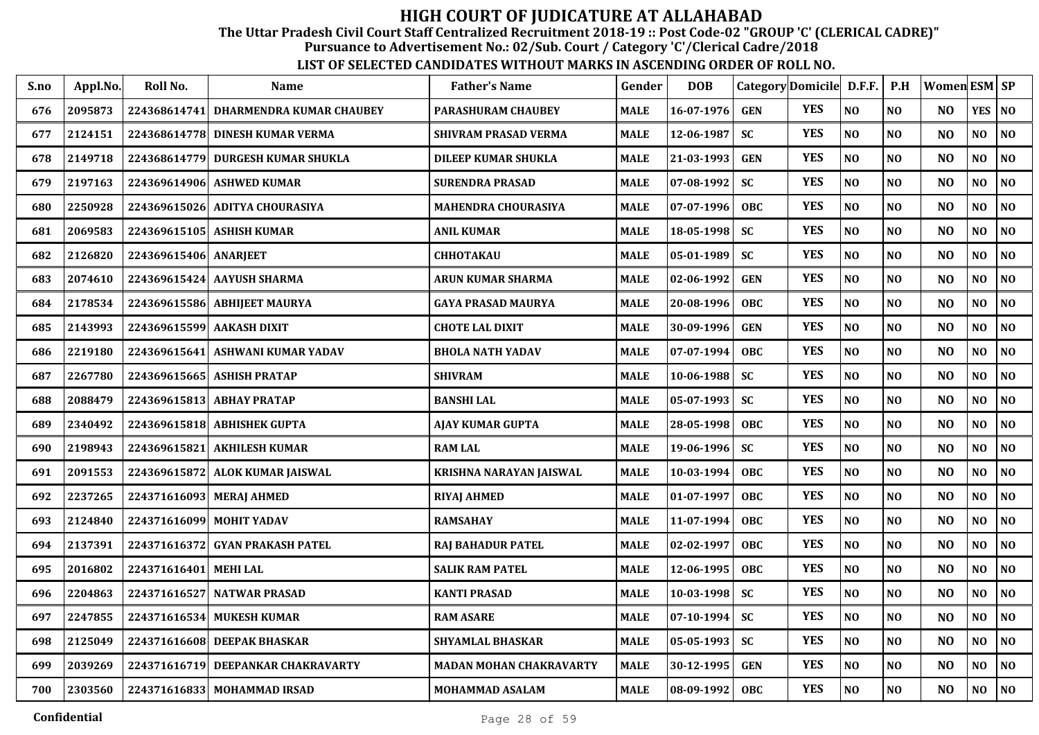# HIGH COURT OF JUDICATURE AT ALLAHABAD

**The Uttar Pradesh Civil Court Staff Centralized Recruitment 2018-19 :: Post Code-02 "GROUP 'C' (CLERICAL CADRE)"**

**Pursuance to Advertisement No.: 02/Sub. Court / Category 'C'/Clerical Cadre/2018**

**LIST OF SELECTED CANDIDATES WITHOUT MARKS IN ASCENDING ORDER OF ROLL NO.**

| S.no | Appl.No. | Roll No. | Name | Father's Name | Gender | DOB | Category | Domicile | D.F.F. | P.H | Women | ESM | SP |
|---|---|---|---|---|---|---|---|---|---|---|---|---|---|
| 676 | 2095873 | 224368614741 | DHARMENDRA KUMAR CHAUBEY | PARASHURAM CHAUBEY | MALE | 16-07-1976 | GEN | YES | NO | NO | NO | YES | NO |
| 677 | 2124151 | 224368614778 | DINESH KUMAR VERMA | SHIVRAM PRASAD VERMA | MALE | 12-06-1987 | SC | YES | NO | NO | NO | NO | NO |
| 678 | 2149718 | 224368614779 | DURGESH KUMAR SHUKLA | DILEEP KUMAR SHUKLA | MALE | 21-03-1993 | GEN | YES | NO | NO | NO | NO | NO |
| 679 | 2197163 | 224369614906 | ASHWED KUMAR | SURENDRA PRASAD | MALE | 07-08-1992 | SC | YES | NO | NO | NO | NO | NO |
| 680 | 2250928 | 224369615026 | ADITYA CHOURASIYA | MAHENDRA CHOURASIYA | MALE | 07-07-1996 | OBC | YES | NO | NO | NO | NO | NO |
| 681 | 2069583 | 224369615105 | ASHISH KUMAR | ANIL KUMAR | MALE | 18-05-1998 | SC | YES | NO | NO | NO | NO | NO |
| 682 | 2126820 | 224369615406 | ANARJEET | CHHOTAKAU | MALE | 05-01-1989 | SC | YES | NO | NO | NO | NO | NO |
| 683 | 2074610 | 224369615424 | AAYUSH SHARMA | ARUN KUMAR SHARMA | MALE | 02-06-1992 | GEN | YES | NO | NO | NO | NO | NO |
| 684 | 2178534 | 224369615586 | ABHIJEET MAURYA | GAYA PRASAD MAURYA | MALE | 20-08-1996 | OBC | YES | NO | NO | NO | NO | NO |
| 685 | 2143993 | 224369615599 | AAKASH DIXIT | CHOTE LAL DIXIT | MALE | 30-09-1996 | GEN | YES | NO | NO | NO | NO | NO |
| 686 | 2219180 | 224369615641 | ASHWANI KUMAR YADAV | BHOLA NATH YADAV | MALE | 07-07-1994 | OBC | YES | NO | NO | NO | NO | NO |
| 687 | 2267780 | 224369615665 | ASHISH PRATAP | SHIVRAM | MALE | 10-06-1988 | SC | YES | NO | NO | NO | NO | NO |
| 688 | 2088479 | 224369615813 | ABHAY PRATAP | BANSHI LAL | MALE | 05-07-1993 | SC | YES | NO | NO | NO | NO | NO |
| 689 | 2340492 | 224369615818 | ABHISHEK GUPTA | AJAY KUMAR GUPTA | MALE | 28-05-1998 | OBC | YES | NO | NO | NO | NO | NO |
| 690 | 2198943 | 224369615821 | AKHILESH KUMAR | RAM LAL | MALE | 19-06-1996 | SC | YES | NO | NO | NO | NO | NO |
| 691 | 2091553 | 224369615872 | ALOK KUMAR JAISWAL | KRISHNA NARAYAN JAISWAL | MALE | 10-03-1994 | OBC | YES | NO | NO | NO | NO | NO |
| 692 | 2237265 | 224371616093 | MERAJ AHMED | RIYAJ AHMED | MALE | 01-07-1997 | OBC | YES | NO | NO | NO | NO | NO |
| 693 | 2124840 | 224371616099 | MOHIT YADAV | RAMSAHAY | MALE | 11-07-1994 | OBC | YES | NO | NO | NO | NO | NO |
| 694 | 2137391 | 224371616372 | GYAN PRAKASH PATEL | RAJ BAHADUR PATEL | MALE | 02-02-1997 | OBC | YES | NO | NO | NO | NO | NO |
| 695 | 2016802 | 224371616401 | MEHI LAL | SALIK RAM PATEL | MALE | 12-06-1995 | OBC | YES | NO | NO | NO | NO | NO |
| 696 | 2204863 | 224371616527 | NATWAR PRASAD | KANTI PRASAD | MALE | 10-03-1998 | SC | YES | NO | NO | NO | NO | NO |
| 697 | 2247855 | 224371616534 | MUKESH KUMAR | RAM ASARE | MALE | 07-10-1994 | SC | YES | NO | NO | NO | NO | NO |
| 698 | 2125049 | 224371616608 | DEEPAK BHASKAR | SHYAMLAL BHASKAR | MALE | 05-05-1993 | SC | YES | NO | NO | NO | NO | NO |
| 699 | 2039269 | 224371616719 | DEEPANKAR CHAKRAVARTY | MADAN MOHAN CHAKRAVARTY | MALE | 30-12-1995 | GEN | YES | NO | NO | NO | NO | NO |
| 700 | 2303560 | 224371616833 | MOHAMMAD IRSAD | MOHAMMAD ASALAM | MALE | 08-09-1992 | OBC | YES | NO | NO | NO | NO | NO |

**Confidential**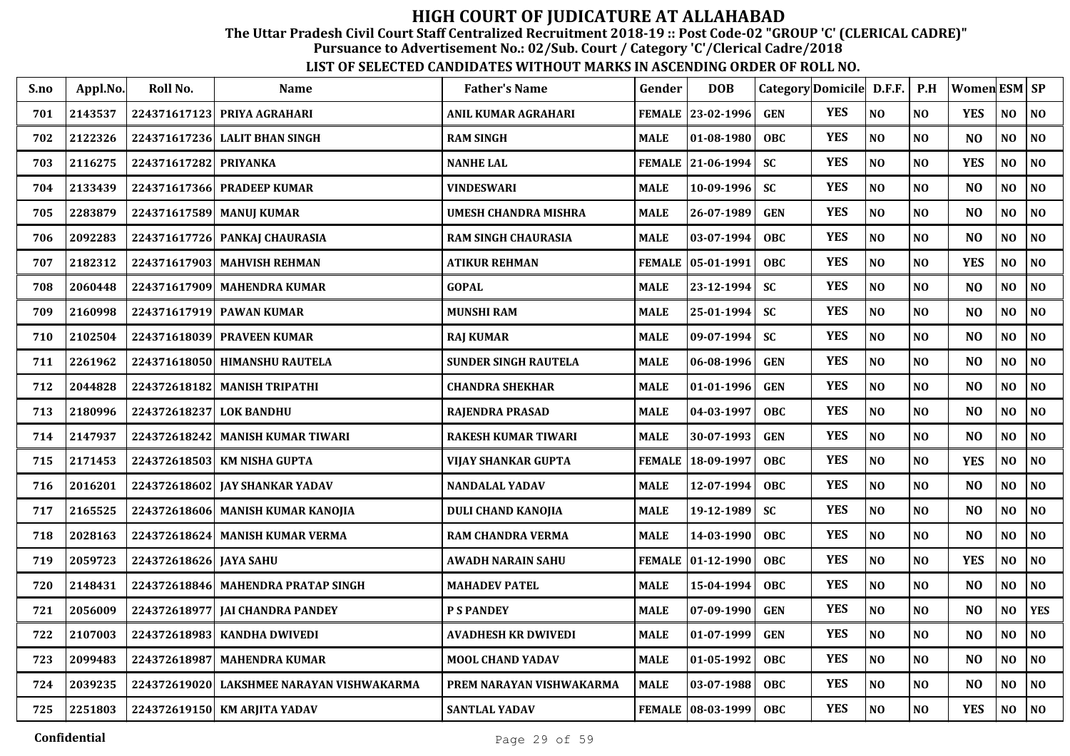# HIGH COURT OF JUDICATURE AT ALLAHABAD

**The Uttar Pradesh Civil Court Staff Centralized Recruitment 2018-19 :: Post Code-02 "GROUP 'C' (CLERICAL CADRE)"**

**Pursuance to Advertisement No.: 02/Sub. Court / Category 'C'/Clerical Cadre/2018**

**LIST OF SELECTED CANDIDATES WITHOUT MARKS IN ASCENDING ORDER OF ROLL NO.**

| S.no | Appl.No. | Roll No. | Name | Father's Name | Gender | DOB | Category | Domicile | D.F.F. | P.H | Women | ESM | SP |
|---|---|---|---|---|---|---|---|---|---|---|---|---|---|
| 701 | 2143537 | 224371617123 | PRIYA AGRAHARI | ANIL KUMAR AGRAHARI | FEMALE | 23-02-1996 | GEN | YES | NO | NO | YES | NO | NO |
| 702 | 2122326 | 224371617236 | LALIT BHAN SINGH | RAM SINGH | MALE | 01-08-1980 | OBC | YES | NO | NO | NO | NO | NO |
| 703 | 2116275 | 224371617282 | PRIYANKA | NANHE LAL | FEMALE | 21-06-1994 | SC | YES | NO | NO | YES | NO | NO |
| 704 | 2133439 | 224371617366 | PRADEEP KUMAR | VINDESWARI | MALE | 10-09-1996 | SC | YES | NO | NO | NO | NO | NO |
| 705 | 2283879 | 224371617589 | MANUJ KUMAR | UMESH CHANDRA MISHRA | MALE | 26-07-1989 | GEN | YES | NO | NO | NO | NO | NO |
| 706 | 2092283 | 224371617726 | PANKAJ CHAURASIA | RAM SINGH CHAURASIA | MALE | 03-07-1994 | OBC | YES | NO | NO | NO | NO | NO |
| 707 | 2182312 | 224371617903 | MAHVISH REHMAN | ATIKUR REHMAN | FEMALE | 05-01-1991 | OBC | YES | NO | NO | YES | NO | NO |
| 708 | 2060448 | 224371617909 | MAHENDRA KUMAR | GOPAL | MALE | 23-12-1994 | SC | YES | NO | NO | NO | NO | NO |
| 709 | 2160998 | 224371617919 | PAWAN KUMAR | MUNSHI RAM | MALE | 25-01-1994 | SC | YES | NO | NO | NO | NO | NO |
| 710 | 2102504 | 224371618039 | PRAVEEN KUMAR | RAJ KUMAR | MALE | 09-07-1994 | SC | YES | NO | NO | NO | NO | NO |
| 711 | 2261962 | 224371618050 | HIMANSHU RAUTELA | SUNDER SINGH RAUTELA | MALE | 06-08-1996 | GEN | YES | NO | NO | NO | NO | NO |
| 712 | 2044828 | 224372618182 | MANISH TRIPATHI | CHANDRA SHEKHAR | MALE | 01-01-1996 | GEN | YES | NO | NO | NO | NO | NO |
| 713 | 2180996 | 224372618237 | LOK BANDHU | RAJENDRA PRASAD | MALE | 04-03-1997 | OBC | YES | NO | NO | NO | NO | NO |
| 714 | 2147937 | 224372618242 | MANISH KUMAR TIWARI | RAKESH KUMAR TIWARI | MALE | 30-07-1993 | GEN | YES | NO | NO | NO | NO | NO |
| 715 | 2171453 | 224372618503 | KM NISHA GUPTA | VIJAY SHANKAR GUPTA | FEMALE | 18-09-1997 | OBC | YES | NO | NO | YES | NO | NO |
| 716 | 2016201 | 224372618602 | JAY SHANKAR YADAV | NANDALAL YADAV | MALE | 12-07-1994 | OBC | YES | NO | NO | NO | NO | NO |
| 717 | 2165525 | 224372618606 | MANISH KUMAR KANOJIA | DULI CHAND KANOJIA | MALE | 19-12-1989 | SC | YES | NO | NO | NO | NO | NO |
| 718 | 2028163 | 224372618624 | MANISH KUMAR VERMA | RAM CHANDRA VERMA | MALE | 14-03-1990 | OBC | YES | NO | NO | NO | NO | NO |
| 719 | 2059723 | 224372618626 | JAYA SAHU | AWADH NARAIN SAHU | FEMALE | 01-12-1990 | OBC | YES | NO | NO | YES | NO | NO |
| 720 | 2148431 | 224372618846 | MAHENDRA PRATAP SINGH | MAHADEV PATEL | MALE | 15-04-1994 | OBC | YES | NO | NO | NO | NO | NO |
| 721 | 2056009 | 224372618977 | JAI CHANDRA PANDEY | P S PANDEY | MALE | 07-09-1990 | GEN | YES | NO | NO | NO | NO | YES |
| 722 | 2107003 | 224372618983 | KANDHA DWIVEDI | AVADHESH KR DWIVEDI | MALE | 01-07-1999 | GEN | YES | NO | NO | NO | NO | NO |
| 723 | 2099483 | 224372618987 | MAHENDRA KUMAR | MOOL CHAND YADAV | MALE | 01-05-1992 | OBC | YES | NO | NO | NO | NO | NO |
| 724 | 2039235 | 224372619020 | LAKSHMEE NARAYAN VISHWAKARMA | PREM NARAYAN VISHWAKARMA | MALE | 03-07-1988 | OBC | YES | NO | NO | NO | NO | NO |
| 725 | 2251803 | 224372619150 | KM ARJITA YADAV | SANTLAL YADAV | FEMALE | 08-03-1999 | OBC | YES | NO | NO | YES | NO | NO |

Confidential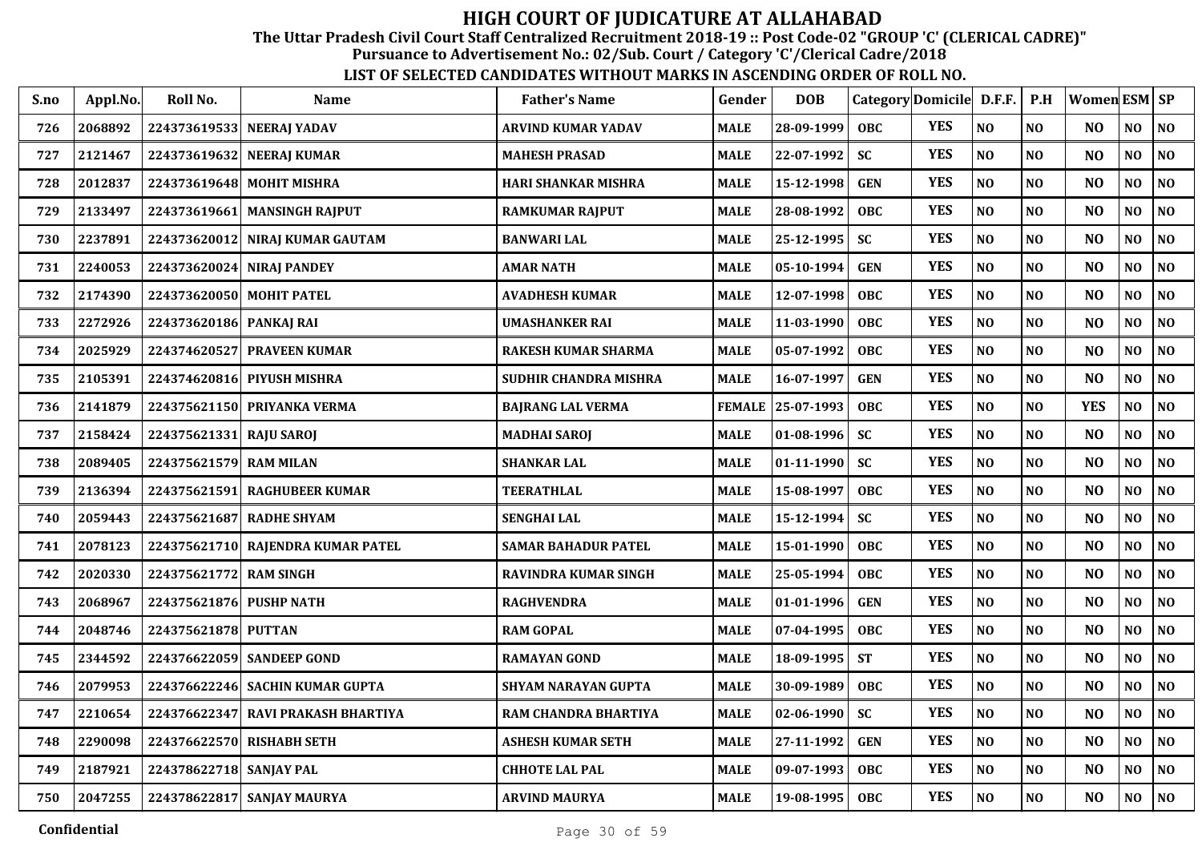# HIGH COURT OF JUDICATURE AT ALLAHABAD

**The Uttar Pradesh Civil Court Staff Centralized Recruitment 2018-19 :: Post Code-02 "GROUP 'C' (CLERICAL CADRE)"**

**Pursuance to Advertisement No.: 02/Sub. Court / Category 'C'/Clerical Cadre/2018**

**LIST OF SELECTED CANDIDATES WITHOUT MARKS IN ASCENDING ORDER OF ROLL NO.**

| S.no | Appl.No. | Roll No. | Name | Father's Name | Gender | DOB | Category | Domicile | D.F.F. | P.H | Women | ESM | SP |
|---|---|---|---|---|---|---|---|---|---|---|---|---|---|
| 726 | 2068892 | 224373619533 | NEERAJ YADAV | ARVIND KUMAR YADAV | MALE | 28-09-1999 | OBC | YES | NO | NO | NO | NO | NO |
| 727 | 2121467 | 224373619632 | NEERAJ KUMAR | MAHESH PRASAD | MALE | 22-07-1992 | SC | YES | NO | NO | NO | NO | NO |
| 728 | 2012837 | 224373619648 | MOHIT MISHRA | HARI SHANKAR MISHRA | MALE | 15-12-1998 | GEN | YES | NO | NO | NO | NO | NO |
| 729 | 2133497 | 224373619661 | MANSINGH RAJPUT | RAMKUMAR RAJPUT | MALE | 28-08-1992 | OBC | YES | NO | NO | NO | NO | NO |
| 730 | 2237891 | 224373620012 | NIRAJ KUMAR GAUTAM | BANWARI LAL | MALE | 25-12-1995 | SC | YES | NO | NO | NO | NO | NO |
| 731 | 2240053 | 224373620024 | NIRAJ PANDEY | AMAR NATH | MALE | 05-10-1994 | GEN | YES | NO | NO | NO | NO | NO |
| 732 | 2174390 | 224373620050 | MOHIT PATEL | AVADHESH KUMAR | MALE | 12-07-1998 | OBC | YES | NO | NO | NO | NO | NO |
| 733 | 2272926 | 224373620186 | PANKAJ RAI | UMASHANKER RAI | MALE | 11-03-1990 | OBC | YES | NO | NO | NO | NO | NO |
| 734 | 2025929 | 224374620527 | PRAVEEN KUMAR | RAKESH KUMAR SHARMA | MALE | 05-07-1992 | OBC | YES | NO | NO | NO | NO | NO |
| 735 | 2105391 | 224374620816 | PIYUSH MISHRA | SUDHIR CHANDRA MISHRA | MALE | 16-07-1997 | GEN | YES | NO | NO | NO | NO | NO |
| 736 | 2141879 | 224375621150 | PRIYANKA VERMA | BAJRANG LAL VERMA | FEMALE | 25-07-1993 | OBC | YES | NO | NO | YES | NO | NO |
| 737 | 2158424 | 224375621331 | RAJU SAROJ | MADHAI SAROJ | MALE | 01-08-1996 | SC | YES | NO | NO | NO | NO | NO |
| 738 | 2089405 | 224375621579 | RAM MILAN | SHANKAR LAL | MALE | 01-11-1990 | SC | YES | NO | NO | NO | NO | NO |
| 739 | 2136394 | 224375621591 | RAGHUBEER KUMAR | TEERATHLAL | MALE | 15-08-1997 | OBC | YES | NO | NO | NO | NO | NO |
| 740 | 2059443 | 224375621687 | RADHE SHYAM | SENGHAI LAL | MALE | 15-12-1994 | SC | YES | NO | NO | NO | NO | NO |
| 741 | 2078123 | 224375621710 | RAJENDRA KUMAR PATEL | SAMAR BAHADUR PATEL | MALE | 15-01-1990 | OBC | YES | NO | NO | NO | NO | NO |
| 742 | 2020330 | 224375621772 | RAM SINGH | RAVINDRA KUMAR SINGH | MALE | 25-05-1994 | OBC | YES | NO | NO | NO | NO | NO |
| 743 | 2068967 | 224375621876 | PUSHP NATH | RAGHVENDRA | MALE | 01-01-1996 | GEN | YES | NO | NO | NO | NO | NO |
| 744 | 2048746 | 224375621878 | PUTTAN | RAM GOPAL | MALE | 07-04-1995 | OBC | YES | NO | NO | NO | NO | NO |
| 745 | 2344592 | 224376622059 | SANDEEP GOND | RAMAYAN GOND | MALE | 18-09-1995 | ST | YES | NO | NO | NO | NO | NO |
| 746 | 2079953 | 224376622246 | SACHIN KUMAR GUPTA | SHYAM NARAYAN GUPTA | MALE | 30-09-1989 | OBC | YES | NO | NO | NO | NO | NO |
| 747 | 2210654 | 224376622347 | RAVI PRAKASH BHARTIYA | RAM CHANDRA BHARTIYA | MALE | 02-06-1990 | SC | YES | NO | NO | NO | NO | NO |
| 748 | 2290098 | 224376622570 | RISHABH SETH | ASHESH KUMAR SETH | MALE | 27-11-1992 | GEN | YES | NO | NO | NO | NO | NO |
| 749 | 2187921 | 224378622718 | SANJAY PAL | CHHOTE LAL PAL | MALE | 09-07-1993 | OBC | YES | NO | NO | NO | NO | NO |
| 750 | 2047255 | 224378622817 | SANJAY MAURYA | ARVIND MAURYA | MALE | 19-08-1995 | OBC | YES | NO | NO | NO | NO | NO |

Confidential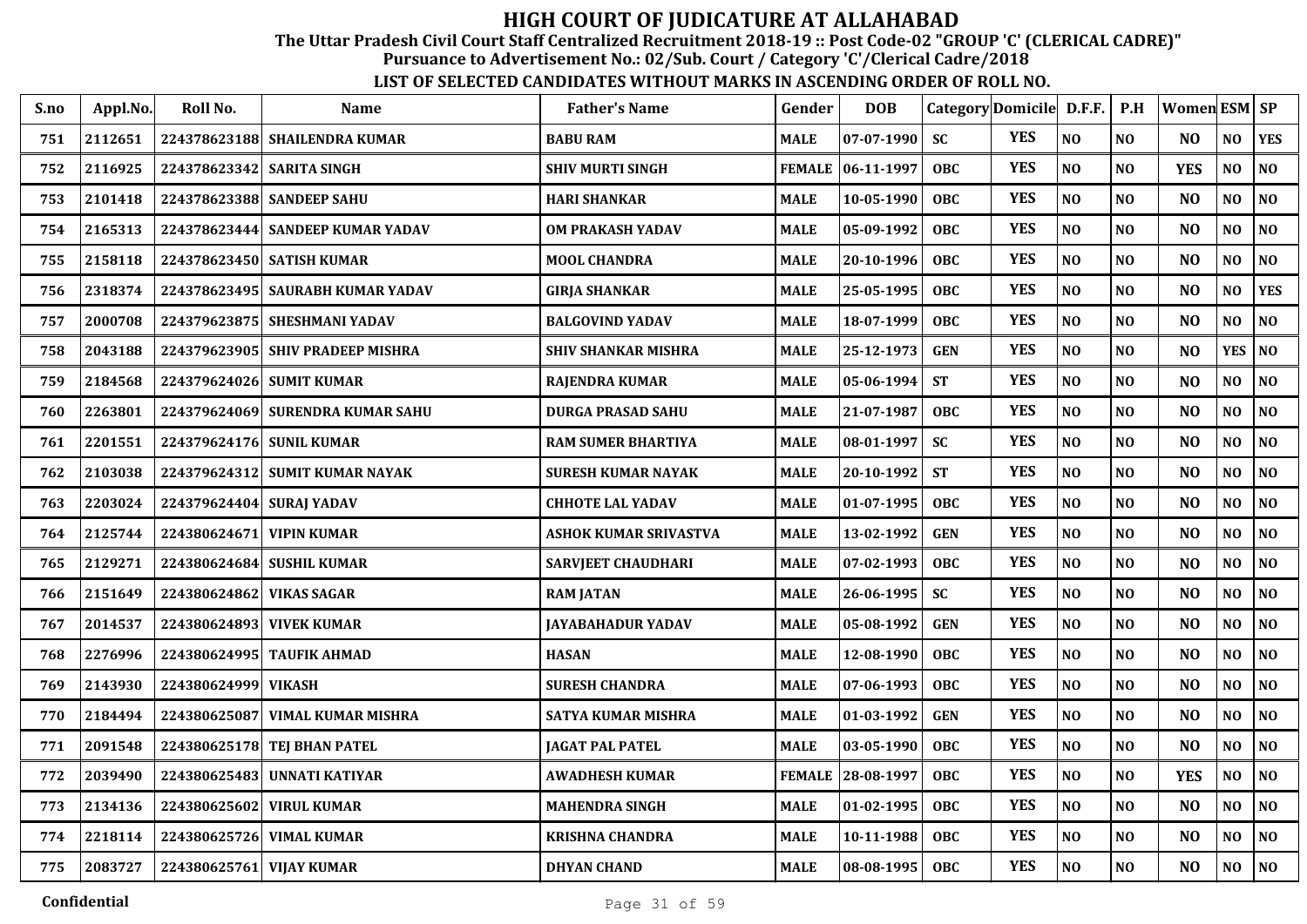# HIGH COURT OF JUDICATURE AT ALLAHABAD

**The Uttar Pradesh Civil Court Staff Centralized Recruitment 2018-19 :: Post Code-02 "GROUP 'C' (CLERICAL CADRE)"**

**Pursuance to Advertisement No.: 02/Sub. Court / Category 'C'/Clerical Cadre/2018**

**LIST OF SELECTED CANDIDATES WITHOUT MARKS IN ASCENDING ORDER OF ROLL NO.**

| S.no | Appl.No. | Roll No. | Name | Father's Name | Gender | DOB | Category | Domicile | D.F.F. | P.H | Women | ESM | SP |
|---|---|---|---|---|---|---|---|---|---|---|---|---|---|
| 751 | 2112651 | 224378623188 | SHAILENDRA KUMAR | BABU RAM | MALE | 07-07-1990 | SC | YES | NO | NO | NO | NO | YES |
| 752 | 2116925 | 224378623342 | SARITA SINGH | SHIV MURTI SINGH | FEMALE | 06-11-1997 | OBC | YES | NO | NO | YES | NO | NO |
| 753 | 2101418 | 224378623388 | SANDEEP SAHU | HARI SHANKAR | MALE | 10-05-1990 | OBC | YES | NO | NO | NO | NO | NO |
| 754 | 2165313 | 224378623444 | SANDEEP KUMAR YADAV | OM PRAKASH YADAV | MALE | 05-09-1992 | OBC | YES | NO | NO | NO | NO | NO |
| 755 | 2158118 | 224378623450 | SATISH KUMAR | MOOL CHANDRA | MALE | 20-10-1996 | OBC | YES | NO | NO | NO | NO | NO |
| 756 | 2318374 | 224378623495 | SAURABH KUMAR YADAV | GIRJA SHANKAR | MALE | 25-05-1995 | OBC | YES | NO | NO | NO | NO | YES |
| 757 | 2000708 | 224379623875 | SHESHMANI YADAV | BALGOVIND YADAV | MALE | 18-07-1999 | OBC | YES | NO | NO | NO | NO | NO |
| 758 | 2043188 | 224379623905 | SHIV PRADEEP MISHRA | SHIV SHANKAR MISHRA | MALE | 25-12-1973 | GEN | YES | NO | NO | NO | YES | NO |
| 759 | 2184568 | 224379624026 | SUMIT KUMAR | RAJENDRA KUMAR | MALE | 05-06-1994 | ST | YES | NO | NO | NO | NO | NO |
| 760 | 2263801 | 224379624069 | SURENDRA KUMAR SAHU | DURGA PRASAD SAHU | MALE | 21-07-1987 | OBC | YES | NO | NO | NO | NO | NO |
| 761 | 2201551 | 224379624176 | SUNIL KUMAR | RAM SUMER BHARTIYA | MALE | 08-01-1997 | SC | YES | NO | NO | NO | NO | NO |
| 762 | 2103038 | 224379624312 | SUMIT KUMAR NAYAK | SURESH KUMAR NAYAK | MALE | 20-10-1992 | ST | YES | NO | NO | NO | NO | NO |
| 763 | 2203024 | 224379624404 | SURAJ YADAV | CHHOTE LAL YADAV | MALE | 01-07-1995 | OBC | YES | NO | NO | NO | NO | NO |
| 764 | 2125744 | 224380624671 | VIPIN KUMAR | ASHOK KUMAR SRIVASTVA | MALE | 13-02-1992 | GEN | YES | NO | NO | NO | NO | NO |
| 765 | 2129271 | 224380624684 | SUSHIL KUMAR | SARVJEET CHAUDHARI | MALE | 07-02-1993 | OBC | YES | NO | NO | NO | NO | NO |
| 766 | 2151649 | 224380624862 | VIKAS SAGAR | RAM JATAN | MALE | 26-06-1995 | SC | YES | NO | NO | NO | NO | NO |
| 767 | 2014537 | 224380624893 | VIVEK KUMAR | JAYABAHADUR YADAV | MALE | 05-08-1992 | GEN | YES | NO | NO | NO | NO | NO |
| 768 | 2276996 | 224380624995 | TAUFIK AHMAD | HASAN | MALE | 12-08-1990 | OBC | YES | NO | NO | NO | NO | NO |
| 769 | 2143930 | 224380624999 | VIKASH | SURESH CHANDRA | MALE | 07-06-1993 | OBC | YES | NO | NO | NO | NO | NO |
| 770 | 2184494 | 224380625087 | VIMAL KUMAR MISHRA | SATYA KUMAR MISHRA | MALE | 01-03-1992 | GEN | YES | NO | NO | NO | NO | NO |
| 771 | 2091548 | 224380625178 | TEJ BHAN PATEL | JAGAT PAL PATEL | MALE | 03-05-1990 | OBC | YES | NO | NO | NO | NO | NO |
| 772 | 2039490 | 224380625483 | UNNATI KATIYAR | AWADHESH KUMAR | FEMALE | 28-08-1997 | OBC | YES | NO | NO | YES | NO | NO |
| 773 | 2134136 | 224380625602 | VIRUL KUMAR | MAHENDRA SINGH | MALE | 01-02-1995 | OBC | YES | NO | NO | NO | NO | NO |
| 774 | 2218114 | 224380625726 | VIMAL KUMAR | KRISHNA CHANDRA | MALE | 10-11-1988 | OBC | YES | NO | NO | NO | NO | NO |
| 775 | 2083727 | 224380625761 | VIJAY KUMAR | DHYAN CHAND | MALE | 08-08-1995 | OBC | YES | NO | NO | NO | NO | NO |

Confidential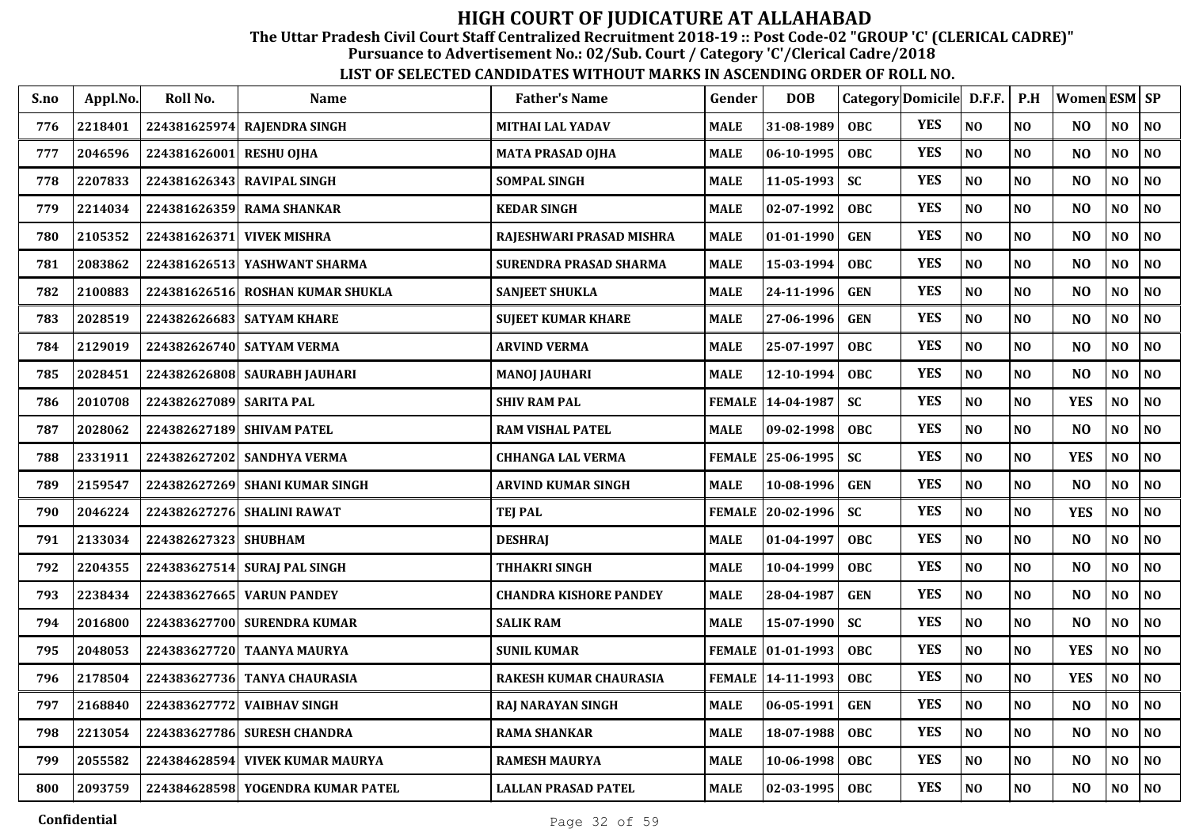# HIGH COURT OF JUDICATURE AT ALLAHABAD

**The Uttar Pradesh Civil Court Staff Centralized Recruitment 2018-19 :: Post Code-02 "GROUP 'C' (CLERICAL CADRE)"**
**Pursuance to Advertisement No.: 02/Sub. Court / Category 'C'/Clerical Cadre/2018**

**LIST OF SELECTED CANDIDATES WITHOUT MARKS IN ASCENDING ORDER OF ROLL NO.**

| S.no | Appl.No. | Roll No. | Name | Father's Name | Gender | DOB | Category | Domicile | D.F.F. | P.H | Women | ESM | SP |
|---|---|---|---|---|---|---|---|---|---|---|---|---|---|
| 776 | 2218401 | 224381625974 | RAJENDRA SINGH | MITHAI LAL YADAV | MALE | 31-08-1989 | OBC | YES | NO | NO | NO | NO | NO |
| 777 | 2046596 | 224381626001 | RESHU OJHA | MATA PRASAD OJHA | MALE | 06-10-1995 | OBC | YES | NO | NO | NO | NO | NO |
| 778 | 2207833 | 224381626343 | RAVIPAL SINGH | SOMPAL SINGH | MALE | 11-05-1993 | SC | YES | NO | NO | NO | NO | NO |
| 779 | 2214034 | 224381626359 | RAMA SHANKAR | KEDAR SINGH | MALE | 02-07-1992 | OBC | YES | NO | NO | NO | NO | NO |
| 780 | 2105352 | 224381626371 | VIVEK MISHRA | RAJESHWARI PRASAD MISHRA | MALE | 01-01-1990 | GEN | YES | NO | NO | NO | NO | NO |
| 781 | 2083862 | 224381626513 | YASHWANT SHARMA | SURENDRA PRASAD SHARMA | MALE | 15-03-1994 | OBC | YES | NO | NO | NO | NO | NO |
| 782 | 2100883 | 224381626516 | ROSHAN KUMAR SHUKLA | SANJEET SHUKLA | MALE | 24-11-1996 | GEN | YES | NO | NO | NO | NO | NO |
| 783 | 2028519 | 224382626683 | SATYAM KHARE | SUJEET KUMAR KHARE | MALE | 27-06-1996 | GEN | YES | NO | NO | NO | NO | NO |
| 784 | 2129019 | 224382626740 | SATYAM VERMA | ARVIND VERMA | MALE | 25-07-1997 | OBC | YES | NO | NO | NO | NO | NO |
| 785 | 2028451 | 224382626808 | SAURABH JAUHARI | MANOJ JAUHARI | MALE | 12-10-1994 | OBC | YES | NO | NO | NO | NO | NO |
| 786 | 2010708 | 224382627089 | SARITA PAL | SHIV RAM PAL | FEMALE | 14-04-1987 | SC | YES | NO | NO | YES | NO | NO |
| 787 | 2028062 | 224382627189 | SHIVAM PATEL | RAM VISHAL PATEL | MALE | 09-02-1998 | OBC | YES | NO | NO | NO | NO | NO |
| 788 | 2331911 | 224382627202 | SANDHYA VERMA | CHHANGA LAL VERMA | FEMALE | 25-06-1995 | SC | YES | NO | NO | YES | NO | NO |
| 789 | 2159547 | 224382627269 | SHANI KUMAR SINGH | ARVIND KUMAR SINGH | MALE | 10-08-1996 | GEN | YES | NO | NO | NO | NO | NO |
| 790 | 2046224 | 224382627276 | SHALINI RAWAT | TEJ PAL | FEMALE | 20-02-1996 | SC | YES | NO | NO | YES | NO | NO |
| 791 | 2133034 | 224382627323 | SHUBHAM | DESHRAJ | MALE | 01-04-1997 | OBC | YES | NO | NO | NO | NO | NO |
| 792 | 2204355 | 224383627514 | SURAJ PAL SINGH | THHAKRI SINGH | MALE | 10-04-1999 | OBC | YES | NO | NO | NO | NO | NO |
| 793 | 2238434 | 224383627665 | VARUN PANDEY | CHANDRA KISHORE PANDEY | MALE | 28-04-1987 | GEN | YES | NO | NO | NO | NO | NO |
| 794 | 2016800 | 224383627700 | SURENDRA KUMAR | SALIK RAM | MALE | 15-07-1990 | SC | YES | NO | NO | NO | NO | NO |
| 795 | 2048053 | 224383627720 | TAANYA MAURYA | SUNIL KUMAR | FEMALE | 01-01-1993 | OBC | YES | NO | NO | YES | NO | NO |
| 796 | 2178504 | 224383627736 | TANYA CHAURASIA | RAKESH KUMAR CHAURASIA | FEMALE | 14-11-1993 | OBC | YES | NO | NO | YES | NO | NO |
| 797 | 2168840 | 224383627772 | VAIBHAV SINGH | RAJ NARAYAN SINGH | MALE | 06-05-1991 | GEN | YES | NO | NO | NO | NO | NO |
| 798 | 2213054 | 224383627786 | SURESH CHANDRA | RAMA SHANKAR | MALE | 18-07-1988 | OBC | YES | NO | NO | NO | NO | NO |
| 799 | 2055582 | 224384628594 | VIVEK KUMAR MAURYA | RAMESH MAURYA | MALE | 10-06-1998 | OBC | YES | NO | NO | NO | NO | NO |
| 800 | 2093759 | 224384628598 | YOGENDRA KUMAR PATEL | LALLAN PRASAD PATEL | MALE | 02-03-1995 | OBC | YES | NO | NO | NO | NO | NO |

Confidential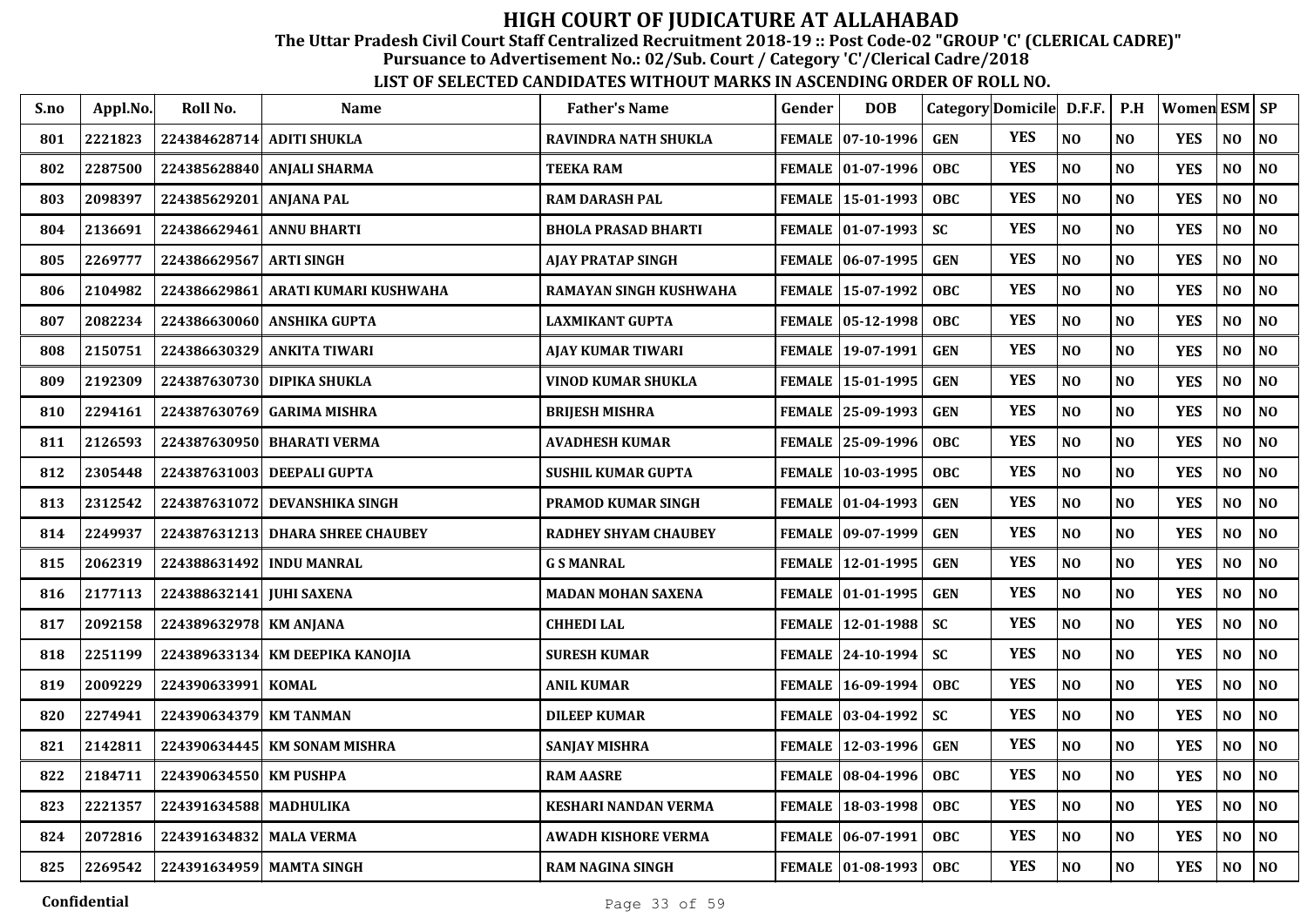# HIGH COURT OF JUDICATURE AT ALLAHABAD

## The Uttar Pradesh Civil Court Staff Centralized Recruitment 2018-19 :: Post Code-02 "GROUP 'C' (CLERICAL CADRE)"

## Pursuance to Advertisement No.: 02/Sub. Court / Category 'C'/Clerical Cadre/2018

### LIST OF SELECTED CANDIDATES WITHOUT MARKS IN ASCENDING ORDER OF ROLL NO.

| S.no | Appl.No. | Roll No. | Name | Father's Name | Gender | DOB | Category | Domicile | D.F.F. | P.H | Women | ESM | SP |
|---|---|---|---|---|---|---|---|---|---|---|---|---|---|
| 801 | 2221823 | 224384628714 | ADITI SHUKLA | RAVINDRA NATH SHUKLA | FEMALE | 07-10-1996 | GEN | YES | NO | NO | YES | NO | NO |
| 802 | 2287500 | 224385628840 | ANJALI SHARMA | TEEKA RAM | FEMALE | 01-07-1996 | OBC | YES | NO | NO | YES | NO | NO |
| 803 | 2098397 | 224385629201 | ANJANA PAL | RAM DARASH PAL | FEMALE | 15-01-1993 | OBC | YES | NO | NO | YES | NO | NO |
| 804 | 2136691 | 224386629461 | ANNU BHARTI | BHOLA PRASAD BHARTI | FEMALE | 01-07-1993 | SC | YES | NO | NO | YES | NO | NO |
| 805 | 2269777 | 224386629567 | ARTI SINGH | AJAY PRATAP SINGH | FEMALE | 06-07-1995 | GEN | YES | NO | NO | YES | NO | NO |
| 806 | 2104982 | 224386629861 | ARATI KUMARI KUSHWAHA | RAMAYAN SINGH KUSHWAHA | FEMALE | 15-07-1992 | OBC | YES | NO | NO | YES | NO | NO |
| 807 | 2082234 | 224386630060 | ANSHIKA GUPTA | LAXMIKANT GUPTA | FEMALE | 05-12-1998 | OBC | YES | NO | NO | YES | NO | NO |
| 808 | 2150751 | 224386630329 | ANKITA TIWARI | AJAY KUMAR TIWARI | FEMALE | 19-07-1991 | GEN | YES | NO | NO | YES | NO | NO |
| 809 | 2192309 | 224387630730 | DIPIKA SHUKLA | VINOD KUMAR SHUKLA | FEMALE | 15-01-1995 | GEN | YES | NO | NO | YES | NO | NO |
| 810 | 2294161 | 224387630769 | GARIMA MISHRA | BRIJESH MISHRA | FEMALE | 25-09-1993 | GEN | YES | NO | NO | YES | NO | NO |
| 811 | 2126593 | 224387630950 | BHARATI VERMA | AVADHESH KUMAR | FEMALE | 25-09-1996 | OBC | YES | NO | NO | YES | NO | NO |
| 812 | 2305448 | 224387631003 | DEEPALI GUPTA | SUSHIL KUMAR GUPTA | FEMALE | 10-03-1995 | OBC | YES | NO | NO | YES | NO | NO |
| 813 | 2312542 | 224387631072 | DEVANSHIKA SINGH | PRAMOD KUMAR SINGH | FEMALE | 01-04-1993 | GEN | YES | NO | NO | YES | NO | NO |
| 814 | 2249937 | 224387631213 | DHARA SHREE CHAUBEY | RADHEY SHYAM CHAUBEY | FEMALE | 09-07-1999 | GEN | YES | NO | NO | YES | NO | NO |
| 815 | 2062319 | 224388631492 | INDU MANRAL | G S MANRAL | FEMALE | 12-01-1995 | GEN | YES | NO | NO | YES | NO | NO |
| 816 | 2177113 | 224388632141 | JUHI SAXENA | MADAN MOHAN SAXENA | FEMALE | 01-01-1995 | GEN | YES | NO | NO | YES | NO | NO |
| 817 | 2092158 | 224389632978 | KM ANJANA | CHHEDI LAL | FEMALE | 12-01-1988 | SC | YES | NO | NO | YES | NO | NO |
| 818 | 2251199 | 224389633134 | KM DEEPIKA KANOJIA | SURESH KUMAR | FEMALE | 24-10-1994 | SC | YES | NO | NO | YES | NO | NO |
| 819 | 2009229 | 224390633991 | KOMAL | ANIL KUMAR | FEMALE | 16-09-1994 | OBC | YES | NO | NO | YES | NO | NO |
| 820 | 2274941 | 224390634379 | KM TANMAN | DILEEP KUMAR | FEMALE | 03-04-1992 | SC | YES | NO | NO | YES | NO | NO |
| 821 | 2142811 | 224390634445 | KM SONAM MISHRA | SANJAY MISHRA | FEMALE | 12-03-1996 | GEN | YES | NO | NO | YES | NO | NO |
| 822 | 2184711 | 224390634550 | KM PUSHPA | RAM AASRE | FEMALE | 08-04-1996 | OBC | YES | NO | NO | YES | NO | NO |
| 823 | 2221357 | 224391634588 | MADHULIKA | KESHARI NANDAN VERMA | FEMALE | 18-03-1998 | OBC | YES | NO | NO | YES | NO | NO |
| 824 | 2072816 | 224391634832 | MALA VERMA | AWADH KISHORE VERMA | FEMALE | 06-07-1991 | OBC | YES | NO | NO | YES | NO | NO |
| 825 | 2269542 | 224391634959 | MAMTA SINGH | RAM NAGINA SINGH | FEMALE | 01-08-1993 | OBC | YES | NO | NO | YES | NO | NO |

Confidential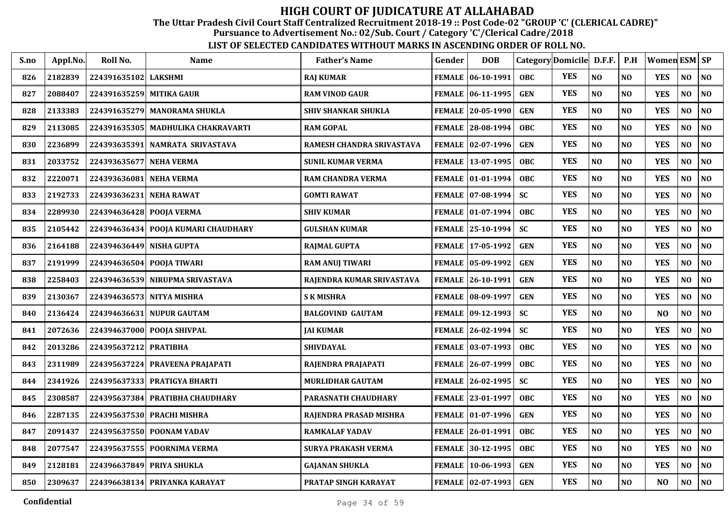# HIGH COURT OF JUDICATURE AT ALLAHABAD

**The Uttar Pradesh Civil Court Staff Centralized Recruitment 2018-19 :: Post Code-02 "GROUP 'C' (CLERICAL CADRE)"**

**Pursuance to Advertisement No.: 02/Sub. Court / Category 'C'/Clerical Cadre/2018**

**LIST OF SELECTED CANDIDATES WITHOUT MARKS IN ASCENDING ORDER OF ROLL NO.**

| S.no | Appl.No. | Roll No. | Name | Father's Name | Gender | DOB | Category | Domicile | D.F.F. | P.H | Women | ESM | SP |
|---|---|---|---|---|---|---|---|---|---|---|---|---|---|
| 826 | 2182839 | 224391635102 | LAKSHMI | RAJ KUMAR | FEMALE | 06-10-1991 | OBC | YES | NO | NO | YES | NO | NO |
| 827 | 2088407 | 224391635259 | MITIKA GAUR | RAM VINOD GAUR | FEMALE | 06-11-1995 | GEN | YES | NO | NO | YES | NO | NO |
| 828 | 2133383 | 224391635279 | MANORAMA SHUKLA | SHIV SHANKAR SHUKLA | FEMALE | 20-05-1990 | GEN | YES | NO | NO | YES | NO | NO |
| 829 | 2113085 | 224391635305 | MADHULIKA CHAKRAVARTI | RAM GOPAL | FEMALE | 28-08-1994 | OBC | YES | NO | NO | YES | NO | NO |
| 830 | 2236899 | 224393635391 | NAMRATA SRIVASTAVA | RAMESH CHANDRA SRIVASTAVA | FEMALE | 02-07-1996 | GEN | YES | NO | NO | YES | NO | NO |
| 831 | 2033752 | 224393635677 | NEHA VERMA | SUNIL KUMAR VERMA | FEMALE | 13-07-1995 | OBC | YES | NO | NO | YES | NO | NO |
| 832 | 2220071 | 224393636081 | NEHA VERMA | RAM CHANDRA VERMA | FEMALE | 01-01-1994 | OBC | YES | NO | NO | YES | NO | NO |
| 833 | 2192733 | 224393636231 | NEHA RAWAT | GOMTI RAWAT | FEMALE | 07-08-1994 | SC | YES | NO | NO | YES | NO | NO |
| 834 | 2289930 | 224394636428 | POOJA VERMA | SHIV KUMAR | FEMALE | 01-07-1994 | OBC | YES | NO | NO | YES | NO | NO |
| 835 | 2105442 | 224394636434 | POOJA KUMARI CHAUDHARY | GULSHAN KUMAR | FEMALE | 25-10-1994 | SC | YES | NO | NO | YES | NO | NO |
| 836 | 2164188 | 224394636449 | NISHA GUPTA | RAJMAL GUPTA | FEMALE | 17-05-1992 | GEN | YES | NO | NO | YES | NO | NO |
| 837 | 2191999 | 224394636504 | POOJA TIWARI | RAM ANUJ TIWARI | FEMALE | 05-09-1992 | GEN | YES | NO | NO | YES | NO | NO |
| 838 | 2258403 | 224394636539 | NIRUPMA SRIVASTAVA | RAJENDRA KUMAR SRIVASTAVA | FEMALE | 26-10-1991 | GEN | YES | NO | NO | YES | NO | NO |
| 839 | 2130367 | 224394636573 | NITYA MISHRA | S K MISHRA | FEMALE | 08-09-1997 | GEN | YES | NO | NO | YES | NO | NO |
| 840 | 2136424 | 224394636631 | NUPUR GAUTAM | BALGOVIND GAUTAM | FEMALE | 09-12-1993 | SC | YES | NO | NO | NO | NO | NO |
| 841 | 2072636 | 224394637000 | POOJA SHIVPAL | JAI KUMAR | FEMALE | 26-02-1994 | SC | YES | NO | NO | YES | NO | NO |
| 842 | 2013286 | 224395637212 | PRATIBHA | SHIVDAYAL | FEMALE | 03-07-1993 | OBC | YES | NO | NO | YES | NO | NO |
| 843 | 2311989 | 224395637224 | PRAVEENA PRAJAPATI | RAJENDRA PRAJAPATI | FEMALE | 26-07-1999 | OBC | YES | NO | NO | YES | NO | NO |
| 844 | 2341926 | 224395637333 | PRATIGYA BHARTI | MURLIDHAR GAUTAM | FEMALE | 26-02-1995 | SC | YES | NO | NO | YES | NO | NO |
| 845 | 2308587 | 224395637384 | PRATIBHA CHAUDHARY | PARASNATH CHAUDHARY | FEMALE | 23-01-1997 | OBC | YES | NO | NO | YES | NO | NO |
| 846 | 2287135 | 224395637530 | PRACHI MISHRA | RAJENDRA PRASAD MISHRA | FEMALE | 01-07-1996 | GEN | YES | NO | NO | YES | NO | NO |
| 847 | 2091437 | 224395637550 | POONAM YADAV | RAMKALAF YADAV | FEMALE | 26-01-1991 | OBC | YES | NO | NO | YES | NO | NO |
| 848 | 2077547 | 224395637555 | POORNIMA VERMA | SURYA PRAKASH VERMA | FEMALE | 30-12-1995 | OBC | YES | NO | NO | YES | NO | NO |
| 849 | 2128181 | 224396637849 | PRIYA SHUKLA | GAJANAN SHUKLA | FEMALE | 10-06-1993 | GEN | YES | NO | NO | YES | NO | NO |
| 850 | 2309637 | 224396638134 | PRIYANKA KARAYAT | PRATAP SINGH KARAYAT | FEMALE | 02-07-1993 | GEN | YES | NO | NO | NO | NO | NO |

Confidential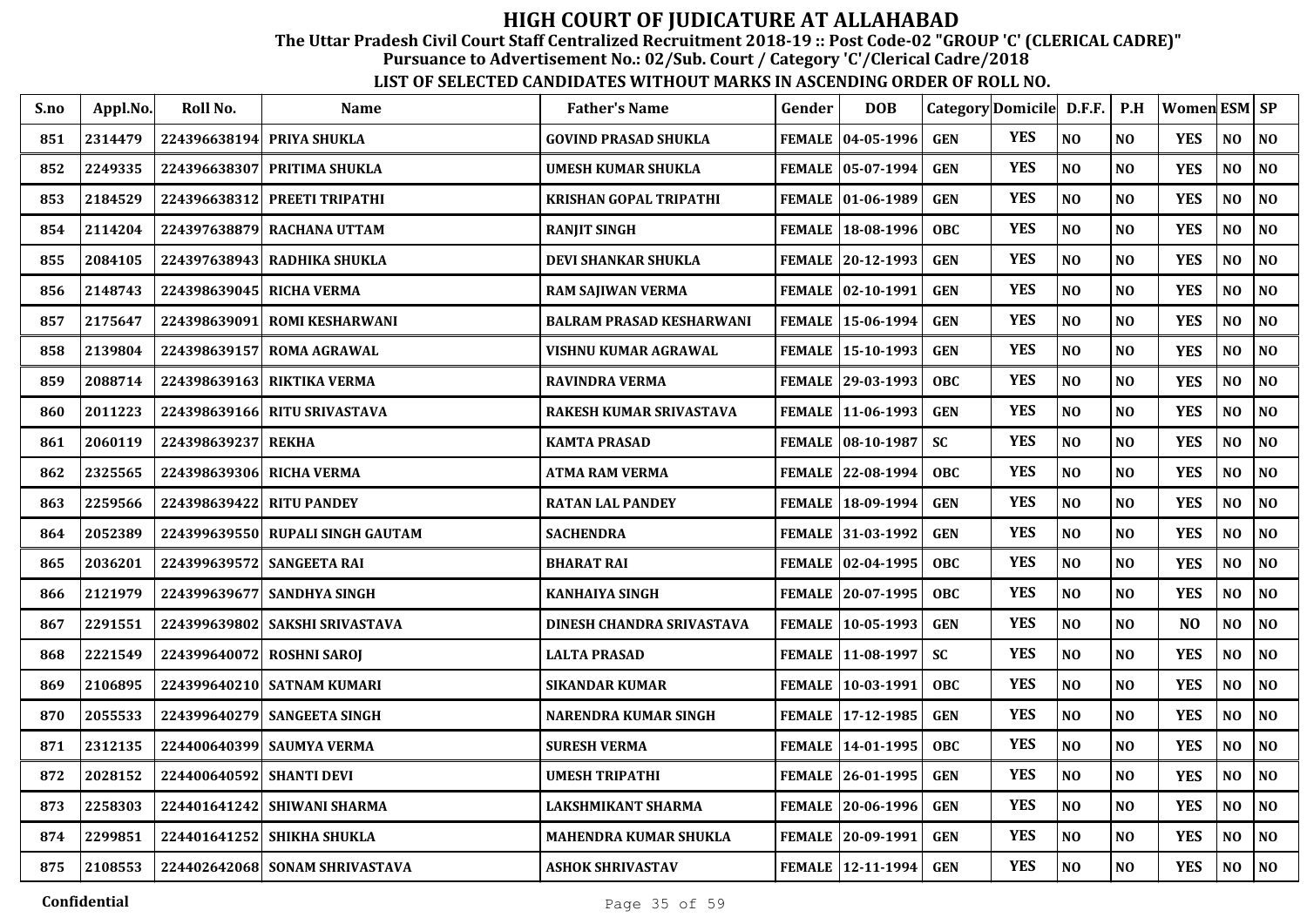# HIGH COURT OF JUDICATURE AT ALLAHABAD

**The Uttar Pradesh Civil Court Staff Centralized Recruitment 2018-19 :: Post Code-02 "GROUP 'C' (CLERICAL CADRE)"**

**Pursuance to Advertisement No.: 02/Sub. Court / Category 'C'/Clerical Cadre/2018**

**LIST OF SELECTED CANDIDATES WITHOUT MARKS IN ASCENDING ORDER OF ROLL NO.**

| S.no | Appl.No. | Roll No. | Name | Father's Name | Gender | DOB | Category | Domicile | D.F.F. | P.H | Women | ESM | SP |
|---|---|---|---|---|---|---|---|---|---|---|---|---|---|
| 851 | 2314479 | 224396638194 | PRIYA SHUKLA | GOVIND PRASAD SHUKLA | FEMALE | 04-05-1996 | GEN | YES | NO | NO | YES | NO | NO |
| 852 | 2249335 | 224396638307 | PRITIMA SHUKLA | UMESH KUMAR SHUKLA | FEMALE | 05-07-1994 | GEN | YES | NO | NO | YES | NO | NO |
| 853 | 2184529 | 224396638312 | PREETI TRIPATHI | KRISHAN GOPAL TRIPATHI | FEMALE | 01-06-1989 | GEN | YES | NO | NO | YES | NO | NO |
| 854 | 2114204 | 224397638879 | RACHANA UTTAM | RANJIT SINGH | FEMALE | 18-08-1996 | OBC | YES | NO | NO | YES | NO | NO |
| 855 | 2084105 | 224397638943 | RADHIKA SHUKLA | DEVI SHANKAR SHUKLA | FEMALE | 20-12-1993 | GEN | YES | NO | NO | YES | NO | NO |
| 856 | 2148743 | 224398639045 | RICHA VERMA | RAM SAJIWAN VERMA | FEMALE | 02-10-1991 | GEN | YES | NO | NO | YES | NO | NO |
| 857 | 2175647 | 224398639091 | ROMI KESHARWANI | BALRAM PRASAD KESHARWANI | FEMALE | 15-06-1994 | GEN | YES | NO | NO | YES | NO | NO |
| 858 | 2139804 | 224398639157 | ROMA AGRAWAL | VISHNU KUMAR AGRAWAL | FEMALE | 15-10-1993 | GEN | YES | NO | NO | YES | NO | NO |
| 859 | 2088714 | 224398639163 | RIKTIKA VERMA | RAVINDRA VERMA | FEMALE | 29-03-1993 | OBC | YES | NO | NO | YES | NO | NO |
| 860 | 2011223 | 224398639166 | RITU SRIVASTAVA | RAKESH KUMAR SRIVASTAVA | FEMALE | 11-06-1993 | GEN | YES | NO | NO | YES | NO | NO |
| 861 | 2060119 | 224398639237 | REKHA | KAMTA PRASAD | FEMALE | 08-10-1987 | SC | YES | NO | NO | YES | NO | NO |
| 862 | 2325565 | 224398639306 | RICHA VERMA | ATMA RAM VERMA | FEMALE | 22-08-1994 | OBC | YES | NO | NO | YES | NO | NO |
| 863 | 2259566 | 224398639422 | RITU PANDEY | RATAN LAL PANDEY | FEMALE | 18-09-1994 | GEN | YES | NO | NO | YES | NO | NO |
| 864 | 2052389 | 224399639550 | RUPALI SINGH GAUTAM | SACHENDRA | FEMALE | 31-03-1992 | GEN | YES | NO | NO | YES | NO | NO |
| 865 | 2036201 | 224399639572 | SANGEETA RAI | BHARAT RAI | FEMALE | 02-04-1995 | OBC | YES | NO | NO | YES | NO | NO |
| 866 | 2121979 | 224399639677 | SANDHYA SINGH | KANHAIYA SINGH | FEMALE | 20-07-1995 | OBC | YES | NO | NO | YES | NO | NO |
| 867 | 2291551 | 224399639802 | SAKSHI SRIVASTAVA | DINESH CHANDRA SRIVASTAVA | FEMALE | 10-05-1993 | GEN | YES | NO | NO | NO | NO | NO |
| 868 | 2221549 | 224399640072 | ROSHNI SAROJ | LALTA PRASAD | FEMALE | 11-08-1997 | SC | YES | NO | NO | YES | NO | NO |
| 869 | 2106895 | 224399640210 | SATNAM KUMARI | SIKANDAR KUMAR | FEMALE | 10-03-1991 | OBC | YES | NO | NO | YES | NO | NO |
| 870 | 2055533 | 224399640279 | SANGEETA SINGH | NARENDRA KUMAR SINGH | FEMALE | 17-12-1985 | GEN | YES | NO | NO | YES | NO | NO |
| 871 | 2312135 | 224400640399 | SAUMYA VERMA | SURESH VERMA | FEMALE | 14-01-1995 | OBC | YES | NO | NO | YES | NO | NO |
| 872 | 2028152 | 224400640592 | SHANTI DEVI | UMESH TRIPATHI | FEMALE | 26-01-1995 | GEN | YES | NO | NO | YES | NO | NO |
| 873 | 2258303 | 224401641242 | SHIWANI SHARMA | LAKSHMIKANT SHARMA | FEMALE | 20-06-1996 | GEN | YES | NO | NO | YES | NO | NO |
| 874 | 2299851 | 224401641252 | SHIKHA SHUKLA | MAHENDRA KUMAR SHUKLA | FEMALE | 20-09-1991 | GEN | YES | NO | NO | YES | NO | NO |
| 875 | 2108553 | 224402642068 | SONAM SHRIVASTAVA | ASHOK SHRIVASTAV | FEMALE | 12-11-1994 | GEN | YES | NO | NO | YES | NO | NO |

Confidential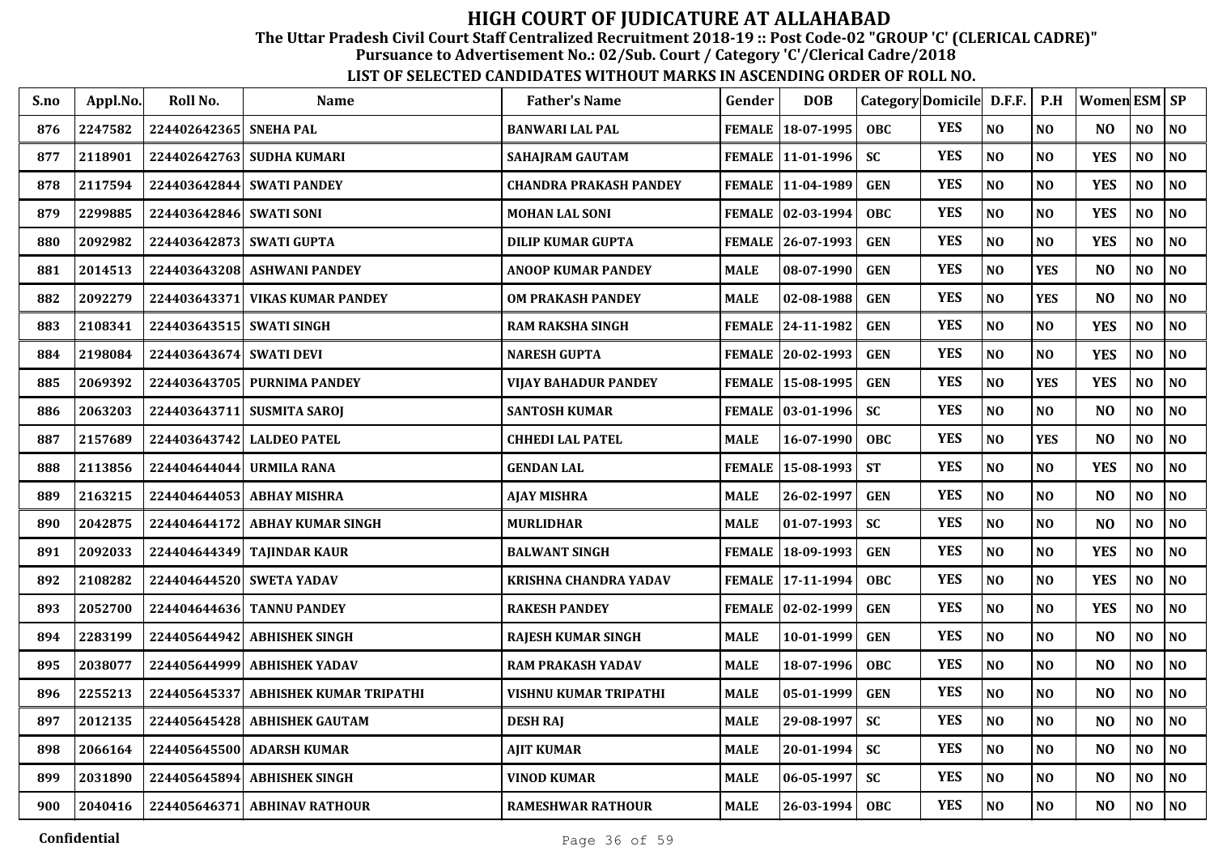# HIGH COURT OF JUDICATURE AT ALLAHABAD

**The Uttar Pradesh Civil Court Staff Centralized Recruitment 2018-19 :: Post Code-02 "GROUP 'C' (CLERICAL CADRE)"**
**Pursuance to Advertisement No.: 02/Sub. Court / Category 'C'/Clerical Cadre/2018**

**LIST OF SELECTED CANDIDATES WITHOUT MARKS IN ASCENDING ORDER OF ROLL NO.**

| S.no | Appl.No. | Roll No. | Name | Father's Name | Gender | DOB | Category | Domicile | D.F.F. | P.H | Women | ESM | SP |
|---|---|---|---|---|---|---|---|---|---|---|---|---|---|
| 876 | 2247582 | 224402642365 | SNEHA PAL | BANWARI LAL PAL | FEMALE | 18-07-1995 | OBC | YES | NO | NO | NO | NO | NO |
| 877 | 2118901 | 224402642763 | SUDHA KUMARI | SAHAJRAM GAUTAM | FEMALE | 11-01-1996 | SC | YES | NO | NO | YES | NO | NO |
| 878 | 2117594 | 224403642844 | SWATI PANDEY | CHANDRA PRAKASH PANDEY | FEMALE | 11-04-1989 | GEN | YES | NO | NO | YES | NO | NO |
| 879 | 2299885 | 224403642846 | SWATI SONI | MOHAN LAL SONI | FEMALE | 02-03-1994 | OBC | YES | NO | NO | YES | NO | NO |
| 880 | 2092982 | 224403642873 | SWATI GUPTA | DILIP KUMAR GUPTA | FEMALE | 26-07-1993 | GEN | YES | NO | NO | YES | NO | NO |
| 881 | 2014513 | 224403643208 | ASHWANI PANDEY | ANOOP KUMAR PANDEY | MALE | 08-07-1990 | GEN | YES | NO | YES | NO | NO | NO |
| 882 | 2092279 | 224403643371 | VIKAS KUMAR PANDEY | OM PRAKASH PANDEY | MALE | 02-08-1988 | GEN | YES | NO | YES | NO | NO | NO |
| 883 | 2108341 | 224403643515 | SWATI SINGH | RAM RAKSHA SINGH | FEMALE | 24-11-1982 | GEN | YES | NO | NO | YES | NO | NO |
| 884 | 2198084 | 224403643674 | SWATI DEVI | NARESH GUPTA | FEMALE | 20-02-1993 | GEN | YES | NO | NO | YES | NO | NO |
| 885 | 2069392 | 224403643705 | PURNIMA PANDEY | VIJAY BAHADUR PANDEY | FEMALE | 15-08-1995 | GEN | YES | NO | YES | YES | NO | NO |
| 886 | 2063203 | 224403643711 | SUSMITA SAROJ | SANTOSH KUMAR | FEMALE | 03-01-1996 | SC | YES | NO | NO | NO | NO | NO |
| 887 | 2157689 | 224403643742 | LALDEO PATEL | CHHEDI LAL PATEL | MALE | 16-07-1990 | OBC | YES | NO | YES | NO | NO | NO |
| 888 | 2113856 | 224404644044 | URMILA RANA | GENDAN LAL | FEMALE | 15-08-1993 | ST | YES | NO | NO | YES | NO | NO |
| 889 | 2163215 | 224404644053 | ABHAY MISHRA | AJAY MISHRA | MALE | 26-02-1997 | GEN | YES | NO | NO | NO | NO | NO |
| 890 | 2042875 | 224404644172 | ABHAY KUMAR SINGH | MURLIDHAR | MALE | 01-07-1993 | SC | YES | NO | NO | NO | NO | NO |
| 891 | 2092033 | 224404644349 | TAJINDAR KAUR | BALWANT SINGH | FEMALE | 18-09-1993 | GEN | YES | NO | NO | YES | NO | NO |
| 892 | 2108282 | 224404644520 | SWETA YADAV | KRISHNA CHANDRA YADAV | FEMALE | 17-11-1994 | OBC | YES | NO | NO | YES | NO | NO |
| 893 | 2052700 | 224404644636 | TANNU PANDEY | RAKESH PANDEY | FEMALE | 02-02-1999 | GEN | YES | NO | NO | YES | NO | NO |
| 894 | 2283199 | 224405644942 | ABHISHEK SINGH | RAJESH KUMAR SINGH | MALE | 10-01-1999 | GEN | YES | NO | NO | NO | NO | NO |
| 895 | 2038077 | 224405644999 | ABHISHEK YADAV | RAM PRAKASH YADAV | MALE | 18-07-1996 | OBC | YES | NO | NO | NO | NO | NO |
| 896 | 2255213 | 224405645337 | ABHISHEK KUMAR TRIPATHI | VISHNU KUMAR TRIPATHI | MALE | 05-01-1999 | GEN | YES | NO | NO | NO | NO | NO |
| 897 | 2012135 | 224405645428 | ABHISHEK GAUTAM | DESH RAJ | MALE | 29-08-1997 | SC | YES | NO | NO | NO | NO | NO |
| 898 | 2066164 | 224405645500 | ADARSH KUMAR | AJIT KUMAR | MALE | 20-01-1994 | SC | YES | NO | NO | NO | NO | NO |
| 899 | 2031890 | 224405645894 | ABHISHEK SINGH | VINOD KUMAR | MALE | 06-05-1997 | SC | YES | NO | NO | NO | NO | NO |
| 900 | 2040416 | 224405646371 | ABHINAV RATHOUR | RAMESHWAR RATHOUR | MALE | 26-03-1994 | OBC | YES | NO | NO | NO | NO | NO |

Confidential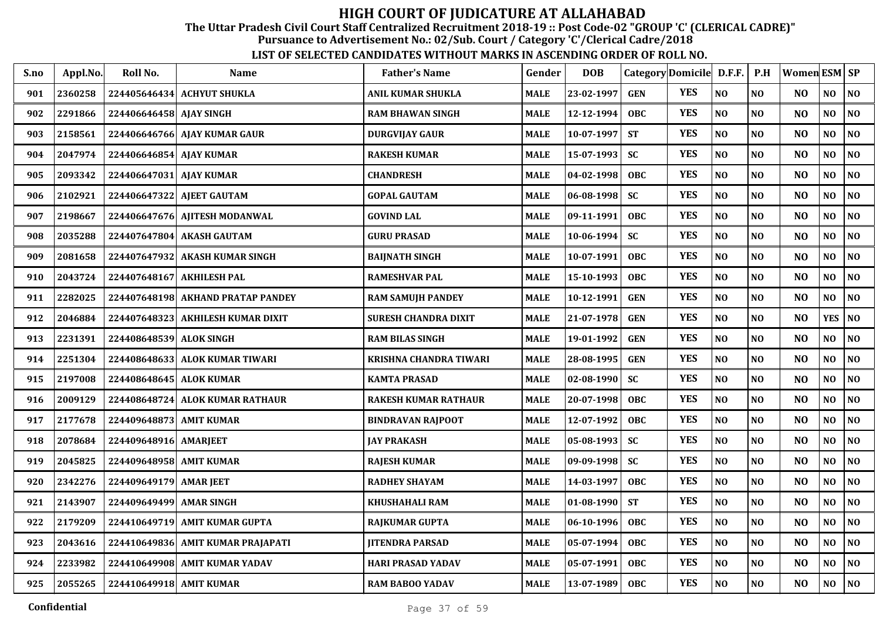# HIGH COURT OF JUDICATURE AT ALLAHABAD

**The Uttar Pradesh Civil Court Staff Centralized Recruitment 2018-19 :: Post Code-02 "GROUP 'C' (CLERICAL CADRE)"**

**Pursuance to Advertisement No.: 02/Sub. Court / Category 'C'/Clerical Cadre/2018**

**LIST OF SELECTED CANDIDATES WITHOUT MARKS IN ASCENDING ORDER OF ROLL NO.**

| S.no | Appl.No. | Roll No. | Name | Father's Name | Gender | DOB | Category | Domicile | D.F.F. | P.H | Women | ESM | SP |
|---|---|---|---|---|---|---|---|---|---|---|---|---|---|
| 901 | 2360258 | 224405646434 | ACHYUT SHUKLA | ANIL KUMAR SHUKLA | MALE | 23-02-1997 | GEN | YES | NO | NO | NO | NO | NO |
| 902 | 2291866 | 224406646458 | AJAY SINGH | RAM BHAWAN SINGH | MALE | 12-12-1994 | OBC | YES | NO | NO | NO | NO | NO |
| 903 | 2158561 | 224406646766 | AJAY KUMAR GAUR | DURGVIJAY GAUR | MALE | 10-07-1997 | ST | YES | NO | NO | NO | NO | NO |
| 904 | 2047974 | 224406646854 | AJAY KUMAR | RAKESH KUMAR | MALE | 15-07-1993 | SC | YES | NO | NO | NO | NO | NO |
| 905 | 2093342 | 224406647031 | AJAY KUMAR | CHANDRESH | MALE | 04-02-1998 | OBC | YES | NO | NO | NO | NO | NO |
| 906 | 2102921 | 224406647322 | AJEET GAUTAM | GOPAL GAUTAM | MALE | 06-08-1998 | SC | YES | NO | NO | NO | NO | NO |
| 907 | 2198667 | 224406647676 | AJITESH MODANWAL | GOVIND LAL | MALE | 09-11-1991 | OBC | YES | NO | NO | NO | NO | NO |
| 908 | 2035288 | 224407647804 | AKASH GAUTAM | GURU PRASAD | MALE | 10-06-1994 | SC | YES | NO | NO | NO | NO | NO |
| 909 | 2081658 | 224407647932 | AKASH KUMAR SINGH | BAIJNATH SINGH | MALE | 10-07-1991 | OBC | YES | NO | NO | NO | NO | NO |
| 910 | 2043724 | 224407648167 | AKHILESH PAL | RAMESHVAR PAL | MALE | 15-10-1993 | OBC | YES | NO | NO | NO | NO | NO |
| 911 | 2282025 | 224407648198 | AKHAND PRATAP PANDEY | RAM SAMUJH PANDEY | MALE | 10-12-1991 | GEN | YES | NO | NO | NO | NO | NO |
| 912 | 2046884 | 224407648323 | AKHILESH KUMAR DIXIT | SURESH CHANDRA DIXIT | MALE | 21-07-1978 | GEN | YES | NO | NO | NO | YES | NO |
| 913 | 2231391 | 224408648539 | ALOK SINGH | RAM BILAS SINGH | MALE | 19-01-1992 | GEN | YES | NO | NO | NO | NO | NO |
| 914 | 2251304 | 224408648633 | ALOK KUMAR TIWARI | KRISHNA CHANDRA TIWARI | MALE | 28-08-1995 | GEN | YES | NO | NO | NO | NO | NO |
| 915 | 2197008 | 224408648645 | ALOK KUMAR | KAMTA PRASAD | MALE | 02-08-1990 | SC | YES | NO | NO | NO | NO | NO |
| 916 | 2009129 | 224408648724 | ALOK KUMAR RATHAUR | RAKESH KUMAR RATHAUR | MALE | 20-07-1998 | OBC | YES | NO | NO | NO | NO | NO |
| 917 | 2177678 | 224409648873 | AMIT KUMAR | BINDRAVAN RAJPOOT | MALE | 12-07-1992 | OBC | YES | NO | NO | NO | NO | NO |
| 918 | 2078684 | 224409648916 | AMARJEET | JAY PRAKASH | MALE | 05-08-1993 | SC | YES | NO | NO | NO | NO | NO |
| 919 | 2045825 | 224409648958 | AMIT KUMAR | RAJESH KUMAR | MALE | 09-09-1998 | SC | YES | NO | NO | NO | NO | NO |
| 920 | 2342276 | 224409649179 | AMAR JEET | RADHEY SHAYAM | MALE | 14-03-1997 | OBC | YES | NO | NO | NO | NO | NO |
| 921 | 2143907 | 224409649499 | AMAR SINGH | KHUSHAHALI RAM | MALE | 01-08-1990 | ST | YES | NO | NO | NO | NO | NO |
| 922 | 2179209 | 224410649719 | AMIT KUMAR GUPTA | RAJKUMAR GUPTA | MALE | 06-10-1996 | OBC | YES | NO | NO | NO | NO | NO |
| 923 | 2043616 | 224410649836 | AMIT KUMAR PRAJAPATI | JITENDRA PARSAD | MALE | 05-07-1994 | OBC | YES | NO | NO | NO | NO | NO |
| 924 | 2233982 | 224410649908 | AMIT KUMAR YADAV | HARI PRASAD YADAV | MALE | 05-07-1991 | OBC | YES | NO | NO | NO | NO | NO |
| 925 | 2055265 | 224410649918 | AMIT KUMAR | RAM BABOO YADAV | MALE | 13-07-1989 | OBC | YES | NO | NO | NO | NO | NO |

Confidential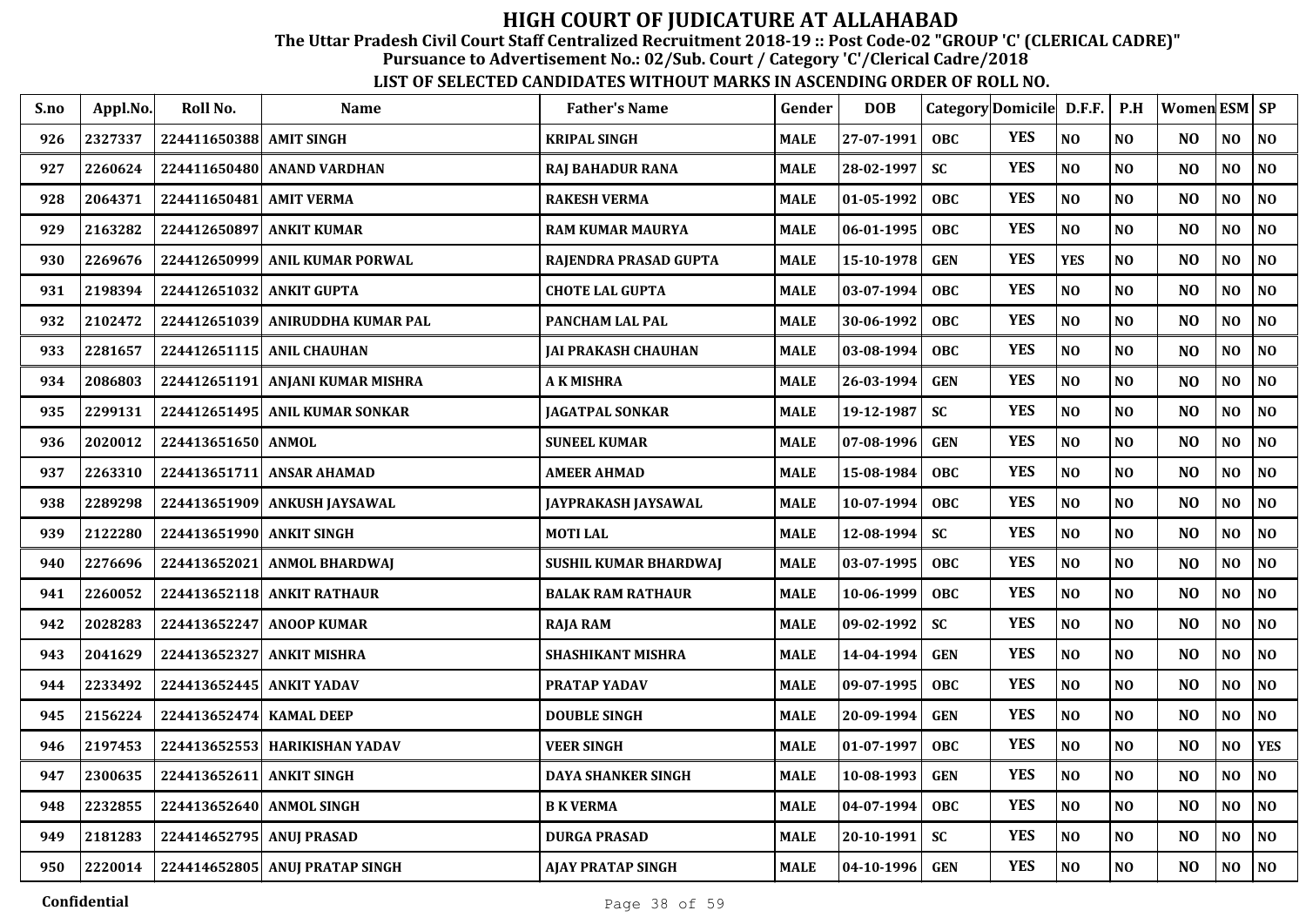# HIGH COURT OF JUDICATURE AT ALLAHABAD

**The Uttar Pradesh Civil Court Staff Centralized Recruitment 2018-19 :: Post Code-02 "GROUP 'C' (CLERICAL CADRE)"**

**Pursuance to Advertisement No.: 02/Sub. Court / Category 'C'/Clerical Cadre/2018**

**LIST OF SELECTED CANDIDATES WITHOUT MARKS IN ASCENDING ORDER OF ROLL NO.**

| S.no | Appl.No. | Roll No. | Name | Father's Name | Gender | DOB | Category | Domicile | D.F.F. | P.H | Women | ESM | SP |
|---|---|---|---|---|---|---|---|---|---|---|---|---|---|
| 926 | 2327337 | 224411650388 | AMIT SINGH | KRIPAL SINGH | MALE | 27-07-1991 | OBC | YES | NO | NO | NO | NO | NO |
| 927 | 2260624 | 224411650480 | ANAND VARDHAN | RAJ BAHADUR RANA | MALE | 28-02-1997 | SC | YES | NO | NO | NO | NO | NO |
| 928 | 2064371 | 224411650481 | AMIT VERMA | RAKESH VERMA | MALE | 01-05-1992 | OBC | YES | NO | NO | NO | NO | NO |
| 929 | 2163282 | 224412650897 | ANKIT KUMAR | RAM KUMAR MAURYA | MALE | 06-01-1995 | OBC | YES | NO | NO | NO | NO | NO |
| 930 | 2269676 | 224412650999 | ANIL KUMAR PORWAL | RAJENDRA PRASAD GUPTA | MALE | 15-10-1978 | GEN | YES | YES | NO | NO | NO | NO |
| 931 | 2198394 | 224412651032 | ANKIT GUPTA | CHOTE LAL GUPTA | MALE | 03-07-1994 | OBC | YES | NO | NO | NO | NO | NO |
| 932 | 2102472 | 224412651039 | ANIRUDDHA KUMAR PAL | PANCHAM LAL PAL | MALE | 30-06-1992 | OBC | YES | NO | NO | NO | NO | NO |
| 933 | 2281657 | 224412651115 | ANIL CHAUHAN | JAI PRAKASH CHAUHAN | MALE | 03-08-1994 | OBC | YES | NO | NO | NO | NO | NO |
| 934 | 2086803 | 224412651191 | ANJANI KUMAR MISHRA | A K MISHRA | MALE | 26-03-1994 | GEN | YES | NO | NO | NO | NO | NO |
| 935 | 2299131 | 224412651495 | ANIL KUMAR SONKAR | JAGATPAL SONKAR | MALE | 19-12-1987 | SC | YES | NO | NO | NO | NO | NO |
| 936 | 2020012 | 224413651650 | ANMOL | SUNEEL KUMAR | MALE | 07-08-1996 | GEN | YES | NO | NO | NO | NO | NO |
| 937 | 2263310 | 224413651711 | ANSAR AHAMAD | AMEER AHMAD | MALE | 15-08-1984 | OBC | YES | NO | NO | NO | NO | NO |
| 938 | 2289298 | 224413651909 | ANKUSH JAYSAWAL | JAYPRAKASH JAYSAWAL | MALE | 10-07-1994 | OBC | YES | NO | NO | NO | NO | NO |
| 939 | 2122280 | 224413651990 | ANKIT SINGH | MOTI LAL | MALE | 12-08-1994 | SC | YES | NO | NO | NO | NO | NO |
| 940 | 2276696 | 224413652021 | ANMOL BHARDWAJ | SUSHIL KUMAR BHARDWAJ | MALE | 03-07-1995 | OBC | YES | NO | NO | NO | NO | NO |
| 941 | 2260052 | 224413652118 | ANKIT RATHAUR | BALAK RAM RATHAUR | MALE | 10-06-1999 | OBC | YES | NO | NO | NO | NO | NO |
| 942 | 2028283 | 224413652247 | ANOOP KUMAR | RAJA RAM | MALE | 09-02-1992 | SC | YES | NO | NO | NO | NO | NO |
| 943 | 2041629 | 224413652327 | ANKIT MISHRA | SHASHIKANT MISHRA | MALE | 14-04-1994 | GEN | YES | NO | NO | NO | NO | NO |
| 944 | 2233492 | 224413652445 | ANKIT YADAV | PRATAP YADAV | MALE | 09-07-1995 | OBC | YES | NO | NO | NO | NO | NO |
| 945 | 2156224 | 224413652474 | KAMAL DEEP | DOUBLE SINGH | MALE | 20-09-1994 | GEN | YES | NO | NO | NO | NO | NO |
| 946 | 2197453 | 224413652553 | HARIKISHAN YADAV | VEER SINGH | MALE | 01-07-1997 | OBC | YES | NO | NO | NO | NO | YES |
| 947 | 2300635 | 224413652611 | ANKIT SINGH | DAYA SHANKER SINGH | MALE | 10-08-1993 | GEN | YES | NO | NO | NO | NO | NO |
| 948 | 2232855 | 224413652640 | ANMOL SINGH | B K VERMA | MALE | 04-07-1994 | OBC | YES | NO | NO | NO | NO | NO |
| 949 | 2181283 | 224414652795 | ANUJ PRASAD | DURGA PRASAD | MALE | 20-10-1991 | SC | YES | NO | NO | NO | NO | NO |
| 950 | 2220014 | 224414652805 | ANUJ PRATAP SINGH | AJAY PRATAP SINGH | MALE | 04-10-1996 | GEN | YES | NO | NO | NO | NO | NO |

Confidential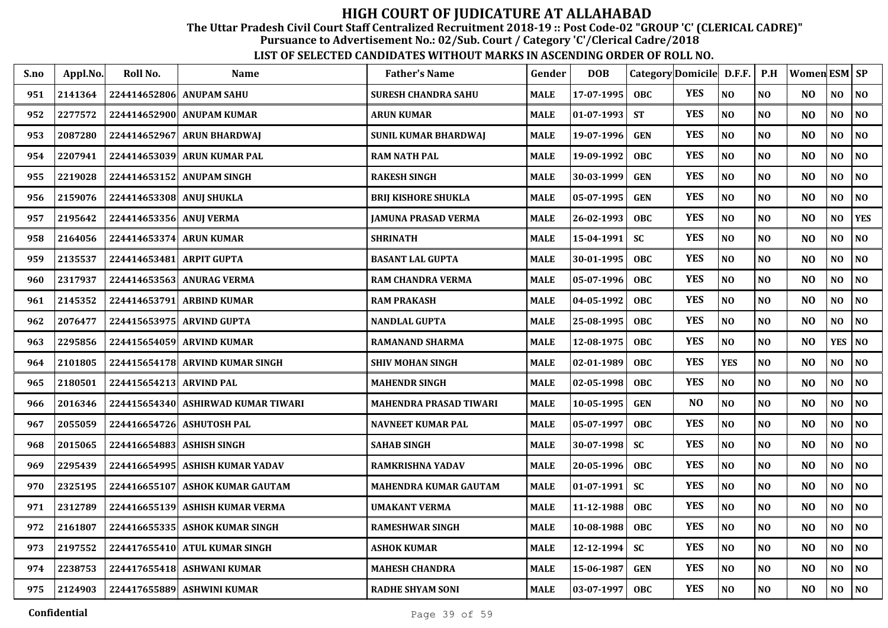# HIGH COURT OF JUDICATURE AT ALLAHABAD

**The Uttar Pradesh Civil Court Staff Centralized Recruitment 2018-19 :: Post Code-02 "GROUP 'C' (CLERICAL CADRE)"**
**Pursuance to Advertisement No.: 02/Sub. Court / Category 'C'/Clerical Cadre/2018**

**LIST OF SELECTED CANDIDATES WITHOUT MARKS IN ASCENDING ORDER OF ROLL NO.**

| S.no | Appl.No. | Roll No. | Name | Father's Name | Gender | DOB | Category | Domicile | D.F.F. | P.H | Women | ESM | SP |
|---|---|---|---|---|---|---|---|---|---|---|---|---|---|
| 951 | 2141364 | 224414652806 | ANUPAM SAHU | SURESH CHANDRA SAHU | MALE | 17-07-1995 | OBC | YES | NO | NO | NO | NO | NO |
| 952 | 2277572 | 224414652900 | ANUPAM KUMAR | ARUN KUMAR | MALE | 01-07-1993 | ST | YES | NO | NO | NO | NO | NO |
| 953 | 2087280 | 224414652967 | ARUN BHARDWAJ | SUNIL KUMAR BHARDWAJ | MALE | 19-07-1996 | GEN | YES | NO | NO | NO | NO | NO |
| 954 | 2207941 | 224414653039 | ARUN KUMAR PAL | RAM NATH PAL | MALE | 19-09-1992 | OBC | YES | NO | NO | NO | NO | NO |
| 955 | 2219028 | 224414653152 | ANUPAM SINGH | RAKESH SINGH | MALE | 30-03-1999 | GEN | YES | NO | NO | NO | NO | NO |
| 956 | 2159076 | 224414653308 | ANUJ SHUKLA | BRIJ KISHORE SHUKLA | MALE | 05-07-1995 | GEN | YES | NO | NO | NO | NO | NO |
| 957 | 2195642 | 224414653356 | ANUJ VERMA | JAMUNA PRASAD VERMA | MALE | 26-02-1993 | OBC | YES | NO | NO | NO | NO | YES |
| 958 | 2164056 | 224414653374 | ARUN KUMAR | SHRINATH | MALE | 15-04-1991 | SC | YES | NO | NO | NO | NO | NO |
| 959 | 2135537 | 224414653481 | ARPIT GUPTA | BASANT LAL GUPTA | MALE | 30-01-1995 | OBC | YES | NO | NO | NO | NO | NO |
| 960 | 2317937 | 224414653563 | ANURAG VERMA | RAM CHANDRA VERMA | MALE | 05-07-1996 | OBC | YES | NO | NO | NO | NO | NO |
| 961 | 2145352 | 224414653791 | ARBIND KUMAR | RAM PRAKASH | MALE | 04-05-1992 | OBC | YES | NO | NO | NO | NO | NO |
| 962 | 2076477 | 224415653975 | ARVIND GUPTA | NANDLAL GUPTA | MALE | 25-08-1995 | OBC | YES | NO | NO | NO | NO | NO |
| 963 | 2295856 | 224415654059 | ARVIND KUMAR | RAMANAND SHARMA | MALE | 12-08-1975 | OBC | YES | NO | NO | NO | YES | NO |
| 964 | 2101805 | 224415654178 | ARVIND KUMAR SINGH | SHIV MOHAN SINGH | MALE | 02-01-1989 | OBC | YES | YES | NO | NO | NO | NO |
| 965 | 2180501 | 224415654213 | ARVIND PAL | MAHENDR SINGH | MALE | 02-05-1998 | OBC | YES | NO | NO | NO | NO | NO |
| 966 | 2016346 | 224415654340 | ASHIRWAD KUMAR TIWARI | MAHENDRA PRASAD TIWARI | MALE | 10-05-1995 | GEN | NO | NO | NO | NO | NO | NO |
| 967 | 2055059 | 224416654726 | ASHUTOSH PAL | NAVNEET KUMAR PAL | MALE | 05-07-1997 | OBC | YES | NO | NO | NO | NO | NO |
| 968 | 2015065 | 224416654883 | ASHISH SINGH | SAHAB SINGH | MALE | 30-07-1998 | SC | YES | NO | NO | NO | NO | NO |
| 969 | 2295439 | 224416654995 | ASHISH KUMAR YADAV | RAMKRISHNA YADAV | MALE | 20-05-1996 | OBC | YES | NO | NO | NO | NO | NO |
| 970 | 2325195 | 224416655107 | ASHOK KUMAR GAUTAM | MAHENDRA KUMAR GAUTAM | MALE | 01-07-1991 | SC | YES | NO | NO | NO | NO | NO |
| 971 | 2312789 | 224416655139 | ASHISH KUMAR VERMA | UMAKANT VERMA | MALE | 11-12-1988 | OBC | YES | NO | NO | NO | NO | NO |
| 972 | 2161807 | 224416655335 | ASHOK KUMAR SINGH | RAMESHWAR SINGH | MALE | 10-08-1988 | OBC | YES | NO | NO | NO | NO | NO |
| 973 | 2197552 | 224417655410 | ATUL KUMAR SINGH | ASHOK KUMAR | MALE | 12-12-1994 | SC | YES | NO | NO | NO | NO | NO |
| 974 | 2238753 | 224417655418 | ASHWANI KUMAR | MAHESH CHANDRA | MALE | 15-06-1987 | GEN | YES | NO | NO | NO | NO | NO |
| 975 | 2124903 | 224417655889 | ASHWINI KUMAR | RADHE SHYAM SONI | MALE | 03-07-1997 | OBC | YES | NO | NO | NO | NO | NO |

Confidential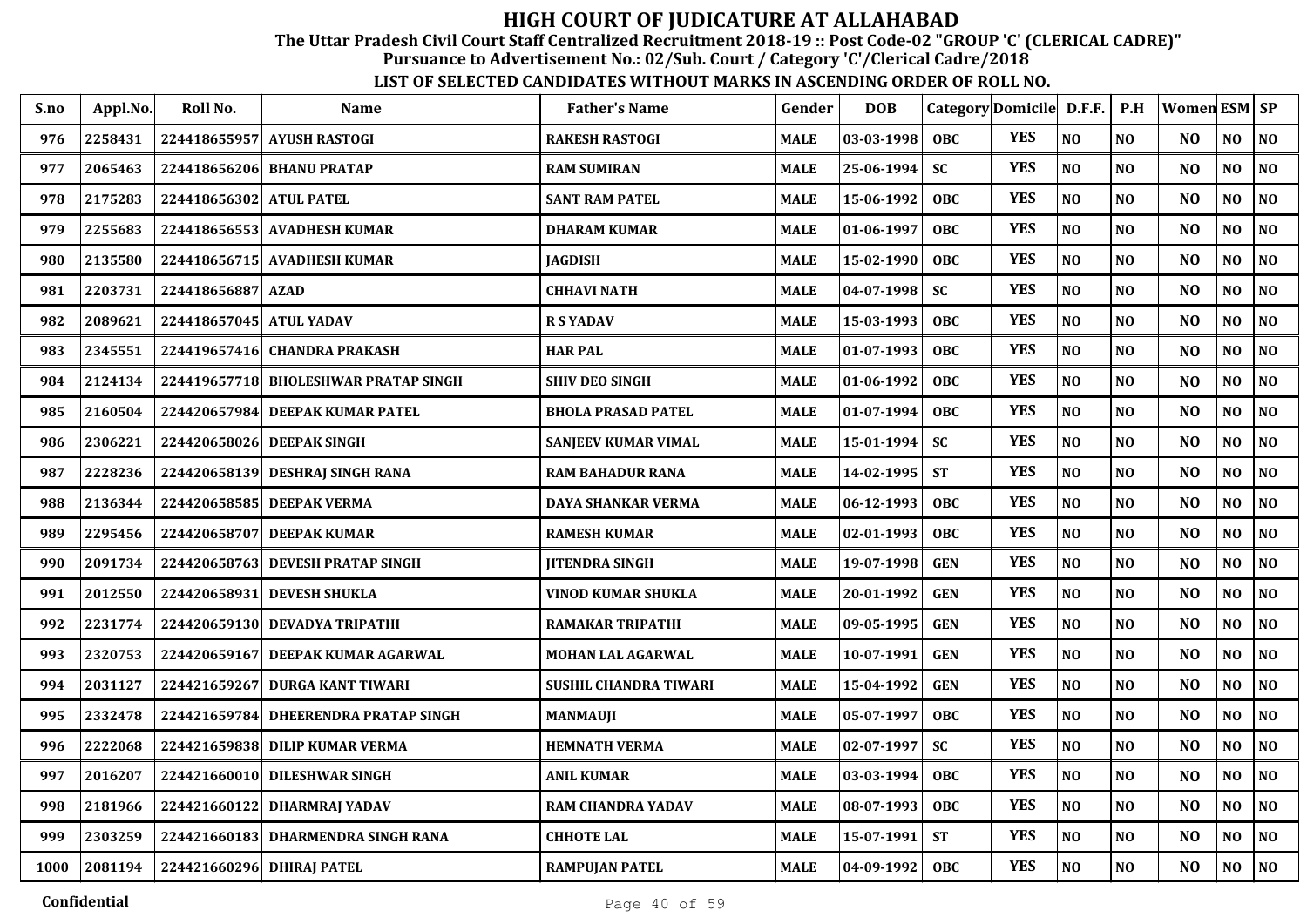# HIGH COURT OF JUDICATURE AT ALLAHABAD

**The Uttar Pradesh Civil Court Staff Centralized Recruitment 2018-19 :: Post Code-02 "GROUP 'C' (CLERICAL CADRE)"**

**Pursuance to Advertisement No.: 02/Sub. Court / Category 'C'/Clerical Cadre/2018**

**LIST OF SELECTED CANDIDATES WITHOUT MARKS IN ASCENDING ORDER OF ROLL NO.**

| S.no | Appl.No. | Roll No. | Name | Father's Name | Gender | DOB | Category | Domicile | D.F.F. | P.H | Women | ESM | SP |
|---|---|---|---|---|---|---|---|---|---|---|---|---|---|
| 976 | 2258431 | 224418655957 | AYUSH RASTOGI | RAKESH RASTOGI | MALE | 03-03-1998 | OBC | YES | NO | NO | NO | NO | NO |
| 977 | 2065463 | 224418656206 | BHANU PRATAP | RAM SUMIRAN | MALE | 25-06-1994 | SC | YES | NO | NO | NO | NO | NO |
| 978 | 2175283 | 224418656302 | ATUL PATEL | SANT RAM PATEL | MALE | 15-06-1992 | OBC | YES | NO | NO | NO | NO | NO |
| 979 | 2255683 | 224418656553 | AVADHESH KUMAR | DHARAM KUMAR | MALE | 01-06-1997 | OBC | YES | NO | NO | NO | NO | NO |
| 980 | 2135580 | 224418656715 | AVADHESH KUMAR | JAGDISH | MALE | 15-02-1990 | OBC | YES | NO | NO | NO | NO | NO |
| 981 | 2203731 | 224418656887 | AZAD | CHHAVI NATH | MALE | 04-07-1998 | SC | YES | NO | NO | NO | NO | NO |
| 982 | 2089621 | 224418657045 | ATUL YADAV | R S YADAV | MALE | 15-03-1993 | OBC | YES | NO | NO | NO | NO | NO |
| 983 | 2345551 | 224419657416 | CHANDRA PRAKASH | HAR PAL | MALE | 01-07-1993 | OBC | YES | NO | NO | NO | NO | NO |
| 984 | 2124134 | 224419657718 | BHOLESHWAR PRATAP SINGH | SHIV DEO SINGH | MALE | 01-06-1992 | OBC | YES | NO | NO | NO | NO | NO |
| 985 | 2160504 | 224420657984 | DEEPAK KUMAR PATEL | BHOLA PRASAD PATEL | MALE | 01-07-1994 | OBC | YES | NO | NO | NO | NO | NO |
| 986 | 2306221 | 224420658026 | DEEPAK SINGH | SANJEEV KUMAR VIMAL | MALE | 15-01-1994 | SC | YES | NO | NO | NO | NO | NO |
| 987 | 2228236 | 224420658139 | DESHRAJ SINGH RANA | RAM BAHADUR RANA | MALE | 14-02-1995 | ST | YES | NO | NO | NO | NO | NO |
| 988 | 2136344 | 224420658585 | DEEPAK VERMA | DAYA SHANKAR VERMA | MALE | 06-12-1993 | OBC | YES | NO | NO | NO | NO | NO |
| 989 | 2295456 | 224420658707 | DEEPAK KUMAR | RAMESH KUMAR | MALE | 02-01-1993 | OBC | YES | NO | NO | NO | NO | NO |
| 990 | 2091734 | 224420658763 | DEVESH PRATAP SINGH | JITENDRA SINGH | MALE | 19-07-1998 | GEN | YES | NO | NO | NO | NO | NO |
| 991 | 2012550 | 224420658931 | DEVESH SHUKLA | VINOD KUMAR SHUKLA | MALE | 20-01-1992 | GEN | YES | NO | NO | NO | NO | NO |
| 992 | 2231774 | 224420659130 | DEVADYA TRIPATHI | RAMAKAR TRIPATHI | MALE | 09-05-1995 | GEN | YES | NO | NO | NO | NO | NO |
| 993 | 2320753 | 224420659167 | DEEPAK KUMAR AGARWAL | MOHAN LAL AGARWAL | MALE | 10-07-1991 | GEN | YES | NO | NO | NO | NO | NO |
| 994 | 2031127 | 224421659267 | DURGA KANT TIWARI | SUSHIL CHANDRA TIWARI | MALE | 15-04-1992 | GEN | YES | NO | NO | NO | NO | NO |
| 995 | 2332478 | 224421659784 | DHEERENDRA PRATAP SINGH | MANMAUJI | MALE | 05-07-1997 | OBC | YES | NO | NO | NO | NO | NO |
| 996 | 2222068 | 224421659838 | DILIP KUMAR VERMA | HEMNATH VERMA | MALE | 02-07-1997 | SC | YES | NO | NO | NO | NO | NO |
| 997 | 2016207 | 224421660010 | DILESHWAR SINGH | ANIL KUMAR | MALE | 03-03-1994 | OBC | YES | NO | NO | NO | NO | NO |
| 998 | 2181966 | 224421660122 | DHARMRAJ YADAV | RAM CHANDRA YADAV | MALE | 08-07-1993 | OBC | YES | NO | NO | NO | NO | NO |
| 999 | 2303259 | 224421660183 | DHARMENDRA SINGH RANA | CHHOTE LAL | MALE | 15-07-1991 | ST | YES | NO | NO | NO | NO | NO |
| 1000 | 2081194 | 224421660296 | DHIRAJ PATEL | RAMPUJAN PATEL | MALE | 04-09-1992 | OBC | YES | NO | NO | NO | NO | NO |

**Confidential**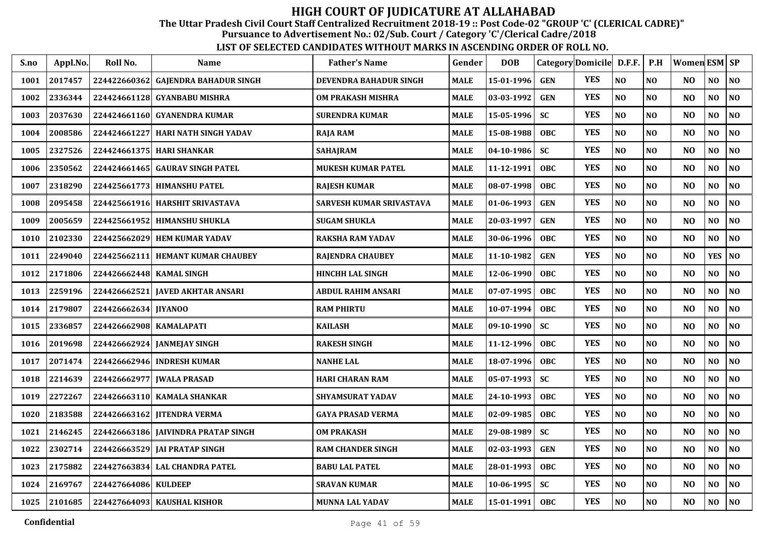# HIGH COURT OF JUDICATURE AT ALLAHABAD

**The Uttar Pradesh Civil Court Staff Centralized Recruitment 2018-19 :: Post Code-02 "GROUP 'C' (CLERICAL CADRE)"**
**Pursuance to Advertisement No.: 02/Sub. Court / Category 'C'/Clerical Cadre/2018**

**LIST OF SELECTED CANDIDATES WITHOUT MARKS IN ASCENDING ORDER OF ROLL NO.**

| S.no | Appl.No. | Roll No. | Name | Father's Name | Gender | DOB | Category | Domicile | D.F.F. | P.H | Women | ESM | SP |
|---|---|---|---|---|---|---|---|---|---|---|---|---|---|
| 1001 | 2017457 | 224422660362 | GAJENDRA BAHADUR SINGH | DEVENDRA BAHADUR SINGH | MALE | 15-01-1996 | GEN | YES | NO | NO | NO | NO | NO |
| 1002 | 2336344 | 224424661128 | GYANBABU MISHRA | OM PRAKASH MISHRA | MALE | 03-03-1992 | GEN | YES | NO | NO | NO | NO | NO |
| 1003 | 2037630 | 224424661160 | GYANENDRA KUMAR | SURENDRA KUMAR | MALE | 15-05-1996 | SC | YES | NO | NO | NO | NO | NO |
| 1004 | 2008586 | 224424661227 | HARI NATH SINGH YADAV | RAJA RAM | MALE | 15-08-1988 | OBC | YES | NO | NO | NO | NO | NO |
| 1005 | 2327526 | 224424661375 | HARI SHANKAR | SAHAJRAM | MALE | 04-10-1986 | SC | YES | NO | NO | NO | NO | NO |
| 1006 | 2350562 | 224424661465 | GAURAV SINGH PATEL | MUKESH KUMAR PATEL | MALE | 11-12-1991 | OBC | YES | NO | NO | NO | NO | NO |
| 1007 | 2318290 | 224425661773 | HIMANSHU PATEL | RAJESH KUMAR | MALE | 08-07-1998 | OBC | YES | NO | NO | NO | NO | NO |
| 1008 | 2095458 | 224425661916 | HARSHIT SRIVASTAVA | SARVESH KUMAR SRIVASTAVA | MALE | 01-06-1993 | GEN | YES | NO | NO | NO | NO | NO |
| 1009 | 2005659 | 224425661952 | HIMANSHU SHUKLA | SUGAM SHUKLA | MALE | 20-03-1997 | GEN | YES | NO | NO | NO | NO | NO |
| 1010 | 2102330 | 224425662029 | HEM KUMAR YADAV | RAKSHA RAM YADAV | MALE | 30-06-1996 | OBC | YES | NO | NO | NO | NO | NO |
| 1011 | 2249040 | 224425662111 | HEMANT KUMAR CHAUBEY | RAJENDRA CHAUBEY | MALE | 11-10-1982 | GEN | YES | NO | NO | NO | YES | NO |
| 1012 | 2171806 | 224426662448 | KAMAL SINGH | HINCHH LAL SINGH | MALE | 12-06-1990 | OBC | YES | NO | NO | NO | NO | NO |
| 1013 | 2259196 | 224426662521 | JAVED AKHTAR ANSARI | ABDUL RAHIM ANSARI | MALE | 07-07-1995 | OBC | YES | NO | NO | NO | NO | NO |
| 1014 | 2179807 | 224426662634 | JIYANOO | RAM PHIRTU | MALE | 10-07-1994 | OBC | YES | NO | NO | NO | NO | NO |
| 1015 | 2336857 | 224426662908 | KAMALAPATI | KAILASH | MALE | 09-10-1990 | SC | YES | NO | NO | NO | NO | NO |
| 1016 | 2019698 | 224426662924 | JANMEJAY SINGH | RAKESH SINGH | MALE | 11-12-1996 | OBC | YES | NO | NO | NO | NO | NO |
| 1017 | 2071474 | 224426662946 | INDRESH KUMAR | NANHE LAL | MALE | 18-07-1996 | OBC | YES | NO | NO | NO | NO | NO |
| 1018 | 2214639 | 224426662977 | JWALA PRASAD | HARI CHARAN RAM | MALE | 05-07-1993 | SC | YES | NO | NO | NO | NO | NO |
| 1019 | 2272267 | 224426663110 | KAMALA SHANKAR | SHYAMSURAT YADAV | MALE | 24-10-1993 | OBC | YES | NO | NO | NO | NO | NO |
| 1020 | 2183588 | 224426663162 | JITENDRA VERMA | GAYA PRASAD VERMA | MALE | 02-09-1985 | OBC | YES | NO | NO | NO | NO | NO |
| 1021 | 2146245 | 224426663186 | JAIVINDRA PRATAP SINGH | OM PRAKASH | MALE | 29-08-1989 | SC | YES | NO | NO | NO | NO | NO |
| 1022 | 2302714 | 224426663529 | JAI PRATAP SINGH | RAM CHANDER SINGH | MALE | 02-03-1993 | GEN | YES | NO | NO | NO | NO | NO |
| 1023 | 2175882 | 224427663834 | LAL CHANDRA PATEL | BABU LAL PATEL | MALE | 28-01-1993 | OBC | YES | NO | NO | NO | NO | NO |
| 1024 | 2169767 | 224427664086 | KULDEEP | SRAVAN KUMAR | MALE | 10-06-1995 | SC | YES | NO | NO | NO | NO | NO |
| 1025 | 2101685 | 224427664093 | KAUSHAL KISHOR | MUNNA LAL YADAV | MALE | 15-01-1991 | OBC | YES | NO | NO | NO | NO | NO |

Confidential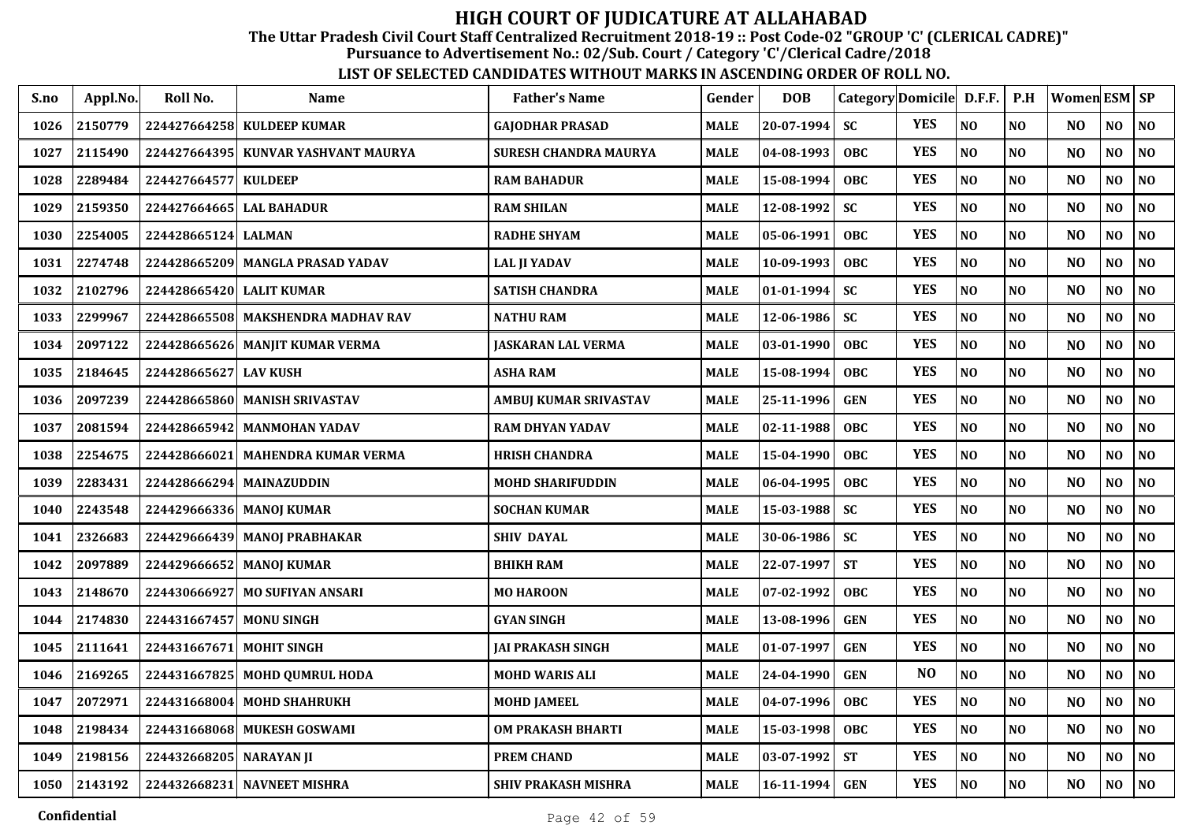# HIGH COURT OF JUDICATURE AT ALLAHABAD

**The Uttar Pradesh Civil Court Staff Centralized Recruitment 2018-19 :: Post Code-02 "GROUP 'C' (CLERICAL CADRE)"**

**Pursuance to Advertisement No.: 02/Sub. Court / Category 'C'/Clerical Cadre/2018**

**LIST OF SELECTED CANDIDATES WITHOUT MARKS IN ASCENDING ORDER OF ROLL NO.**

| S.no | Appl.No. | Roll No. | Name | Father's Name | Gender | DOB | Category | Domicile | D.F.F. | P.H | Women | ESM | SP |
|---|---|---|---|---|---|---|---|---|---|---|---|---|---|
| 1026 | 2150779 | 224427664258 | KULDEEP KUMAR | GAJODHAR PRASAD | MALE | 20-07-1994 | SC | YES | NO | NO | NO | NO | NO |
| 1027 | 2115490 | 224427664395 | KUNVAR YASHVANT MAURYA | SURESH CHANDRA MAURYA | MALE | 04-08-1993 | OBC | YES | NO | NO | NO | NO | NO |
| 1028 | 2289484 | 224427664577 | KULDEEP | RAM BAHADUR | MALE | 15-08-1994 | OBC | YES | NO | NO | NO | NO | NO |
| 1029 | 2159350 | 224427664665 | LAL BAHADUR | RAM SHILAN | MALE | 12-08-1992 | SC | YES | NO | NO | NO | NO | NO |
| 1030 | 2254005 | 224428665124 | LALMAN | RADHE SHYAM | MALE | 05-06-1991 | OBC | YES | NO | NO | NO | NO | NO |
| 1031 | 2274748 | 224428665209 | MANGLA PRASAD YADAV | LAL JI YADAV | MALE | 10-09-1993 | OBC | YES | NO | NO | NO | NO | NO |
| 1032 | 2102796 | 224428665420 | LALIT KUMAR | SATISH CHANDRA | MALE | 01-01-1994 | SC | YES | NO | NO | NO | NO | NO |
| 1033 | 2299967 | 224428665508 | MAKSHENDRA MADHAV RAV | NATHU RAM | MALE | 12-06-1986 | SC | YES | NO | NO | NO | NO | NO |
| 1034 | 2097122 | 224428665626 | MANJIT KUMAR VERMA | JASKARAN LAL VERMA | MALE | 03-01-1990 | OBC | YES | NO | NO | NO | NO | NO |
| 1035 | 2184645 | 224428665627 | LAV KUSH | ASHA RAM | MALE | 15-08-1994 | OBC | YES | NO | NO | NO | NO | NO |
| 1036 | 2097239 | 224428665860 | MANISH SRIVASTAV | AMBUJ KUMAR SRIVASTAV | MALE | 25-11-1996 | GEN | YES | NO | NO | NO | NO | NO |
| 1037 | 2081594 | 224428665942 | MANMOHAN YADAV | RAM DHYAN YADAV | MALE | 02-11-1988 | OBC | YES | NO | NO | NO | NO | NO |
| 1038 | 2254675 | 224428666021 | MAHENDRA KUMAR VERMA | HRISH CHANDRA | MALE | 15-04-1990 | OBC | YES | NO | NO | NO | NO | NO |
| 1039 | 2283431 | 224428666294 | MAINAZUDDIN | MOHD SHARIFUDDIN | MALE | 06-04-1995 | OBC | YES | NO | NO | NO | NO | NO |
| 1040 | 2243548 | 224429666336 | MANOJ KUMAR | SOCHAN KUMAR | MALE | 15-03-1988 | SC | YES | NO | NO | NO | NO | NO |
| 1041 | 2326683 | 224429666439 | MANOJ PRABHAKAR | SHIV DAYAL | MALE | 30-06-1986 | SC | YES | NO | NO | NO | NO | NO |
| 1042 | 2097889 | 224429666652 | MANOJ KUMAR | BHIKH RAM | MALE | 22-07-1997 | ST | YES | NO | NO | NO | NO | NO |
| 1043 | 2148670 | 224430666927 | MO SUFIYAN ANSARI | MO HAROON | MALE | 07-02-1992 | OBC | YES | NO | NO | NO | NO | NO |
| 1044 | 2174830 | 224431667457 | MONU SINGH | GYAN SINGH | MALE | 13-08-1996 | GEN | YES | NO | NO | NO | NO | NO |
| 1045 | 2111641 | 224431667671 | MOHIT SINGH | JAI PRAKASH SINGH | MALE | 01-07-1997 | GEN | YES | NO | NO | NO | NO | NO |
| 1046 | 2169265 | 224431667825 | MOHD QUMRUL HODA | MOHD WARIS ALI | MALE | 24-04-1990 | GEN | NO | NO | NO | NO | NO | NO |
| 1047 | 2072971 | 224431668004 | MOHD SHAHRUKH | MOHD JAMEEL | MALE | 04-07-1996 | OBC | YES | NO | NO | NO | NO | NO |
| 1048 | 2198434 | 224431668068 | MUKESH GOSWAMI | OM PRAKASH BHARTI | MALE | 15-03-1998 | OBC | YES | NO | NO | NO | NO | NO |
| 1049 | 2198156 | 224432668205 | NARAYAN JI | PREM CHAND | MALE | 03-07-1992 | ST | YES | NO | NO | NO | NO | NO |
| 1050 | 2143192 | 224432668231 | NAVNEET MISHRA | SHIV PRAKASH MISHRA | MALE | 16-11-1994 | GEN | YES | NO | NO | NO | NO | NO |

**Confidential**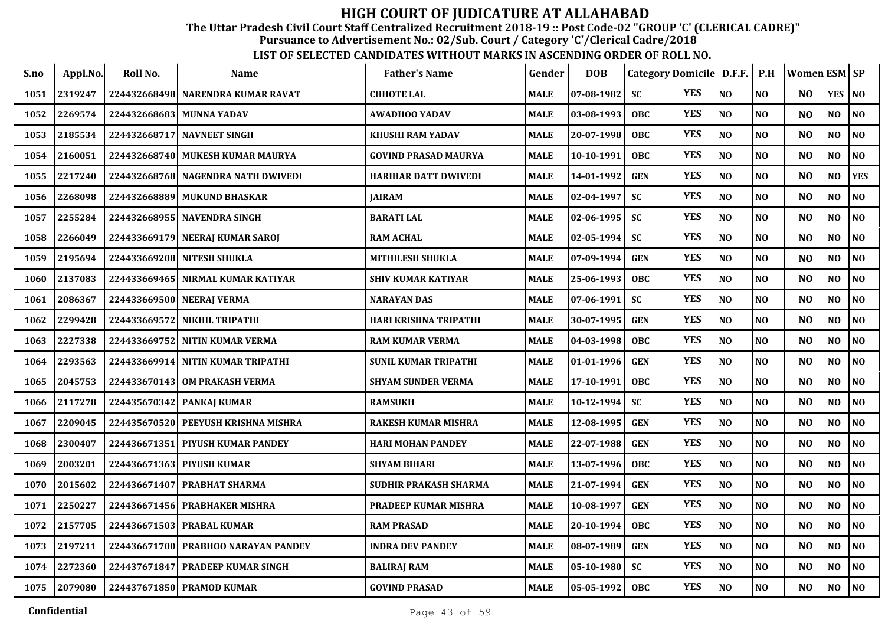# HIGH COURT OF JUDICATURE AT ALLAHABAD

**The Uttar Pradesh Civil Court Staff Centralized Recruitment 2018-19 :: Post Code-02 "GROUP 'C' (CLERICAL CADRE)"**

**Pursuance to Advertisement No.: 02/Sub. Court / Category 'C'/Clerical Cadre/2018**

**LIST OF SELECTED CANDIDATES WITHOUT MARKS IN ASCENDING ORDER OF ROLL NO.**

| S.no | Appl.No. | Roll No. | Name | Father's Name | Gender | DOB | Category | Domicile | D.F.F. | P.H | Women | ESM | SP |
|---|---|---|---|---|---|---|---|---|---|---|---|---|---|
| 1051 | 2319247 | 224432668498 | NARENDRA KUMAR RAVAT | CHHOTE LAL | MALE | 07-08-1982 | SC | YES | NO | NO | NO | YES | NO |
| 1052 | 2269574 | 224432668683 | MUNNA YADAV | AWADHOO YADAV | MALE | 03-08-1993 | OBC | YES | NO | NO | NO | NO | NO |
| 1053 | 2185534 | 224432668717 | NAVNEET SINGH | KHUSHI RAM YADAV | MALE | 20-07-1998 | OBC | YES | NO | NO | NO | NO | NO |
| 1054 | 2160051 | 224432668740 | MUKESH KUMAR MAURYA | GOVIND PRASAD MAURYA | MALE | 10-10-1991 | OBC | YES | NO | NO | NO | NO | NO |
| 1055 | 2217240 | 224432668768 | NAGENDRA NATH DWIVEDI | HARIHAR DATT DWIVEDI | MALE | 14-01-1992 | GEN | YES | NO | NO | NO | NO | YES |
| 1056 | 2268098 | 224432668889 | MUKUND BHASKAR | JAIRAM | MALE | 02-04-1997 | SC | YES | NO | NO | NO | NO | NO |
| 1057 | 2255284 | 224432668955 | NAVENDRA SINGH | BARATI LAL | MALE | 02-06-1995 | SC | YES | NO | NO | NO | NO | NO |
| 1058 | 2266049 | 224433669179 | NEERAJ KUMAR SAROJ | RAM ACHAL | MALE | 02-05-1994 | SC | YES | NO | NO | NO | NO | NO |
| 1059 | 2195694 | 224433669208 | NITESH SHUKLA | MITHILESH SHUKLA | MALE | 07-09-1994 | GEN | YES | NO | NO | NO | NO | NO |
| 1060 | 2137083 | 224433669465 | NIRMAL KUMAR KATIYAR | SHIV KUMAR KATIYAR | MALE | 25-06-1993 | OBC | YES | NO | NO | NO | NO | NO |
| 1061 | 2086367 | 224433669500 | NEERAJ VERMA | NARAYAN DAS | MALE | 07-06-1991 | SC | YES | NO | NO | NO | NO | NO |
| 1062 | 2299428 | 224433669572 | NIKHIL TRIPATHI | HARI KRISHNA TRIPATHI | MALE | 30-07-1995 | GEN | YES | NO | NO | NO | NO | NO |
| 1063 | 2227338 | 224433669752 | NITIN KUMAR VERMA | RAM KUMAR VERMA | MALE | 04-03-1998 | OBC | YES | NO | NO | NO | NO | NO |
| 1064 | 2293563 | 224433669914 | NITIN KUMAR TRIPATHI | SUNIL KUMAR TRIPATHI | MALE | 01-01-1996 | GEN | YES | NO | NO | NO | NO | NO |
| 1065 | 2045753 | 224433670143 | OM PRAKASH VERMA | SHYAM SUNDER VERMA | MALE | 17-10-1991 | OBC | YES | NO | NO | NO | NO | NO |
| 1066 | 2117278 | 224435670342 | PANKAJ KUMAR | RAMSUKH | MALE | 10-12-1994 | SC | YES | NO | NO | NO | NO | NO |
| 1067 | 2209045 | 224435670520 | PEEYUSH KRISHNA MISHRA | RAKESH KUMAR MISHRA | MALE | 12-08-1995 | GEN | YES | NO | NO | NO | NO | NO |
| 1068 | 2300407 | 224436671351 | PIYUSH KUMAR PANDEY | HARI MOHAN PANDEY | MALE | 22-07-1988 | GEN | YES | NO | NO | NO | NO | NO |
| 1069 | 2003201 | 224436671363 | PIYUSH KUMAR | SHYAM BIHARI | MALE | 13-07-1996 | OBC | YES | NO | NO | NO | NO | NO |
| 1070 | 2015602 | 224436671407 | PRABHAT SHARMA | SUDHIR PRAKASH SHARMA | MALE | 21-07-1994 | GEN | YES | NO | NO | NO | NO | NO |
| 1071 | 2250227 | 224436671456 | PRABHAKER MISHRA | PRADEEP KUMAR MISHRA | MALE | 10-08-1997 | GEN | YES | NO | NO | NO | NO | NO |
| 1072 | 2157705 | 224436671503 | PRABAL KUMAR | RAM PRASAD | MALE | 20-10-1994 | OBC | YES | NO | NO | NO | NO | NO |
| 1073 | 2197211 | 224436671700 | PRABHOO NARAYAN PANDEY | INDRA DEV PANDEY | MALE | 08-07-1989 | GEN | YES | NO | NO | NO | NO | NO |
| 1074 | 2272360 | 224437671847 | PRADEEP KUMAR SINGH | BALIRAJ RAM | MALE | 05-10-1980 | SC | YES | NO | NO | NO | NO | NO |
| 1075 | 2079080 | 224437671850 | PRAMOD KUMAR | GOVIND PRASAD | MALE | 05-05-1992 | OBC | YES | NO | NO | NO | NO | NO |

**Confidential**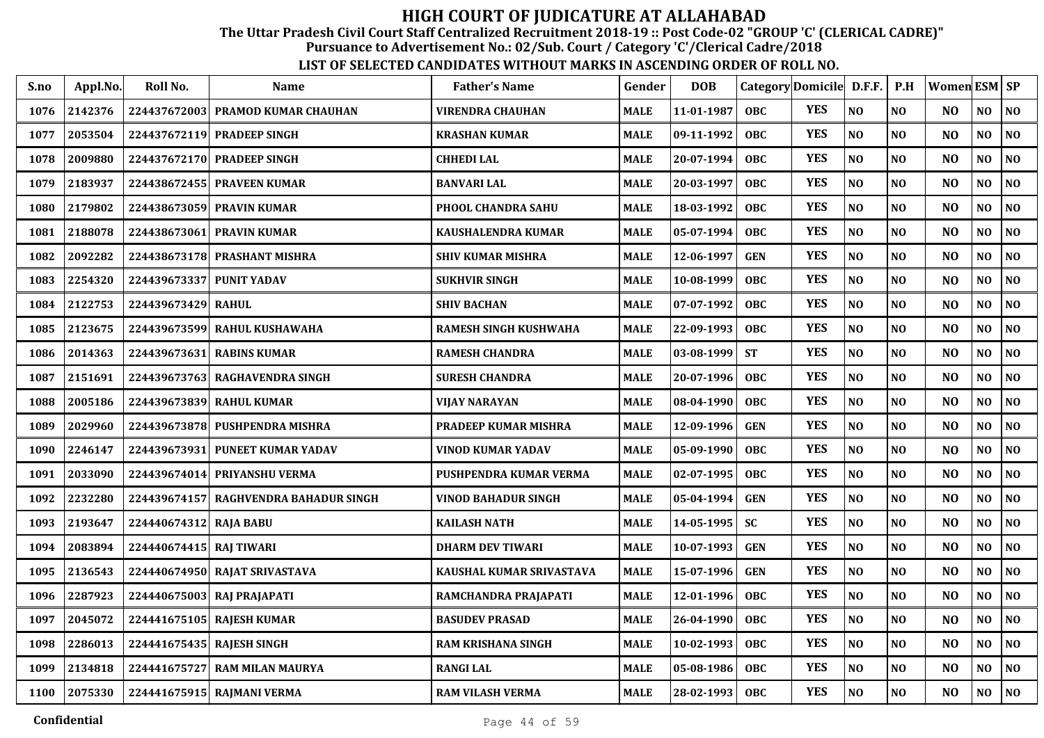# HIGH COURT OF JUDICATURE AT ALLAHABAD

**The Uttar Pradesh Civil Court Staff Centralized Recruitment 2018-19 :: Post Code-02 "GROUP 'C' (CLERICAL CADRE)"**

**Pursuance to Advertisement No.: 02/Sub. Court / Category 'C'/Clerical Cadre/2018**

**LIST OF SELECTED CANDIDATES WITHOUT MARKS IN ASCENDING ORDER OF ROLL NO.**

| S.no | Appl.No. | Roll No. | Name | Father's Name | Gender | DOB | Category | Domicile | D.F.F. | P.H | Women | ESM | SP |
|---|---|---|---|---|---|---|---|---|---|---|---|---|---|
| 1076 | 2142376 | 224437672003 | PRAMOD KUMAR CHAUHAN | VIRENDRA CHAUHAN | MALE | 11-01-1987 | OBC | YES | NO | NO | NO | NO | NO |
| 1077 | 2053504 | 224437672119 | PRADEEP SINGH | KRASHAN KUMAR | MALE | 09-11-1992 | OBC | YES | NO | NO | NO | NO | NO |
| 1078 | 2009880 | 224437672170 | PRADEEP SINGH | CHHEDI LAL | MALE | 20-07-1994 | OBC | YES | NO | NO | NO | NO | NO |
| 1079 | 2183937 | 224438672455 | PRAVEEN KUMAR | BANVARI LAL | MALE | 20-03-1997 | OBC | YES | NO | NO | NO | NO | NO |
| 1080 | 2179802 | 224438673059 | PRAVIN KUMAR | PHOOL CHANDRA SAHU | MALE | 18-03-1992 | OBC | YES | NO | NO | NO | NO | NO |
| 1081 | 2188078 | 224438673061 | PRAVIN KUMAR | KAUSHALENDRA KUMAR | MALE | 05-07-1994 | OBC | YES | NO | NO | NO | NO | NO |
| 1082 | 2092282 | 224438673178 | PRASHANT MISHRA | SHIV KUMAR MISHRA | MALE | 12-06-1997 | GEN | YES | NO | NO | NO | NO | NO |
| 1083 | 2254320 | 224439673337 | PUNIT YADAV | SUKHVIR SINGH | MALE | 10-08-1999 | OBC | YES | NO | NO | NO | NO | NO |
| 1084 | 2122753 | 224439673429 | RAHUL | SHIV BACHAN | MALE | 07-07-1992 | OBC | YES | NO | NO | NO | NO | NO |
| 1085 | 2123675 | 224439673599 | RAHUL KUSHAWAHA | RAMESH SINGH KUSHWAHA | MALE | 22-09-1993 | OBC | YES | NO | NO | NO | NO | NO |
| 1086 | 2014363 | 224439673631 | RABINS KUMAR | RAMESH CHANDRA | MALE | 03-08-1999 | ST | YES | NO | NO | NO | NO | NO |
| 1087 | 2151691 | 224439673763 | RAGHAVENDRA SINGH | SURESH CHANDRA | MALE | 20-07-1996 | OBC | YES | NO | NO | NO | NO | NO |
| 1088 | 2005186 | 224439673839 | RAHUL KUMAR | VIJAY NARAYAN | MALE | 08-04-1990 | OBC | YES | NO | NO | NO | NO | NO |
| 1089 | 2029960 | 224439673878 | PUSHPENDRA MISHRA | PRADEEP KUMAR MISHRA | MALE | 12-09-1996 | GEN | YES | NO | NO | NO | NO | NO |
| 1090 | 2246147 | 224439673931 | PUNEET KUMAR YADAV | VINOD KUMAR YADAV | MALE | 05-09-1990 | OBC | YES | NO | NO | NO | NO | NO |
| 1091 | 2033090 | 224439674014 | PRIYANSHU VERMA | PUSHPENDRA KUMAR VERMA | MALE | 02-07-1995 | OBC | YES | NO | NO | NO | NO | NO |
| 1092 | 2232280 | 224439674157 | RAGHVENDRA BAHADUR SINGH | VINOD BAHADUR SINGH | MALE | 05-04-1994 | GEN | YES | NO | NO | NO | NO | NO |
| 1093 | 2193647 | 224440674312 | RAJA BABU | KAILASH NATH | MALE | 14-05-1995 | SC | YES | NO | NO | NO | NO | NO |
| 1094 | 2083894 | 224440674415 | RAJ TIWARI | DHARM DEV TIWARI | MALE | 10-07-1993 | GEN | YES | NO | NO | NO | NO | NO |
| 1095 | 2136543 | 224440674950 | RAJAT SRIVASTAVA | KAUSHAL KUMAR SRIVASTAVA | MALE | 15-07-1996 | GEN | YES | NO | NO | NO | NO | NO |
| 1096 | 2287923 | 224440675003 | RAJ PRAJAPATI | RAMCHANDRA PRAJAPATI | MALE | 12-01-1996 | OBC | YES | NO | NO | NO | NO | NO |
| 1097 | 2045072 | 224441675105 | RAJESH KUMAR | BASUDEV PRASAD | MALE | 26-04-1990 | OBC | YES | NO | NO | NO | NO | NO |
| 1098 | 2286013 | 224441675435 | RAJESH SINGH | RAM KRISHANA SINGH | MALE | 10-02-1993 | OBC | YES | NO | NO | NO | NO | NO |
| 1099 | 2134818 | 224441675727 | RAM MILAN MAURYA | RANGI LAL | MALE | 05-08-1986 | OBC | YES | NO | NO | NO | NO | NO |
| 1100 | 2075330 | 224441675915 | RAJMANI VERMA | RAM VILASH VERMA | MALE | 28-02-1993 | OBC | YES | NO | NO | NO | NO | NO |

Confidential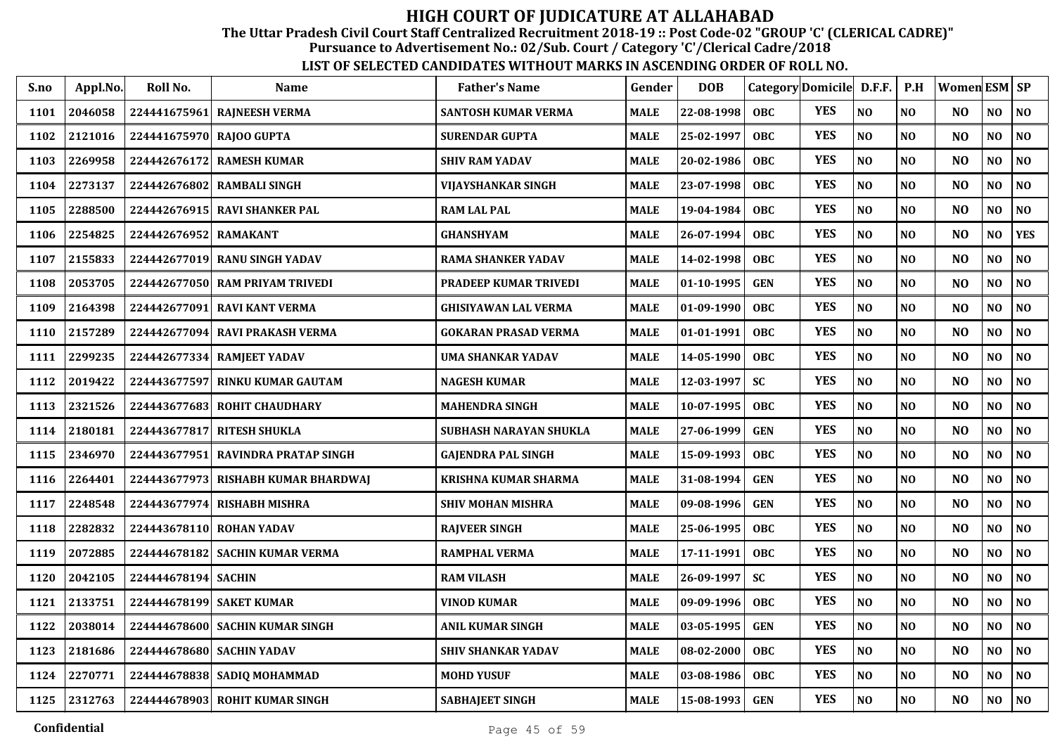# HIGH COURT OF JUDICATURE AT ALLAHABAD

**The Uttar Pradesh Civil Court Staff Centralized Recruitment 2018-19 :: Post Code-02 "GROUP 'C' (CLERICAL CADRE)"**
**Pursuance to Advertisement No.: 02/Sub. Court / Category 'C'/Clerical Cadre/2018**

**LIST OF SELECTED CANDIDATES WITHOUT MARKS IN ASCENDING ORDER OF ROLL NO.**

| S.no | Appl.No. | Roll No. | Name | Father's Name | Gender | DOB | Category | Domicile | D.F.F. | P.H | Women | ESM | SP |
|---|---|---|---|---|---|---|---|---|---|---|---|---|---|
| 1101 | 2046058 | 224441675961 | RAJNEESH VERMA | SANTOSH KUMAR VERMA | MALE | 22-08-1998 | OBC | YES | NO | NO | NO | NO | NO |
| 1102 | 2121016 | 224441675970 | RAJOO GUPTA | SURENDAR GUPTA | MALE | 25-02-1997 | OBC | YES | NO | NO | NO | NO | NO |
| 1103 | 2269958 | 224442676172 | RAMESH KUMAR | SHIV RAM YADAV | MALE | 20-02-1986 | OBC | YES | NO | NO | NO | NO | NO |
| 1104 | 2273137 | 224442676802 | RAMBALI SINGH | VIJAYSHANKAR SINGH | MALE | 23-07-1998 | OBC | YES | NO | NO | NO | NO | NO |
| 1105 | 2288500 | 224442676915 | RAVI SHANKER PAL | RAM LAL PAL | MALE | 19-04-1984 | OBC | YES | NO | NO | NO | NO | NO |
| 1106 | 2254825 | 224442676952 | RAMAKANT | GHANSHYAM | MALE | 26-07-1994 | OBC | YES | NO | NO | NO | NO | YES |
| 1107 | 2155833 | 224442677019 | RANU SINGH YADAV | RAMA SHANKER YADAV | MALE | 14-02-1998 | OBC | YES | NO | NO | NO | NO | NO |
| 1108 | 2053705 | 224442677050 | RAM PRIYAM TRIVEDI | PRADEEP KUMAR TRIVEDI | MALE | 01-10-1995 | GEN | YES | NO | NO | NO | NO | NO |
| 1109 | 2164398 | 224442677091 | RAVI KANT VERMA | GHISIYAWAN LAL VERMA | MALE | 01-09-1990 | OBC | YES | NO | NO | NO | NO | NO |
| 1110 | 2157289 | 224442677094 | RAVI PRAKASH VERMA | GOKARAN PRASAD VERMA | MALE | 01-01-1991 | OBC | YES | NO | NO | NO | NO | NO |
| 1111 | 2299235 | 224442677334 | RAMJEET YADAV | UMA SHANKAR YADAV | MALE | 14-05-1990 | OBC | YES | NO | NO | NO | NO | NO |
| 1112 | 2019422 | 224443677597 | RINKU KUMAR GAUTAM | NAGESH KUMAR | MALE | 12-03-1997 | SC | YES | NO | NO | NO | NO | NO |
| 1113 | 2321526 | 224443677683 | ROHIT CHAUDHARY | MAHENDRA SINGH | MALE | 10-07-1995 | OBC | YES | NO | NO | NO | NO | NO |
| 1114 | 2180181 | 224443677817 | RITESH SHUKLA | SUBHASH NARAYAN SHUKLA | MALE | 27-06-1999 | GEN | YES | NO | NO | NO | NO | NO |
| 1115 | 2346970 | 224443677951 | RAVINDRA PRATAP SINGH | GAJENDRA PAL SINGH | MALE | 15-09-1993 | OBC | YES | NO | NO | NO | NO | NO |
| 1116 | 2264401 | 224443677973 | RISHABH KUMAR BHARDWAJ | KRISHNA KUMAR SHARMA | MALE | 31-08-1994 | GEN | YES | NO | NO | NO | NO | NO |
| 1117 | 2248548 | 224443677974 | RISHABH MISHRA | SHIV MOHAN MISHRA | MALE | 09-08-1996 | GEN | YES | NO | NO | NO | NO | NO |
| 1118 | 2282832 | 224443678110 | ROHAN YADAV | RAJVEER SINGH | MALE | 25-06-1995 | OBC | YES | NO | NO | NO | NO | NO |
| 1119 | 2072885 | 224444678182 | SACHIN KUMAR VERMA | RAMPHAL VERMA | MALE | 17-11-1991 | OBC | YES | NO | NO | NO | NO | NO |
| 1120 | 2042105 | 224444678194 | SACHIN | RAM VILASH | MALE | 26-09-1997 | SC | YES | NO | NO | NO | NO | NO |
| 1121 | 2133751 | 224444678199 | SAKET KUMAR | VINOD KUMAR | MALE | 09-09-1996 | OBC | YES | NO | NO | NO | NO | NO |
| 1122 | 2038014 | 224444678600 | SACHIN KUMAR SINGH | ANIL KUMAR SINGH | MALE | 03-05-1995 | GEN | YES | NO | NO | NO | NO | NO |
| 1123 | 2181686 | 224444678680 | SACHIN YADAV | SHIV SHANKAR YADAV | MALE | 08-02-2000 | OBC | YES | NO | NO | NO | NO | NO |
| 1124 | 2270771 | 224444678838 | SADIQ MOHAMMAD | MOHD YUSUF | MALE | 03-08-1986 | OBC | YES | NO | NO | NO | NO | NO |
| 1125 | 2312763 | 224444678903 | ROHIT KUMAR SINGH | SABHAJEET SINGH | MALE | 15-08-1993 | GEN | YES | NO | NO | NO | NO | NO |

Confidential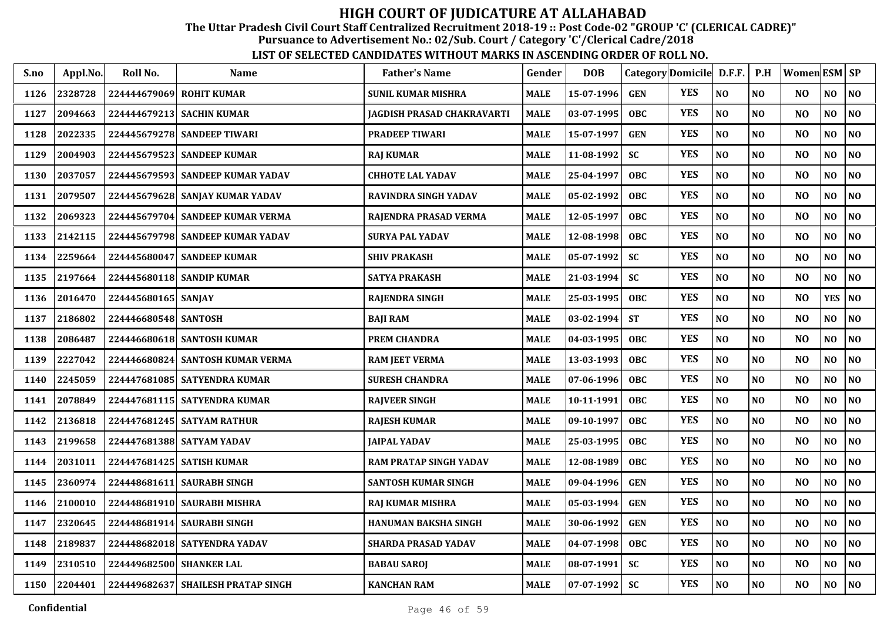# HIGH COURT OF JUDICATURE AT ALLAHABAD

**The Uttar Pradesh Civil Court Staff Centralized Recruitment 2018-19 :: Post Code-02 "GROUP 'C' (CLERICAL CADRE)"**

**Pursuance to Advertisement No.: 02/Sub. Court / Category 'C'/Clerical Cadre/2018**

**LIST OF SELECTED CANDIDATES WITHOUT MARKS IN ASCENDING ORDER OF ROLL NO.**

| S.no | Appl.No. | Roll No. | Name | Father's Name | Gender | DOB | Category | Domicile | D.F.F. | P.H | Women | ESM | SP |
|---|---|---|---|---|---|---|---|---|---|---|---|---|---|
| 1126 | 2328728 | 224444679069 | ROHIT KUMAR | SUNIL KUMAR MISHRA | MALE | 15-07-1996 | GEN | YES | NO | NO | NO | NO | NO |
| 1127 | 2094663 | 224444679213 | SACHIN KUMAR | JAGDISH PRASAD CHAKRAVARTI | MALE | 03-07-1995 | OBC | YES | NO | NO | NO | NO | NO |
| 1128 | 2022335 | 224445679278 | SANDEEP TIWARI | PRADEEP TIWARI | MALE | 15-07-1997 | GEN | YES | NO | NO | NO | NO | NO |
| 1129 | 2004903 | 224445679523 | SANDEEP KUMAR | RAJ KUMAR | MALE | 11-08-1992 | SC | YES | NO | NO | NO | NO | NO |
| 1130 | 2037057 | 224445679593 | SANDEEP KUMAR YADAV | CHHOTE LAL YADAV | MALE | 25-04-1997 | OBC | YES | NO | NO | NO | NO | NO |
| 1131 | 2079507 | 224445679628 | SANJAY KUMAR YADAV | RAVINDRA SINGH YADAV | MALE | 05-02-1992 | OBC | YES | NO | NO | NO | NO | NO |
| 1132 | 2069323 | 224445679704 | SANDEEP KUMAR VERMA | RAJENDRA PRASAD VERMA | MALE | 12-05-1997 | OBC | YES | NO | NO | NO | NO | NO |
| 1133 | 2142115 | 224445679798 | SANDEEP KUMAR YADAV | SURYA PAL YADAV | MALE | 12-08-1998 | OBC | YES | NO | NO | NO | NO | NO |
| 1134 | 2259664 | 224445680047 | SANDEEP KUMAR | SHIV PRAKASH | MALE | 05-07-1992 | SC | YES | NO | NO | NO | NO | NO |
| 1135 | 2197664 | 224445680118 | SANDIP KUMAR | SATYA PRAKASH | MALE | 21-03-1994 | SC | YES | NO | NO | NO | NO | NO |
| 1136 | 2016470 | 224445680165 | SANJAY | RAJENDRA SINGH | MALE | 25-03-1995 | OBC | YES | NO | NO | NO | YES | NO |
| 1137 | 2186802 | 224446680548 | SANTOSH | BAJI RAM | MALE | 03-02-1994 | ST | YES | NO | NO | NO | NO | NO |
| 1138 | 2086487 | 224446680618 | SANTOSH KUMAR | PREM CHANDRA | MALE | 04-03-1995 | OBC | YES | NO | NO | NO | NO | NO |
| 1139 | 2227042 | 224446680824 | SANTOSH KUMAR VERMA | RAM JEET VERMA | MALE | 13-03-1993 | OBC | YES | NO | NO | NO | NO | NO |
| 1140 | 2245059 | 224447681085 | SATYENDRA KUMAR | SURESH CHANDRA | MALE | 07-06-1996 | OBC | YES | NO | NO | NO | NO | NO |
| 1141 | 2078849 | 224447681115 | SATYENDRA KUMAR | RAJVEER SINGH | MALE | 10-11-1991 | OBC | YES | NO | NO | NO | NO | NO |
| 1142 | 2136818 | 224447681245 | SATYAM RATHUR | RAJESH KUMAR | MALE | 09-10-1997 | OBC | YES | NO | NO | NO | NO | NO |
| 1143 | 2199658 | 224447681388 | SATYAM YADAV | JAIPAL YADAV | MALE | 25-03-1995 | OBC | YES | NO | NO | NO | NO | NO |
| 1144 | 2031011 | 224447681425 | SATISH KUMAR | RAM PRATAP SINGH YADAV | MALE | 12-08-1989 | OBC | YES | NO | NO | NO | NO | NO |
| 1145 | 2360974 | 224448681611 | SAURABH SINGH | SANTOSH KUMAR SINGH | MALE | 09-04-1996 | GEN | YES | NO | NO | NO | NO | NO |
| 1146 | 2100010 | 224448681910 | SAURABH MISHRA | RAJ KUMAR MISHRA | MALE | 05-03-1994 | GEN | YES | NO | NO | NO | NO | NO |
| 1147 | 2320645 | 224448681914 | SAURABH SINGH | HANUMAN BAKSHA SINGH | MALE | 30-06-1992 | GEN | YES | NO | NO | NO | NO | NO |
| 1148 | 2189837 | 224448682018 | SATYENDRA YADAV | SHARDA PRASAD YADAV | MALE | 04-07-1998 | OBC | YES | NO | NO | NO | NO | NO |
| 1149 | 2310510 | 224449682500 | SHANKER LAL | BABAU SAROJ | MALE | 08-07-1991 | SC | YES | NO | NO | NO | NO | NO |
| 1150 | 2204401 | 224449682637 | SHAILESH PRATAP SINGH | KANCHAN RAM | MALE | 07-07-1992 | SC | YES | NO | NO | NO | NO | NO |

**Confidential**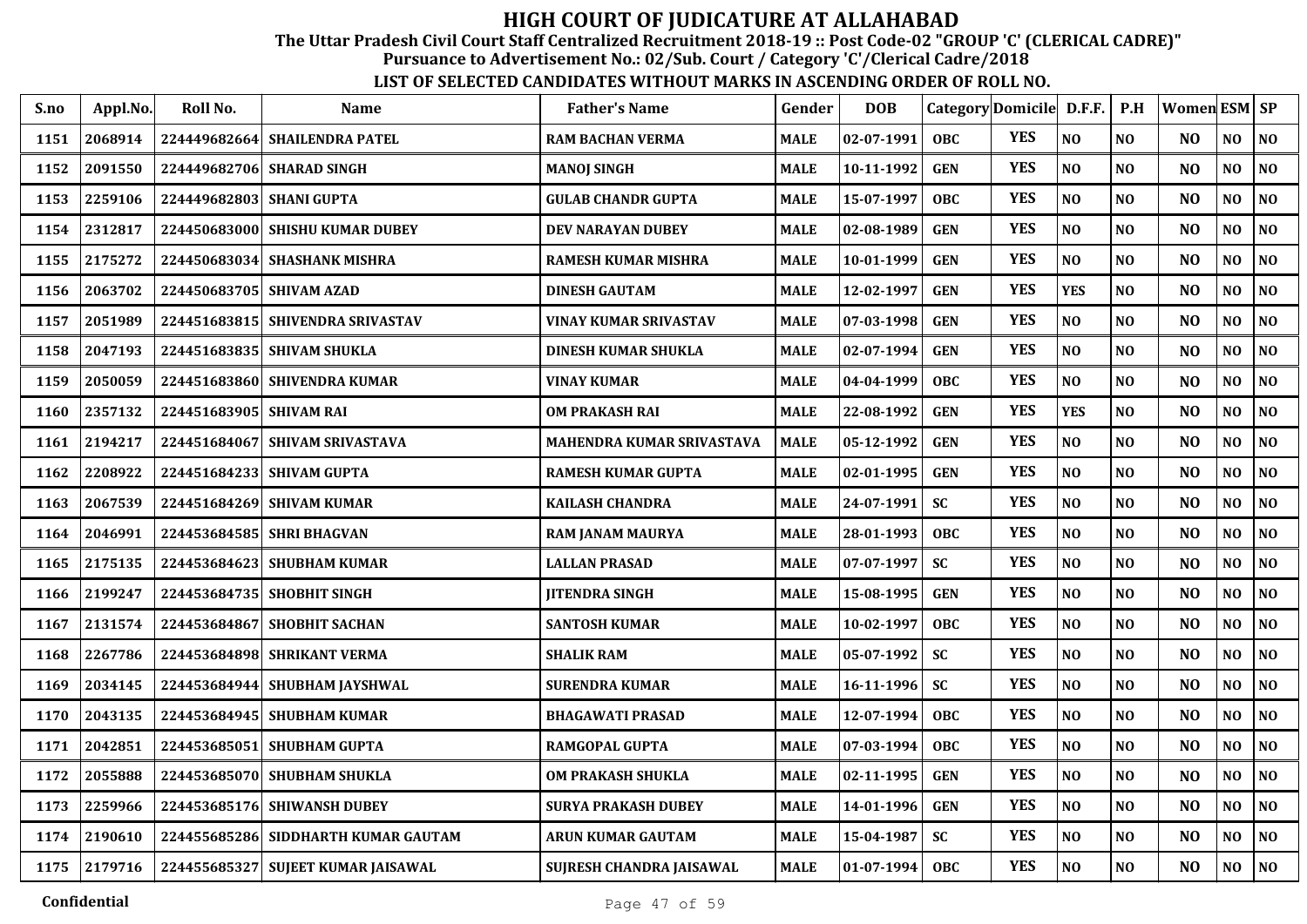# HIGH COURT OF JUDICATURE AT ALLAHABAD

**The Uttar Pradesh Civil Court Staff Centralized Recruitment 2018-19 :: Post Code-02 "GROUP 'C' (CLERICAL CADRE)"**

**Pursuance to Advertisement No.: 02/Sub. Court / Category 'C'/Clerical Cadre/2018**

**LIST OF SELECTED CANDIDATES WITHOUT MARKS IN ASCENDING ORDER OF ROLL NO.**

| S.no | Appl.No. | Roll No. | Name | Father's Name | Gender | DOB | Category | Domicile | D.F.F. | P.H | Women | ESM | SP |
|---|---|---|---|---|---|---|---|---|---|---|---|---|---|
| 1151 | 2068914 | 224449682664 | SHAILENDRA PATEL | RAM BACHAN VERMA | MALE | 02-07-1991 | OBC | YES | NO | NO | NO | NO | NO |
| 1152 | 2091550 | 224449682706 | SHARAD SINGH | MANOJ SINGH | MALE | 10-11-1992 | GEN | YES | NO | NO | NO | NO | NO |
| 1153 | 2259106 | 224449682803 | SHANI GUPTA | GULAB CHANDR GUPTA | MALE | 15-07-1997 | OBC | YES | NO | NO | NO | NO | NO |
| 1154 | 2312817 | 224450683000 | SHISHU KUMAR DUBEY | DEV NARAYAN DUBEY | MALE | 02-08-1989 | GEN | YES | NO | NO | NO | NO | NO |
| 1155 | 2175272 | 224450683034 | SHASHANK MISHRA | RAMESH KUMAR MISHRA | MALE | 10-01-1999 | GEN | YES | NO | NO | NO | NO | NO |
| 1156 | 2063702 | 224450683705 | SHIVAM AZAD | DINESH GAUTAM | MALE | 12-02-1997 | GEN | YES | YES | NO | NO | NO | NO |
| 1157 | 2051989 | 224451683815 | SHIVENDRA SRIVASTAV | VINAY KUMAR SRIVASTAV | MALE | 07-03-1998 | GEN | YES | NO | NO | NO | NO | NO |
| 1158 | 2047193 | 224451683835 | SHIVAM SHUKLA | DINESH KUMAR SHUKLA | MALE | 02-07-1994 | GEN | YES | NO | NO | NO | NO | NO |
| 1159 | 2050059 | 224451683860 | SHIVENDRA KUMAR | VINAY KUMAR | MALE | 04-04-1999 | OBC | YES | NO | NO | NO | NO | NO |
| 1160 | 2357132 | 224451683905 | SHIVAM RAI | OM PRAKASH RAI | MALE | 22-08-1992 | GEN | YES | YES | NO | NO | NO | NO |
| 1161 | 2194217 | 224451684067 | SHIVAM SRIVASTAVA | MAHENDRA KUMAR SRIVASTAVA | MALE | 05-12-1992 | GEN | YES | NO | NO | NO | NO | NO |
| 1162 | 2208922 | 224451684233 | SHIVAM GUPTA | RAMESH KUMAR GUPTA | MALE | 02-01-1995 | GEN | YES | NO | NO | NO | NO | NO |
| 1163 | 2067539 | 224451684269 | SHIVAM KUMAR | KAILASH CHANDRA | MALE | 24-07-1991 | SC | YES | NO | NO | NO | NO | NO |
| 1164 | 2046991 | 224453684585 | SHRI BHAGVAN | RAM JANAM MAURYA | MALE | 28-01-1993 | OBC | YES | NO | NO | NO | NO | NO |
| 1165 | 2175135 | 224453684623 | SHUBHAM KUMAR | LALLAN PRASAD | MALE | 07-07-1997 | SC | YES | NO | NO | NO | NO | NO |
| 1166 | 2199247 | 224453684735 | SHOBHIT SINGH | JITENDRA SINGH | MALE | 15-08-1995 | GEN | YES | NO | NO | NO | NO | NO |
| 1167 | 2131574 | 224453684867 | SHOBHIT SACHAN | SANTOSH KUMAR | MALE | 10-02-1997 | OBC | YES | NO | NO | NO | NO | NO |
| 1168 | 2267786 | 224453684898 | SHRIKANT VERMA | SHALIK RAM | MALE | 05-07-1992 | SC | YES | NO | NO | NO | NO | NO |
| 1169 | 2034145 | 224453684944 | SHUBHAM JAYSHWAL | SURENDRA KUMAR | MALE | 16-11-1996 | SC | YES | NO | NO | NO | NO | NO |
| 1170 | 2043135 | 224453684945 | SHUBHAM KUMAR | BHAGAWATI PRASAD | MALE | 12-07-1994 | OBC | YES | NO | NO | NO | NO | NO |
| 1171 | 2042851 | 224453685051 | SHUBHAM GUPTA | RAMGOPAL GUPTA | MALE | 07-03-1994 | OBC | YES | NO | NO | NO | NO | NO |
| 1172 | 2055888 | 224453685070 | SHUBHAM SHUKLA | OM PRAKASH SHUKLA | MALE | 02-11-1995 | GEN | YES | NO | NO | NO | NO | NO |
| 1173 | 2259966 | 224453685176 | SHIWANSH DUBEY | SURYA PRAKASH DUBEY | MALE | 14-01-1996 | GEN | YES | NO | NO | NO | NO | NO |
| 1174 | 2190610 | 224455685286 | SIDDHARTH KUMAR GAUTAM | ARUN KUMAR GAUTAM | MALE | 15-04-1987 | SC | YES | NO | NO | NO | NO | NO |
| 1175 | 2179716 | 224455685327 | SUJEET KUMAR JAISAWAL | SUJRESH CHANDRA JAISAWAL | MALE | 01-07-1994 | OBC | YES | NO | NO | NO | NO | NO |

Confidential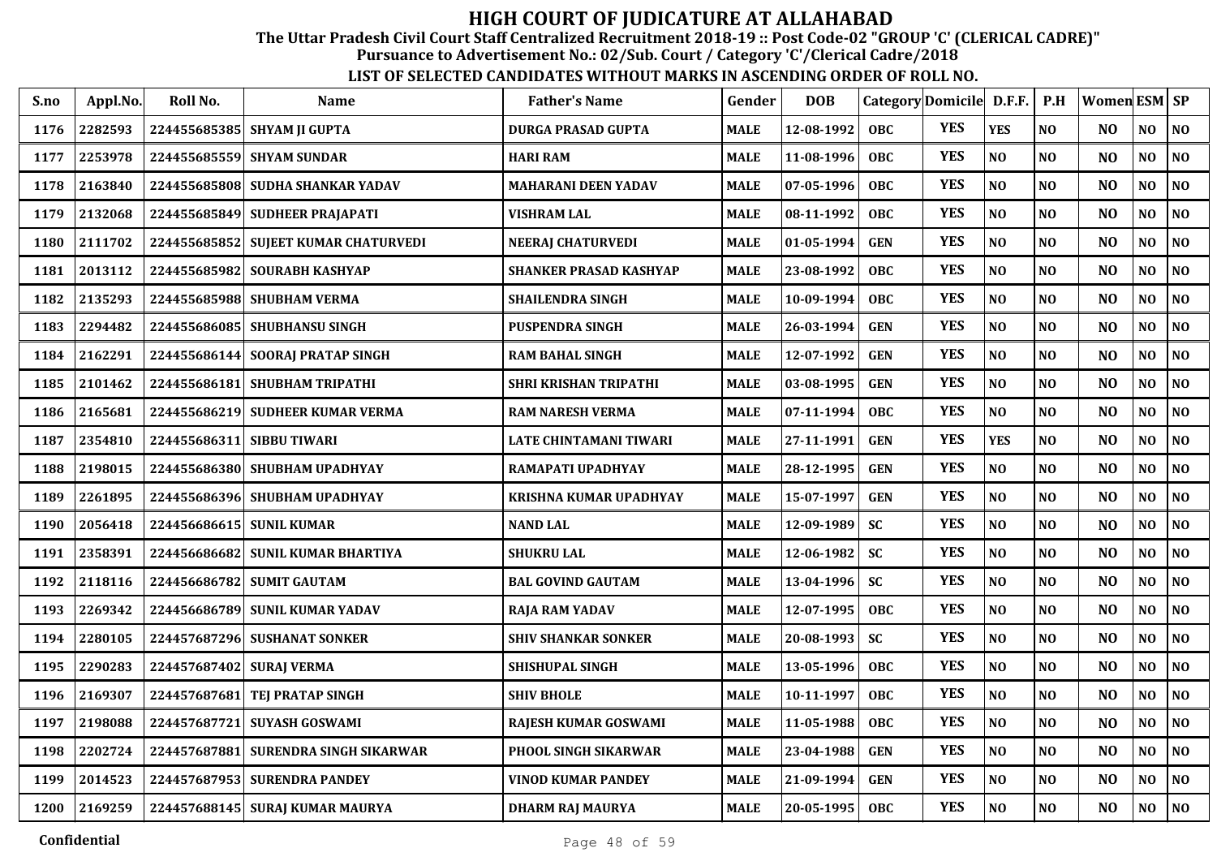# HIGH COURT OF JUDICATURE AT ALLAHABAD

**The Uttar Pradesh Civil Court Staff Centralized Recruitment 2018-19 :: Post Code-02 "GROUP 'C' (CLERICAL CADRE)"**

**Pursuance to Advertisement No.: 02/Sub. Court / Category 'C'/Clerical Cadre/2018**

**LIST OF SELECTED CANDIDATES WITHOUT MARKS IN ASCENDING ORDER OF ROLL NO.**

| S.no | Appl.No. | Roll No. | Name | Father's Name | Gender | DOB | Category | Domicile | D.F.F. | P.H | Women | ESM | SP |
|---|---|---|---|---|---|---|---|---|---|---|---|---|---|
| 1176 | 2282593 | 224455685385 | SHYAM JI GUPTA | DURGA PRASAD GUPTA | MALE | 12-08-1992 | OBC | YES | YES | NO | NO | NO | NO |
| 1177 | 2253978 | 224455685559 | SHYAM SUNDAR | HARI RAM | MALE | 11-08-1996 | OBC | YES | NO | NO | NO | NO | NO |
| 1178 | 2163840 | 224455685808 | SUDHA SHANKAR YADAV | MAHARANI DEEN YADAV | MALE | 07-05-1996 | OBC | YES | NO | NO | NO | NO | NO |
| 1179 | 2132068 | 224455685849 | SUDHEER PRAJAPATI | VISHRAM LAL | MALE | 08-11-1992 | OBC | YES | NO | NO | NO | NO | NO |
| 1180 | 2111702 | 224455685852 | SUJEET KUMAR CHATURVEDI | NEERAJ CHATURVEDI | MALE | 01-05-1994 | GEN | YES | NO | NO | NO | NO | NO |
| 1181 | 2013112 | 224455685982 | SOURABH KASHYAP | SHANKER PRASAD KASHYAP | MALE | 23-08-1992 | OBC | YES | NO | NO | NO | NO | NO |
| 1182 | 2135293 | 224455685988 | SHUBHAM VERMA | SHAILENDRA SINGH | MALE | 10-09-1994 | OBC | YES | NO | NO | NO | NO | NO |
| 1183 | 2294482 | 224455686085 | SHUBHANSU SINGH | PUSPENDRA SINGH | MALE | 26-03-1994 | GEN | YES | NO | NO | NO | NO | NO |
| 1184 | 2162291 | 224455686144 | SOORAJ PRATAP SINGH | RAM BAHAL SINGH | MALE | 12-07-1992 | GEN | YES | NO | NO | NO | NO | NO |
| 1185 | 2101462 | 224455686181 | SHUBHAM TRIPATHI | SHRI KRISHAN TRIPATHI | MALE | 03-08-1995 | GEN | YES | NO | NO | NO | NO | NO |
| 1186 | 2165681 | 224455686219 | SUDHEER KUMAR VERMA | RAM NARESH VERMA | MALE | 07-11-1994 | OBC | YES | NO | NO | NO | NO | NO |
| 1187 | 2354810 | 224455686311 | SIBBU TIWARI | LATE CHINTAMANI TIWARI | MALE | 27-11-1991 | GEN | YES | YES | NO | NO | NO | NO |
| 1188 | 2198015 | 224455686380 | SHUBHAM UPADHYAY | RAMAPATI UPADHYAY | MALE | 28-12-1995 | GEN | YES | NO | NO | NO | NO | NO |
| 1189 | 2261895 | 224455686396 | SHUBHAM UPADHYAY | KRISHNA KUMAR UPADHYAY | MALE | 15-07-1997 | GEN | YES | NO | NO | NO | NO | NO |
| 1190 | 2056418 | 224456686615 | SUNIL KUMAR | NAND LAL | MALE | 12-09-1989 | SC | YES | NO | NO | NO | NO | NO |
| 1191 | 2358391 | 224456686682 | SUNIL KUMAR BHARTIYA | SHUKRU LAL | MALE | 12-06-1982 | SC | YES | NO | NO | NO | NO | NO |
| 1192 | 2118116 | 224456686782 | SUMIT GAUTAM | BAL GOVIND GAUTAM | MALE | 13-04-1996 | SC | YES | NO | NO | NO | NO | NO |
| 1193 | 2269342 | 224456686789 | SUNIL KUMAR YADAV | RAJA RAM YADAV | MALE | 12-07-1995 | OBC | YES | NO | NO | NO | NO | NO |
| 1194 | 2280105 | 224457687296 | SUSHANAT SONKER | SHIV SHANKAR SONKER | MALE | 20-08-1993 | SC | YES | NO | NO | NO | NO | NO |
| 1195 | 2290283 | 224457687402 | SURAJ VERMA | SHISHUPAL SINGH | MALE | 13-05-1996 | OBC | YES | NO | NO | NO | NO | NO |
| 1196 | 2169307 | 224457687681 | TEJ PRATAP SINGH | SHIV BHOLE | MALE | 10-11-1997 | OBC | YES | NO | NO | NO | NO | NO |
| 1197 | 2198088 | 224457687721 | SUYASH GOSWAMI | RAJESH KUMAR GOSWAMI | MALE | 11-05-1988 | OBC | YES | NO | NO | NO | NO | NO |
| 1198 | 2202724 | 224457687881 | SURENDRA SINGH SIKARWAR | PHOOL SINGH SIKARWAR | MALE | 23-04-1988 | GEN | YES | NO | NO | NO | NO | NO |
| 1199 | 2014523 | 224457687953 | SURENDRA PANDEY | VINOD KUMAR PANDEY | MALE | 21-09-1994 | GEN | YES | NO | NO | NO | NO | NO |
| 1200 | 2169259 | 224457688145 | SURAJ KUMAR MAURYA | DHARM RAJ MAURYA | MALE | 20-05-1995 | OBC | YES | NO | NO | NO | NO | NO |

Confidential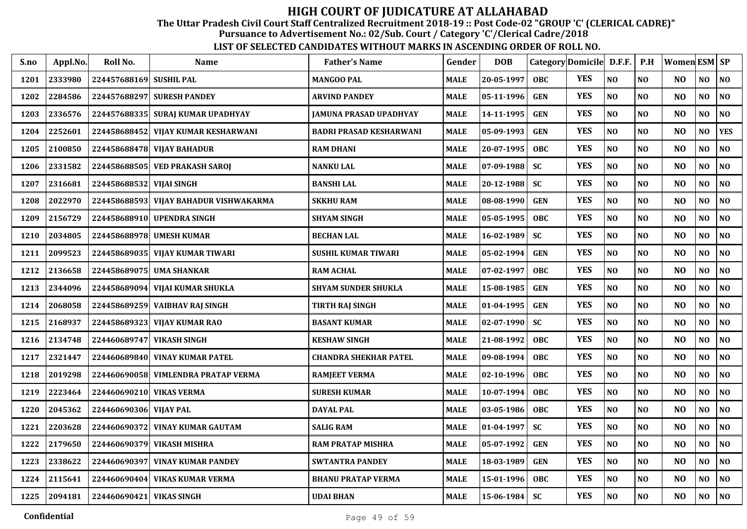# HIGH COURT OF JUDICATURE AT ALLAHABAD

**The Uttar Pradesh Civil Court Staff Centralized Recruitment 2018-19 :: Post Code-02 "GROUP 'C' (CLERICAL CADRE)"**
**Pursuance to Advertisement No.: 02/Sub. Court / Category 'C'/Clerical Cadre/2018**

**LIST OF SELECTED CANDIDATES WITHOUT MARKS IN ASCENDING ORDER OF ROLL NO.**

| S.no | Appl.No. | Roll No. | Name | Father's Name | Gender | DOB | Category | Domicile | D.F.F. | P.H | Women | ESM | SP |
|---|---|---|---|---|---|---|---|---|---|---|---|---|---|
| 1201 | 2333980 | 224457688169 | SUSHIL PAL | MANGOO PAL | MALE | 20-05-1997 | OBC | YES | NO | NO | NO | NO | NO |
| 1202 | 2284586 | 224457688297 | SURESH PANDEY | ARVIND PANDEY | MALE | 05-11-1996 | GEN | YES | NO | NO | NO | NO | NO |
| 1203 | 2336576 | 224457688335 | SURAJ KUMAR UPADHYAY | JAMUNA PRASAD UPADHYAY | MALE | 14-11-1995 | GEN | YES | NO | NO | NO | NO | NO |
| 1204 | 2252601 | 224458688452 | VIJAY KUMAR KESHARWANI | BADRI PRASAD KESHARWANI | MALE | 05-09-1993 | GEN | YES | NO | NO | NO | NO | YES |
| 1205 | 2100850 | 224458688478 | VIJAY BAHADUR | RAM DHANI | MALE | 20-07-1995 | OBC | YES | NO | NO | NO | NO | NO |
| 1206 | 2331582 | 224458688505 | VED PRAKASH SAROJ | NANKU LAL | MALE | 07-09-1988 | SC | YES | NO | NO | NO | NO | NO |
| 1207 | 2316681 | 224458688532 | VIJAI SINGH | BANSHI LAL | MALE | 20-12-1988 | SC | YES | NO | NO | NO | NO | NO |
| 1208 | 2022970 | 224458688593 | VIJAY BAHADUR VISHWAKARMA | SKKHU RAM | MALE | 08-08-1990 | GEN | YES | NO | NO | NO | NO | NO |
| 1209 | 2156729 | 224458688910 | UPENDRA SINGH | SHYAM SINGH | MALE | 05-05-1995 | OBC | YES | NO | NO | NO | NO | NO |
| 1210 | 2034805 | 224458688978 | UMESH KUMAR | BECHAN LAL | MALE | 16-02-1989 | SC | YES | NO | NO | NO | NO | NO |
| 1211 | 2099523 | 224458689035 | VIJAY KUMAR TIWARI | SUSHIL KUMAR TIWARI | MALE | 05-02-1994 | GEN | YES | NO | NO | NO | NO | NO |
| 1212 | 2136658 | 224458689075 | UMA SHANKAR | RAM ACHAL | MALE | 07-02-1997 | OBC | YES | NO | NO | NO | NO | NO |
| 1213 | 2344096 | 224458689094 | VIJAI KUMAR SHUKLA | SHYAM SUNDER SHUKLA | MALE | 15-08-1985 | GEN | YES | NO | NO | NO | NO | NO |
| 1214 | 2068058 | 224458689259 | VAIBHAV RAJ SINGH | TIRTH RAJ SINGH | MALE | 01-04-1995 | GEN | YES | NO | NO | NO | NO | NO |
| 1215 | 2168937 | 224458689323 | VIJAY KUMAR RAO | BASANT KUMAR | MALE | 02-07-1990 | SC | YES | NO | NO | NO | NO | NO |
| 1216 | 2134748 | 224460689747 | VIKASH SINGH | KESHAW SINGH | MALE | 21-08-1992 | OBC | YES | NO | NO | NO | NO | NO |
| 1217 | 2321447 | 224460689840 | VINAY KUMAR PATEL | CHANDRA SHEKHAR PATEL | MALE | 09-08-1994 | OBC | YES | NO | NO | NO | NO | NO |
| 1218 | 2019298 | 224460690058 | VIMLENDRA PRATAP VERMA | RAMJEET VERMA | MALE | 02-10-1996 | OBC | YES | NO | NO | NO | NO | NO |
| 1219 | 2223464 | 224460690210 | VIKAS VERMA | SURESH KUMAR | MALE | 10-07-1994 | OBC | YES | NO | NO | NO | NO | NO |
| 1220 | 2045362 | 224460690306 | VIJAY PAL | DAYAL PAL | MALE | 03-05-1986 | OBC | YES | NO | NO | NO | NO | NO |
| 1221 | 2203628 | 224460690372 | VINAY KUMAR GAUTAM | SALIG RAM | MALE | 01-04-1997 | SC | YES | NO | NO | NO | NO | NO |
| 1222 | 2179650 | 224460690379 | VIKASH MISHRA | RAM PRATAP MISHRA | MALE | 05-07-1992 | GEN | YES | NO | NO | NO | NO | NO |
| 1223 | 2338622 | 224460690397 | VINAY KUMAR PANDEY | SWTANTRA PANDEY | MALE | 18-03-1989 | GEN | YES | NO | NO | NO | NO | NO |
| 1224 | 2115641 | 224460690404 | VIKAS KUMAR VERMA | BHANU PRATAP VERMA | MALE | 15-01-1996 | OBC | YES | NO | NO | NO | NO | NO |
| 1225 | 2094181 | 224460690421 | VIKAS SINGH | UDAI BHAN | MALE | 15-06-1984 | SC | YES | NO | NO | NO | NO | NO |

**Confidential**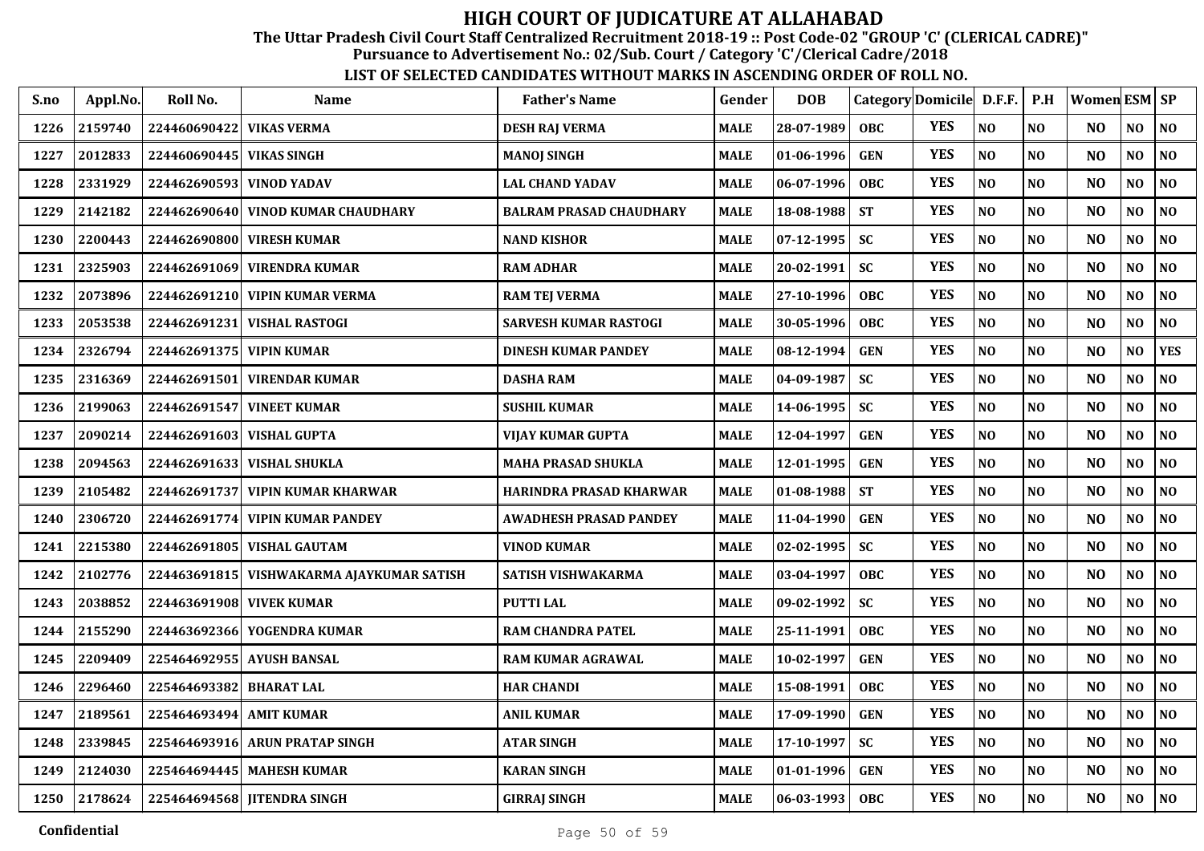# HIGH COURT OF JUDICATURE AT ALLAHABAD

**The Uttar Pradesh Civil Court Staff Centralized Recruitment 2018-19 :: Post Code-02 "GROUP 'C' (CLERICAL CADRE)"**

**Pursuance to Advertisement No.: 02/Sub. Court / Category 'C'/Clerical Cadre/2018**

**LIST OF SELECTED CANDIDATES WITHOUT MARKS IN ASCENDING ORDER OF ROLL NO.**

| S.no | Appl.No. | Roll No. | Name | Father's Name | Gender | DOB | Category | Domicile | D.F.F. | P.H | Women | ESM | SP |
|---|---|---|---|---|---|---|---|---|---|---|---|---|---|
| 1226 | 2159740 | 224460690422 | VIKAS VERMA | DESH RAJ VERMA | MALE | 28-07-1989 | OBC | YES | NO | NO | NO | NO | NO |
| 1227 | 2012833 | 224460690445 | VIKAS SINGH | MANOJ SINGH | MALE | 01-06-1996 | GEN | YES | NO | NO | NO | NO | NO |
| 1228 | 2331929 | 224462690593 | VINOD YADAV | LAL CHAND YADAV | MALE | 06-07-1996 | OBC | YES | NO | NO | NO | NO | NO |
| 1229 | 2142182 | 224462690640 | VINOD KUMAR CHAUDHARY | BALRAM PRASAD CHAUDHARY | MALE | 18-08-1988 | ST | YES | NO | NO | NO | NO | NO |
| 1230 | 2200443 | 224462690800 | VIRESH KUMAR | NAND KISHOR | MALE | 07-12-1995 | SC | YES | NO | NO | NO | NO | NO |
| 1231 | 2325903 | 224462691069 | VIRENDRA KUMAR | RAM ADHAR | MALE | 20-02-1991 | SC | YES | NO | NO | NO | NO | NO |
| 1232 | 2073896 | 224462691210 | VIPIN KUMAR VERMA | RAM TEJ VERMA | MALE | 27-10-1996 | OBC | YES | NO | NO | NO | NO | NO |
| 1233 | 2053538 | 224462691231 | VISHAL RASTOGI | SARVESH KUMAR RASTOGI | MALE | 30-05-1996 | OBC | YES | NO | NO | NO | NO | NO |
| 1234 | 2326794 | 224462691375 | VIPIN KUMAR | DINESH KUMAR PANDEY | MALE | 08-12-1994 | GEN | YES | NO | NO | NO | NO | YES |
| 1235 | 2316369 | 224462691501 | VIRENDAR KUMAR | DASHA RAM | MALE | 04-09-1987 | SC | YES | NO | NO | NO | NO | NO |
| 1236 | 2199063 | 224462691547 | VINEET KUMAR | SUSHIL KUMAR | MALE | 14-06-1995 | SC | YES | NO | NO | NO | NO | NO |
| 1237 | 2090214 | 224462691603 | VISHAL GUPTA | VIJAY KUMAR GUPTA | MALE | 12-04-1997 | GEN | YES | NO | NO | NO | NO | NO |
| 1238 | 2094563 | 224462691633 | VISHAL SHUKLA | MAHA PRASAD SHUKLA | MALE | 12-01-1995 | GEN | YES | NO | NO | NO | NO | NO |
| 1239 | 2105482 | 224462691737 | VIPIN KUMAR KHARWAR | HARINDRA PRASAD KHARWAR | MALE | 01-08-1988 | ST | YES | NO | NO | NO | NO | NO |
| 1240 | 2306720 | 224462691774 | VIPIN KUMAR PANDEY | AWADHESH PRASAD PANDEY | MALE | 11-04-1990 | GEN | YES | NO | NO | NO | NO | NO |
| 1241 | 2215380 | 224462691805 | VISHAL GAUTAM | VINOD KUMAR | MALE | 02-02-1995 | SC | YES | NO | NO | NO | NO | NO |
| 1242 | 2102776 | 224463691815 | VISHWAKARMA AJAYKUMAR SATISH | SATISH VISHWAKARMA | MALE | 03-04-1997 | OBC | YES | NO | NO | NO | NO | NO |
| 1243 | 2038852 | 224463691908 | VIVEK KUMAR | PUTTI LAL | MALE | 09-02-1992 | SC | YES | NO | NO | NO | NO | NO |
| 1244 | 2155290 | 224463692366 | YOGENDRA KUMAR | RAM CHANDRA PATEL | MALE | 25-11-1991 | OBC | YES | NO | NO | NO | NO | NO |
| 1245 | 2209409 | 225464692955 | AYUSH BANSAL | RAM KUMAR AGRAWAL | MALE | 10-02-1997 | GEN | YES | NO | NO | NO | NO | NO |
| 1246 | 2296460 | 225464693382 | BHARAT LAL | HAR CHANDI | MALE | 15-08-1991 | OBC | YES | NO | NO | NO | NO | NO |
| 1247 | 2189561 | 225464693494 | AMIT KUMAR | ANIL KUMAR | MALE | 17-09-1990 | GEN | YES | NO | NO | NO | NO | NO |
| 1248 | 2339845 | 225464693916 | ARUN PRATAP SINGH | ATAR SINGH | MALE | 17-10-1997 | SC | YES | NO | NO | NO | NO | NO |
| 1249 | 2124030 | 225464694445 | MAHESH KUMAR | KARAN SINGH | MALE | 01-01-1996 | GEN | YES | NO | NO | NO | NO | NO |
| 1250 | 2178624 | 225464694568 | JITENDRA SINGH | GIRRAJ SINGH | MALE | 06-03-1993 | OBC | YES | NO | NO | NO | NO | NO |

**Confidential**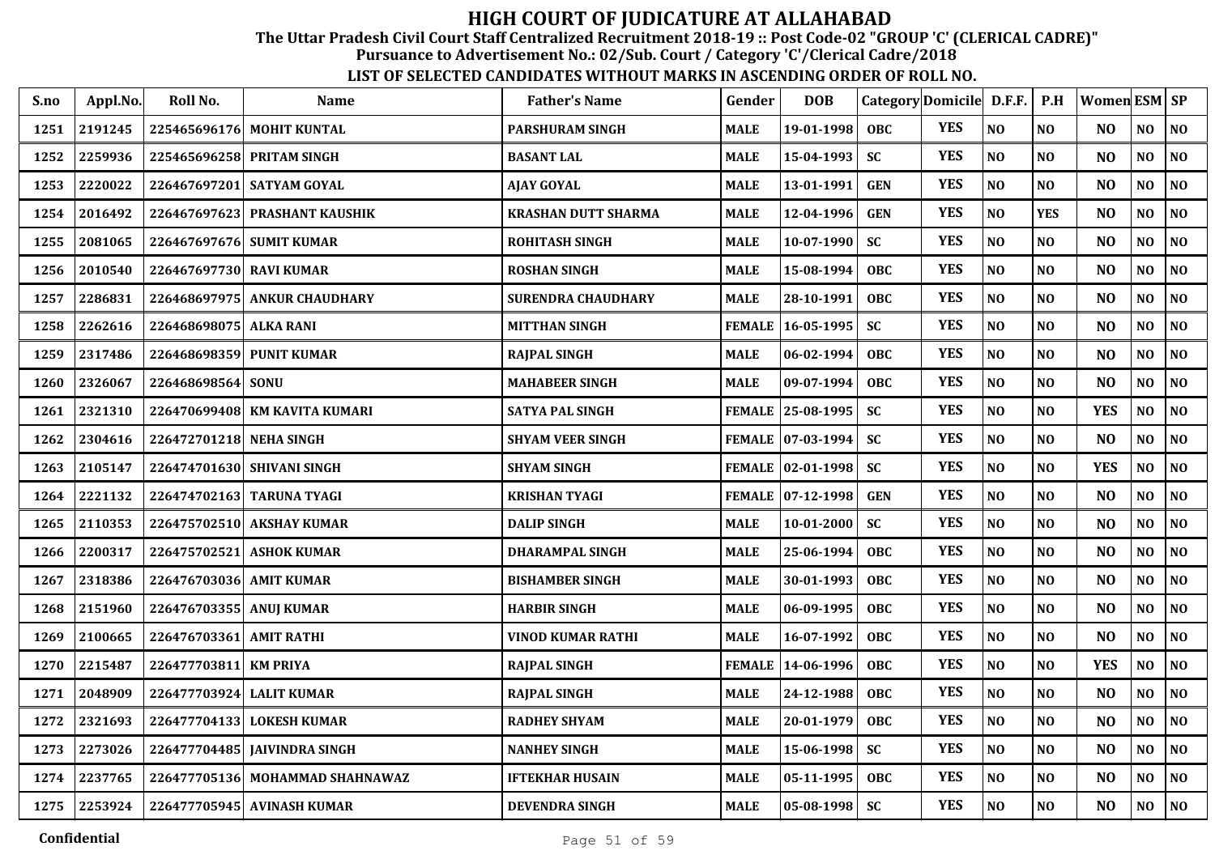# HIGH COURT OF JUDICATURE AT ALLAHABAD

**The Uttar Pradesh Civil Court Staff Centralized Recruitment 2018-19 :: Post Code-02 "GROUP 'C' (CLERICAL CADRE)"**
**Pursuance to Advertisement No.: 02/Sub. Court / Category 'C'/Clerical Cadre/2018**

**LIST OF SELECTED CANDIDATES WITHOUT MARKS IN ASCENDING ORDER OF ROLL NO.**

| S.no | Appl.No. | Roll No. | Name | Father's Name | Gender | DOB | Category | Domicile | D.F.F. | P.H | Women | ESM | SP |
|---|---|---|---|---|---|---|---|---|---|---|---|---|---|
| 1251 | 2191245 | 225465696176 | MOHIT KUNTAL | PARSHURAM SINGH | MALE | 19-01-1998 | OBC | YES | NO | NO | NO | NO | NO |
| 1252 | 2259936 | 225465696258 | PRITAM SINGH | BASANT LAL | MALE | 15-04-1993 | SC | YES | NO | NO | NO | NO | NO |
| 1253 | 2220022 | 226467697201 | SATYAM GOYAL | AJAY GOYAL | MALE | 13-01-1991 | GEN | YES | NO | NO | NO | NO | NO |
| 1254 | 2016492 | 226467697623 | PRASHANT KAUSHIK | KRASHAN DUTT SHARMA | MALE | 12-04-1996 | GEN | YES | NO | YES | NO | NO | NO |
| 1255 | 2081065 | 226467697676 | SUMIT KUMAR | ROHITASH SINGH | MALE | 10-07-1990 | SC | YES | NO | NO | NO | NO | NO |
| 1256 | 2010540 | 226467697730 | RAVI KUMAR | ROSHAN SINGH | MALE | 15-08-1994 | OBC | YES | NO | NO | NO | NO | NO |
| 1257 | 2286831 | 226468697975 | ANKUR CHAUDHARY | SURENDRA CHAUDHARY | MALE | 28-10-1991 | OBC | YES | NO | NO | NO | NO | NO |
| 1258 | 2262616 | 226468698075 | ALKA RANI | MITTHAN SINGH | FEMALE | 16-05-1995 | SC | YES | NO | NO | NO | NO | NO |
| 1259 | 2317486 | 226468698359 | PUNIT KUMAR | RAJPAL SINGH | MALE | 06-02-1994 | OBC | YES | NO | NO | NO | NO | NO |
| 1260 | 2326067 | 226468698564 | SONU | MAHABEER SINGH | MALE | 09-07-1994 | OBC | YES | NO | NO | NO | NO | NO |
| 1261 | 2321310 | 226470699408 | KM KAVITA KUMARI | SATYA PAL SINGH | FEMALE | 25-08-1995 | SC | YES | NO | NO | YES | NO | NO |
| 1262 | 2304616 | 226472701218 | NEHA SINGH | SHYAM VEER SINGH | FEMALE | 07-03-1994 | SC | YES | NO | NO | NO | NO | NO |
| 1263 | 2105147 | 226474701630 | SHIVANI SINGH | SHYAM SINGH | FEMALE | 02-01-1998 | SC | YES | NO | NO | YES | NO | NO |
| 1264 | 2221132 | 226474702163 | TARUNA TYAGI | KRISHAN TYAGI | FEMALE | 07-12-1998 | GEN | YES | NO | NO | NO | NO | NO |
| 1265 | 2110353 | 226475702510 | AKSHAY KUMAR | DALIP SINGH | MALE | 10-01-2000 | SC | YES | NO | NO | NO | NO | NO |
| 1266 | 2200317 | 226475702521 | ASHOK KUMAR | DHARAMPAL SINGH | MALE | 25-06-1994 | OBC | YES | NO | NO | NO | NO | NO |
| 1267 | 2318386 | 226476703036 | AMIT KUMAR | BISHAMBER SINGH | MALE | 30-01-1993 | OBC | YES | NO | NO | NO | NO | NO |
| 1268 | 2151960 | 226476703355 | ANUJ KUMAR | HARBIR SINGH | MALE | 06-09-1995 | OBC | YES | NO | NO | NO | NO | NO |
| 1269 | 2100665 | 226476703361 | AMIT RATHI | VINOD KUMAR RATHI | MALE | 16-07-1992 | OBC | YES | NO | NO | NO | NO | NO |
| 1270 | 2215487 | 226477703811 | KM PRIYA | RAJPAL SINGH | FEMALE | 14-06-1996 | OBC | YES | NO | NO | YES | NO | NO |
| 1271 | 2048909 | 226477703924 | LALIT KUMAR | RAJPAL SINGH | MALE | 24-12-1988 | OBC | YES | NO | NO | NO | NO | NO |
| 1272 | 2321693 | 226477704133 | LOKESH KUMAR | RADHEY SHYAM | MALE | 20-01-1979 | OBC | YES | NO | NO | NO | NO | NO |
| 1273 | 2273026 | 226477704485 | JAIVINDRA SINGH | NANHEY SINGH | MALE | 15-06-1998 | SC | YES | NO | NO | NO | NO | NO |
| 1274 | 2237765 | 226477705136 | MOHAMMAD SHAHNAWAZ | IFTEKHAR HUSAIN | MALE | 05-11-1995 | OBC | YES | NO | NO | NO | NO | NO |
| 1275 | 2253924 | 226477705945 | AVINASH KUMAR | DEVENDRA SINGH | MALE | 05-08-1998 | SC | YES | NO | NO | NO | NO | NO |

**Confidential**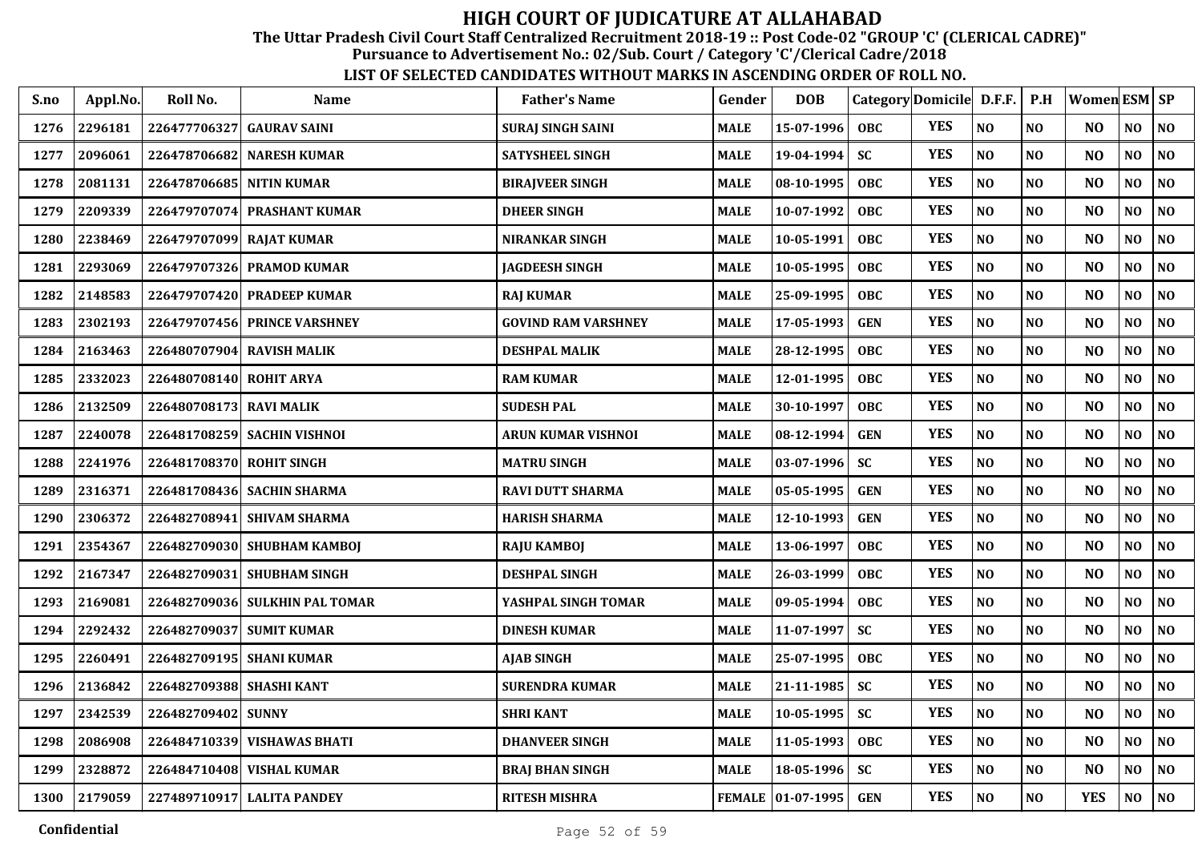# HIGH COURT OF JUDICATURE AT ALLAHABAD

**The Uttar Pradesh Civil Court Staff Centralized Recruitment 2018-19 :: Post Code-02 "GROUP 'C' (CLERICAL CADRE)"**

**Pursuance to Advertisement No.: 02/Sub. Court / Category 'C'/Clerical Cadre/2018**

**LIST OF SELECTED CANDIDATES WITHOUT MARKS IN ASCENDING ORDER OF ROLL NO.**

| S.no | Appl.No. | Roll No. | Name | Father's Name | Gender | DOB | Category | Domicile | D.F.F. | P.H | Women | ESM | SP |
|---|---|---|---|---|---|---|---|---|---|---|---|---|---|
| 1276 | 2296181 | 226477706327 | GAURAV SAINI | SURAJ SINGH SAINI | MALE | 15-07-1996 | OBC | YES | NO | NO | NO | NO | NO |
| 1277 | 2096061 | 226478706682 | NARESH KUMAR | SATYSHEEL SINGH | MALE | 19-04-1994 | SC | YES | NO | NO | NO | NO | NO |
| 1278 | 2081131 | 226478706685 | NITIN KUMAR | BIRAJVEER SINGH | MALE | 08-10-1995 | OBC | YES | NO | NO | NO | NO | NO |
| 1279 | 2209339 | 226479707074 | PRASHANT KUMAR | DHEER SINGH | MALE | 10-07-1992 | OBC | YES | NO | NO | NO | NO | NO |
| 1280 | 2238469 | 226479707099 | RAJAT KUMAR | NIRANKAR SINGH | MALE | 10-05-1991 | OBC | YES | NO | NO | NO | NO | NO |
| 1281 | 2293069 | 226479707326 | PRAMOD KUMAR | JAGDEESH SINGH | MALE | 10-05-1995 | OBC | YES | NO | NO | NO | NO | NO |
| 1282 | 2148583 | 226479707420 | PRADEEP KUMAR | RAJ KUMAR | MALE | 25-09-1995 | OBC | YES | NO | NO | NO | NO | NO |
| 1283 | 2302193 | 226479707456 | PRINCE VARSHNEY | GOVIND RAM VARSHNEY | MALE | 17-05-1993 | GEN | YES | NO | NO | NO | NO | NO |
| 1284 | 2163463 | 226480707904 | RAVISH MALIK | DESHPAL MALIK | MALE | 28-12-1995 | OBC | YES | NO | NO | NO | NO | NO |
| 1285 | 2332023 | 226480708140 | ROHIT ARYA | RAM KUMAR | MALE | 12-01-1995 | OBC | YES | NO | NO | NO | NO | NO |
| 1286 | 2132509 | 226480708173 | RAVI MALIK | SUDESH PAL | MALE | 30-10-1997 | OBC | YES | NO | NO | NO | NO | NO |
| 1287 | 2240078 | 226481708259 | SACHIN VISHNOI | ARUN KUMAR VISHNOI | MALE | 08-12-1994 | GEN | YES | NO | NO | NO | NO | NO |
| 1288 | 2241976 | 226481708370 | ROHIT SINGH | MATRU SINGH | MALE | 03-07-1996 | SC | YES | NO | NO | NO | NO | NO |
| 1289 | 2316371 | 226481708436 | SACHIN SHARMA | RAVI DUTT SHARMA | MALE | 05-05-1995 | GEN | YES | NO | NO | NO | NO | NO |
| 1290 | 2306372 | 226482708941 | SHIVAM SHARMA | HARISH SHARMA | MALE | 12-10-1993 | GEN | YES | NO | NO | NO | NO | NO |
| 1291 | 2354367 | 226482709030 | SHUBHAM KAMBOJ | RAJU KAMBOJ | MALE | 13-06-1997 | OBC | YES | NO | NO | NO | NO | NO |
| 1292 | 2167347 | 226482709031 | SHUBHAM SINGH | DESHPAL SINGH | MALE | 26-03-1999 | OBC | YES | NO | NO | NO | NO | NO |
| 1293 | 2169081 | 226482709036 | SULKHIN PAL TOMAR | YASHPAL SINGH TOMAR | MALE | 09-05-1994 | OBC | YES | NO | NO | NO | NO | NO |
| 1294 | 2292432 | 226482709037 | SUMIT KUMAR | DINESH KUMAR | MALE | 11-07-1997 | SC | YES | NO | NO | NO | NO | NO |
| 1295 | 2260491 | 226482709195 | SHANI KUMAR | AJAB SINGH | MALE | 25-07-1995 | OBC | YES | NO | NO | NO | NO | NO |
| 1296 | 2136842 | 226482709388 | SHASHI KANT | SURENDRA KUMAR | MALE | 21-11-1985 | SC | YES | NO | NO | NO | NO | NO |
| 1297 | 2342539 | 226482709402 | SUNNY | SHRI KANT | MALE | 10-05-1995 | SC | YES | NO | NO | NO | NO | NO |
| 1298 | 2086908 | 226484710339 | VISHAWAS BHATI | DHANVEER SINGH | MALE | 11-05-1993 | OBC | YES | NO | NO | NO | NO | NO |
| 1299 | 2328872 | 226484710408 | VISHAL KUMAR | BRAJ BHAN SINGH | MALE | 18-05-1996 | SC | YES | NO | NO | NO | NO | NO |
| 1300 | 2179059 | 227489710917 | LALITA PANDEY | RITESH MISHRA | FEMALE | 01-07-1995 | GEN | YES | NO | NO | YES | NO | NO |

Confidential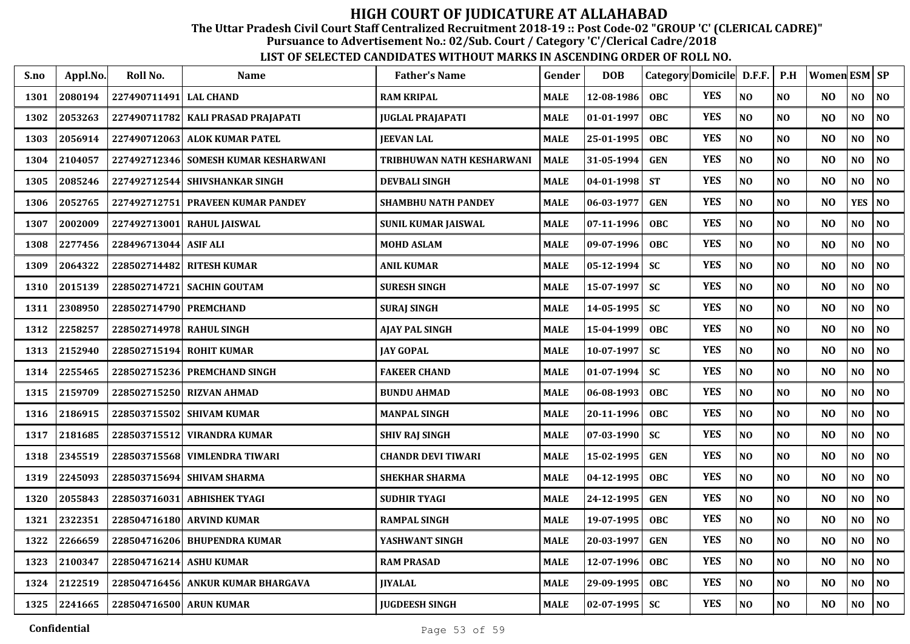# HIGH COURT OF JUDICATURE AT ALLAHABAD

**The Uttar Pradesh Civil Court Staff Centralized Recruitment 2018-19 :: Post Code-02 "GROUP 'C' (CLERICAL CADRE)"**

**Pursuance to Advertisement No.: 02/Sub. Court / Category 'C'/Clerical Cadre/2018**

**LIST OF SELECTED CANDIDATES WITHOUT MARKS IN ASCENDING ORDER OF ROLL NO.**

| S.no | Appl.No. | Roll No. | Name | Father's Name | Gender | DOB | Category | Domicile | D.F.F. | P.H | Women | ESM | SP |
|---|---|---|---|---|---|---|---|---|---|---|---|---|---|
| 1301 | 2080194 | 227490711491 | LAL CHAND | RAM KRIPAL | MALE | 12-08-1986 | OBC | YES | NO | NO | NO | NO | NO |
| 1302 | 2053263 | 227490711782 | KALI PRASAD PRAJAPATI | JUGLAL PRAJAPATI | MALE | 01-01-1997 | OBC | YES | NO | NO | NO | NO | NO |
| 1303 | 2056914 | 227490712063 | ALOK KUMAR PATEL | JEEVAN LAL | MALE | 25-01-1995 | OBC | YES | NO | NO | NO | NO | NO |
| 1304 | 2104057 | 227492712346 | SOMESH KUMAR KESHARWANI | TRIBHUWAN NATH KESHARWANI | MALE | 31-05-1994 | GEN | YES | NO | NO | NO | NO | NO |
| 1305 | 2085246 | 227492712544 | SHIVSHANKAR SINGH | DEVBALI SINGH | MALE | 04-01-1998 | ST | YES | NO | NO | NO | NO | NO |
| 1306 | 2052765 | 227492712751 | PRAVEEN KUMAR PANDEY | SHAMBHU NATH PANDEY | MALE | 06-03-1977 | GEN | YES | NO | NO | NO | YES | NO |
| 1307 | 2002009 | 227492713001 | RAHUL JAISWAL | SUNIL KUMAR JAISWAL | MALE | 07-11-1996 | OBC | YES | NO | NO | NO | NO | NO |
| 1308 | 2277456 | 228496713044 | ASIF ALI | MOHD ASLAM | MALE | 09-07-1996 | OBC | YES | NO | NO | NO | NO | NO |
| 1309 | 2064322 | 228502714482 | RITESH KUMAR | ANIL KUMAR | MALE | 05-12-1994 | SC | YES | NO | NO | NO | NO | NO |
| 1310 | 2015139 | 228502714721 | SACHIN GOUTAM | SURESH SINGH | MALE | 15-07-1997 | SC | YES | NO | NO | NO | NO | NO |
| 1311 | 2308950 | 228502714790 | PREMCHAND | SURAJ SINGH | MALE | 14-05-1995 | SC | YES | NO | NO | NO | NO | NO |
| 1312 | 2258257 | 228502714978 | RAHUL SINGH | AJAY PAL SINGH | MALE | 15-04-1999 | OBC | YES | NO | NO | NO | NO | NO |
| 1313 | 2152940 | 228502715194 | ROHIT KUMAR | JAY GOPAL | MALE | 10-07-1997 | SC | YES | NO | NO | NO | NO | NO |
| 1314 | 2255465 | 228502715236 | PREMCHAND SINGH | FAKEER CHAND | MALE | 01-07-1994 | SC | YES | NO | NO | NO | NO | NO |
| 1315 | 2159709 | 228502715250 | RIZVAN AHMAD | BUNDU AHMAD | MALE | 06-08-1993 | OBC | YES | NO | NO | NO | NO | NO |
| 1316 | 2186915 | 228503715502 | SHIVAM KUMAR | MANPAL SINGH | MALE | 20-11-1996 | OBC | YES | NO | NO | NO | NO | NO |
| 1317 | 2181685 | 228503715512 | VIRANDRA KUMAR | SHIV RAJ SINGH | MALE | 07-03-1990 | SC | YES | NO | NO | NO | NO | NO |
| 1318 | 2345519 | 228503715568 | VIMLENDRA TIWARI | CHANDR DEVI TIWARI | MALE | 15-02-1995 | GEN | YES | NO | NO | NO | NO | NO |
| 1319 | 2245093 | 228503715694 | SHIVAM SHARMA | SHEKHAR SHARMA | MALE | 04-12-1995 | OBC | YES | NO | NO | NO | NO | NO |
| 1320 | 2055843 | 228503716031 | ABHISHEK TYAGI | SUDHIR TYAGI | MALE | 24-12-1995 | GEN | YES | NO | NO | NO | NO | NO |
| 1321 | 2322351 | 228504716180 | ARVIND KUMAR | RAMPAL SINGH | MALE | 19-07-1995 | OBC | YES | NO | NO | NO | NO | NO |
| 1322 | 2266659 | 228504716206 | BHUPENDRA KUMAR | YASHWANT SINGH | MALE | 20-03-1997 | GEN | YES | NO | NO | NO | NO | NO |
| 1323 | 2100347 | 228504716214 | ASHU KUMAR | RAM PRASAD | MALE | 12-07-1996 | OBC | YES | NO | NO | NO | NO | NO |
| 1324 | 2122519 | 228504716456 | ANKUR KUMAR BHARGAVA | JIYALAL | MALE | 29-09-1995 | OBC | YES | NO | NO | NO | NO | NO |
| 1325 | 2241665 | 228504716500 | ARUN KUMAR | JUGDEESH SINGH | MALE | 02-07-1995 | SC | YES | NO | NO | NO | NO | NO |

Confidential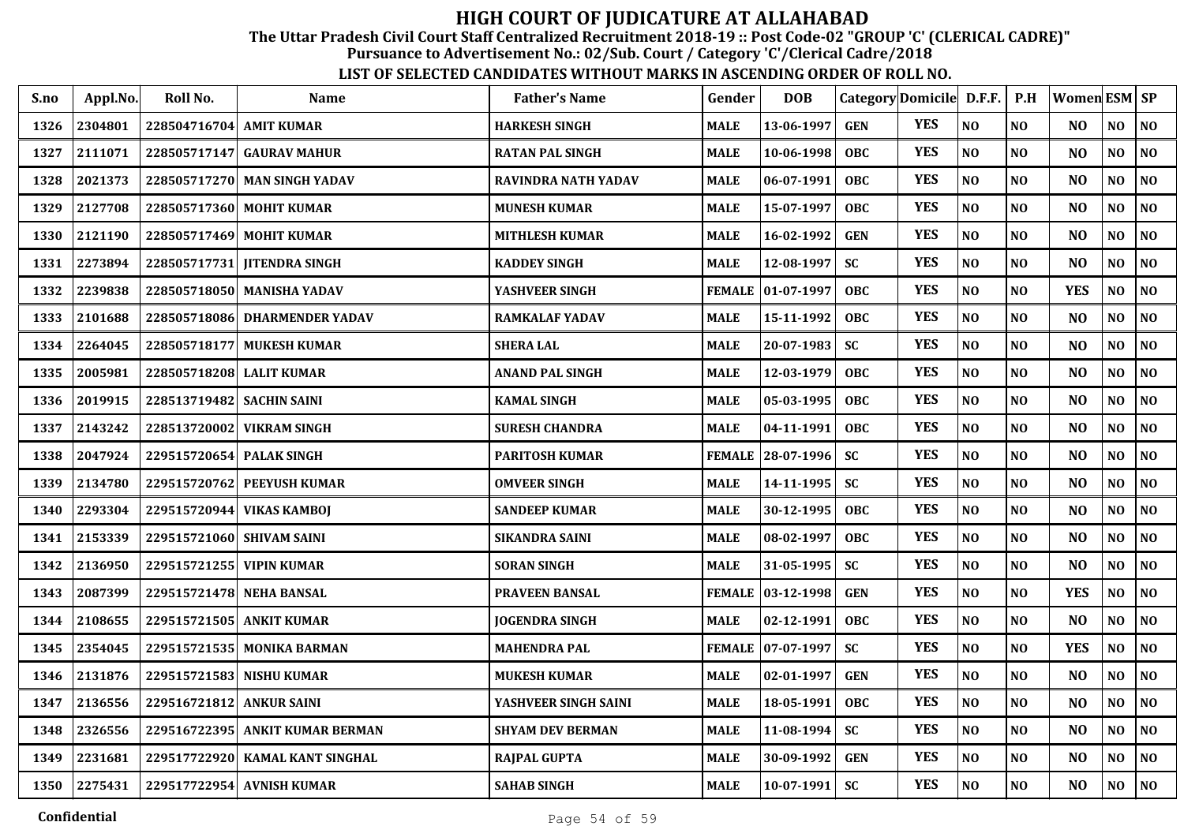# HIGH COURT OF JUDICATURE AT ALLAHABAD

**The Uttar Pradesh Civil Court Staff Centralized Recruitment 2018-19 :: Post Code-02 "GROUP 'C' (CLERICAL CADRE)"**

**Pursuance to Advertisement No.: 02/Sub. Court / Category 'C'/Clerical Cadre/2018**

**LIST OF SELECTED CANDIDATES WITHOUT MARKS IN ASCENDING ORDER OF ROLL NO.**

| S.no | Appl.No. | Roll No. | Name | Father's Name | Gender | DOB | Category | Domicile | D.F.F. | P.H | Women | ESM | SP |
|---|---|---|---|---|---|---|---|---|---|---|---|---|---|
| 1326 | 2304801 | 228504716704 | AMIT KUMAR | HARKESH SINGH | MALE | 13-06-1997 | GEN | YES | NO | NO | NO | NO | NO |
| 1327 | 2111071 | 228505717147 | GAURAV MAHUR | RATAN PAL SINGH | MALE | 10-06-1998 | OBC | YES | NO | NO | NO | NO | NO |
| 1328 | 2021373 | 228505717270 | MAN SINGH YADAV | RAVINDRA NATH YADAV | MALE | 06-07-1991 | OBC | YES | NO | NO | NO | NO | NO |
| 1329 | 2127708 | 228505717360 | MOHIT KUMAR | MUNESH KUMAR | MALE | 15-07-1997 | OBC | YES | NO | NO | NO | NO | NO |
| 1330 | 2121190 | 228505717469 | MOHIT KUMAR | MITHLESH KUMAR | MALE | 16-02-1992 | GEN | YES | NO | NO | NO | NO | NO |
| 1331 | 2273894 | 228505717731 | JITENDRA SINGH | KADDEY SINGH | MALE | 12-08-1997 | SC | YES | NO | NO | NO | NO | NO |
| 1332 | 2239838 | 228505718050 | MANISHA YADAV | YASHVEER SINGH | FEMALE | 01-07-1997 | OBC | YES | NO | NO | YES | NO | NO |
| 1333 | 2101688 | 228505718086 | DHARMENDER YADAV | RAMKALAF YADAV | MALE | 15-11-1992 | OBC | YES | NO | NO | NO | NO | NO |
| 1334 | 2264045 | 228505718177 | MUKESH KUMAR | SHERA LAL | MALE | 20-07-1983 | SC | YES | NO | NO | NO | NO | NO |
| 1335 | 2005981 | 228505718208 | LALIT KUMAR | ANAND PAL SINGH | MALE | 12-03-1979 | OBC | YES | NO | NO | NO | NO | NO |
| 1336 | 2019915 | 228513719482 | SACHIN SAINI | KAMAL SINGH | MALE | 05-03-1995 | OBC | YES | NO | NO | NO | NO | NO |
| 1337 | 2143242 | 228513720002 | VIKRAM SINGH | SURESH CHANDRA | MALE | 04-11-1991 | OBC | YES | NO | NO | NO | NO | NO |
| 1338 | 2047924 | 229515720654 | PALAK SINGH | PARITOSH KUMAR | FEMALE | 28-07-1996 | SC | YES | NO | NO | NO | NO | NO |
| 1339 | 2134780 | 229515720762 | PEEYUSH KUMAR | OMVEER SINGH | MALE | 14-11-1995 | SC | YES | NO | NO | NO | NO | NO |
| 1340 | 2293304 | 229515720944 | VIKAS KAMBOJ | SANDEEP KUMAR | MALE | 30-12-1995 | OBC | YES | NO | NO | NO | NO | NO |
| 1341 | 2153339 | 229515721060 | SHIVAM SAINI | SIKANDRA SAINI | MALE | 08-02-1997 | OBC | YES | NO | NO | NO | NO | NO |
| 1342 | 2136950 | 229515721255 | VIPIN KUMAR | SORAN SINGH | MALE | 31-05-1995 | SC | YES | NO | NO | NO | NO | NO |
| 1343 | 2087399 | 229515721478 | NEHA BANSAL | PRAVEEN BANSAL | FEMALE | 03-12-1998 | GEN | YES | NO | NO | YES | NO | NO |
| 1344 | 2108655 | 229515721505 | ANKIT KUMAR | JOGENDRA SINGH | MALE | 02-12-1991 | OBC | YES | NO | NO | NO | NO | NO |
| 1345 | 2354045 | 229515721535 | MONIKA BARMAN | MAHENDRA PAL | FEMALE | 07-07-1997 | SC | YES | NO | NO | YES | NO | NO |
| 1346 | 2131876 | 229515721583 | NISHU KUMAR | MUKESH KUMAR | MALE | 02-01-1997 | GEN | YES | NO | NO | NO | NO | NO |
| 1347 | 2136556 | 229516721812 | ANKUR SAINI | YASHVEER SINGH SAINI | MALE | 18-05-1991 | OBC | YES | NO | NO | NO | NO | NO |
| 1348 | 2326556 | 229516722395 | ANKIT KUMAR BERMAN | SHYAM DEV BERMAN | MALE | 11-08-1994 | SC | YES | NO | NO | NO | NO | NO |
| 1349 | 2231681 | 229517722920 | KAMAL KANT SINGHAL | RAJPAL GUPTA | MALE | 30-09-1992 | GEN | YES | NO | NO | NO | NO | NO |
| 1350 | 2275431 | 229517722954 | AVNISH KUMAR | SAHAB SINGH | MALE | 10-07-1991 | SC | YES | NO | NO | NO | NO | NO |

Confidential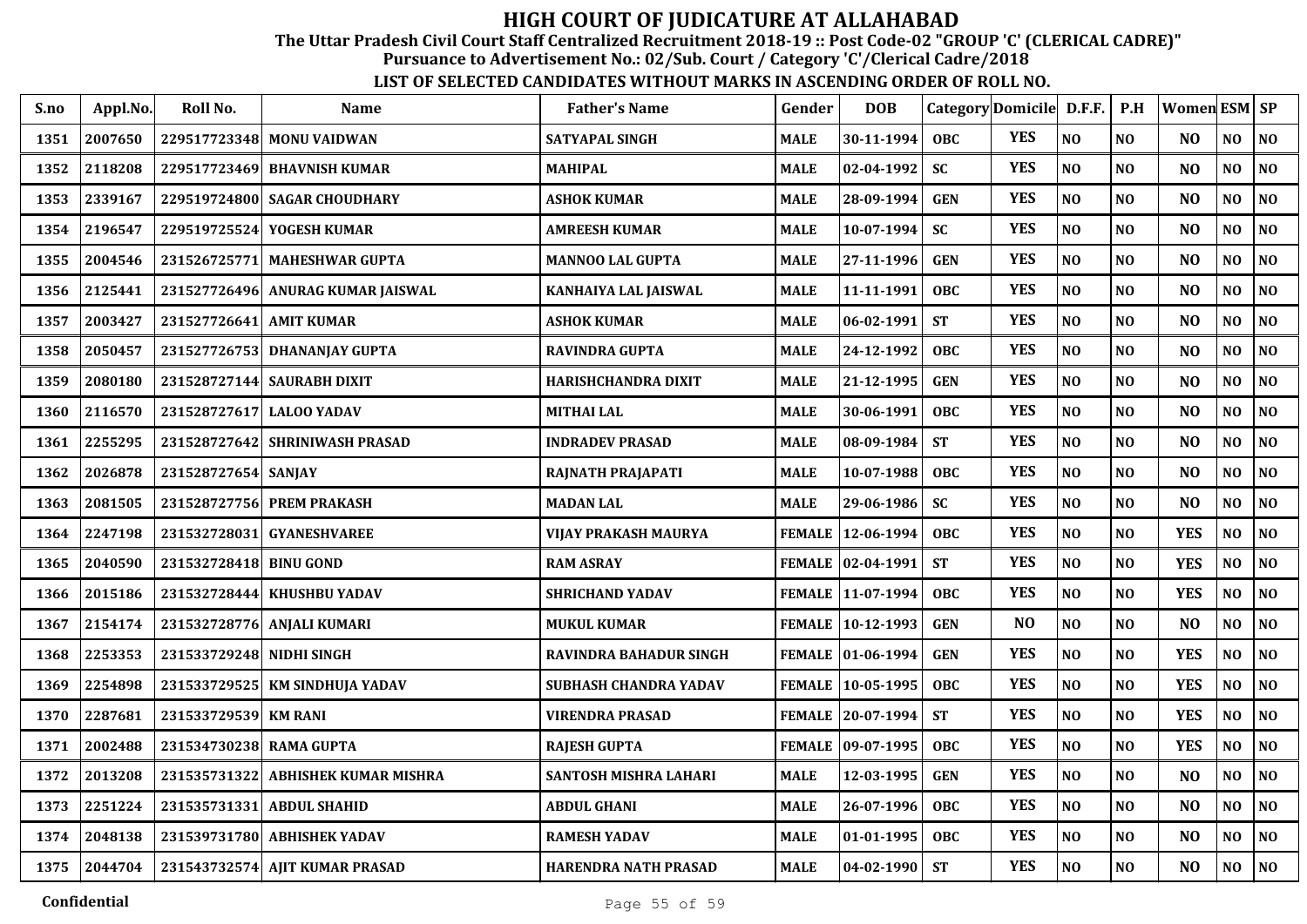# HIGH COURT OF JUDICATURE AT ALLAHABAD

**The Uttar Pradesh Civil Court Staff Centralized Recruitment 2018-19 :: Post Code-02 "GROUP 'C' (CLERICAL CADRE)"**

**Pursuance to Advertisement No.: 02/Sub. Court / Category 'C'/Clerical Cadre/2018**

**LIST OF SELECTED CANDIDATES WITHOUT MARKS IN ASCENDING ORDER OF ROLL NO.**

| S.no | Appl.No. | Roll No. | Name | Father's Name | Gender | DOB | Category | Domicile | D.F.F. | P.H | Women | ESM | SP |
|---|---|---|---|---|---|---|---|---|---|---|---|---|---|
| 1351 | 2007650 | 229517723348 | MONU VAIDWAN | SATYAPAL SINGH | MALE | 30-11-1994 | OBC | YES | NO | NO | NO | NO | NO |
| 1352 | 2118208 | 229517723469 | BHAVNISH KUMAR | MAHIPAL | MALE | 02-04-1992 | SC | YES | NO | NO | NO | NO | NO |
| 1353 | 2339167 | 229519724800 | SAGAR CHOUDHARY | ASHOK KUMAR | MALE | 28-09-1994 | GEN | YES | NO | NO | NO | NO | NO |
| 1354 | 2196547 | 229519725524 | YOGESH KUMAR | AMREESH KUMAR | MALE | 10-07-1994 | SC | YES | NO | NO | NO | NO | NO |
| 1355 | 2004546 | 231526725771 | MAHESHWAR GUPTA | MANNOO LAL GUPTA | MALE | 27-11-1996 | GEN | YES | NO | NO | NO | NO | NO |
| 1356 | 2125441 | 231527726496 | ANURAG KUMAR JAISWAL | KANHAIYA LAL JAISWAL | MALE | 11-11-1991 | OBC | YES | NO | NO | NO | NO | NO |
| 1357 | 2003427 | 231527726641 | AMIT KUMAR | ASHOK KUMAR | MALE | 06-02-1991 | ST | YES | NO | NO | NO | NO | NO |
| 1358 | 2050457 | 231527726753 | DHANANJAY GUPTA | RAVINDRA GUPTA | MALE | 24-12-1992 | OBC | YES | NO | NO | NO | NO | NO |
| 1359 | 2080180 | 231528727144 | SAURABH DIXIT | HARISHCHANDRA DIXIT | MALE | 21-12-1995 | GEN | YES | NO | NO | NO | NO | NO |
| 1360 | 2116570 | 231528727617 | LALOO YADAV | MITHAI LAL | MALE | 30-06-1991 | OBC | YES | NO | NO | NO | NO | NO |
| 1361 | 2255295 | 231528727642 | SHRINIWASH PRASAD | INDRADEV PRASAD | MALE | 08-09-1984 | ST | YES | NO | NO | NO | NO | NO |
| 1362 | 2026878 | 231528727654 | SANJAY | RAJNATH PRAJAPATI | MALE | 10-07-1988 | OBC | YES | NO | NO | NO | NO | NO |
| 1363 | 2081505 | 231528727756 | PREM PRAKASH | MADAN LAL | MALE | 29-06-1986 | SC | YES | NO | NO | NO | NO | NO |
| 1364 | 2247198 | 231532728031 | GYANESHVAREE | VIJAY PRAKASH MAURYA | FEMALE | 12-06-1994 | OBC | YES | NO | NO | YES | NO | NO |
| 1365 | 2040590 | 231532728418 | BINU GOND | RAM ASRAY | FEMALE | 02-04-1991 | ST | YES | NO | NO | YES | NO | NO |
| 1366 | 2015186 | 231532728444 | KHUSHBU YADAV | SHRICHAND YADAV | FEMALE | 11-07-1994 | OBC | YES | NO | NO | YES | NO | NO |
| 1367 | 2154174 | 231532728776 | ANJALI KUMARI | MUKUL KUMAR | FEMALE | 10-12-1993 | GEN | NO | NO | NO | NO | NO | NO |
| 1368 | 2253353 | 231533729248 | NIDHI SINGH | RAVINDRA BAHADUR SINGH | FEMALE | 01-06-1994 | GEN | YES | NO | NO | YES | NO | NO |
| 1369 | 2254898 | 231533729525 | KM SINDHUJA YADAV | SUBHASH CHANDRA YADAV | FEMALE | 10-05-1995 | OBC | YES | NO | NO | YES | NO | NO |
| 1370 | 2287681 | 231533729539 | KM RANI | VIRENDRA PRASAD | FEMALE | 20-07-1994 | ST | YES | NO | NO | YES | NO | NO |
| 1371 | 2002488 | 231534730238 | RAMA GUPTA | RAJESH GUPTA | FEMALE | 09-07-1995 | OBC | YES | NO | NO | YES | NO | NO |
| 1372 | 2013208 | 231535731322 | ABHISHEK KUMAR MISHRA | SANTOSH MISHRA LAHARI | MALE | 12-03-1995 | GEN | YES | NO | NO | NO | NO | NO |
| 1373 | 2251224 | 231535731331 | ABDUL SHAHID | ABDUL GHANI | MALE | 26-07-1996 | OBC | YES | NO | NO | NO | NO | NO |
| 1374 | 2048138 | 231539731780 | ABHISHEK YADAV | RAMESH YADAV | MALE | 01-01-1995 | OBC | YES | NO | NO | NO | NO | NO |
| 1375 | 2044704 | 231543732574 | AJIT KUMAR PRASAD | HARENDRA NATH PRASAD | MALE | 04-02-1990 | ST | YES | NO | NO | NO | NO | NO |

Confidential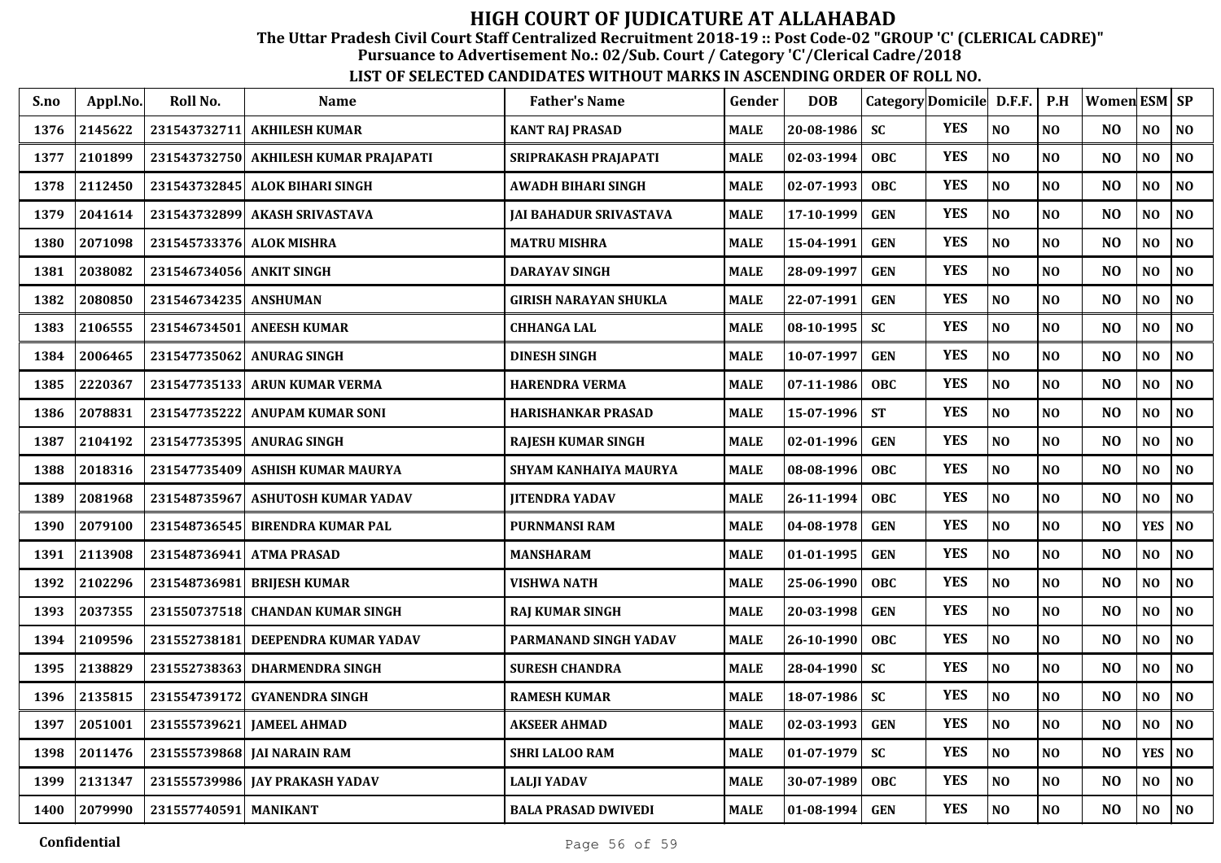# HIGH COURT OF JUDICATURE AT ALLAHABAD

**The Uttar Pradesh Civil Court Staff Centralized Recruitment 2018-19 :: Post Code-02 "GROUP 'C' (CLERICAL CADRE)"**

**Pursuance to Advertisement No.: 02/Sub. Court / Category 'C'/Clerical Cadre/2018**

**LIST OF SELECTED CANDIDATES WITHOUT MARKS IN ASCENDING ORDER OF ROLL NO.**

| S.no | Appl.No. | Roll No. | Name | Father's Name | Gender | DOB | Category | Domicile | D.F.F. | P.H | Women | ESM | SP |
|---|---|---|---|---|---|---|---|---|---|---|---|---|---|
| 1376 | 2145622 | 231543732711 | AKHILESH KUMAR | KANT RAJ PRASAD | MALE | 20-08-1986 | SC | YES | NO | NO | NO | NO | NO |
| 1377 | 2101899 | 231543732750 | AKHILESH KUMAR PRAJAPATI | SRIPRAKASH PRAJAPATI | MALE | 02-03-1994 | OBC | YES | NO | NO | NO | NO | NO |
| 1378 | 2112450 | 231543732845 | ALOK BIHARI SINGH | AWADH BIHARI SINGH | MALE | 02-07-1993 | OBC | YES | NO | NO | NO | NO | NO |
| 1379 | 2041614 | 231543732899 | AKASH SRIVASTAVA | JAI BAHADUR SRIVASTAVA | MALE | 17-10-1999 | GEN | YES | NO | NO | NO | NO | NO |
| 1380 | 2071098 | 231545733376 | ALOK MISHRA | MATRU MISHRA | MALE | 15-04-1991 | GEN | YES | NO | NO | NO | NO | NO |
| 1381 | 2038082 | 231546734056 | ANKIT SINGH | DARAYAV SINGH | MALE | 28-09-1997 | GEN | YES | NO | NO | NO | NO | NO |
| 1382 | 2080850 | 231546734235 | ANSHUMAN | GIRISH NARAYAN SHUKLA | MALE | 22-07-1991 | GEN | YES | NO | NO | NO | NO | NO |
| 1383 | 2106555 | 231546734501 | ANEESH KUMAR | CHHANGA LAL | MALE | 08-10-1995 | SC | YES | NO | NO | NO | NO | NO |
| 1384 | 2006465 | 231547735062 | ANURAG SINGH | DINESH SINGH | MALE | 10-07-1997 | GEN | YES | NO | NO | NO | NO | NO |
| 1385 | 2220367 | 231547735133 | ARUN KUMAR VERMA | HARENDRA VERMA | MALE | 07-11-1986 | OBC | YES | NO | NO | NO | NO | NO |
| 1386 | 2078831 | 231547735222 | ANUPAM KUMAR SONI | HARISHANKAR PRASAD | MALE | 15-07-1996 | ST | YES | NO | NO | NO | NO | NO |
| 1387 | 2104192 | 231547735395 | ANURAG SINGH | RAJESH KUMAR SINGH | MALE | 02-01-1996 | GEN | YES | NO | NO | NO | NO | NO |
| 1388 | 2018316 | 231547735409 | ASHISH KUMAR MAURYA | SHYAM KANHAIYA MAURYA | MALE | 08-08-1996 | OBC | YES | NO | NO | NO | NO | NO |
| 1389 | 2081968 | 231548735967 | ASHUTOSH KUMAR YADAV | JITENDRA YADAV | MALE | 26-11-1994 | OBC | YES | NO | NO | NO | NO | NO |
| 1390 | 2079100 | 231548736545 | BIRENDRA KUMAR PAL | PURNMANSI RAM | MALE | 04-08-1978 | GEN | YES | NO | NO | NO | YES | NO |
| 1391 | 2113908 | 231548736941 | ATMA PRASAD | MANSHARAM | MALE | 01-01-1995 | GEN | YES | NO | NO | NO | NO | NO |
| 1392 | 2102296 | 231548736981 | BRIJESH KUMAR | VISHWA NATH | MALE | 25-06-1990 | OBC | YES | NO | NO | NO | NO | NO |
| 1393 | 2037355 | 231550737518 | CHANDAN KUMAR SINGH | RAJ KUMAR SINGH | MALE | 20-03-1998 | GEN | YES | NO | NO | NO | NO | NO |
| 1394 | 2109596 | 231552738181 | DEEPENDRA KUMAR YADAV | PARMANAND SINGH YADAV | MALE | 26-10-1990 | OBC | YES | NO | NO | NO | NO | NO |
| 1395 | 2138829 | 231552738363 | DHARMENDRA SINGH | SURESH CHANDRA | MALE | 28-04-1990 | SC | YES | NO | NO | NO | NO | NO |
| 1396 | 2135815 | 231554739172 | GYANENDRA SINGH | RAMESH KUMAR | MALE | 18-07-1986 | SC | YES | NO | NO | NO | NO | NO |
| 1397 | 2051001 | 231555739621 | JAMEEL AHMAD | AKSEER AHMAD | MALE | 02-03-1993 | GEN | YES | NO | NO | NO | NO | NO |
| 1398 | 2011476 | 231555739868 | JAI NARAIN RAM | SHRI LALOO RAM | MALE | 01-07-1979 | SC | YES | NO | NO | NO | YES | NO |
| 1399 | 2131347 | 231555739986 | JAY PRAKASH YADAV | LALJI YADAV | MALE | 30-07-1989 | OBC | YES | NO | NO | NO | NO | NO |
| 1400 | 2079990 | 231557740591 | MANIKANT | BALA PRASAD DWIVEDI | MALE | 01-08-1994 | GEN | YES | NO | NO | NO | NO | NO |

Confidential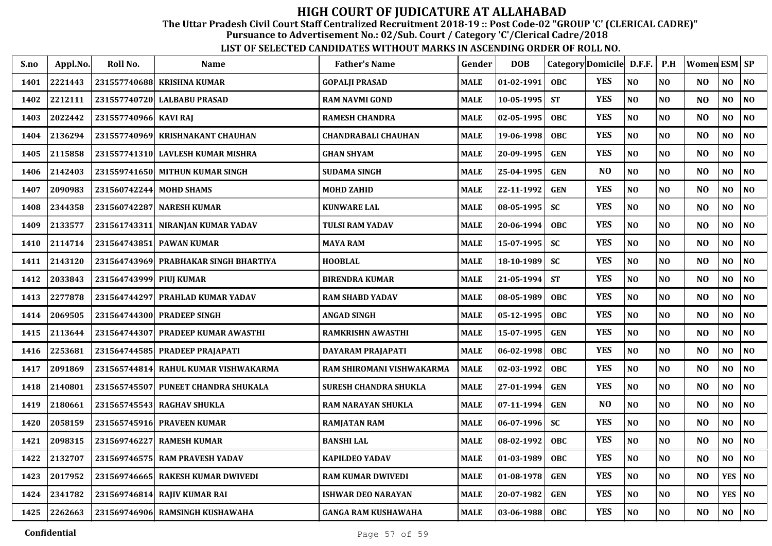# HIGH COURT OF JUDICATURE AT ALLAHABAD

**The Uttar Pradesh Civil Court Staff Centralized Recruitment 2018-19 :: Post Code-02 "GROUP 'C' (CLERICAL CADRE)"**

**Pursuance to Advertisement No.: 02/Sub. Court / Category 'C'/Clerical Cadre/2018**

**LIST OF SELECTED CANDIDATES WITHOUT MARKS IN ASCENDING ORDER OF ROLL NO.**

| S.no | Appl.No. | Roll No. | Name | Father's Name | Gender | DOB | Category | Domicile | D.F.F. | P.H | Women | ESM | SP |
|---|---|---|---|---|---|---|---|---|---|---|---|---|---|
| 1401 | 2221443 | 231557740688 | KRISHNA KUMAR | GOPALJI PRASAD | MALE | 01-02-1991 | OBC | YES | NO | NO | NO | NO | NO |
| 1402 | 2212111 | 231557740720 | LALBABU PRASAD | RAM NAVMI GOND | MALE | 10-05-1995 | ST | YES | NO | NO | NO | NO | NO |
| 1403 | 2022442 | 231557740966 | KAVI RAJ | RAMESH CHANDRA | MALE | 02-05-1995 | OBC | YES | NO | NO | NO | NO | NO |
| 1404 | 2136294 | 231557740969 | KRISHNAKANT CHAUHAN | CHANDRABALI CHAUHAN | MALE | 19-06-1998 | OBC | YES | NO | NO | NO | NO | NO |
| 1405 | 2115858 | 231557741310 | LAVLESH KUMAR MISHRA | GHAN SHYAM | MALE | 20-09-1995 | GEN | YES | NO | NO | NO | NO | NO |
| 1406 | 2142403 | 231559741650 | MITHUN KUMAR SINGH | SUDAMA SINGH | MALE | 25-04-1995 | GEN | NO | NO | NO | NO | NO | NO |
| 1407 | 2090983 | 231560742244 | MOHD SHAMS | MOHD ZAHID | MALE | 22-11-1992 | GEN | YES | NO | NO | NO | NO | NO |
| 1408 | 2344358 | 231560742287 | NARESH KUMAR | KUNWARE LAL | MALE | 08-05-1995 | SC | YES | NO | NO | NO | NO | NO |
| 1409 | 2133577 | 231561743311 | NIRANJAN KUMAR YADAV | TULSI RAM YADAV | MALE | 20-06-1994 | OBC | YES | NO | NO | NO | NO | NO |
| 1410 | 2114714 | 231564743851 | PAWAN KUMAR | MAYA RAM | MALE | 15-07-1995 | SC | YES | NO | NO | NO | NO | NO |
| 1411 | 2143120 | 231564743969 | PRABHAKAR SINGH BHARTIYA | HOOBLAL | MALE | 18-10-1989 | SC | YES | NO | NO | NO | NO | NO |
| 1412 | 2033843 | 231564743999 | PIUJ KUMAR | BIRENDRA KUMAR | MALE | 21-05-1994 | ST | YES | NO | NO | NO | NO | NO |
| 1413 | 2277878 | 231564744297 | PRAHLAD KUMAR YADAV | RAM SHABD YADAV | MALE | 08-05-1989 | OBC | YES | NO | NO | NO | NO | NO |
| 1414 | 2069505 | 231564744300 | PRADEEP SINGH | ANGAD SINGH | MALE | 05-12-1995 | OBC | YES | NO | NO | NO | NO | NO |
| 1415 | 2113644 | 231564744307 | PRADEEP KUMAR AWASTHI | RAMKRISHN AWASTHI | MALE | 15-07-1995 | GEN | YES | NO | NO | NO | NO | NO |
| 1416 | 2253681 | 231564744585 | PRADEEP PRAJAPATI | DAYARAM PRAJAPATI | MALE | 06-02-1998 | OBC | YES | NO | NO | NO | NO | NO |
| 1417 | 2091869 | 231565744814 | RAHUL KUMAR VISHWAKARMA | RAM SHIROMANI VISHWAKARMA | MALE | 02-03-1992 | OBC | YES | NO | NO | NO | NO | NO |
| 1418 | 2140801 | 231565745507 | PUNEET CHANDRA SHUKALA | SURESH CHANDRA SHUKLA | MALE | 27-01-1994 | GEN | YES | NO | NO | NO | NO | NO |
| 1419 | 2180661 | 231565745543 | RAGHAV SHUKLA | RAM NARAYAN SHUKLA | MALE | 07-11-1994 | GEN | NO | NO | NO | NO | NO | NO |
| 1420 | 2058159 | 231565745916 | PRAVEEN KUMAR | RAMJATAN RAM | MALE | 06-07-1996 | SC | YES | NO | NO | NO | NO | NO |
| 1421 | 2098315 | 231569746227 | RAMESH KUMAR | BANSHI LAL | MALE | 08-02-1992 | OBC | YES | NO | NO | NO | NO | NO |
| 1422 | 2132707 | 231569746575 | RAM PRAVESH YADAV | KAPILDEO YADAV | MALE | 01-03-1989 | OBC | YES | NO | NO | NO | NO | NO |
| 1423 | 2017952 | 231569746665 | RAKESH KUMAR DWIVEDI | RAM KUMAR DWIVEDI | MALE | 01-08-1978 | GEN | YES | NO | NO | NO | YES | NO |
| 1424 | 2341782 | 231569746814 | RAJIV KUMAR RAI | ISHWAR DEO NARAYAN | MALE | 20-07-1982 | GEN | YES | NO | NO | NO | YES | NO |
| 1425 | 2262663 | 231569746906 | RAMSINGH KUSHAWAHA | GANGA RAM KUSHAWAHA | MALE | 03-06-1988 | OBC | YES | NO | NO | NO | NO | NO |

Confidential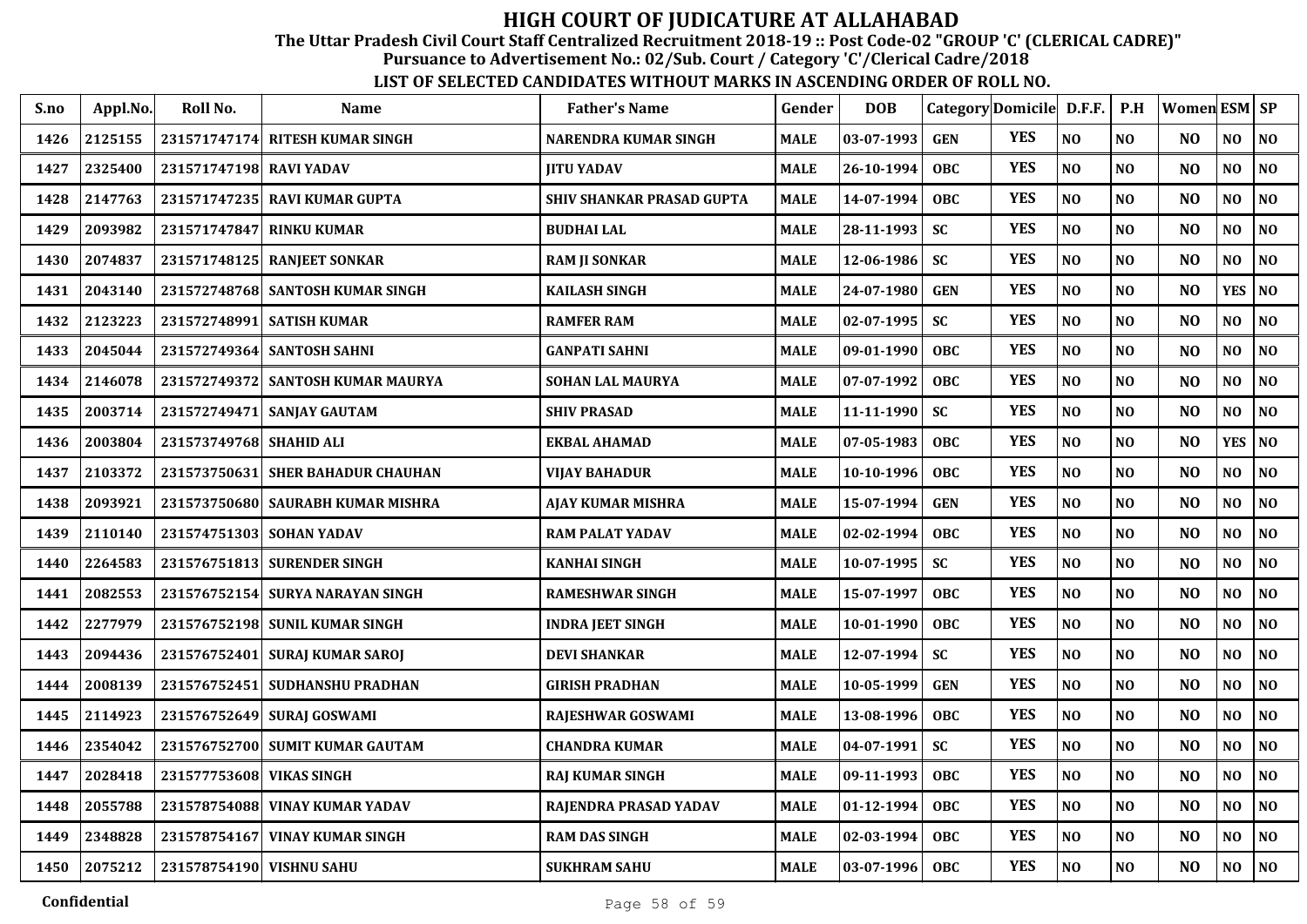# HIGH COURT OF JUDICATURE AT ALLAHABAD

**The Uttar Pradesh Civil Court Staff Centralized Recruitment 2018-19 :: Post Code-02 "GROUP 'C' (CLERICAL CADRE)"**

**Pursuance to Advertisement No.: 02/Sub. Court / Category 'C'/Clerical Cadre/2018**

**LIST OF SELECTED CANDIDATES WITHOUT MARKS IN ASCENDING ORDER OF ROLL NO.**

| S.no | Appl.No. | Roll No. | Name | Father's Name | Gender | DOB | Category | Domicile | D.F.F. | P.H | Women | ESM | SP |
|---|---|---|---|---|---|---|---|---|---|---|---|---|---|
| 1426 | 2125155 | 231571747174 | RITESH KUMAR SINGH | NARENDRA KUMAR SINGH | MALE | 03-07-1993 | GEN | YES | NO | NO | NO | NO | NO |
| 1427 | 2325400 | 231571747198 | RAVI YADAV | JITU YADAV | MALE | 26-10-1994 | OBC | YES | NO | NO | NO | NO | NO |
| 1428 | 2147763 | 231571747235 | RAVI KUMAR GUPTA | SHIV SHANKAR PRASAD GUPTA | MALE | 14-07-1994 | OBC | YES | NO | NO | NO | NO | NO |
| 1429 | 2093982 | 231571747847 | RINKU KUMAR | BUDHAI LAL | MALE | 28-11-1993 | SC | YES | NO | NO | NO | NO | NO |
| 1430 | 2074837 | 231571748125 | RANJEET SONKAR | RAM JI SONKAR | MALE | 12-06-1986 | SC | YES | NO | NO | NO | NO | NO |
| 1431 | 2043140 | 231572748768 | SANTOSH KUMAR SINGH | KAILASH SINGH | MALE | 24-07-1980 | GEN | YES | NO | NO | NO | YES | NO |
| 1432 | 2123223 | 231572748991 | SATISH KUMAR | RAMFER RAM | MALE | 02-07-1995 | SC | YES | NO | NO | NO | NO | NO |
| 1433 | 2045044 | 231572749364 | SANTOSH SAHNI | GANPATI SAHNI | MALE | 09-01-1990 | OBC | YES | NO | NO | NO | NO | NO |
| 1434 | 2146078 | 231572749372 | SANTOSH KUMAR MAURYA | SOHAN LAL MAURYA | MALE | 07-07-1992 | OBC | YES | NO | NO | NO | NO | NO |
| 1435 | 2003714 | 231572749471 | SANJAY GAUTAM | SHIV PRASAD | MALE | 11-11-1990 | SC | YES | NO | NO | NO | NO | NO |
| 1436 | 2003804 | 231573749768 | SHAHID ALI | EKBAL AHAMAD | MALE | 07-05-1983 | OBC | YES | NO | NO | NO | YES | NO |
| 1437 | 2103372 | 231573750631 | SHER BAHADUR CHAUHAN | VIJAY BAHADUR | MALE | 10-10-1996 | OBC | YES | NO | NO | NO | NO | NO |
| 1438 | 2093921 | 231573750680 | SAURABH KUMAR MISHRA | AJAY KUMAR MISHRA | MALE | 15-07-1994 | GEN | YES | NO | NO | NO | NO | NO |
| 1439 | 2110140 | 231574751303 | SOHAN YADAV | RAM PALAT YADAV | MALE | 02-02-1994 | OBC | YES | NO | NO | NO | NO | NO |
| 1440 | 2264583 | 231576751813 | SURENDER SINGH | KANHAI SINGH | MALE | 10-07-1995 | SC | YES | NO | NO | NO | NO | NO |
| 1441 | 2082553 | 231576752154 | SURYA NARAYAN SINGH | RAMESHWAR SINGH | MALE | 15-07-1997 | OBC | YES | NO | NO | NO | NO | NO |
| 1442 | 2277979 | 231576752198 | SUNIL KUMAR SINGH | INDRA JEET SINGH | MALE | 10-01-1990 | OBC | YES | NO | NO | NO | NO | NO |
| 1443 | 2094436 | 231576752401 | SURAJ KUMAR SAROJ | DEVI SHANKAR | MALE | 12-07-1994 | SC | YES | NO | NO | NO | NO | NO |
| 1444 | 2008139 | 231576752451 | SUDHANSHU PRADHAN | GIRISH PRADHAN | MALE | 10-05-1999 | GEN | YES | NO | NO | NO | NO | NO |
| 1445 | 2114923 | 231576752649 | SURAJ GOSWAMI | RAJESHWAR GOSWAMI | MALE | 13-08-1996 | OBC | YES | NO | NO | NO | NO | NO |
| 1446 | 2354042 | 231576752700 | SUMIT KUMAR GAUTAM | CHANDRA KUMAR | MALE | 04-07-1991 | SC | YES | NO | NO | NO | NO | NO |
| 1447 | 2028418 | 231577753608 | VIKAS SINGH | RAJ KUMAR SINGH | MALE | 09-11-1993 | OBC | YES | NO | NO | NO | NO | NO |
| 1448 | 2055788 | 231578754088 | VINAY KUMAR YADAV | RAJENDRA PRASAD YADAV | MALE | 01-12-1994 | OBC | YES | NO | NO | NO | NO | NO |
| 1449 | 2348828 | 231578754167 | VINAY KUMAR SINGH | RAM DAS SINGH | MALE | 02-03-1994 | OBC | YES | NO | NO | NO | NO | NO |
| 1450 | 2075212 | 231578754190 | VISHNU SAHU | SUKHRAM SAHU | MALE | 03-07-1996 | OBC | YES | NO | NO | NO | NO | NO |

Confidential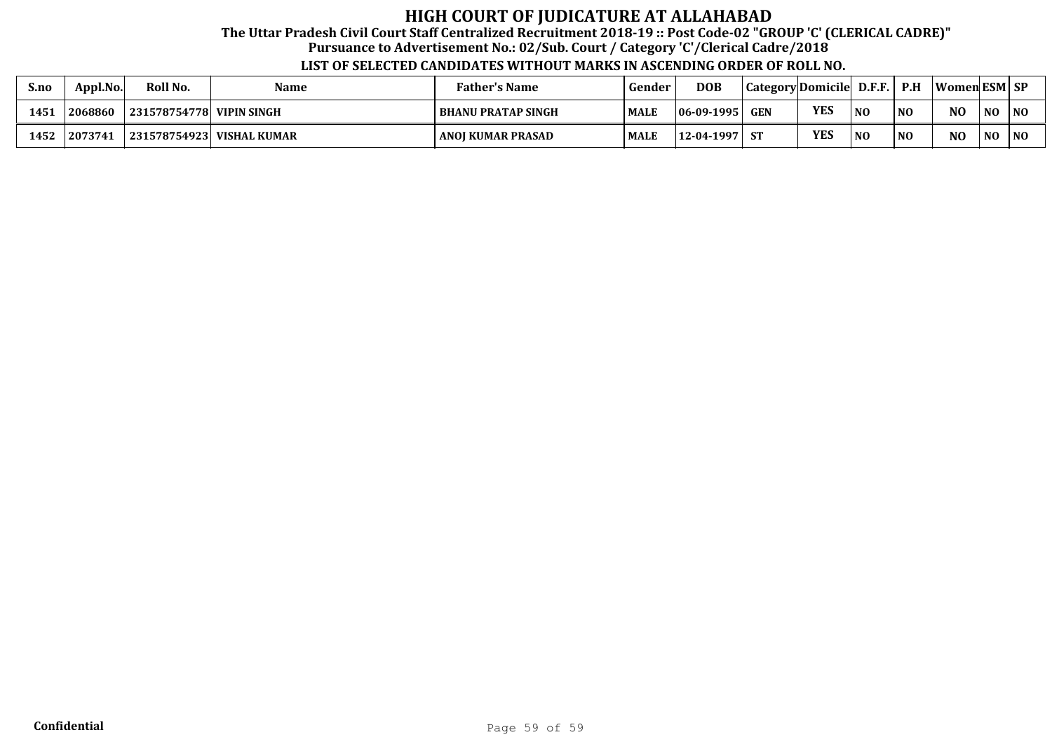# HIGH COURT OF JUDICATURE AT ALLAHABAD

**The Uttar Pradesh Civil Court Staff Centralized Recruitment 2018-19 :: Post Code-02 "GROUP 'C' (CLERICAL CADRE)"**

**Pursuance to Advertisement No.: 02/Sub. Court / Category 'C'/Clerical Cadre/2018**

**LIST OF SELECTED CANDIDATES WITHOUT MARKS IN ASCENDING ORDER OF ROLL NO.**

| S.no | Appl.No. | Roll No. | Name | Father's Name | Gender | DOB | Category | Domicile | D.F.F. | P.H | Women | ESM | SP |
|---|---|---|---|---|---|---|---|---|---|---|---|---|---|
| 1451 | 2068860 | 231578754778 | VIPIN SINGH | BHANU PRATAP SINGH | MALE | 06-09-1995 | GEN | YES | NO | NO | NO | NO | NO |
| 1452 | 2073741 | 231578754923 | VISHAL KUMAR | ANOJ KUMAR PRASAD | MALE | 12-04-1997 | ST | YES | NO | NO | NO | NO | NO |

**Confidential**